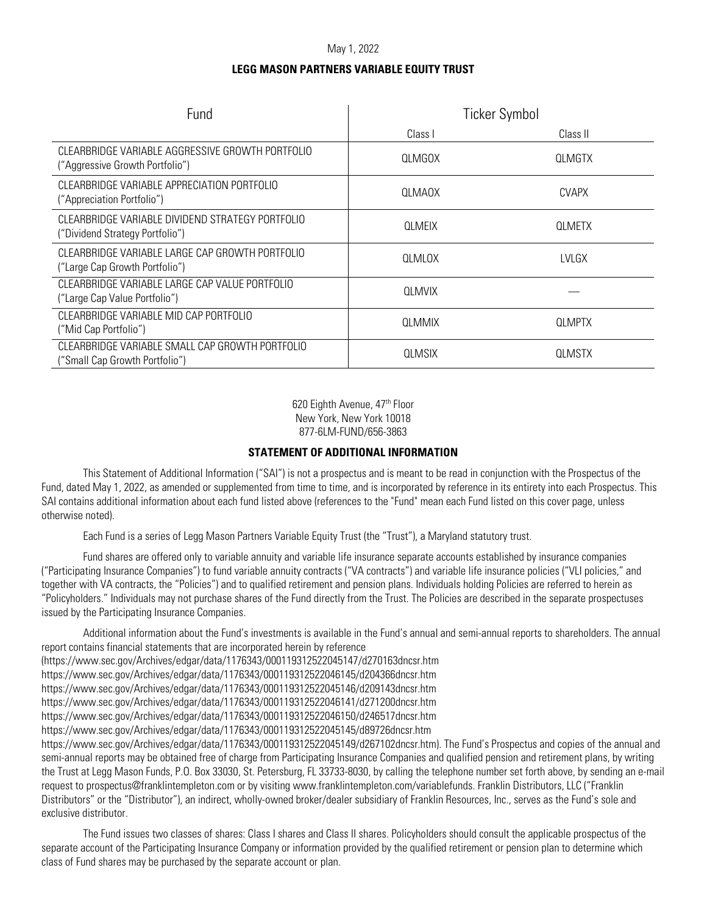May 1, 2022

**LEGG MASON PARTNERS VARIABLE EQUITY TRUST**

| Fund | Ticker Symbol | |
|---|---|---|
| | Class I | Class II |
| CLEARBRIDGE VARIABLE AGGRESSIVE GROWTH PORTFOLIO ("Aggressive Growth Portfolio") | QLMGOX | QLMGTX |
| CLEARBRIDGE VARIABLE APPRECIATION PORTFOLIO ("Appreciation Portfolio") | QLMAOX | CVAPX |
| CLEARBRIDGE VARIABLE DIVIDEND STRATEGY PORTFOLIO ("Dividend Strategy Portfolio") | QLMEIX | QLMETX |
| CLEARBRIDGE VARIABLE LARGE CAP GROWTH PORTFOLIO ("Large Cap Growth Portfolio") | QLMLOX | LVLGX |
| CLEARBRIDGE VARIABLE LARGE CAP VALUE PORTFOLIO ("Large Cap Value Portfolio") | QLMVIX | — |
| CLEARBRIDGE VARIABLE MID CAP PORTFOLIO ("Mid Cap Portfolio") | QLMMIX | QLMPTX |
| CLEARBRIDGE VARIABLE SMALL CAP GROWTH PORTFOLIO ("Small Cap Growth Portfolio") | QLMSIX | QLMSTX |

620 Eighth Avenue, 47th Floor
New York, New York 10018
877-6LM-FUND/656-3863

**STATEMENT OF ADDITIONAL INFORMATION**

This Statement of Additional Information ("SAI") is not a prospectus and is meant to be read in conjunction with the Prospectus of the Fund, dated May 1, 2022, as amended or supplemented from time to time, and is incorporated by reference in its entirety into each Prospectus. This SAI contains additional information about each fund listed above (references to the "Fund" mean each Fund listed on this cover page, unless otherwise noted).

Each Fund is a series of Legg Mason Partners Variable Equity Trust (the "Trust"), a Maryland statutory trust.

Fund shares are offered only to variable annuity and variable life insurance separate accounts established by insurance companies ("Participating Insurance Companies") to fund variable annuity contracts ("VA contracts") and variable life insurance policies ("VLI policies," and together with VA contracts, the "Policies") and to qualified retirement and pension plans. Individuals holding Policies are referred to herein as "Policyholders." Individuals may not purchase shares of the Fund directly from the Trust. The Policies are described in the separate prospectuses issued by the Participating Insurance Companies.

Additional information about the Fund's investments is available in the Fund's annual and semi-annual reports to shareholders. The annual report contains financial statements that are incorporated herein by reference
(https://www.sec.gov/Archives/edgar/data/1176343/000119312522045147/d270163dncsr.htm
https://www.sec.gov/Archives/edgar/data/1176343/000119312522046145/d204366dncsr.htm
https://www.sec.gov/Archives/edgar/data/1176343/000119312522045146/d209143dncsr.htm
https://www.sec.gov/Archives/edgar/data/1176343/000119312522046141/d271200dncsr.htm
https://www.sec.gov/Archives/edgar/data/1176343/000119312522046150/d246517dncsr.htm
https://www.sec.gov/Archives/edgar/data/1176343/000119312522045145/d89726dncsr.htm
https://www.sec.gov/Archives/edgar/data/1176343/000119312522045149/d267102dncsr.htm). The Fund's Prospectus and copies of the annual and semi-annual reports may be obtained free of charge from Participating Insurance Companies and qualified pension and retirement plans, by writing the Trust at Legg Mason Funds, P.O. Box 33030, St. Petersburg, FL 33733-8030, by calling the telephone number set forth above, by sending an e-mail request to prospectus@franklintempleton.com or by visiting www.franklintempleton.com/variablefunds. Franklin Distributors, LLC ("Franklin Distributors" or the "Distributor"), an indirect, wholly-owned broker/dealer subsidiary of Franklin Resources, Inc., serves as the Fund's sole and exclusive distributor.

The Fund issues two classes of shares: Class I shares and Class II shares. Policyholders should consult the applicable prospectus of the separate account of the Participating Insurance Company or information provided by the qualified retirement or pension plan to determine which class of Fund shares may be purchased by the separate account or plan.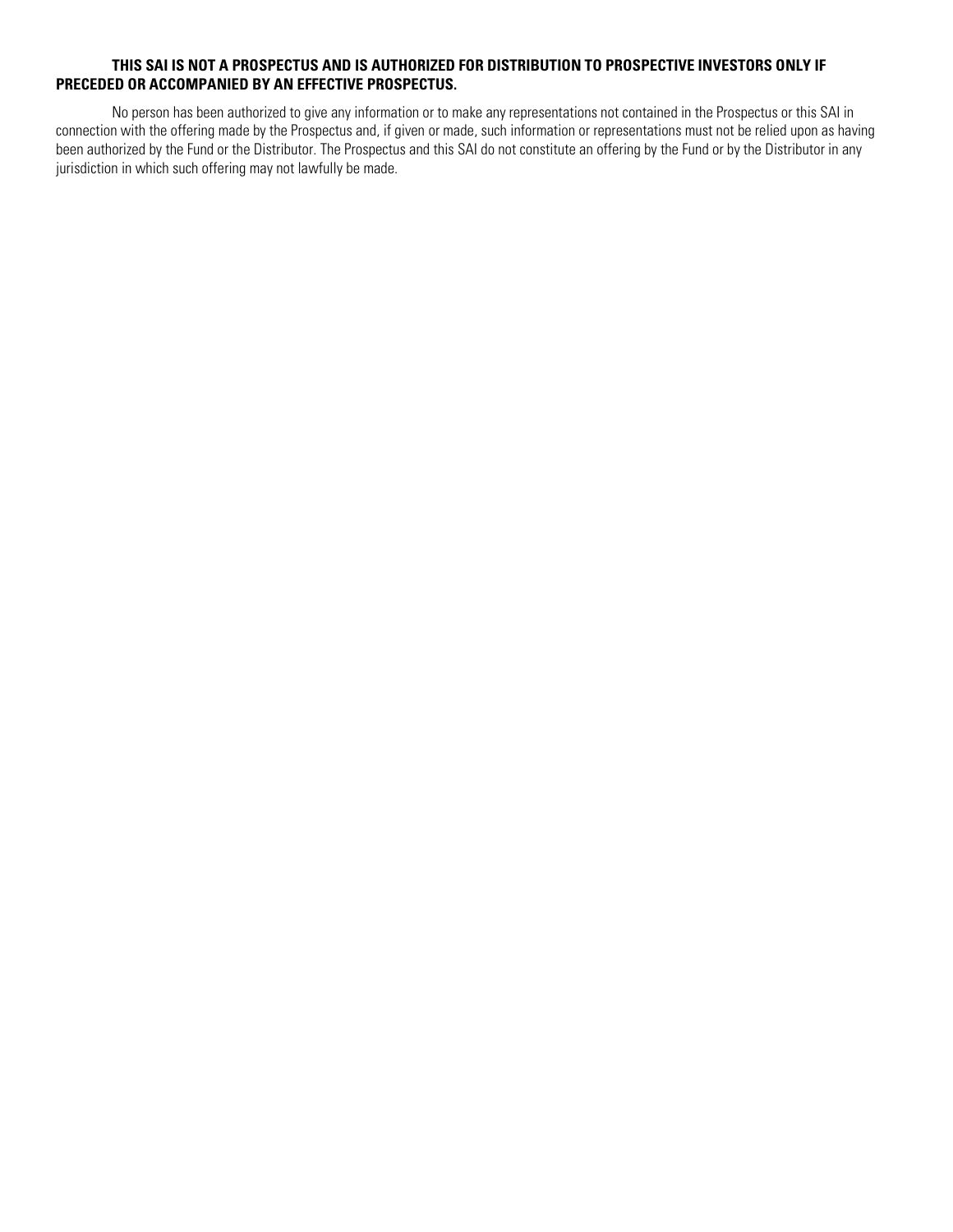**THIS SAI IS NOT A PROSPECTUS AND IS AUTHORIZED FOR DISTRIBUTION TO PROSPECTIVE INVESTORS ONLY IF PRECEDED OR ACCOMPANIED BY AN EFFECTIVE PROSPECTUS.**

No person has been authorized to give any information or to make any representations not contained in the Prospectus or this SAI in connection with the offering made by the Prospectus and, if given or made, such information or representations must not be relied upon as having been authorized by the Fund or the Distributor. The Prospectus and this SAI do not constitute an offering by the Fund or by the Distributor in any jurisdiction in which such offering may not lawfully be made.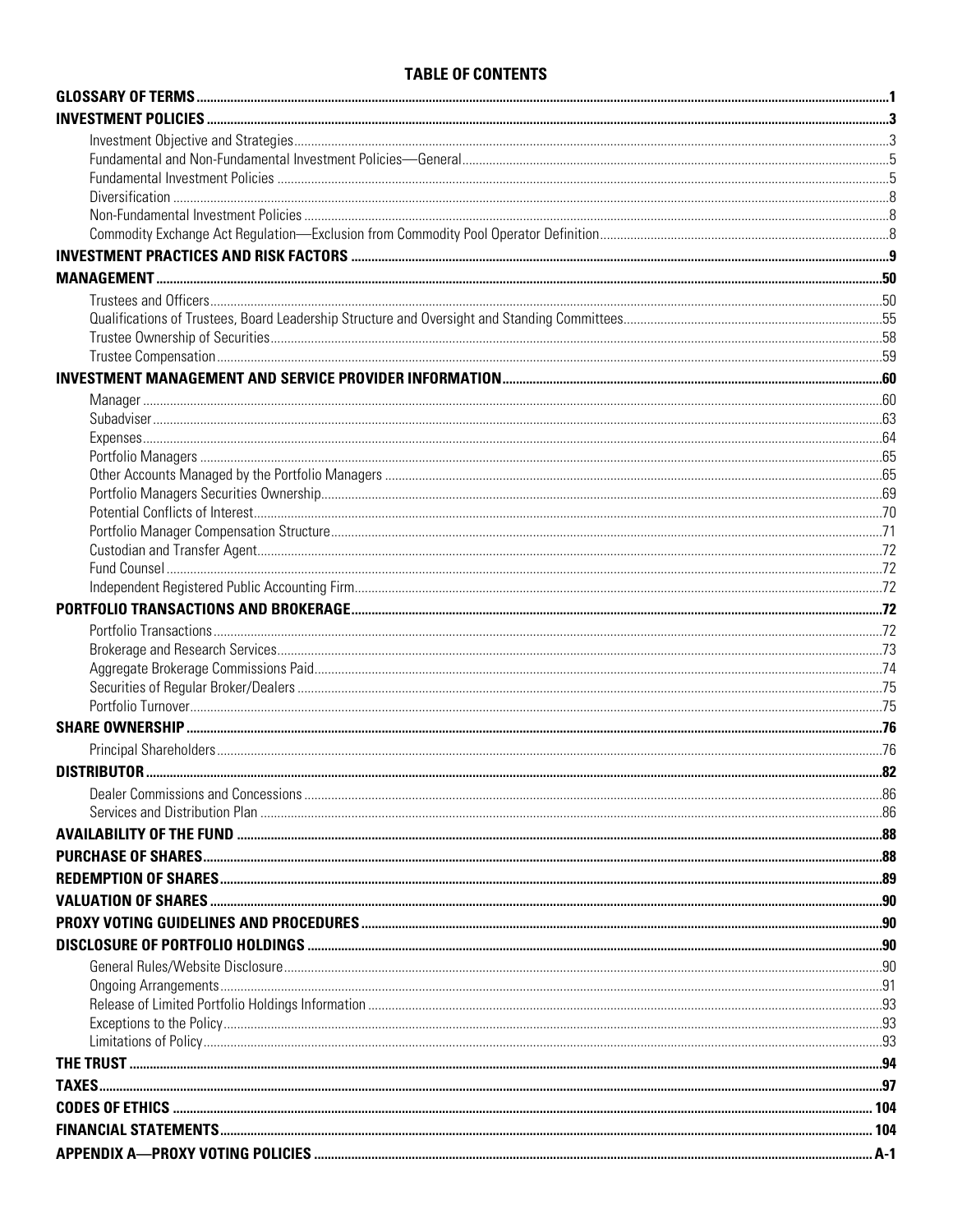# TABLE OF CONTENTS

| | |
|---|---|
| **GLOSSARY OF TERMS** | **1** |
| **INVESTMENT POLICIES** | **3** |
| Investment Objective and Strategies | 3 |
| Fundamental and Non-Fundamental Investment Policies—General | 5 |
| Fundamental Investment Policies | 5 |
| Diversification | 8 |
| Non-Fundamental Investment Policies | 8 |
| Commodity Exchange Act Regulation—Exclusion from Commodity Pool Operator Definition | 8 |
| **INVESTMENT PRACTICES AND RISK FACTORS** | **9** |
| **MANAGEMENT** | **50** |
| Trustees and Officers | 50 |
| Qualifications of Trustees, Board Leadership Structure and Oversight and Standing Committees | 55 |
| Trustee Ownership of Securities | 58 |
| Trustee Compensation | 59 |
| **INVESTMENT MANAGEMENT AND SERVICE PROVIDER INFORMATION** | **60** |
| Manager | 60 |
| Subadviser | 63 |
| Expenses | 64 |
| Portfolio Managers | 65 |
| Other Accounts Managed by the Portfolio Managers | 65 |
| Portfolio Managers Securities Ownership | 69 |
| Potential Conflicts of Interest | 70 |
| Portfolio Manager Compensation Structure | 71 |
| Custodian and Transfer Agent | 72 |
| Fund Counsel | 72 |
| Independent Registered Public Accounting Firm | 72 |
| **PORTFOLIO TRANSACTIONS AND BROKERAGE** | **72** |
| Portfolio Transactions | 72 |
| Brokerage and Research Services | 73 |
| Aggregate Brokerage Commissions Paid | 74 |
| Securities of Regular Broker/Dealers | 75 |
| Portfolio Turnover | 75 |
| **SHARE OWNERSHIP** | **76** |
| Principal Shareholders | 76 |
| **DISTRIBUTOR** | **82** |
| Dealer Commissions and Concessions | 86 |
| Services and Distribution Plan | 86 |
| **AVAILABILITY OF THE FUND** | **88** |
| **PURCHASE OF SHARES** | **88** |
| **REDEMPTION OF SHARES** | **89** |
| **VALUATION OF SHARES** | **90** |
| **PROXY VOTING GUIDELINES AND PROCEDURES** | **90** |
| **DISCLOSURE OF PORTFOLIO HOLDINGS** | **90** |
| General Rules/Website Disclosure | 90 |
| Ongoing Arrangements | 91 |
| Release of Limited Portfolio Holdings Information | 93 |
| Exceptions to the Policy | 93 |
| Limitations of Policy | 93 |
| **THE TRUST** | **94** |
| **TAXES** | **97** |
| **CODES OF ETHICS** | **104** |
| **FINANCIAL STATEMENTS** | **104** |
| **APPENDIX A—PROXY VOTING POLICIES** | **A-1** |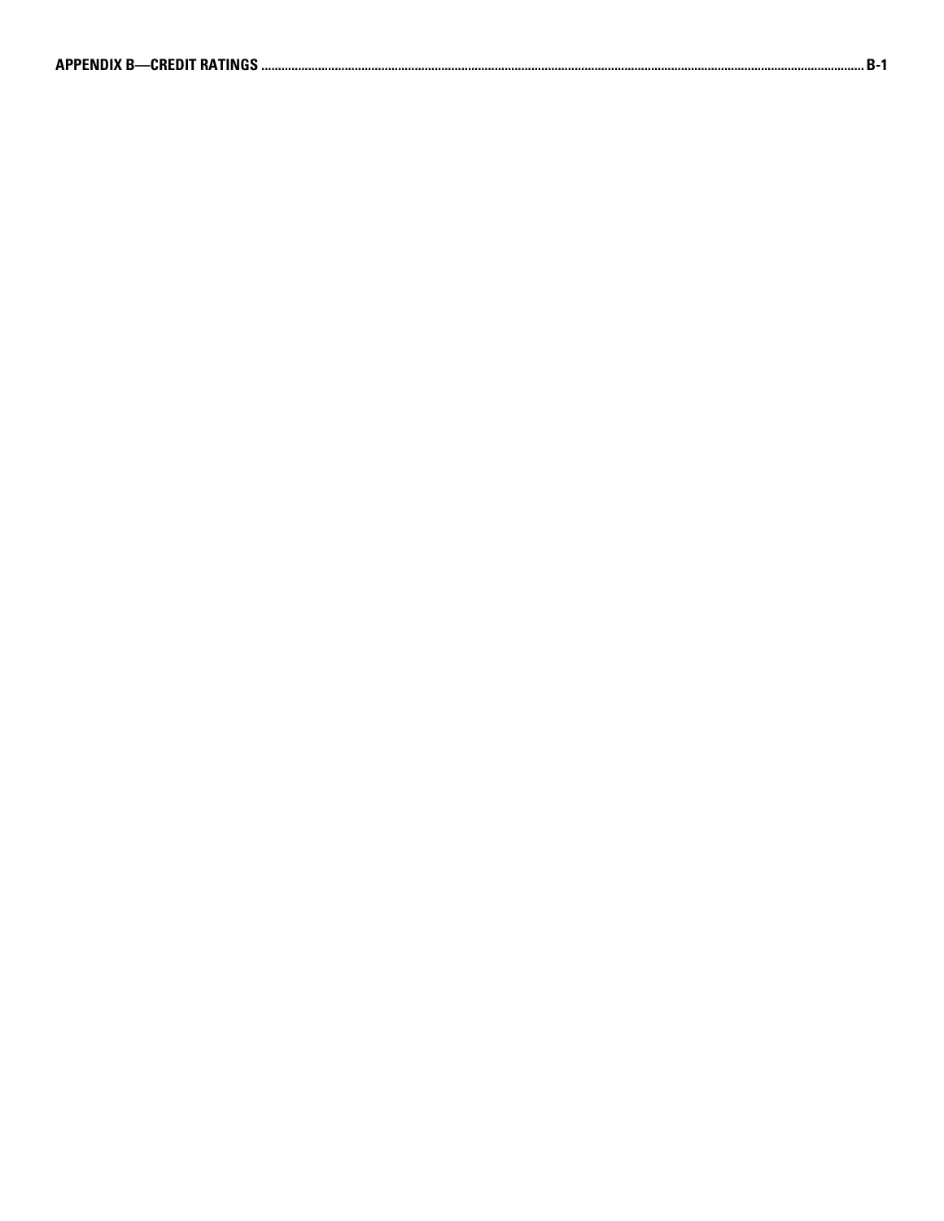**APPENDIX B—CREDIT RATINGS** .................................................................................................................................................................................................... **B-1**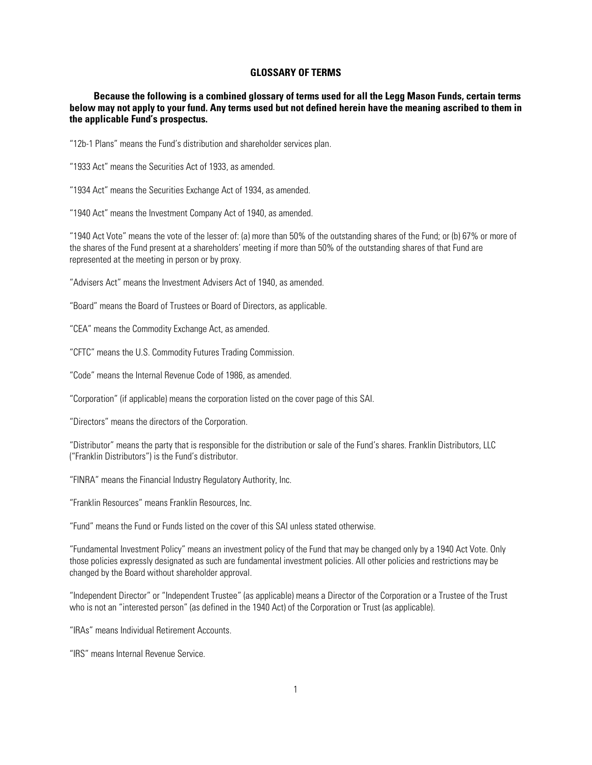## GLOSSARY OF TERMS

**Because the following is a combined glossary of terms used for all the Legg Mason Funds, certain terms below may not apply to your fund. Any terms used but not defined herein have the meaning ascribed to them in the applicable Fund's prospectus.**

"12b-1 Plans" means the Fund's distribution and shareholder services plan.

"1933 Act" means the Securities Act of 1933, as amended.

"1934 Act" means the Securities Exchange Act of 1934, as amended.

"1940 Act" means the Investment Company Act of 1940, as amended.

"1940 Act Vote" means the vote of the lesser of: (a) more than 50% of the outstanding shares of the Fund; or (b) 67% or more of the shares of the Fund present at a shareholders' meeting if more than 50% of the outstanding shares of that Fund are represented at the meeting in person or by proxy.

"Advisers Act" means the Investment Advisers Act of 1940, as amended.

"Board" means the Board of Trustees or Board of Directors, as applicable.

"CEA" means the Commodity Exchange Act, as amended.

"CFTC" means the U.S. Commodity Futures Trading Commission.

"Code" means the Internal Revenue Code of 1986, as amended.

"Corporation" (if applicable) means the corporation listed on the cover page of this SAI.

"Directors" means the directors of the Corporation.

"Distributor" means the party that is responsible for the distribution or sale of the Fund's shares. Franklin Distributors, LLC ("Franklin Distributors") is the Fund's distributor.

"FINRA" means the Financial Industry Regulatory Authority, Inc.

"Franklin Resources" means Franklin Resources, Inc.

"Fund" means the Fund or Funds listed on the cover of this SAI unless stated otherwise.

"Fundamental Investment Policy" means an investment policy of the Fund that may be changed only by a 1940 Act Vote. Only those policies expressly designated as such are fundamental investment policies. All other policies and restrictions may be changed by the Board without shareholder approval.

"Independent Director" or "Independent Trustee" (as applicable) means a Director of the Corporation or a Trustee of the Trust who is not an "interested person" (as defined in the 1940 Act) of the Corporation or Trust (as applicable).

"IRAs" means Individual Retirement Accounts.

"IRS" means Internal Revenue Service.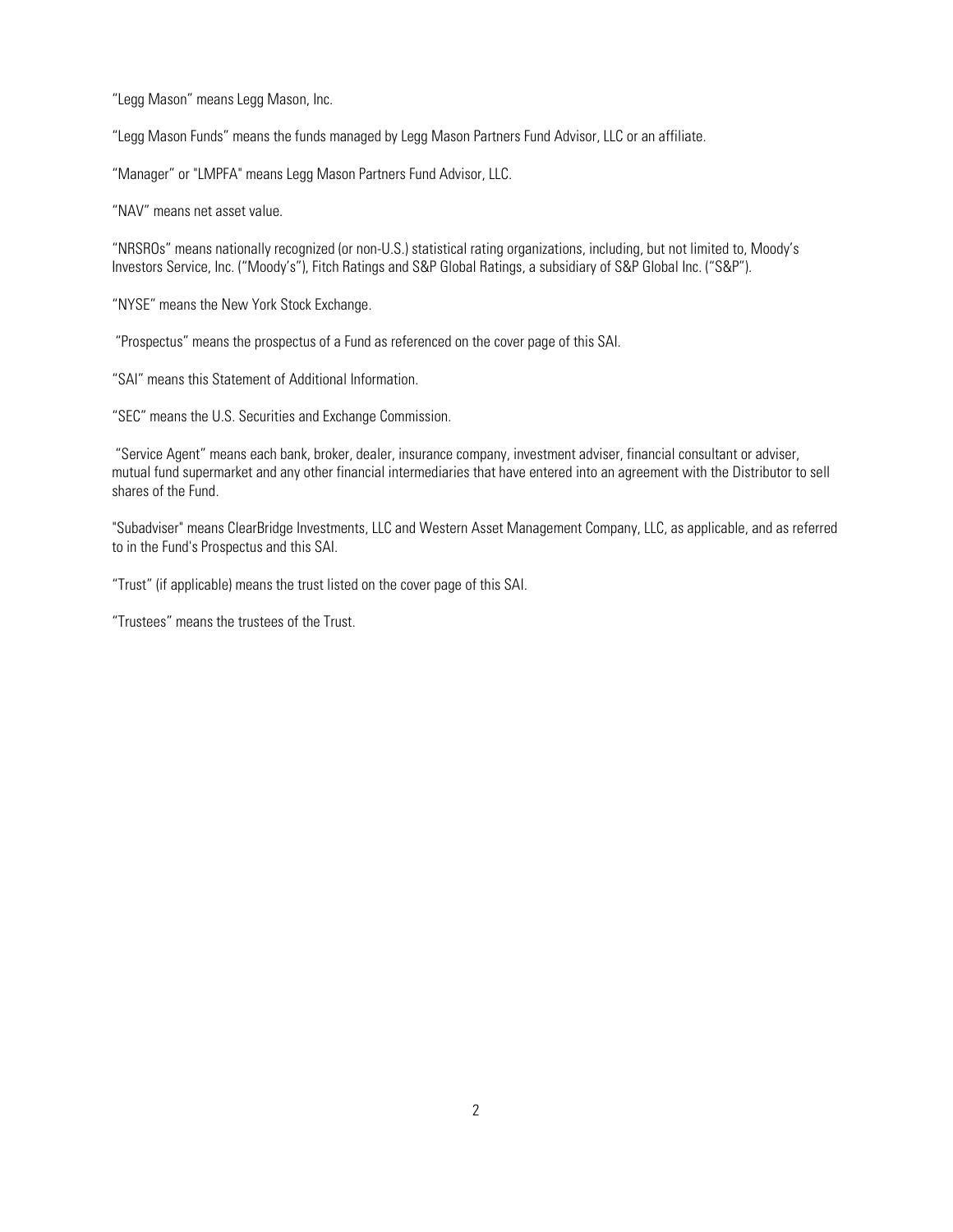"Legg Mason" means Legg Mason, Inc.

"Legg Mason Funds" means the funds managed by Legg Mason Partners Fund Advisor, LLC or an affiliate.

"Manager" or "LMPFA" means Legg Mason Partners Fund Advisor, LLC.

"NAV" means net asset value.

"NRSROs" means nationally recognized (or non-U.S.) statistical rating organizations, including, but not limited to, Moody's Investors Service, Inc. ("Moody's"), Fitch Ratings and S&P Global Ratings, a subsidiary of S&P Global Inc. ("S&P").

"NYSE" means the New York Stock Exchange.

"Prospectus" means the prospectus of a Fund as referenced on the cover page of this SAI.

"SAI" means this Statement of Additional Information.

"SEC" means the U.S. Securities and Exchange Commission.

"Service Agent" means each bank, broker, dealer, insurance company, investment adviser, financial consultant or adviser, mutual fund supermarket and any other financial intermediaries that have entered into an agreement with the Distributor to sell shares of the Fund.

"Subadviser" means ClearBridge Investments, LLC and Western Asset Management Company, LLC, as applicable, and as referred to in the Fund's Prospectus and this SAI.

"Trust" (if applicable) means the trust listed on the cover page of this SAI.

"Trustees" means the trustees of the Trust.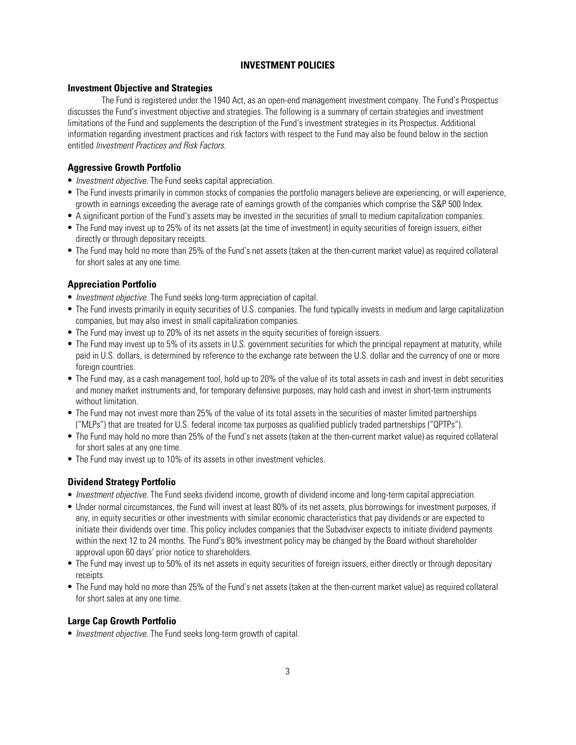# INVESTMENT POLICIES

## Investment Objective and Strategies

The Fund is registered under the 1940 Act, as an open-end management investment company. The Fund's Prospectus discusses the Fund's investment objective and strategies. The following is a summary of certain strategies and investment limitations of the Fund and supplements the description of the Fund's investment strategies in its Prospectus. Additional information regarding investment practices and risk factors with respect to the Fund may also be found below in the section entitled *Investment Practices and Risk Factors*.

### Aggressive Growth Portfolio

- *Investment objective*. The Fund seeks capital appreciation.
- The Fund invests primarily in common stocks of companies the portfolio managers believe are experiencing, or will experience, growth in earnings exceeding the average rate of earnings growth of the companies which comprise the S&P 500 Index.
- A significant portion of the Fund's assets may be invested in the securities of small to medium capitalization companies.
- The Fund may invest up to 25% of its net assets (at the time of investment) in equity securities of foreign issuers, either directly or through depositary receipts.
- The Fund may hold no more than 25% of the Fund's net assets (taken at the then-current market value) as required collateral for short sales at any one time.

### Appreciation Portfolio

- *Investment objective*. The Fund seeks long-term appreciation of capital.
- The Fund invests primarily in equity securities of U.S. companies. The fund typically invests in medium and large capitalization companies, but may also invest in small capitalization companies.
- The Fund may invest up to 20% of its net assets in the equity securities of foreign issuers.
- The Fund may invest up to 5% of its assets in U.S. government securities for which the principal repayment at maturity, while paid in U.S. dollars, is determined by reference to the exchange rate between the U.S. dollar and the currency of one or more foreign countries.
- The Fund may, as a cash management tool, hold up to 20% of the value of its total assets in cash and invest in debt securities and money market instruments and, for temporary defensive purposes, may hold cash and invest in short-term instruments without limitation.
- The Fund may not invest more than 25% of the value of its total assets in the securities of master limited partnerships ("MLPs") that are treated for U.S. federal income tax purposes as qualified publicly traded partnerships ("QPTPs").
- The Fund may hold no more than 25% of the Fund's net assets (taken at the then-current market value) as required collateral for short sales at any one time.
- The Fund may invest up to 10% of its assets in other investment vehicles.

### Dividend Strategy Portfolio

- *Investment objective*. The Fund seeks dividend income, growth of dividend income and long-term capital appreciation.
- Under normal circumstances, the Fund will invest at least 80% of its net assets, plus borrowings for investment purposes, if any, in equity securities or other investments with similar economic characteristics that pay dividends or are expected to initiate their dividends over time. This policy includes companies that the Subadviser expects to initiate dividend payments within the next 12 to 24 months. The Fund's 80% investment policy may be changed by the Board without shareholder approval upon 60 days' prior notice to shareholders.
- The Fund may invest up to 50% of its net assets in equity securities of foreign issuers, either directly or through depositary receipts.
- The Fund may hold no more than 25% of the Fund's net assets (taken at the then-current market value) as required collateral for short sales at any one time.

### Large Cap Growth Portfolio

- *Investment objective*. The Fund seeks long-term growth of capital.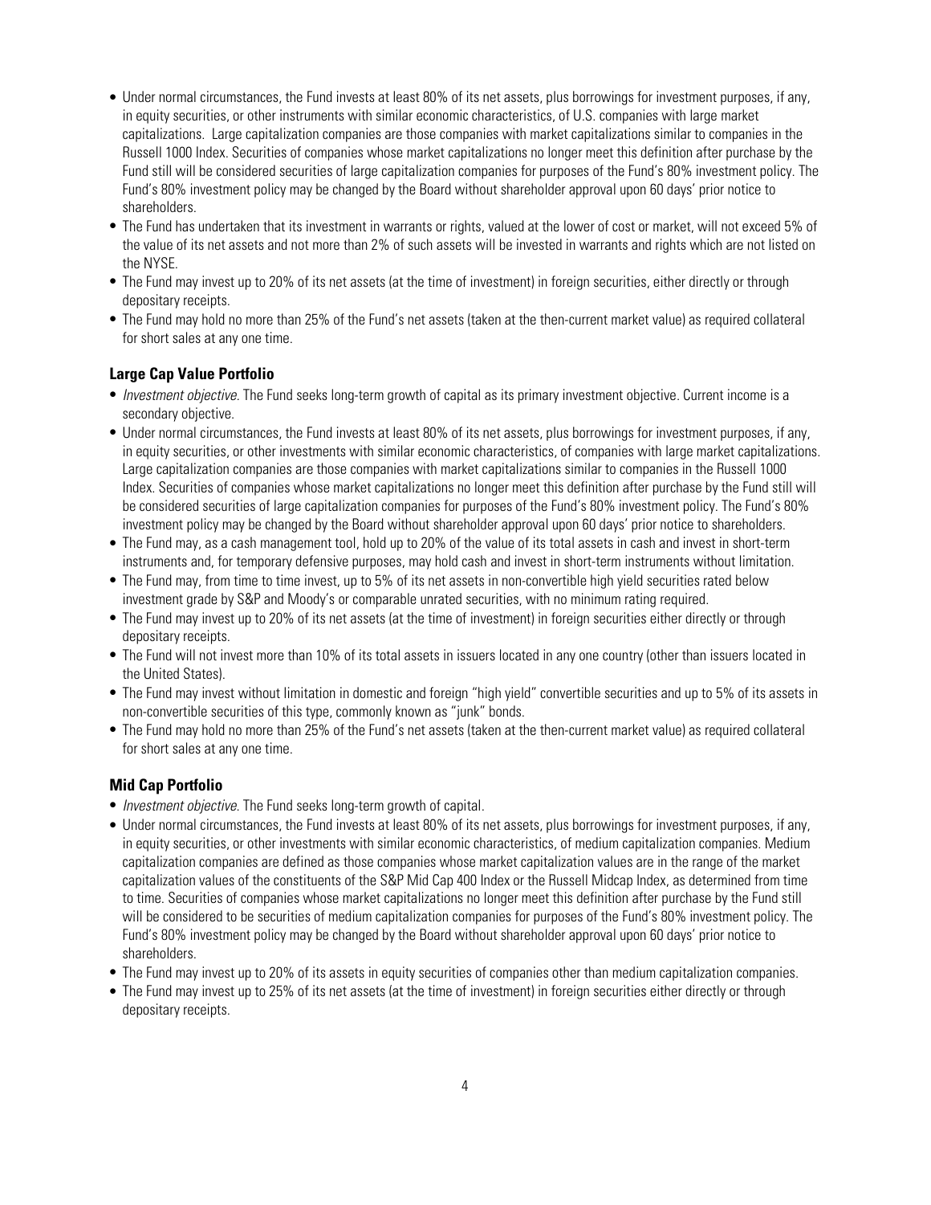- Under normal circumstances, the Fund invests at least 80% of its net assets, plus borrowings for investment purposes, if any, in equity securities, or other instruments with similar economic characteristics, of U.S. companies with large market capitalizations. Large capitalization companies are those companies with market capitalizations similar to companies in the Russell 1000 Index. Securities of companies whose market capitalizations no longer meet this definition after purchase by the Fund still will be considered securities of large capitalization companies for purposes of the Fund's 80% investment policy. The Fund's 80% investment policy may be changed by the Board without shareholder approval upon 60 days' prior notice to shareholders.
- The Fund has undertaken that its investment in warrants or rights, valued at the lower of cost or market, will not exceed 5% of the value of its net assets and not more than 2% of such assets will be invested in warrants and rights which are not listed on the NYSE.
- The Fund may invest up to 20% of its net assets (at the time of investment) in foreign securities, either directly or through depositary receipts.
- The Fund may hold no more than 25% of the Fund's net assets (taken at the then-current market value) as required collateral for short sales at any one time.

### Large Cap Value Portfolio

- *Investment objective*. The Fund seeks long-term growth of capital as its primary investment objective. Current income is a secondary objective.
- Under normal circumstances, the Fund invests at least 80% of its net assets, plus borrowings for investment purposes, if any, in equity securities, or other investments with similar economic characteristics, of companies with large market capitalizations. Large capitalization companies are those companies with market capitalizations similar to companies in the Russell 1000 Index. Securities of companies whose market capitalizations no longer meet this definition after purchase by the Fund still will be considered securities of large capitalization companies for purposes of the Fund's 80% investment policy. The Fund's 80% investment policy may be changed by the Board without shareholder approval upon 60 days' prior notice to shareholders.
- The Fund may, as a cash management tool, hold up to 20% of the value of its total assets in cash and invest in short-term instruments and, for temporary defensive purposes, may hold cash and invest in short-term instruments without limitation.
- The Fund may, from time to time invest, up to 5% of its net assets in non-convertible high yield securities rated below investment grade by S&P and Moody's or comparable unrated securities, with no minimum rating required.
- The Fund may invest up to 20% of its net assets (at the time of investment) in foreign securities either directly or through depositary receipts.
- The Fund will not invest more than 10% of its total assets in issuers located in any one country (other than issuers located in the United States).
- The Fund may invest without limitation in domestic and foreign "high yield" convertible securities and up to 5% of its assets in non-convertible securities of this type, commonly known as "junk" bonds.
- The Fund may hold no more than 25% of the Fund's net assets (taken at the then-current market value) as required collateral for short sales at any one time.

### Mid Cap Portfolio

- *Investment objective*. The Fund seeks long-term growth of capital.
- Under normal circumstances, the Fund invests at least 80% of its net assets, plus borrowings for investment purposes, if any, in equity securities, or other investments with similar economic characteristics, of medium capitalization companies. Medium capitalization companies are defined as those companies whose market capitalization values are in the range of the market capitalization values of the constituents of the S&P Mid Cap 400 Index or the Russell Midcap Index, as determined from time to time. Securities of companies whose market capitalizations no longer meet this definition after purchase by the Fund still will be considered to be securities of medium capitalization companies for purposes of the Fund's 80% investment policy. The Fund's 80% investment policy may be changed by the Board without shareholder approval upon 60 days' prior notice to shareholders.
- The Fund may invest up to 20% of its assets in equity securities of companies other than medium capitalization companies.
- The Fund may invest up to 25% of its net assets (at the time of investment) in foreign securities either directly or through depositary receipts.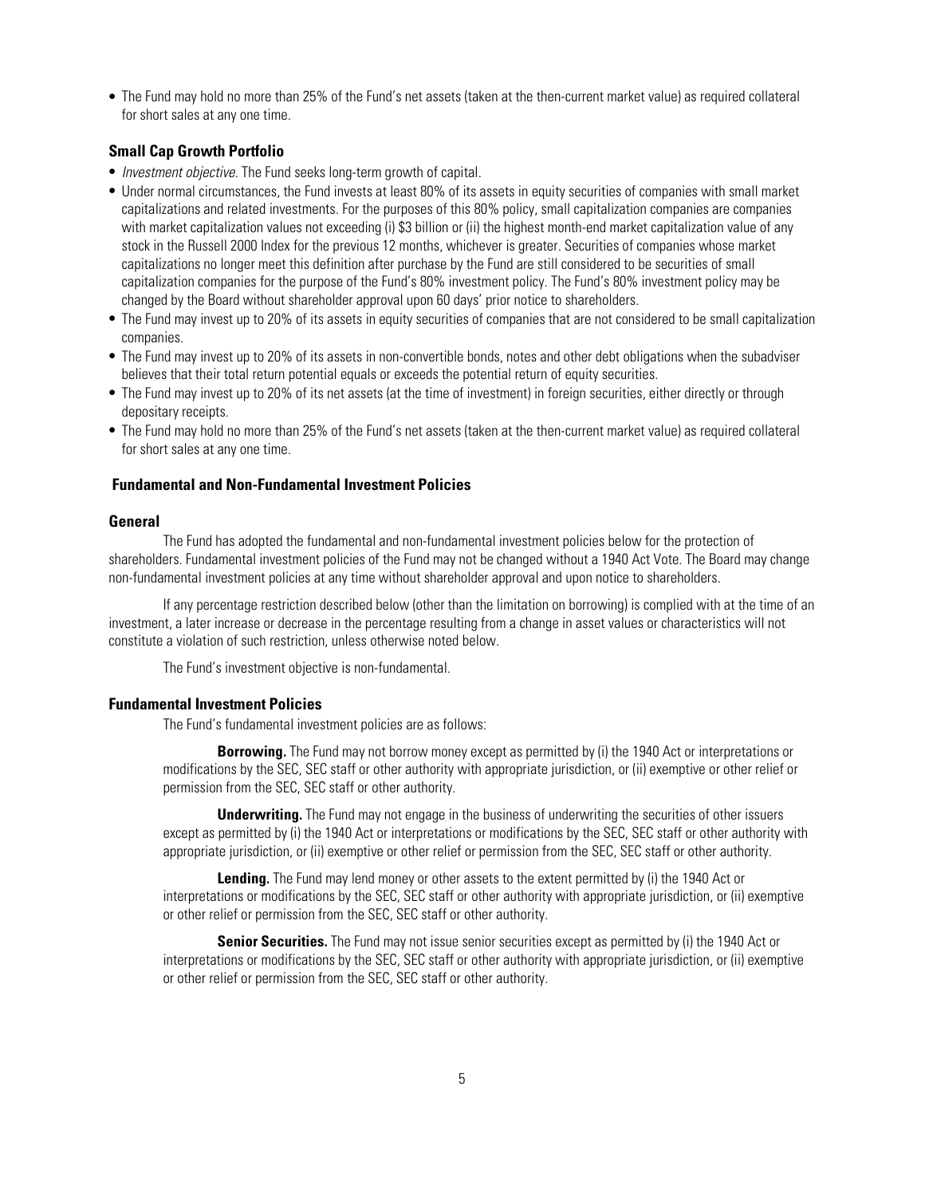- The Fund may hold no more than 25% of the Fund's net assets (taken at the then-current market value) as required collateral for short sales at any one time.

### Small Cap Growth Portfolio

- *Investment objective*. The Fund seeks long-term growth of capital.
- Under normal circumstances, the Fund invests at least 80% of its assets in equity securities of companies with small market capitalizations and related investments. For the purposes of this 80% policy, small capitalization companies are companies with market capitalization values not exceeding (i) $3 billion or (ii) the highest month-end market capitalization value of any stock in the Russell 2000 Index for the previous 12 months, whichever is greater. Securities of companies whose market capitalizations no longer meet this definition after purchase by the Fund are still considered to be securities of small capitalization companies for the purpose of the Fund's 80% investment policy. The Fund's 80% investment policy may be changed by the Board without shareholder approval upon 60 days' prior notice to shareholders.
- The Fund may invest up to 20% of its assets in equity securities of companies that are not considered to be small capitalization companies.
- The Fund may invest up to 20% of its assets in non-convertible bonds, notes and other debt obligations when the subadviser believes that their total return potential equals or exceeds the potential return of equity securities.
- The Fund may invest up to 20% of its net assets (at the time of investment) in foreign securities, either directly or through depositary receipts.
- The Fund may hold no more than 25% of the Fund's net assets (taken at the then-current market value) as required collateral for short sales at any one time.

## Fundamental and Non-Fundamental Investment Policies

### General

The Fund has adopted the fundamental and non-fundamental investment policies below for the protection of shareholders. Fundamental investment policies of the Fund may not be changed without a 1940 Act Vote. The Board may change non-fundamental investment policies at any time without shareholder approval and upon notice to shareholders.

If any percentage restriction described below (other than the limitation on borrowing) is complied with at the time of an investment, a later increase or decrease in the percentage resulting from a change in asset values or characteristics will not constitute a violation of such restriction, unless otherwise noted below.

The Fund's investment objective is non-fundamental.

### Fundamental Investment Policies

The Fund's fundamental investment policies are as follows:

**Borrowing.** The Fund may not borrow money except as permitted by (i) the 1940 Act or interpretations or modifications by the SEC, SEC staff or other authority with appropriate jurisdiction, or (ii) exemptive or other relief or permission from the SEC, SEC staff or other authority.

**Underwriting.** The Fund may not engage in the business of underwriting the securities of other issuers except as permitted by (i) the 1940 Act or interpretations or modifications by the SEC, SEC staff or other authority with appropriate jurisdiction, or (ii) exemptive or other relief or permission from the SEC, SEC staff or other authority.

**Lending.** The Fund may lend money or other assets to the extent permitted by (i) the 1940 Act or interpretations or modifications by the SEC, SEC staff or other authority with appropriate jurisdiction, or (ii) exemptive or other relief or permission from the SEC, SEC staff or other authority.

**Senior Securities.** The Fund may not issue senior securities except as permitted by (i) the 1940 Act or interpretations or modifications by the SEC, SEC staff or other authority with appropriate jurisdiction, or (ii) exemptive or other relief or permission from the SEC, SEC staff or other authority.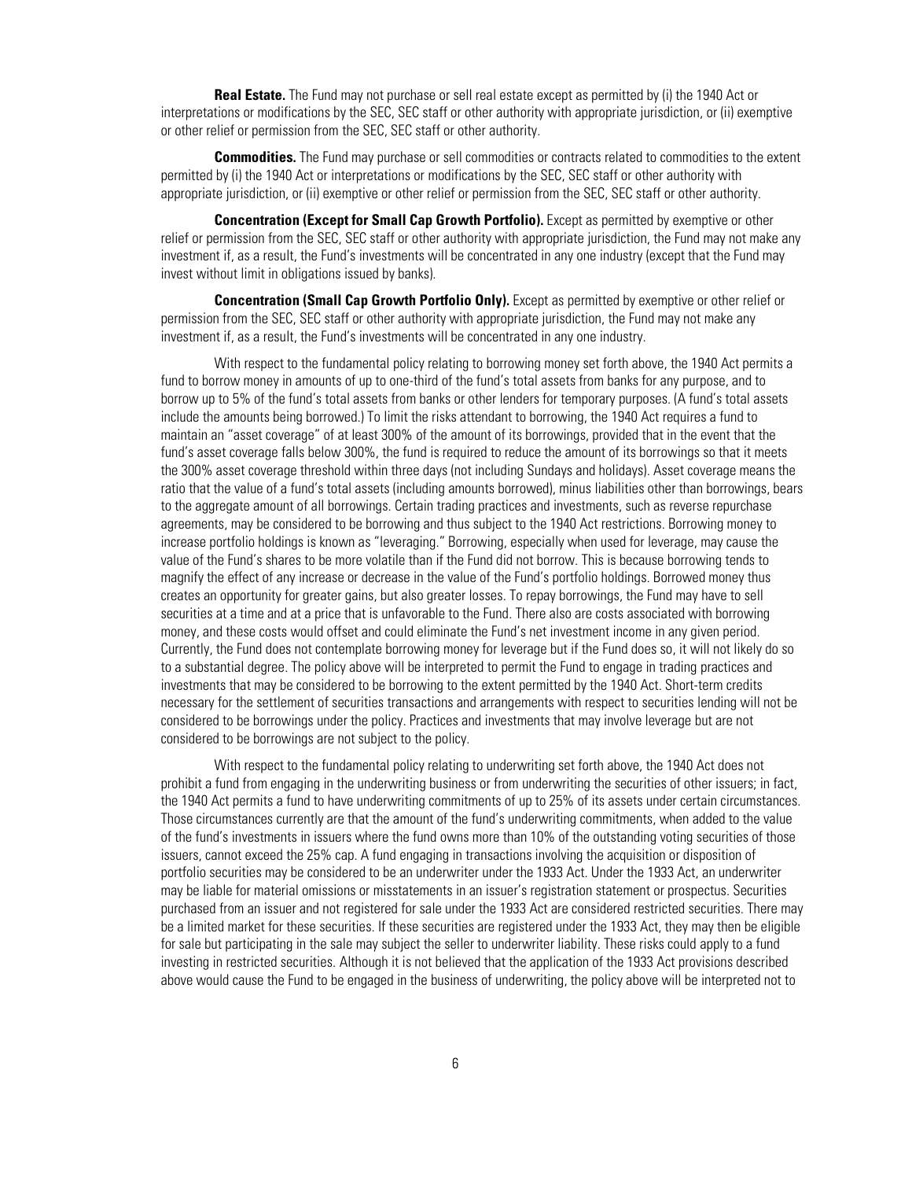**Real Estate.** The Fund may not purchase or sell real estate except as permitted by (i) the 1940 Act or interpretations or modifications by the SEC, SEC staff or other authority with appropriate jurisdiction, or (ii) exemptive or other relief or permission from the SEC, SEC staff or other authority.

**Commodities.** The Fund may purchase or sell commodities or contracts related to commodities to the extent permitted by (i) the 1940 Act or interpretations or modifications by the SEC, SEC staff or other authority with appropriate jurisdiction, or (ii) exemptive or other relief or permission from the SEC, SEC staff or other authority.

**Concentration (Except for Small Cap Growth Portfolio).** Except as permitted by exemptive or other relief or permission from the SEC, SEC staff or other authority with appropriate jurisdiction, the Fund may not make any investment if, as a result, the Fund's investments will be concentrated in any one industry (except that the Fund may invest without limit in obligations issued by banks).

**Concentration (Small Cap Growth Portfolio Only).** Except as permitted by exemptive or other relief or permission from the SEC, SEC staff or other authority with appropriate jurisdiction, the Fund may not make any investment if, as a result, the Fund's investments will be concentrated in any one industry.

With respect to the fundamental policy relating to borrowing money set forth above, the 1940 Act permits a fund to borrow money in amounts of up to one-third of the fund's total assets from banks for any purpose, and to borrow up to 5% of the fund's total assets from banks or other lenders for temporary purposes. (A fund's total assets include the amounts being borrowed.) To limit the risks attendant to borrowing, the 1940 Act requires a fund to maintain an "asset coverage" of at least 300% of the amount of its borrowings, provided that in the event that the fund's asset coverage falls below 300%, the fund is required to reduce the amount of its borrowings so that it meets the 300% asset coverage threshold within three days (not including Sundays and holidays). Asset coverage means the ratio that the value of a fund's total assets (including amounts borrowed), minus liabilities other than borrowings, bears to the aggregate amount of all borrowings. Certain trading practices and investments, such as reverse repurchase agreements, may be considered to be borrowing and thus subject to the 1940 Act restrictions. Borrowing money to increase portfolio holdings is known as "leveraging." Borrowing, especially when used for leverage, may cause the value of the Fund's shares to be more volatile than if the Fund did not borrow. This is because borrowing tends to magnify the effect of any increase or decrease in the value of the Fund's portfolio holdings. Borrowed money thus creates an opportunity for greater gains, but also greater losses. To repay borrowings, the Fund may have to sell securities at a time and at a price that is unfavorable to the Fund. There also are costs associated with borrowing money, and these costs would offset and could eliminate the Fund's net investment income in any given period. Currently, the Fund does not contemplate borrowing money for leverage but if the Fund does so, it will not likely do so to a substantial degree. The policy above will be interpreted to permit the Fund to engage in trading practices and investments that may be considered to be borrowing to the extent permitted by the 1940 Act. Short-term credits necessary for the settlement of securities transactions and arrangements with respect to securities lending will not be considered to be borrowings under the policy. Practices and investments that may involve leverage but are not considered to be borrowings are not subject to the policy.

With respect to the fundamental policy relating to underwriting set forth above, the 1940 Act does not prohibit a fund from engaging in the underwriting business or from underwriting the securities of other issuers; in fact, the 1940 Act permits a fund to have underwriting commitments of up to 25% of its assets under certain circumstances. Those circumstances currently are that the amount of the fund's underwriting commitments, when added to the value of the fund's investments in issuers where the fund owns more than 10% of the outstanding voting securities of those issuers, cannot exceed the 25% cap. A fund engaging in transactions involving the acquisition or disposition of portfolio securities may be considered to be an underwriter under the 1933 Act. Under the 1933 Act, an underwriter may be liable for material omissions or misstatements in an issuer's registration statement or prospectus. Securities purchased from an issuer and not registered for sale under the 1933 Act are considered restricted securities. There may be a limited market for these securities. If these securities are registered under the 1933 Act, they may then be eligible for sale but participating in the sale may subject the seller to underwriter liability. These risks could apply to a fund investing in restricted securities. Although it is not believed that the application of the 1933 Act provisions described above would cause the Fund to be engaged in the business of underwriting, the policy above will be interpreted not to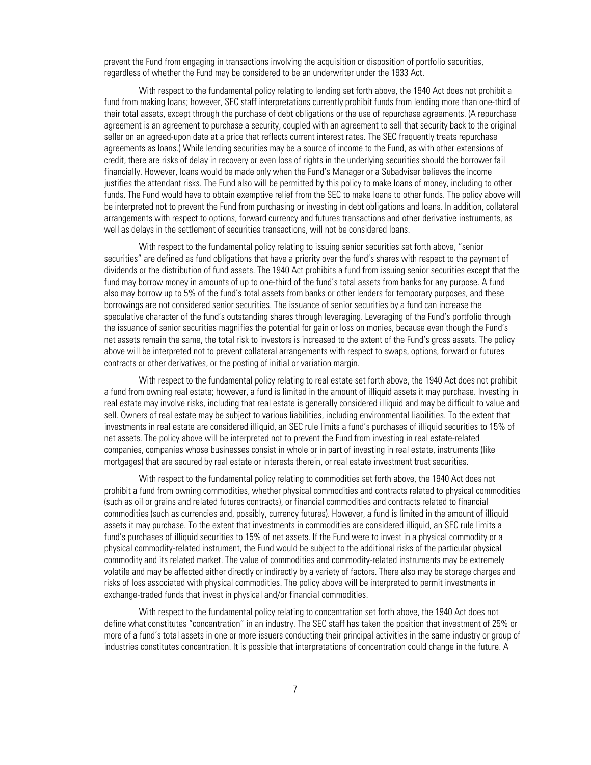prevent the Fund from engaging in transactions involving the acquisition or disposition of portfolio securities, regardless of whether the Fund may be considered to be an underwriter under the 1933 Act.

With respect to the fundamental policy relating to lending set forth above, the 1940 Act does not prohibit a fund from making loans; however, SEC staff interpretations currently prohibit funds from lending more than one-third of their total assets, except through the purchase of debt obligations or the use of repurchase agreements. (A repurchase agreement is an agreement to purchase a security, coupled with an agreement to sell that security back to the original seller on an agreed-upon date at a price that reflects current interest rates. The SEC frequently treats repurchase agreements as loans.) While lending securities may be a source of income to the Fund, as with other extensions of credit, there are risks of delay in recovery or even loss of rights in the underlying securities should the borrower fail financially. However, loans would be made only when the Fund's Manager or a Subadviser believes the income justifies the attendant risks. The Fund also will be permitted by this policy to make loans of money, including to other funds. The Fund would have to obtain exemptive relief from the SEC to make loans to other funds. The policy above will be interpreted not to prevent the Fund from purchasing or investing in debt obligations and loans. In addition, collateral arrangements with respect to options, forward currency and futures transactions and other derivative instruments, as well as delays in the settlement of securities transactions, will not be considered loans.

With respect to the fundamental policy relating to issuing senior securities set forth above, "senior securities" are defined as fund obligations that have a priority over the fund's shares with respect to the payment of dividends or the distribution of fund assets. The 1940 Act prohibits a fund from issuing senior securities except that the fund may borrow money in amounts of up to one-third of the fund's total assets from banks for any purpose. A fund also may borrow up to 5% of the fund's total assets from banks or other lenders for temporary purposes, and these borrowings are not considered senior securities. The issuance of senior securities by a fund can increase the speculative character of the fund's outstanding shares through leveraging. Leveraging of the Fund's portfolio through the issuance of senior securities magnifies the potential for gain or loss on monies, because even though the Fund's net assets remain the same, the total risk to investors is increased to the extent of the Fund's gross assets. The policy above will be interpreted not to prevent collateral arrangements with respect to swaps, options, forward or futures contracts or other derivatives, or the posting of initial or variation margin.

With respect to the fundamental policy relating to real estate set forth above, the 1940 Act does not prohibit a fund from owning real estate; however, a fund is limited in the amount of illiquid assets it may purchase. Investing in real estate may involve risks, including that real estate is generally considered illiquid and may be difficult to value and sell. Owners of real estate may be subject to various liabilities, including environmental liabilities. To the extent that investments in real estate are considered illiquid, an SEC rule limits a fund's purchases of illiquid securities to 15% of net assets. The policy above will be interpreted not to prevent the Fund from investing in real estate-related companies, companies whose businesses consist in whole or in part of investing in real estate, instruments (like mortgages) that are secured by real estate or interests therein, or real estate investment trust securities.

With respect to the fundamental policy relating to commodities set forth above, the 1940 Act does not prohibit a fund from owning commodities, whether physical commodities and contracts related to physical commodities (such as oil or grains and related futures contracts), or financial commodities and contracts related to financial commodities (such as currencies and, possibly, currency futures). However, a fund is limited in the amount of illiquid assets it may purchase. To the extent that investments in commodities are considered illiquid, an SEC rule limits a fund's purchases of illiquid securities to 15% of net assets. If the Fund were to invest in a physical commodity or a physical commodity-related instrument, the Fund would be subject to the additional risks of the particular physical commodity and its related market. The value of commodities and commodity-related instruments may be extremely volatile and may be affected either directly or indirectly by a variety of factors. There also may be storage charges and risks of loss associated with physical commodities. The policy above will be interpreted to permit investments in exchange-traded funds that invest in physical and/or financial commodities.

With respect to the fundamental policy relating to concentration set forth above, the 1940 Act does not define what constitutes "concentration" in an industry. The SEC staff has taken the position that investment of 25% or more of a fund's total assets in one or more issuers conducting their principal activities in the same industry or group of industries constitutes concentration. It is possible that interpretations of concentration could change in the future. A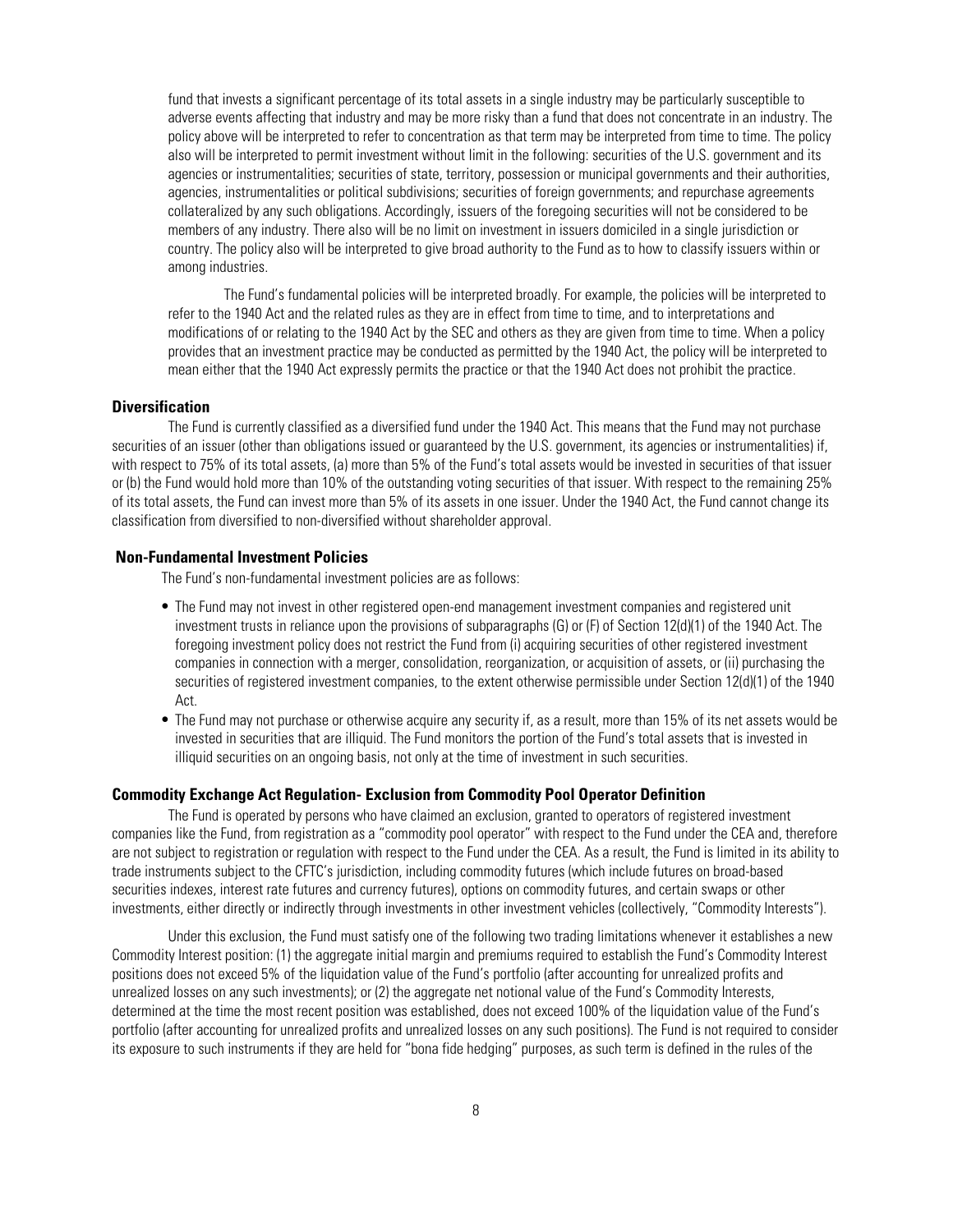fund that invests a significant percentage of its total assets in a single industry may be particularly susceptible to adverse events affecting that industry and may be more risky than a fund that does not concentrate in an industry. The policy above will be interpreted to refer to concentration as that term may be interpreted from time to time. The policy also will be interpreted to permit investment without limit in the following: securities of the U.S. government and its agencies or instrumentalities; securities of state, territory, possession or municipal governments and their authorities, agencies, instrumentalities or political subdivisions; securities of foreign governments; and repurchase agreements collateralized by any such obligations. Accordingly, issuers of the foregoing securities will not be considered to be members of any industry. There also will be no limit on investment in issuers domiciled in a single jurisdiction or country. The policy also will be interpreted to give broad authority to the Fund as to how to classify issuers within or among industries.

The Fund's fundamental policies will be interpreted broadly. For example, the policies will be interpreted to refer to the 1940 Act and the related rules as they are in effect from time to time, and to interpretations and modifications of or relating to the 1940 Act by the SEC and others as they are given from time to time. When a policy provides that an investment practice may be conducted as permitted by the 1940 Act, the policy will be interpreted to mean either that the 1940 Act expressly permits the practice or that the 1940 Act does not prohibit the practice.

### Diversification

The Fund is currently classified as a diversified fund under the 1940 Act. This means that the Fund may not purchase securities of an issuer (other than obligations issued or guaranteed by the U.S. government, its agencies or instrumentalities) if, with respect to 75% of its total assets, (a) more than 5% of the Fund's total assets would be invested in securities of that issuer or (b) the Fund would hold more than 10% of the outstanding voting securities of that issuer. With respect to the remaining 25% of its total assets, the Fund can invest more than 5% of its assets in one issuer. Under the 1940 Act, the Fund cannot change its classification from diversified to non-diversified without shareholder approval.

### Non-Fundamental Investment Policies

The Fund's non-fundamental investment policies are as follows:

- The Fund may not invest in other registered open-end management investment companies and registered unit investment trusts in reliance upon the provisions of subparagraphs (G) or (F) of Section 12(d)(1) of the 1940 Act. The foregoing investment policy does not restrict the Fund from (i) acquiring securities of other registered investment companies in connection with a merger, consolidation, reorganization, or acquisition of assets, or (ii) purchasing the securities of registered investment companies, to the extent otherwise permissible under Section 12(d)(1) of the 1940 Act.
- The Fund may not purchase or otherwise acquire any security if, as a result, more than 15% of its net assets would be invested in securities that are illiquid. The Fund monitors the portion of the Fund's total assets that is invested in illiquid securities on an ongoing basis, not only at the time of investment in such securities.

### Commodity Exchange Act Regulation- Exclusion from Commodity Pool Operator Definition

The Fund is operated by persons who have claimed an exclusion, granted to operators of registered investment companies like the Fund, from registration as a "commodity pool operator" with respect to the Fund under the CEA and, therefore are not subject to registration or regulation with respect to the Fund under the CEA. As a result, the Fund is limited in its ability to trade instruments subject to the CFTC's jurisdiction, including commodity futures (which include futures on broad-based securities indexes, interest rate futures and currency futures), options on commodity futures, and certain swaps or other investments, either directly or indirectly through investments in other investment vehicles (collectively, "Commodity Interests").

Under this exclusion, the Fund must satisfy one of the following two trading limitations whenever it establishes a new Commodity Interest position: (1) the aggregate initial margin and premiums required to establish the Fund's Commodity Interest positions does not exceed 5% of the liquidation value of the Fund's portfolio (after accounting for unrealized profits and unrealized losses on any such investments); or (2) the aggregate net notional value of the Fund's Commodity Interests, determined at the time the most recent position was established, does not exceed 100% of the liquidation value of the Fund's portfolio (after accounting for unrealized profits and unrealized losses on any such positions). The Fund is not required to consider its exposure to such instruments if they are held for "bona fide hedging" purposes, as such term is defined in the rules of the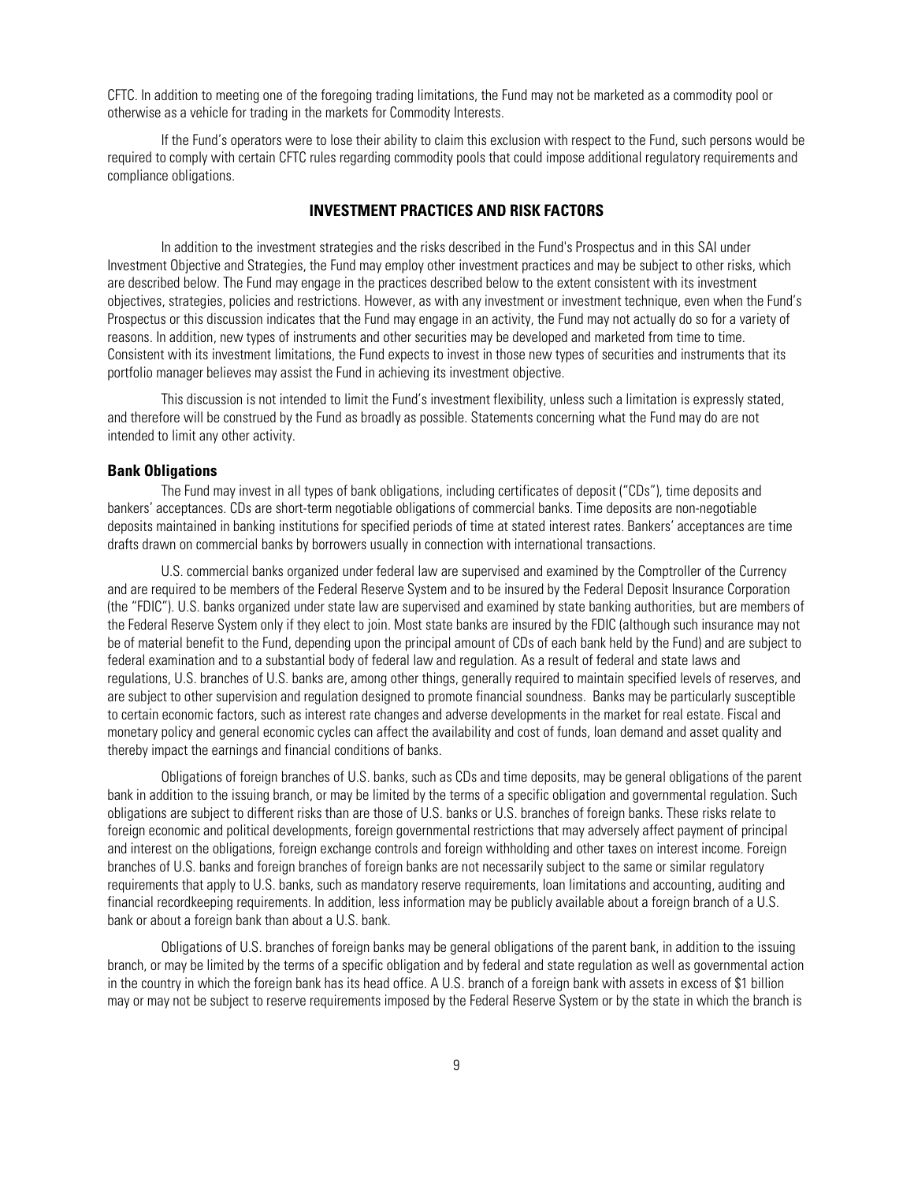CFTC. In addition to meeting one of the foregoing trading limitations, the Fund may not be marketed as a commodity pool or otherwise as a vehicle for trading in the markets for Commodity Interests.

If the Fund's operators were to lose their ability to claim this exclusion with respect to the Fund, such persons would be required to comply with certain CFTC rules regarding commodity pools that could impose additional regulatory requirements and compliance obligations.

## INVESTMENT PRACTICES AND RISK FACTORS

In addition to the investment strategies and the risks described in the Fund's Prospectus and in this SAI under Investment Objective and Strategies, the Fund may employ other investment practices and may be subject to other risks, which are described below. The Fund may engage in the practices described below to the extent consistent with its investment objectives, strategies, policies and restrictions. However, as with any investment or investment technique, even when the Fund's Prospectus or this discussion indicates that the Fund may engage in an activity, the Fund may not actually do so for a variety of reasons. In addition, new types of instruments and other securities may be developed and marketed from time to time. Consistent with its investment limitations, the Fund expects to invest in those new types of securities and instruments that its portfolio manager believes may assist the Fund in achieving its investment objective.

This discussion is not intended to limit the Fund's investment flexibility, unless such a limitation is expressly stated, and therefore will be construed by the Fund as broadly as possible. Statements concerning what the Fund may do are not intended to limit any other activity.

### Bank Obligations

The Fund may invest in all types of bank obligations, including certificates of deposit ("CDs"), time deposits and bankers' acceptances. CDs are short-term negotiable obligations of commercial banks. Time deposits are non-negotiable deposits maintained in banking institutions for specified periods of time at stated interest rates. Bankers' acceptances are time drafts drawn on commercial banks by borrowers usually in connection with international transactions.

U.S. commercial banks organized under federal law are supervised and examined by the Comptroller of the Currency and are required to be members of the Federal Reserve System and to be insured by the Federal Deposit Insurance Corporation (the "FDIC"). U.S. banks organized under state law are supervised and examined by state banking authorities, but are members of the Federal Reserve System only if they elect to join. Most state banks are insured by the FDIC (although such insurance may not be of material benefit to the Fund, depending upon the principal amount of CDs of each bank held by the Fund) and are subject to federal examination and to a substantial body of federal law and regulation. As a result of federal and state laws and regulations, U.S. branches of U.S. banks are, among other things, generally required to maintain specified levels of reserves, and are subject to other supervision and regulation designed to promote financial soundness. Banks may be particularly susceptible to certain economic factors, such as interest rate changes and adverse developments in the market for real estate. Fiscal and monetary policy and general economic cycles can affect the availability and cost of funds, loan demand and asset quality and thereby impact the earnings and financial conditions of banks.

Obligations of foreign branches of U.S. banks, such as CDs and time deposits, may be general obligations of the parent bank in addition to the issuing branch, or may be limited by the terms of a specific obligation and governmental regulation. Such obligations are subject to different risks than are those of U.S. banks or U.S. branches of foreign banks. These risks relate to foreign economic and political developments, foreign governmental restrictions that may adversely affect payment of principal and interest on the obligations, foreign exchange controls and foreign withholding and other taxes on interest income. Foreign branches of U.S. banks and foreign branches of foreign banks are not necessarily subject to the same or similar regulatory requirements that apply to U.S. banks, such as mandatory reserve requirements, loan limitations and accounting, auditing and financial recordkeeping requirements. In addition, less information may be publicly available about a foreign branch of a U.S. bank or about a foreign bank than about a U.S. bank.

Obligations of U.S. branches of foreign banks may be general obligations of the parent bank, in addition to the issuing branch, or may be limited by the terms of a specific obligation and by federal and state regulation as well as governmental action in the country in which the foreign bank has its head office. A U.S. branch of a foreign bank with assets in excess of $1 billion may or may not be subject to reserve requirements imposed by the Federal Reserve System or by the state in which the branch is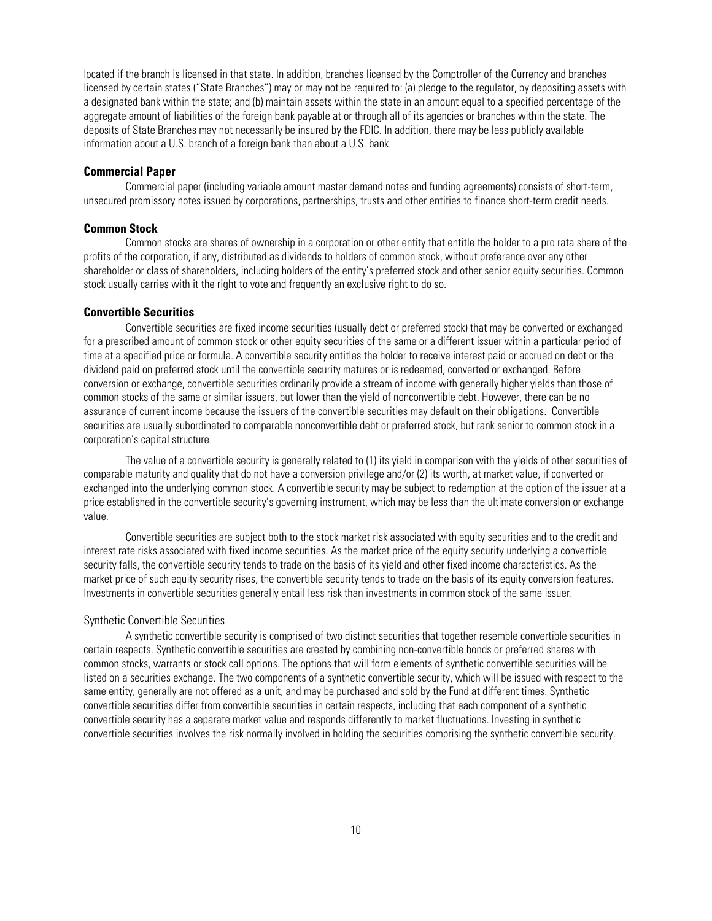located if the branch is licensed in that state. In addition, branches licensed by the Comptroller of the Currency and branches licensed by certain states ("State Branches") may or may not be required to: (a) pledge to the regulator, by depositing assets with a designated bank within the state; and (b) maintain assets within the state in an amount equal to a specified percentage of the aggregate amount of liabilities of the foreign bank payable at or through all of its agencies or branches within the state. The deposits of State Branches may not necessarily be insured by the FDIC. In addition, there may be less publicly available information about a U.S. branch of a foreign bank than about a U.S. bank.

### Commercial Paper

Commercial paper (including variable amount master demand notes and funding agreements) consists of short-term, unsecured promissory notes issued by corporations, partnerships, trusts and other entities to finance short-term credit needs.

### Common Stock

Common stocks are shares of ownership in a corporation or other entity that entitle the holder to a pro rata share of the profits of the corporation, if any, distributed as dividends to holders of common stock, without preference over any other shareholder or class of shareholders, including holders of the entity's preferred stock and other senior equity securities. Common stock usually carries with it the right to vote and frequently an exclusive right to do so.

### Convertible Securities

Convertible securities are fixed income securities (usually debt or preferred stock) that may be converted or exchanged for a prescribed amount of common stock or other equity securities of the same or a different issuer within a particular period of time at a specified price or formula. A convertible security entitles the holder to receive interest paid or accrued on debt or the dividend paid on preferred stock until the convertible security matures or is redeemed, converted or exchanged. Before conversion or exchange, convertible securities ordinarily provide a stream of income with generally higher yields than those of common stocks of the same or similar issuers, but lower than the yield of nonconvertible debt. However, there can be no assurance of current income because the issuers of the convertible securities may default on their obligations. Convertible securities are usually subordinated to comparable nonconvertible debt or preferred stock, but rank senior to common stock in a corporation's capital structure.

The value of a convertible security is generally related to (1) its yield in comparison with the yields of other securities of comparable maturity and quality that do not have a conversion privilege and/or (2) its worth, at market value, if converted or exchanged into the underlying common stock. A convertible security may be subject to redemption at the option of the issuer at a price established in the convertible security's governing instrument, which may be less than the ultimate conversion or exchange value.

Convertible securities are subject both to the stock market risk associated with equity securities and to the credit and interest rate risks associated with fixed income securities. As the market price of the equity security underlying a convertible security falls, the convertible security tends to trade on the basis of its yield and other fixed income characteristics. As the market price of such equity security rises, the convertible security tends to trade on the basis of its equity conversion features. Investments in convertible securities generally entail less risk than investments in common stock of the same issuer.

#### Synthetic Convertible Securities

A synthetic convertible security is comprised of two distinct securities that together resemble convertible securities in certain respects. Synthetic convertible securities are created by combining non-convertible bonds or preferred shares with common stocks, warrants or stock call options. The options that will form elements of synthetic convertible securities will be listed on a securities exchange. The two components of a synthetic convertible security, which will be issued with respect to the same entity, generally are not offered as a unit, and may be purchased and sold by the Fund at different times. Synthetic convertible securities differ from convertible securities in certain respects, including that each component of a synthetic convertible security has a separate market value and responds differently to market fluctuations. Investing in synthetic convertible securities involves the risk normally involved in holding the securities comprising the synthetic convertible security.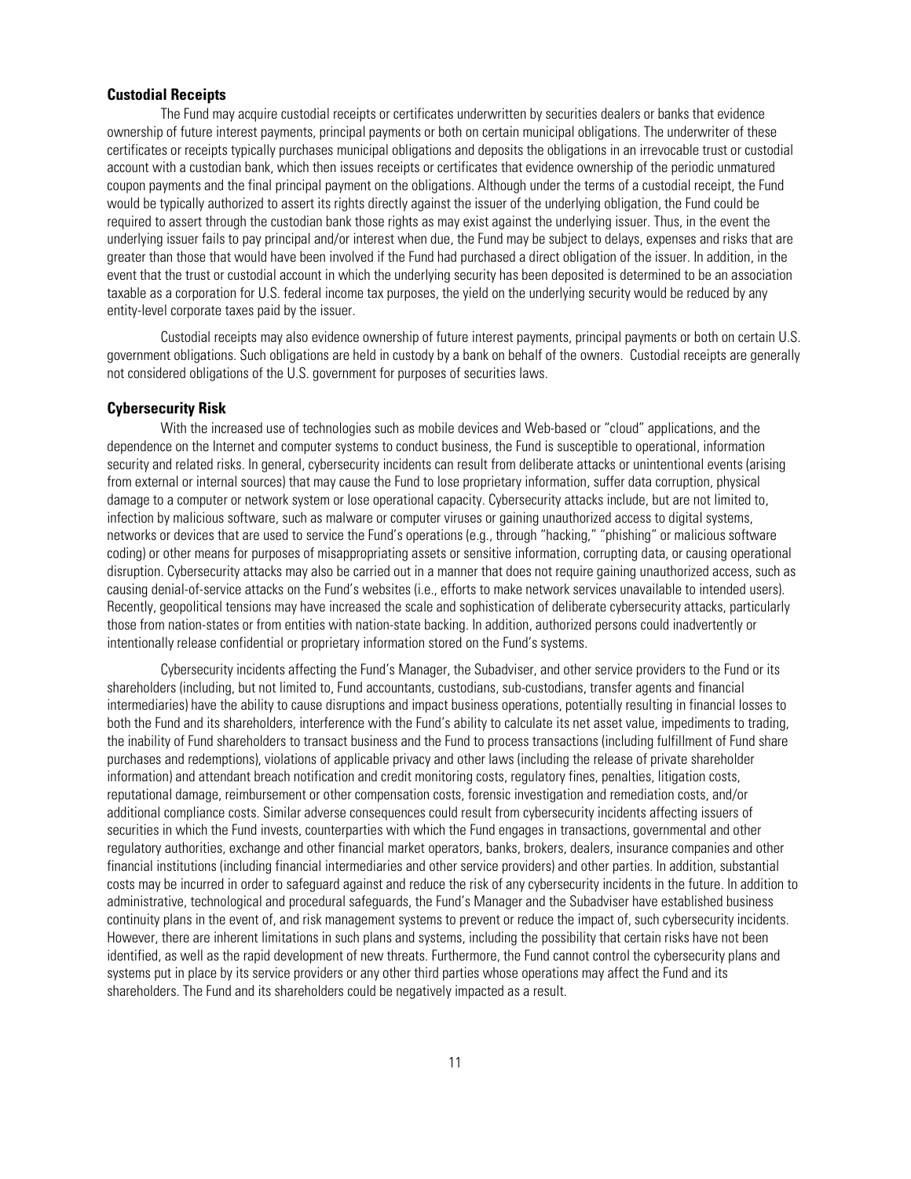### Custodial Receipts

The Fund may acquire custodial receipts or certificates underwritten by securities dealers or banks that evidence ownership of future interest payments, principal payments or both on certain municipal obligations. The underwriter of these certificates or receipts typically purchases municipal obligations and deposits the obligations in an irrevocable trust or custodial account with a custodian bank, which then issues receipts or certificates that evidence ownership of the periodic unmatured coupon payments and the final principal payment on the obligations. Although under the terms of a custodial receipt, the Fund would be typically authorized to assert its rights directly against the issuer of the underlying obligation, the Fund could be required to assert through the custodian bank those rights as may exist against the underlying issuer. Thus, in the event the underlying issuer fails to pay principal and/or interest when due, the Fund may be subject to delays, expenses and risks that are greater than those that would have been involved if the Fund had purchased a direct obligation of the issuer. In addition, in the event that the trust or custodial account in which the underlying security has been deposited is determined to be an association taxable as a corporation for U.S. federal income tax purposes, the yield on the underlying security would be reduced by any entity-level corporate taxes paid by the issuer.

Custodial receipts may also evidence ownership of future interest payments, principal payments or both on certain U.S. government obligations. Such obligations are held in custody by a bank on behalf of the owners. Custodial receipts are generally not considered obligations of the U.S. government for purposes of securities laws.

### Cybersecurity Risk

With the increased use of technologies such as mobile devices and Web-based or "cloud" applications, and the dependence on the Internet and computer systems to conduct business, the Fund is susceptible to operational, information security and related risks. In general, cybersecurity incidents can result from deliberate attacks or unintentional events (arising from external or internal sources) that may cause the Fund to lose proprietary information, suffer data corruption, physical damage to a computer or network system or lose operational capacity. Cybersecurity attacks include, but are not limited to, infection by malicious software, such as malware or computer viruses or gaining unauthorized access to digital systems, networks or devices that are used to service the Fund's operations (e.g., through "hacking," "phishing" or malicious software coding) or other means for purposes of misappropriating assets or sensitive information, corrupting data, or causing operational disruption. Cybersecurity attacks may also be carried out in a manner that does not require gaining unauthorized access, such as causing denial-of-service attacks on the Fund's websites (i.e., efforts to make network services unavailable to intended users). Recently, geopolitical tensions may have increased the scale and sophistication of deliberate cybersecurity attacks, particularly those from nation-states or from entities with nation-state backing. In addition, authorized persons could inadvertently or intentionally release confidential or proprietary information stored on the Fund's systems.

Cybersecurity incidents affecting the Fund's Manager, the Subadviser, and other service providers to the Fund or its shareholders (including, but not limited to, Fund accountants, custodians, sub-custodians, transfer agents and financial intermediaries) have the ability to cause disruptions and impact business operations, potentially resulting in financial losses to both the Fund and its shareholders, interference with the Fund's ability to calculate its net asset value, impediments to trading, the inability of Fund shareholders to transact business and the Fund to process transactions (including fulfillment of Fund share purchases and redemptions), violations of applicable privacy and other laws (including the release of private shareholder information) and attendant breach notification and credit monitoring costs, regulatory fines, penalties, litigation costs, reputational damage, reimbursement or other compensation costs, forensic investigation and remediation costs, and/or additional compliance costs. Similar adverse consequences could result from cybersecurity incidents affecting issuers of securities in which the Fund invests, counterparties with which the Fund engages in transactions, governmental and other regulatory authorities, exchange and other financial market operators, banks, brokers, dealers, insurance companies and other financial institutions (including financial intermediaries and other service providers) and other parties. In addition, substantial costs may be incurred in order to safeguard against and reduce the risk of any cybersecurity incidents in the future. In addition to administrative, technological and procedural safeguards, the Fund's Manager and the Subadviser have established business continuity plans in the event of, and risk management systems to prevent or reduce the impact of, such cybersecurity incidents. However, there are inherent limitations in such plans and systems, including the possibility that certain risks have not been identified, as well as the rapid development of new threats. Furthermore, the Fund cannot control the cybersecurity plans and systems put in place by its service providers or any other third parties whose operations may affect the Fund and its shareholders. The Fund and its shareholders could be negatively impacted as a result.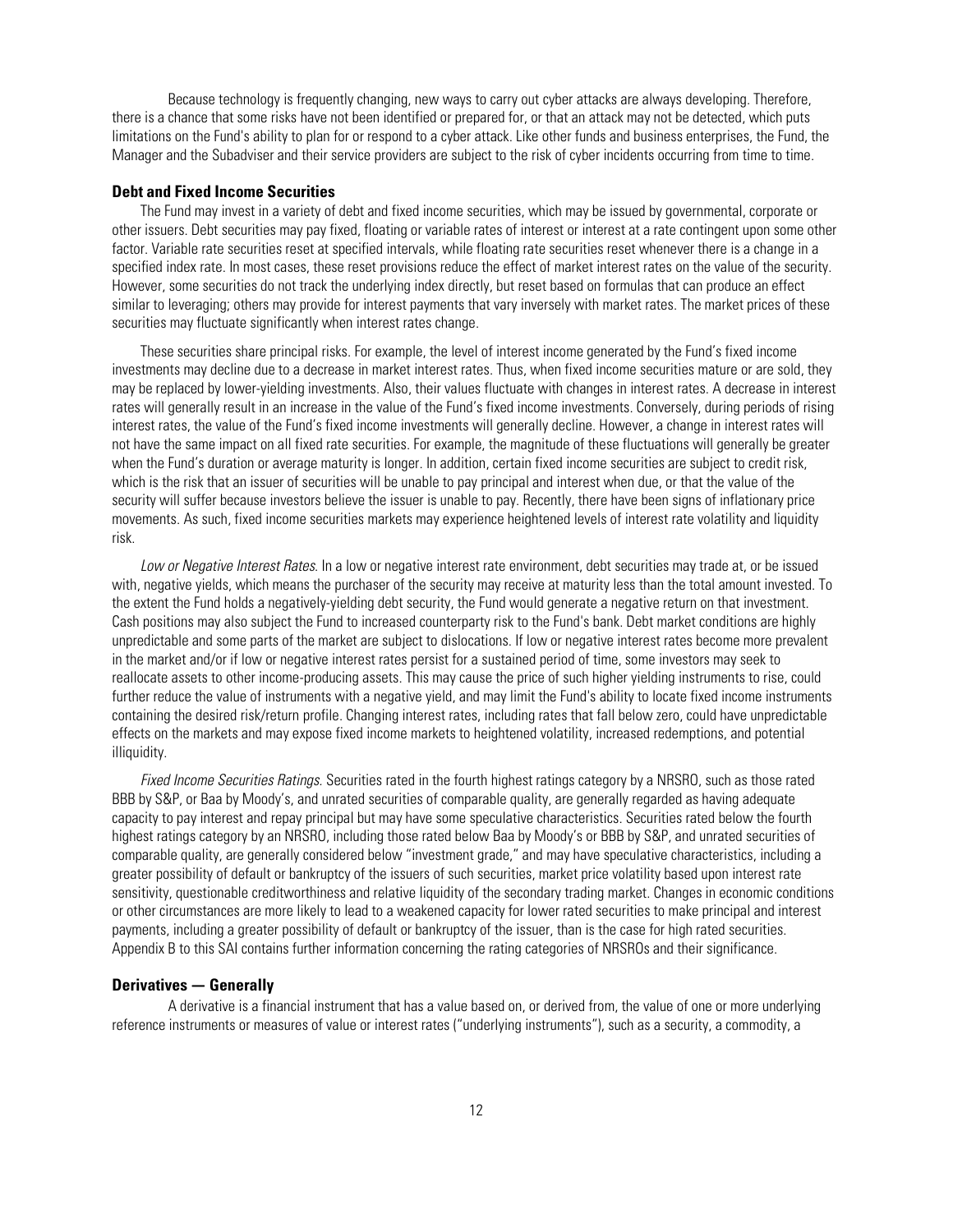Because technology is frequently changing, new ways to carry out cyber attacks are always developing. Therefore, there is a chance that some risks have not been identified or prepared for, or that an attack may not be detected, which puts limitations on the Fund's ability to plan for or respond to a cyber attack. Like other funds and business enterprises, the Fund, the Manager and the Subadviser and their service providers are subject to the risk of cyber incidents occurring from time to time.

### Debt and Fixed Income Securities

The Fund may invest in a variety of debt and fixed income securities, which may be issued by governmental, corporate or other issuers. Debt securities may pay fixed, floating or variable rates of interest or interest at a rate contingent upon some other factor. Variable rate securities reset at specified intervals, while floating rate securities reset whenever there is a change in a specified index rate. In most cases, these reset provisions reduce the effect of market interest rates on the value of the security. However, some securities do not track the underlying index directly, but reset based on formulas that can produce an effect similar to leveraging; others may provide for interest payments that vary inversely with market rates. The market prices of these securities may fluctuate significantly when interest rates change.

These securities share principal risks. For example, the level of interest income generated by the Fund's fixed income investments may decline due to a decrease in market interest rates. Thus, when fixed income securities mature or are sold, they may be replaced by lower-yielding investments. Also, their values fluctuate with changes in interest rates. A decrease in interest rates will generally result in an increase in the value of the Fund's fixed income investments. Conversely, during periods of rising interest rates, the value of the Fund's fixed income investments will generally decline. However, a change in interest rates will not have the same impact on all fixed rate securities. For example, the magnitude of these fluctuations will generally be greater when the Fund's duration or average maturity is longer. In addition, certain fixed income securities are subject to credit risk, which is the risk that an issuer of securities will be unable to pay principal and interest when due, or that the value of the security will suffer because investors believe the issuer is unable to pay. Recently, there have been signs of inflationary price movements. As such, fixed income securities markets may experience heightened levels of interest rate volatility and liquidity risk.

*Low or Negative Interest Rates.* In a low or negative interest rate environment, debt securities may trade at, or be issued with, negative yields, which means the purchaser of the security may receive at maturity less than the total amount invested. To the extent the Fund holds a negatively-yielding debt security, the Fund would generate a negative return on that investment. Cash positions may also subject the Fund to increased counterparty risk to the Fund's bank. Debt market conditions are highly unpredictable and some parts of the market are subject to dislocations. If low or negative interest rates become more prevalent in the market and/or if low or negative interest rates persist for a sustained period of time, some investors may seek to reallocate assets to other income-producing assets. This may cause the price of such higher yielding instruments to rise, could further reduce the value of instruments with a negative yield, and may limit the Fund's ability to locate fixed income instruments containing the desired risk/return profile. Changing interest rates, including rates that fall below zero, could have unpredictable effects on the markets and may expose fixed income markets to heightened volatility, increased redemptions, and potential illiquidity.

*Fixed Income Securities Ratings.* Securities rated in the fourth highest ratings category by a NRSRO, such as those rated BBB by S&P, or Baa by Moody's, and unrated securities of comparable quality, are generally regarded as having adequate capacity to pay interest and repay principal but may have some speculative characteristics. Securities rated below the fourth highest ratings category by an NRSRO, including those rated below Baa by Moody's or BBB by S&P, and unrated securities of comparable quality, are generally considered below "investment grade," and may have speculative characteristics, including a greater possibility of default or bankruptcy of the issuers of such securities, market price volatility based upon interest rate sensitivity, questionable creditworthiness and relative liquidity of the secondary trading market. Changes in economic conditions or other circumstances are more likely to lead to a weakened capacity for lower rated securities to make principal and interest payments, including a greater possibility of default or bankruptcy of the issuer, than is the case for high rated securities. Appendix B to this SAI contains further information concerning the rating categories of NRSROs and their significance.

### Derivatives — Generally

A derivative is a financial instrument that has a value based on, or derived from, the value of one or more underlying reference instruments or measures of value or interest rates ("underlying instruments"), such as a security, a commodity, a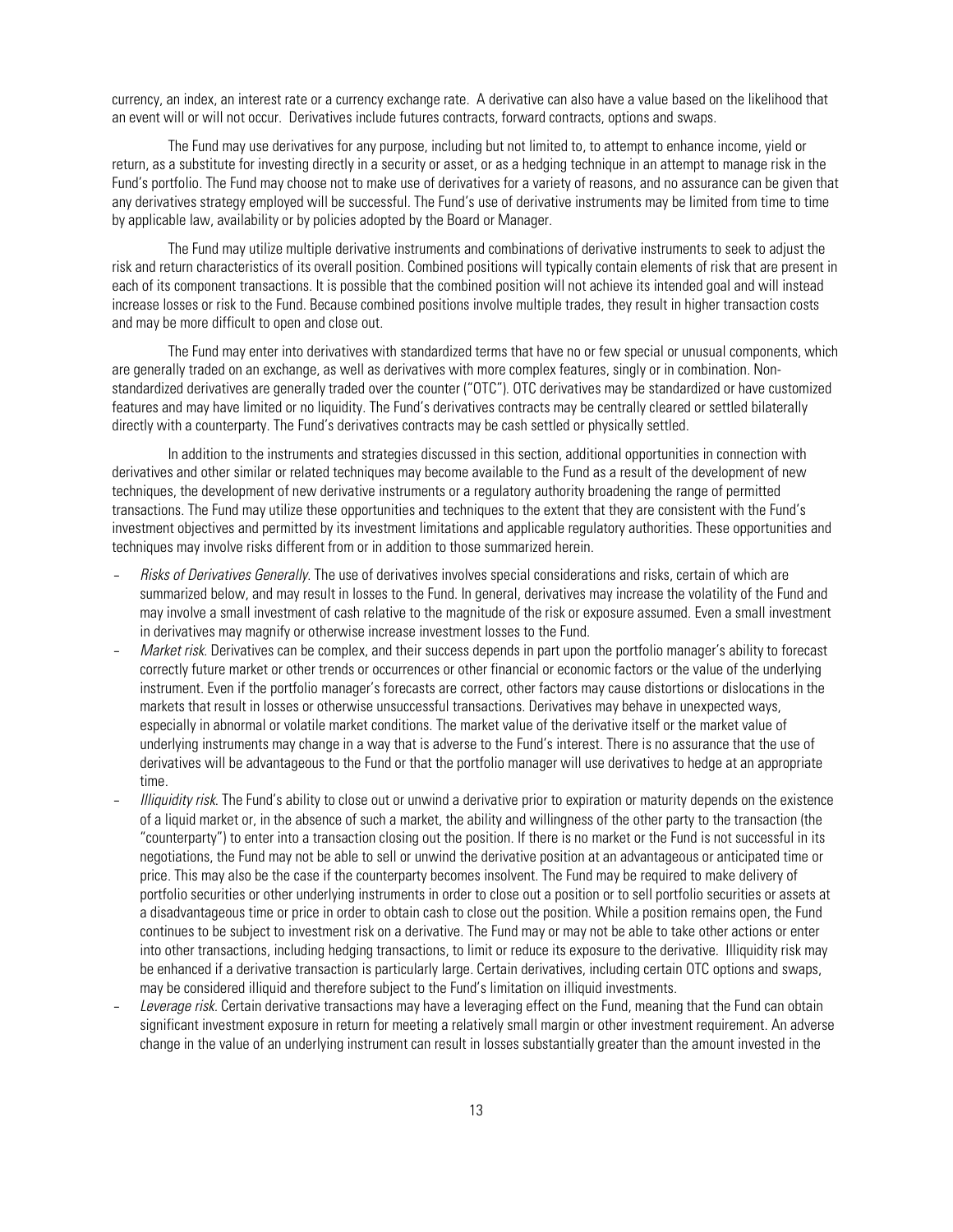currency, an index, an interest rate or a currency exchange rate. A derivative can also have a value based on the likelihood that an event will or will not occur. Derivatives include futures contracts, forward contracts, options and swaps.

The Fund may use derivatives for any purpose, including but not limited to, to attempt to enhance income, yield or return, as a substitute for investing directly in a security or asset, or as a hedging technique in an attempt to manage risk in the Fund's portfolio. The Fund may choose not to make use of derivatives for a variety of reasons, and no assurance can be given that any derivatives strategy employed will be successful. The Fund's use of derivative instruments may be limited from time to time by applicable law, availability or by policies adopted by the Board or Manager.

The Fund may utilize multiple derivative instruments and combinations of derivative instruments to seek to adjust the risk and return characteristics of its overall position. Combined positions will typically contain elements of risk that are present in each of its component transactions. It is possible that the combined position will not achieve its intended goal and will instead increase losses or risk to the Fund. Because combined positions involve multiple trades, they result in higher transaction costs and may be more difficult to open and close out.

The Fund may enter into derivatives with standardized terms that have no or few special or unusual components, which are generally traded on an exchange, as well as derivatives with more complex features, singly or in combination. Non-standardized derivatives are generally traded over the counter ("OTC"). OTC derivatives may be standardized or have customized features and may have limited or no liquidity. The Fund's derivatives contracts may be centrally cleared or settled bilaterally directly with a counterparty. The Fund's derivatives contracts may be cash settled or physically settled.

In addition to the instruments and strategies discussed in this section, additional opportunities in connection with derivatives and other similar or related techniques may become available to the Fund as a result of the development of new techniques, the development of new derivative instruments or a regulatory authority broadening the range of permitted transactions. The Fund may utilize these opportunities and techniques to the extent that they are consistent with the Fund's investment objectives and permitted by its investment limitations and applicable regulatory authorities. These opportunities and techniques may involve risks different from or in addition to those summarized herein.

- *Risks of Derivatives Generally*. The use of derivatives involves special considerations and risks, certain of which are summarized below, and may result in losses to the Fund. In general, derivatives may increase the volatility of the Fund and may involve a small investment of cash relative to the magnitude of the risk or exposure assumed. Even a small investment in derivatives may magnify or otherwise increase investment losses to the Fund.
- *Market risk*. Derivatives can be complex, and their success depends in part upon the portfolio manager's ability to forecast correctly future market or other trends or occurrences or other financial or economic factors or the value of the underlying instrument. Even if the portfolio manager's forecasts are correct, other factors may cause distortions or dislocations in the markets that result in losses or otherwise unsuccessful transactions. Derivatives may behave in unexpected ways, especially in abnormal or volatile market conditions. The market value of the derivative itself or the market value of underlying instruments may change in a way that is adverse to the Fund's interest. There is no assurance that the use of derivatives will be advantageous to the Fund or that the portfolio manager will use derivatives to hedge at an appropriate time.
- *Illiquidity risk*. The Fund's ability to close out or unwind a derivative prior to expiration or maturity depends on the existence of a liquid market or, in the absence of such a market, the ability and willingness of the other party to the transaction (the "counterparty") to enter into a transaction closing out the position. If there is no market or the Fund is not successful in its negotiations, the Fund may not be able to sell or unwind the derivative position at an advantageous or anticipated time or price. This may also be the case if the counterparty becomes insolvent. The Fund may be required to make delivery of portfolio securities or other underlying instruments in order to close out a position or to sell portfolio securities or assets at a disadvantageous time or price in order to obtain cash to close out the position. While a position remains open, the Fund continues to be subject to investment risk on a derivative. The Fund may or may not be able to take other actions or enter into other transactions, including hedging transactions, to limit or reduce its exposure to the derivative. Illiquidity risk may be enhanced if a derivative transaction is particularly large. Certain derivatives, including certain OTC options and swaps, may be considered illiquid and therefore subject to the Fund's limitation on illiquid investments.
- *Leverage risk*. Certain derivative transactions may have a leveraging effect on the Fund, meaning that the Fund can obtain significant investment exposure in return for meeting a relatively small margin or other investment requirement. An adverse change in the value of an underlying instrument can result in losses substantially greater than the amount invested in the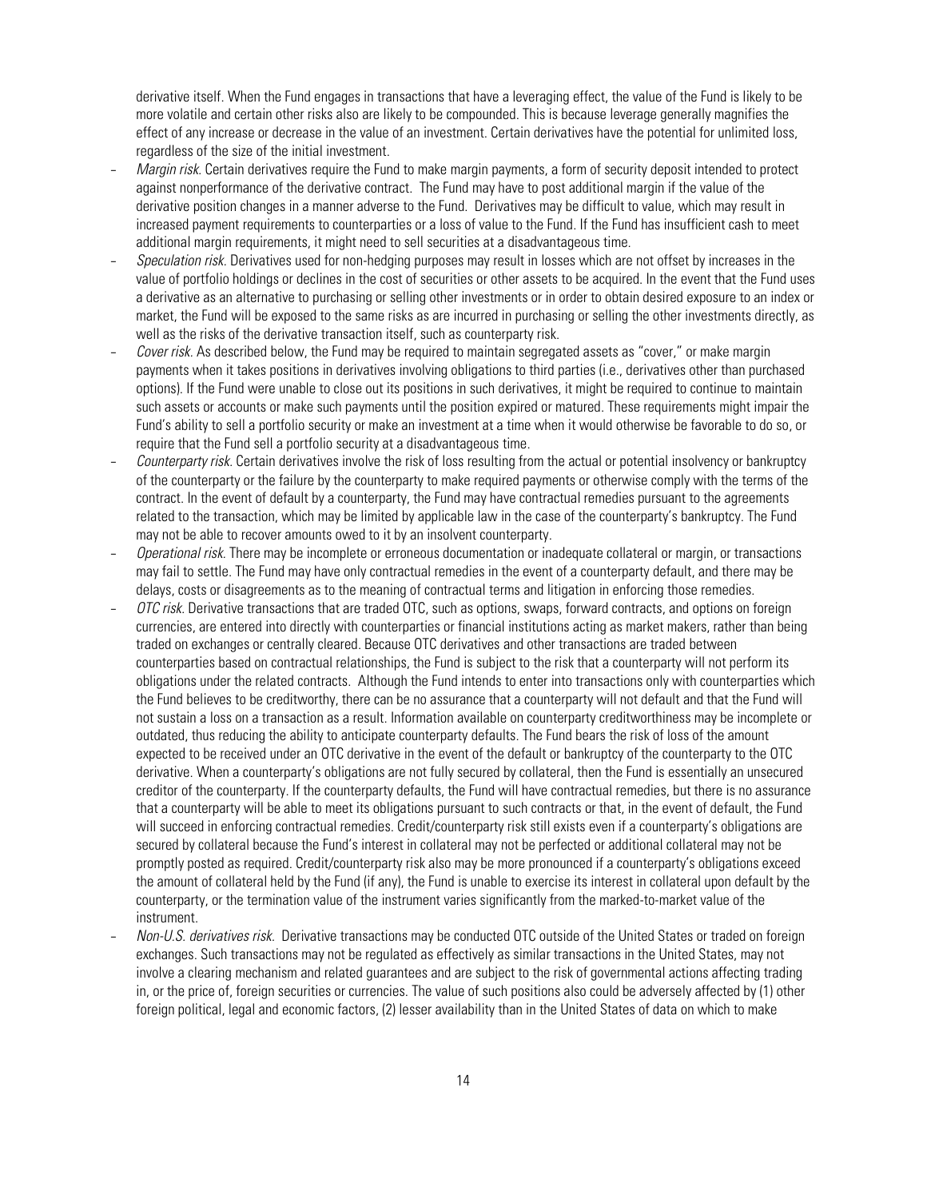derivative itself. When the Fund engages in transactions that have a leveraging effect, the value of the Fund is likely to be more volatile and certain other risks also are likely to be compounded. This is because leverage generally magnifies the effect of any increase or decrease in the value of an investment. Certain derivatives have the potential for unlimited loss, regardless of the size of the initial investment.

- *Margin risk.* Certain derivatives require the Fund to make margin payments, a form of security deposit intended to protect against nonperformance of the derivative contract. The Fund may have to post additional margin if the value of the derivative position changes in a manner adverse to the Fund. Derivatives may be difficult to value, which may result in increased payment requirements to counterparties or a loss of value to the Fund. If the Fund has insufficient cash to meet additional margin requirements, it might need to sell securities at a disadvantageous time.
- *Speculation risk.* Derivatives used for non-hedging purposes may result in losses which are not offset by increases in the value of portfolio holdings or declines in the cost of securities or other assets to be acquired. In the event that the Fund uses a derivative as an alternative to purchasing or selling other investments or in order to obtain desired exposure to an index or market, the Fund will be exposed to the same risks as are incurred in purchasing or selling the other investments directly, as well as the risks of the derivative transaction itself, such as counterparty risk.
- *Cover risk.* As described below, the Fund may be required to maintain segregated assets as "cover," or make margin payments when it takes positions in derivatives involving obligations to third parties (i.e., derivatives other than purchased options). If the Fund were unable to close out its positions in such derivatives, it might be required to continue to maintain such assets or accounts or make such payments until the position expired or matured. These requirements might impair the Fund's ability to sell a portfolio security or make an investment at a time when it would otherwise be favorable to do so, or require that the Fund sell a portfolio security at a disadvantageous time.
- *Counterparty risk.* Certain derivatives involve the risk of loss resulting from the actual or potential insolvency or bankruptcy of the counterparty or the failure by the counterparty to make required payments or otherwise comply with the terms of the contract. In the event of default by a counterparty, the Fund may have contractual remedies pursuant to the agreements related to the transaction, which may be limited by applicable law in the case of the counterparty's bankruptcy. The Fund may not be able to recover amounts owed to it by an insolvent counterparty.
- *Operational risk.* There may be incomplete or erroneous documentation or inadequate collateral or margin, or transactions may fail to settle. The Fund may have only contractual remedies in the event of a counterparty default, and there may be delays, costs or disagreements as to the meaning of contractual terms and litigation in enforcing those remedies.
- *OTC risk.* Derivative transactions that are traded OTC, such as options, swaps, forward contracts, and options on foreign currencies, are entered into directly with counterparties or financial institutions acting as market makers, rather than being traded on exchanges or centrally cleared. Because OTC derivatives and other transactions are traded between counterparties based on contractual relationships, the Fund is subject to the risk that a counterparty will not perform its obligations under the related contracts. Although the Fund intends to enter into transactions only with counterparties which the Fund believes to be creditworthy, there can be no assurance that a counterparty will not default and that the Fund will not sustain a loss on a transaction as a result. Information available on counterparty creditworthiness may be incomplete or outdated, thus reducing the ability to anticipate counterparty defaults. The Fund bears the risk of loss of the amount expected to be received under an OTC derivative in the event of the default or bankruptcy of the counterparty to the OTC derivative. When a counterparty's obligations are not fully secured by collateral, then the Fund is essentially an unsecured creditor of the counterparty. If the counterparty defaults, the Fund will have contractual remedies, but there is no assurance that a counterparty will be able to meet its obligations pursuant to such contracts or that, in the event of default, the Fund will succeed in enforcing contractual remedies. Credit/counterparty risk still exists even if a counterparty's obligations are secured by collateral because the Fund's interest in collateral may not be perfected or additional collateral may not be promptly posted as required. Credit/counterparty risk also may be more pronounced if a counterparty's obligations exceed the amount of collateral held by the Fund (if any), the Fund is unable to exercise its interest in collateral upon default by the counterparty, or the termination value of the instrument varies significantly from the marked-to-market value of the instrument.
- *Non-U.S. derivatives risk.* Derivative transactions may be conducted OTC outside of the United States or traded on foreign exchanges. Such transactions may not be regulated as effectively as similar transactions in the United States, may not involve a clearing mechanism and related guarantees and are subject to the risk of governmental actions affecting trading in, or the price of, foreign securities or currencies. The value of such positions also could be adversely affected by (1) other foreign political, legal and economic factors, (2) lesser availability than in the United States of data on which to make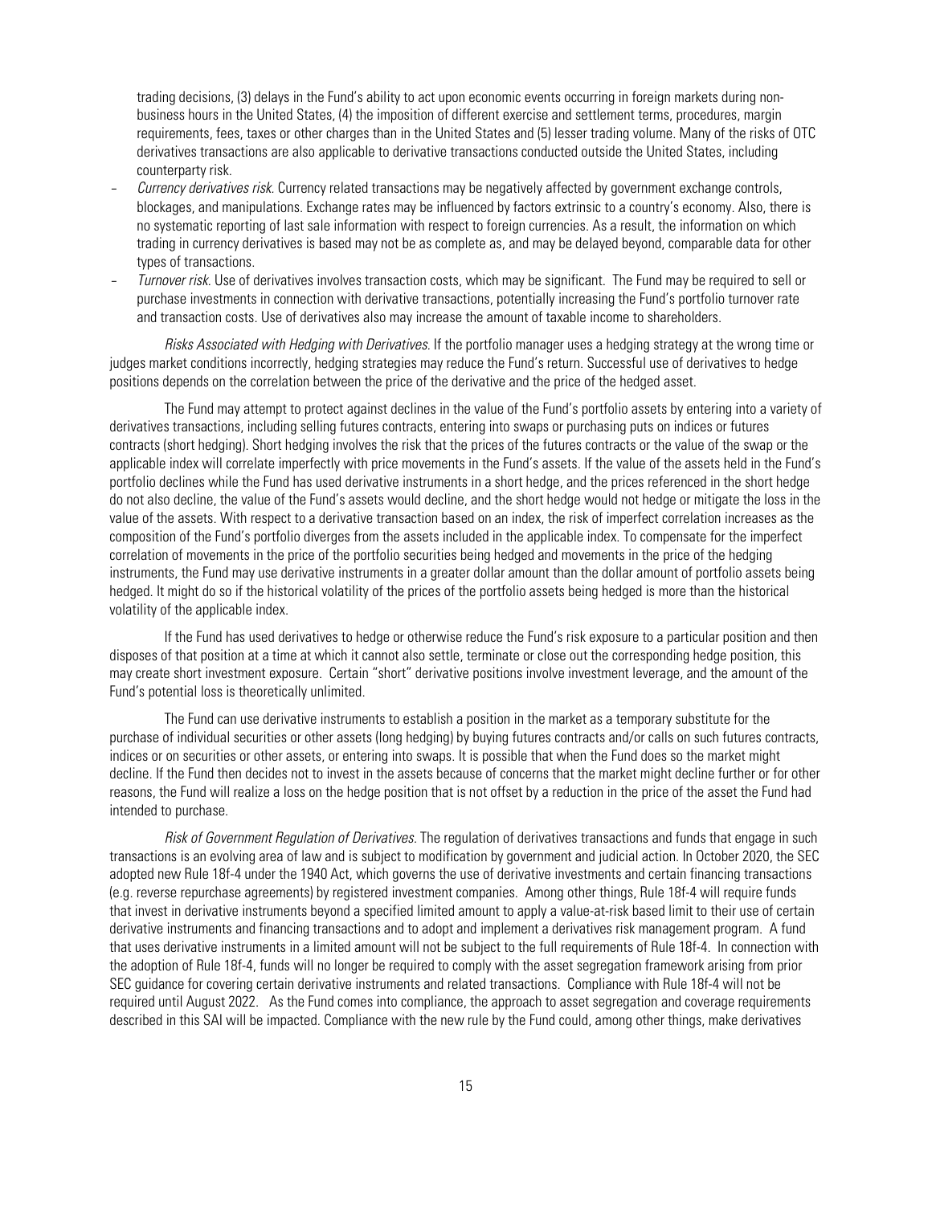trading decisions, (3) delays in the Fund's ability to act upon economic events occurring in foreign markets during non-business hours in the United States, (4) the imposition of different exercise and settlement terms, procedures, margin requirements, fees, taxes or other charges than in the United States and (5) lesser trading volume. Many of the risks of OTC derivatives transactions are also applicable to derivative transactions conducted outside the United States, including counterparty risk.

- *Currency derivatives risk.* Currency related transactions may be negatively affected by government exchange controls, blockages, and manipulations. Exchange rates may be influenced by factors extrinsic to a country's economy. Also, there is no systematic reporting of last sale information with respect to foreign currencies. As a result, the information on which trading in currency derivatives is based may not be as complete as, and may be delayed beyond, comparable data for other types of transactions.
- *Turnover risk.* Use of derivatives involves transaction costs, which may be significant. The Fund may be required to sell or purchase investments in connection with derivative transactions, potentially increasing the Fund's portfolio turnover rate and transaction costs. Use of derivatives also may increase the amount of taxable income to shareholders.

*Risks Associated with Hedging with Derivatives.* If the portfolio manager uses a hedging strategy at the wrong time or judges market conditions incorrectly, hedging strategies may reduce the Fund's return. Successful use of derivatives to hedge positions depends on the correlation between the price of the derivative and the price of the hedged asset.

The Fund may attempt to protect against declines in the value of the Fund's portfolio assets by entering into a variety of derivatives transactions, including selling futures contracts, entering into swaps or purchasing puts on indices or futures contracts (short hedging). Short hedging involves the risk that the prices of the futures contracts or the value of the swap or the applicable index will correlate imperfectly with price movements in the Fund's assets. If the value of the assets held in the Fund's portfolio declines while the Fund has used derivative instruments in a short hedge, and the prices referenced in the short hedge do not also decline, the value of the Fund's assets would decline, and the short hedge would not hedge or mitigate the loss in the value of the assets. With respect to a derivative transaction based on an index, the risk of imperfect correlation increases as the composition of the Fund's portfolio diverges from the assets included in the applicable index. To compensate for the imperfect correlation of movements in the price of the portfolio securities being hedged and movements in the price of the hedging instruments, the Fund may use derivative instruments in a greater dollar amount than the dollar amount of portfolio assets being hedged. It might do so if the historical volatility of the prices of the portfolio assets being hedged is more than the historical volatility of the applicable index.

If the Fund has used derivatives to hedge or otherwise reduce the Fund's risk exposure to a particular position and then disposes of that position at a time at which it cannot also settle, terminate or close out the corresponding hedge position, this may create short investment exposure. Certain "short" derivative positions involve investment leverage, and the amount of the Fund's potential loss is theoretically unlimited.

The Fund can use derivative instruments to establish a position in the market as a temporary substitute for the purchase of individual securities or other assets (long hedging) by buying futures contracts and/or calls on such futures contracts, indices or on securities or other assets, or entering into swaps. It is possible that when the Fund does so the market might decline. If the Fund then decides not to invest in the assets because of concerns that the market might decline further or for other reasons, the Fund will realize a loss on the hedge position that is not offset by a reduction in the price of the asset the Fund had intended to purchase.

*Risk of Government Regulation of Derivatives.* The regulation of derivatives transactions and funds that engage in such transactions is an evolving area of law and is subject to modification by government and judicial action. In October 2020, the SEC adopted new Rule 18f-4 under the 1940 Act, which governs the use of derivative investments and certain financing transactions (e.g. reverse repurchase agreements) by registered investment companies. Among other things, Rule 18f-4 will require funds that invest in derivative instruments beyond a specified limited amount to apply a value-at-risk based limit to their use of certain derivative instruments and financing transactions and to adopt and implement a derivatives risk management program. A fund that uses derivative instruments in a limited amount will not be subject to the full requirements of Rule 18f-4. In connection with the adoption of Rule 18f-4, funds will no longer be required to comply with the asset segregation framework arising from prior SEC guidance for covering certain derivative instruments and related transactions. Compliance with Rule 18f-4 will not be required until August 2022. As the Fund comes into compliance, the approach to asset segregation and coverage requirements described in this SAI will be impacted. Compliance with the new rule by the Fund could, among other things, make derivatives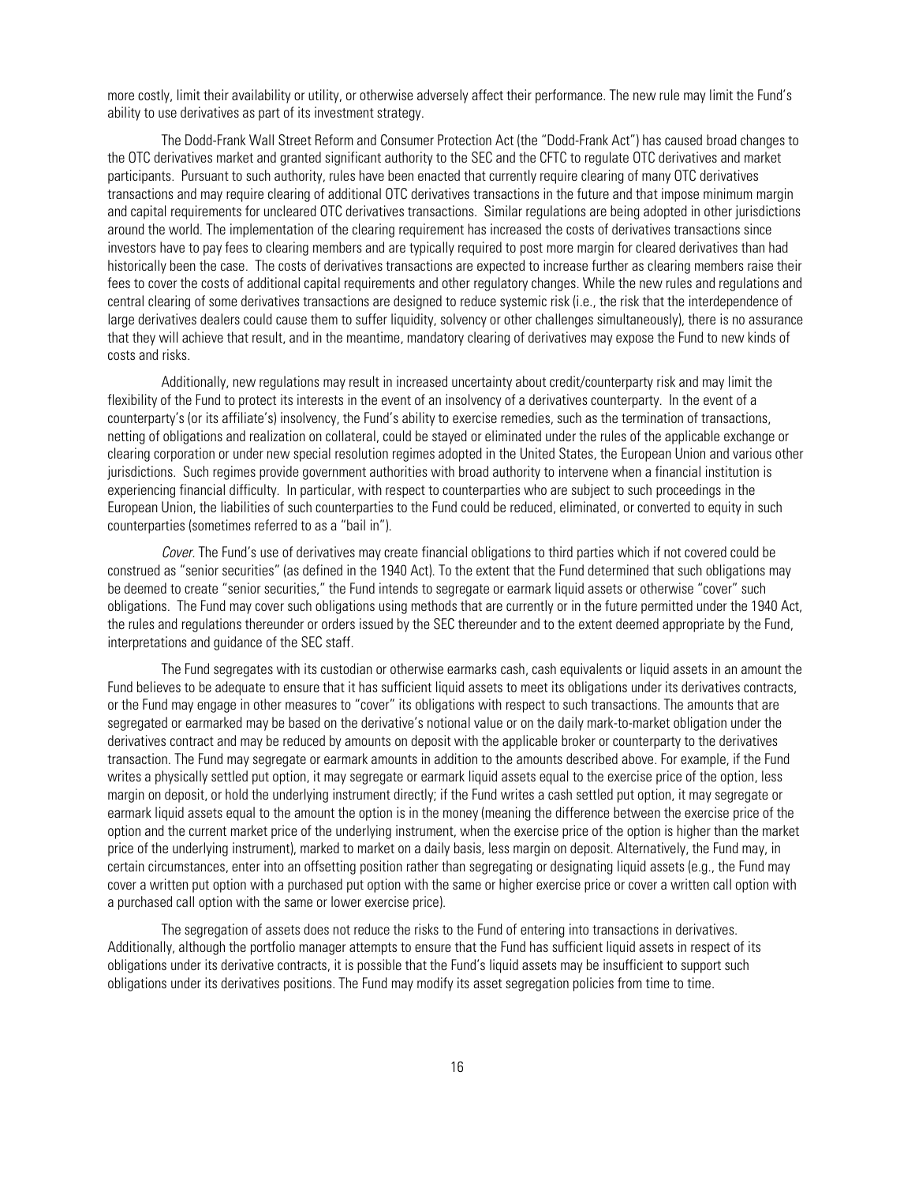more costly, limit their availability or utility, or otherwise adversely affect their performance. The new rule may limit the Fund's ability to use derivatives as part of its investment strategy.

The Dodd-Frank Wall Street Reform and Consumer Protection Act (the "Dodd-Frank Act") has caused broad changes to the OTC derivatives market and granted significant authority to the SEC and the CFTC to regulate OTC derivatives and market participants. Pursuant to such authority, rules have been enacted that currently require clearing of many OTC derivatives transactions and may require clearing of additional OTC derivatives transactions in the future and that impose minimum margin and capital requirements for uncleared OTC derivatives transactions. Similar regulations are being adopted in other jurisdictions around the world. The implementation of the clearing requirement has increased the costs of derivatives transactions since investors have to pay fees to clearing members and are typically required to post more margin for cleared derivatives than had historically been the case. The costs of derivatives transactions are expected to increase further as clearing members raise their fees to cover the costs of additional capital requirements and other regulatory changes. While the new rules and regulations and central clearing of some derivatives transactions are designed to reduce systemic risk (i.e., the risk that the interdependence of large derivatives dealers could cause them to suffer liquidity, solvency or other challenges simultaneously), there is no assurance that they will achieve that result, and in the meantime, mandatory clearing of derivatives may expose the Fund to new kinds of costs and risks.

Additionally, new regulations may result in increased uncertainty about credit/counterparty risk and may limit the flexibility of the Fund to protect its interests in the event of an insolvency of a derivatives counterparty. In the event of a counterparty's (or its affiliate's) insolvency, the Fund's ability to exercise remedies, such as the termination of transactions, netting of obligations and realization on collateral, could be stayed or eliminated under the rules of the applicable exchange or clearing corporation or under new special resolution regimes adopted in the United States, the European Union and various other jurisdictions. Such regimes provide government authorities with broad authority to intervene when a financial institution is experiencing financial difficulty. In particular, with respect to counterparties who are subject to such proceedings in the European Union, the liabilities of such counterparties to the Fund could be reduced, eliminated, or converted to equity in such counterparties (sometimes referred to as a "bail in").

*Cover*. The Fund's use of derivatives may create financial obligations to third parties which if not covered could be construed as "senior securities" (as defined in the 1940 Act). To the extent that the Fund determined that such obligations may be deemed to create "senior securities," the Fund intends to segregate or earmark liquid assets or otherwise "cover" such obligations. The Fund may cover such obligations using methods that are currently or in the future permitted under the 1940 Act, the rules and regulations thereunder or orders issued by the SEC thereunder and to the extent deemed appropriate by the Fund, interpretations and guidance of the SEC staff.

The Fund segregates with its custodian or otherwise earmarks cash, cash equivalents or liquid assets in an amount the Fund believes to be adequate to ensure that it has sufficient liquid assets to meet its obligations under its derivatives contracts, or the Fund may engage in other measures to "cover" its obligations with respect to such transactions. The amounts that are segregated or earmarked may be based on the derivative's notional value or on the daily mark-to-market obligation under the derivatives contract and may be reduced by amounts on deposit with the applicable broker or counterparty to the derivatives transaction. The Fund may segregate or earmark amounts in addition to the amounts described above. For example, if the Fund writes a physically settled put option, it may segregate or earmark liquid assets equal to the exercise price of the option, less margin on deposit, or hold the underlying instrument directly; if the Fund writes a cash settled put option, it may segregate or earmark liquid assets equal to the amount the option is in the money (meaning the difference between the exercise price of the option and the current market price of the underlying instrument, when the exercise price of the option is higher than the market price of the underlying instrument), marked to market on a daily basis, less margin on deposit. Alternatively, the Fund may, in certain circumstances, enter into an offsetting position rather than segregating or designating liquid assets (e.g., the Fund may cover a written put option with a purchased put option with the same or higher exercise price or cover a written call option with a purchased call option with the same or lower exercise price).

The segregation of assets does not reduce the risks to the Fund of entering into transactions in derivatives. Additionally, although the portfolio manager attempts to ensure that the Fund has sufficient liquid assets in respect of its obligations under its derivative contracts, it is possible that the Fund's liquid assets may be insufficient to support such obligations under its derivatives positions. The Fund may modify its asset segregation policies from time to time.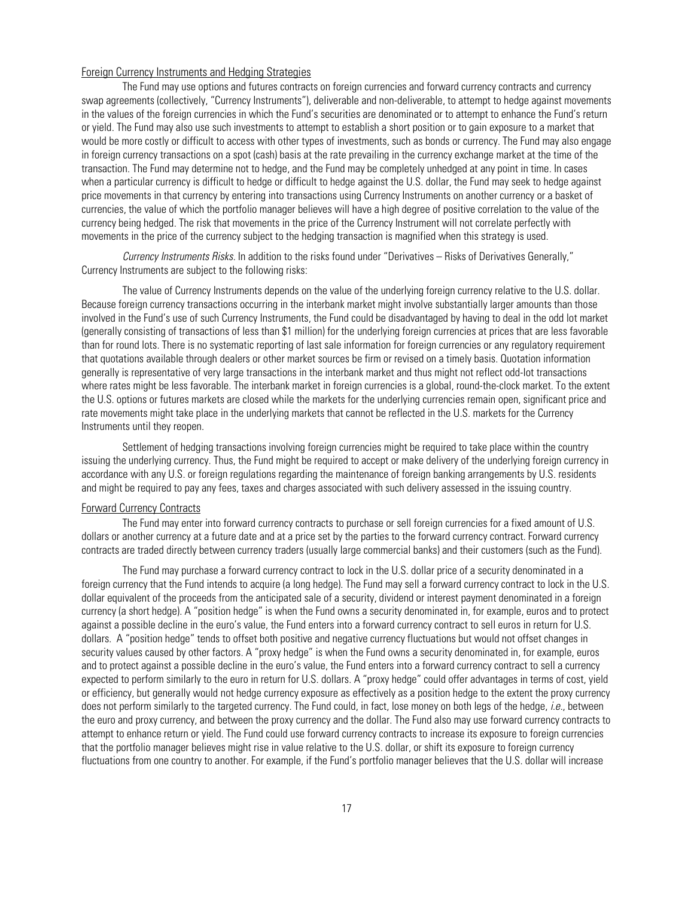### Foreign Currency Instruments and Hedging Strategies

The Fund may use options and futures contracts on foreign currencies and forward currency contracts and currency swap agreements (collectively, "Currency Instruments"), deliverable and non-deliverable, to attempt to hedge against movements in the values of the foreign currencies in which the Fund's securities are denominated or to attempt to enhance the Fund's return or yield. The Fund may also use such investments to attempt to establish a short position or to gain exposure to a market that would be more costly or difficult to access with other types of investments, such as bonds or currency. The Fund may also engage in foreign currency transactions on a spot (cash) basis at the rate prevailing in the currency exchange market at the time of the transaction. The Fund may determine not to hedge, and the Fund may be completely unhedged at any point in time. In cases when a particular currency is difficult to hedge or difficult to hedge against the U.S. dollar, the Fund may seek to hedge against price movements in that currency by entering into transactions using Currency Instruments on another currency or a basket of currencies, the value of which the portfolio manager believes will have a high degree of positive correlation to the value of the currency being hedged. The risk that movements in the price of the Currency Instrument will not correlate perfectly with movements in the price of the currency subject to the hedging transaction is magnified when this strategy is used.

*Currency Instruments Risks*. In addition to the risks found under "Derivatives – Risks of Derivatives Generally," Currency Instruments are subject to the following risks:

The value of Currency Instruments depends on the value of the underlying foreign currency relative to the U.S. dollar. Because foreign currency transactions occurring in the interbank market might involve substantially larger amounts than those involved in the Fund's use of such Currency Instruments, the Fund could be disadvantaged by having to deal in the odd lot market (generally consisting of transactions of less than $1 million) for the underlying foreign currencies at prices that are less favorable than for round lots. There is no systematic reporting of last sale information for foreign currencies or any regulatory requirement that quotations available through dealers or other market sources be firm or revised on a timely basis. Quotation information generally is representative of very large transactions in the interbank market and thus might not reflect odd-lot transactions where rates might be less favorable. The interbank market in foreign currencies is a global, round-the-clock market. To the extent the U.S. options or futures markets are closed while the markets for the underlying currencies remain open, significant price and rate movements might take place in the underlying markets that cannot be reflected in the U.S. markets for the Currency Instruments until they reopen.

Settlement of hedging transactions involving foreign currencies might be required to take place within the country issuing the underlying currency. Thus, the Fund might be required to accept or make delivery of the underlying foreign currency in accordance with any U.S. or foreign regulations regarding the maintenance of foreign banking arrangements by U.S. residents and might be required to pay any fees, taxes and charges associated with such delivery assessed in the issuing country.

### Forward Currency Contracts

The Fund may enter into forward currency contracts to purchase or sell foreign currencies for a fixed amount of U.S. dollars or another currency at a future date and at a price set by the parties to the forward currency contract. Forward currency contracts are traded directly between currency traders (usually large commercial banks) and their customers (such as the Fund).

The Fund may purchase a forward currency contract to lock in the U.S. dollar price of a security denominated in a foreign currency that the Fund intends to acquire (a long hedge). The Fund may sell a forward currency contract to lock in the U.S. dollar equivalent of the proceeds from the anticipated sale of a security, dividend or interest payment denominated in a foreign currency (a short hedge). A "position hedge" is when the Fund owns a security denominated in, for example, euros and to protect against a possible decline in the euro's value, the Fund enters into a forward currency contract to sell euros in return for U.S. dollars. A "position hedge" tends to offset both positive and negative currency fluctuations but would not offset changes in security values caused by other factors. A "proxy hedge" is when the Fund owns a security denominated in, for example, euros and to protect against a possible decline in the euro's value, the Fund enters into a forward currency contract to sell a currency expected to perform similarly to the euro in return for U.S. dollars. A "proxy hedge" could offer advantages in terms of cost, yield or efficiency, but generally would not hedge currency exposure as effectively as a position hedge to the extent the proxy currency does not perform similarly to the targeted currency. The Fund could, in fact, lose money on both legs of the hedge, *i.e.*, between the euro and proxy currency, and between the proxy currency and the dollar. The Fund also may use forward currency contracts to attempt to enhance return or yield. The Fund could use forward currency contracts to increase its exposure to foreign currencies that the portfolio manager believes might rise in value relative to the U.S. dollar, or shift its exposure to foreign currency fluctuations from one country to another. For example, if the Fund's portfolio manager believes that the U.S. dollar will increase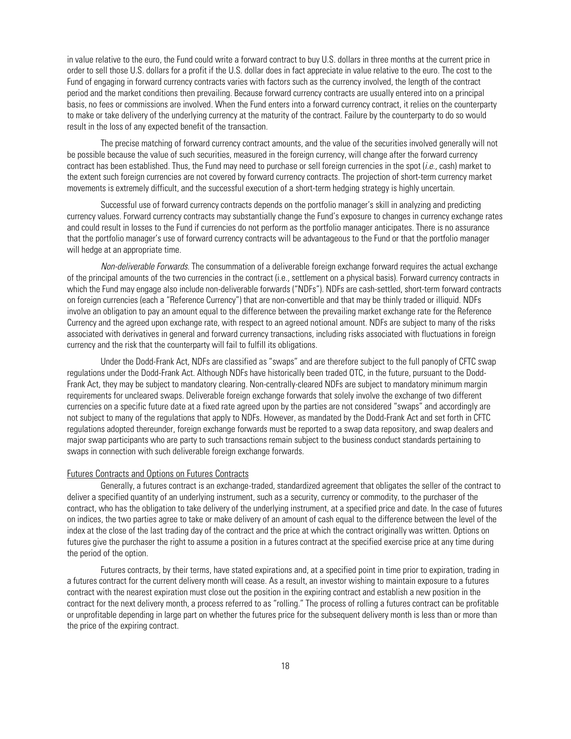in value relative to the euro, the Fund could write a forward contract to buy U.S. dollars in three months at the current price in order to sell those U.S. dollars for a profit if the U.S. dollar does in fact appreciate in value relative to the euro. The cost to the Fund of engaging in forward currency contracts varies with factors such as the currency involved, the length of the contract period and the market conditions then prevailing. Because forward currency contracts are usually entered into on a principal basis, no fees or commissions are involved. When the Fund enters into a forward currency contract, it relies on the counterparty to make or take delivery of the underlying currency at the maturity of the contract. Failure by the counterparty to do so would result in the loss of any expected benefit of the transaction.

The precise matching of forward currency contract amounts, and the value of the securities involved generally will not be possible because the value of such securities, measured in the foreign currency, will change after the forward currency contract has been established. Thus, the Fund may need to purchase or sell foreign currencies in the spot (*i.e.*, cash) market to the extent such foreign currencies are not covered by forward currency contracts. The projection of short-term currency market movements is extremely difficult, and the successful execution of a short-term hedging strategy is highly uncertain.

Successful use of forward currency contracts depends on the portfolio manager's skill in analyzing and predicting currency values. Forward currency contracts may substantially change the Fund's exposure to changes in currency exchange rates and could result in losses to the Fund if currencies do not perform as the portfolio manager anticipates. There is no assurance that the portfolio manager's use of forward currency contracts will be advantageous to the Fund or that the portfolio manager will hedge at an appropriate time.

*Non-deliverable Forwards*. The consummation of a deliverable foreign exchange forward requires the actual exchange of the principal amounts of the two currencies in the contract (i.e., settlement on a physical basis). Forward currency contracts in which the Fund may engage also include non-deliverable forwards ("NDFs"). NDFs are cash-settled, short-term forward contracts on foreign currencies (each a "Reference Currency") that are non-convertible and that may be thinly traded or illiquid. NDFs involve an obligation to pay an amount equal to the difference between the prevailing market exchange rate for the Reference Currency and the agreed upon exchange rate, with respect to an agreed notional amount. NDFs are subject to many of the risks associated with derivatives in general and forward currency transactions, including risks associated with fluctuations in foreign currency and the risk that the counterparty will fail to fulfill its obligations.

Under the Dodd-Frank Act, NDFs are classified as "swaps" and are therefore subject to the full panoply of CFTC swap regulations under the Dodd-Frank Act. Although NDFs have historically been traded OTC, in the future, pursuant to the Dodd-Frank Act, they may be subject to mandatory clearing. Non-centrally-cleared NDFs are subject to mandatory minimum margin requirements for uncleared swaps. Deliverable foreign exchange forwards that solely involve the exchange of two different currencies on a specific future date at a fixed rate agreed upon by the parties are not considered "swaps" and accordingly are not subject to many of the regulations that apply to NDFs. However, as mandated by the Dodd-Frank Act and set forth in CFTC regulations adopted thereunder, foreign exchange forwards must be reported to a swap data repository, and swap dealers and major swap participants who are party to such transactions remain subject to the business conduct standards pertaining to swaps in connection with such deliverable foreign exchange forwards.

#### Futures Contracts and Options on Futures Contracts

Generally, a futures contract is an exchange-traded, standardized agreement that obligates the seller of the contract to deliver a specified quantity of an underlying instrument, such as a security, currency or commodity, to the purchaser of the contract, who has the obligation to take delivery of the underlying instrument, at a specified price and date. In the case of futures on indices, the two parties agree to take or make delivery of an amount of cash equal to the difference between the level of the index at the close of the last trading day of the contract and the price at which the contract originally was written. Options on futures give the purchaser the right to assume a position in a futures contract at the specified exercise price at any time during the period of the option.

Futures contracts, by their terms, have stated expirations and, at a specified point in time prior to expiration, trading in a futures contract for the current delivery month will cease. As a result, an investor wishing to maintain exposure to a futures contract with the nearest expiration must close out the position in the expiring contract and establish a new position in the contract for the next delivery month, a process referred to as "rolling." The process of rolling a futures contract can be profitable or unprofitable depending in large part on whether the futures price for the subsequent delivery month is less than or more than the price of the expiring contract.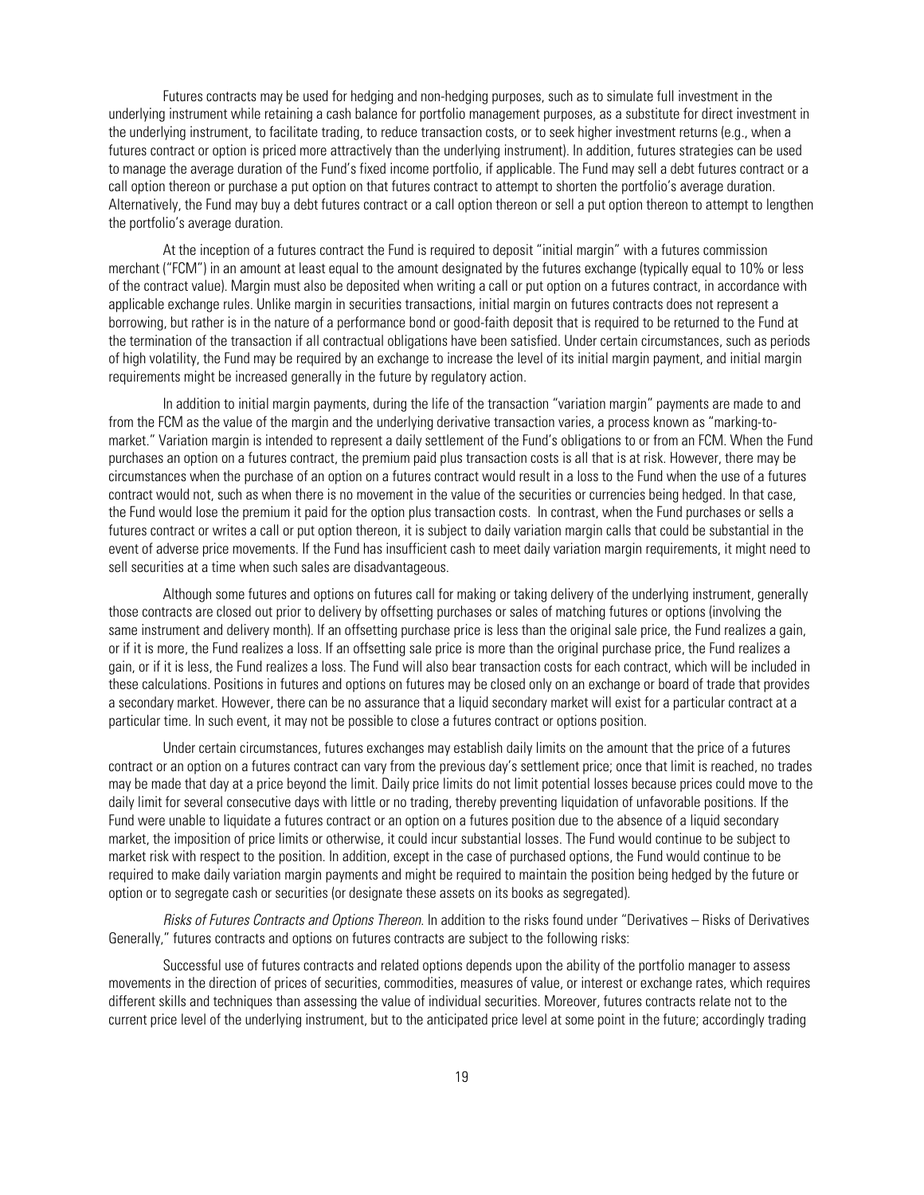Futures contracts may be used for hedging and non-hedging purposes, such as to simulate full investment in the underlying instrument while retaining a cash balance for portfolio management purposes, as a substitute for direct investment in the underlying instrument, to facilitate trading, to reduce transaction costs, or to seek higher investment returns (e.g., when a futures contract or option is priced more attractively than the underlying instrument). In addition, futures strategies can be used to manage the average duration of the Fund's fixed income portfolio, if applicable. The Fund may sell a debt futures contract or a call option thereon or purchase a put option on that futures contract to attempt to shorten the portfolio's average duration. Alternatively, the Fund may buy a debt futures contract or a call option thereon or sell a put option thereon to attempt to lengthen the portfolio's average duration.

At the inception of a futures contract the Fund is required to deposit "initial margin" with a futures commission merchant ("FCM") in an amount at least equal to the amount designated by the futures exchange (typically equal to 10% or less of the contract value). Margin must also be deposited when writing a call or put option on a futures contract, in accordance with applicable exchange rules. Unlike margin in securities transactions, initial margin on futures contracts does not represent a borrowing, but rather is in the nature of a performance bond or good-faith deposit that is required to be returned to the Fund at the termination of the transaction if all contractual obligations have been satisfied. Under certain circumstances, such as periods of high volatility, the Fund may be required by an exchange to increase the level of its initial margin payment, and initial margin requirements might be increased generally in the future by regulatory action.

In addition to initial margin payments, during the life of the transaction "variation margin" payments are made to and from the FCM as the value of the margin and the underlying derivative transaction varies, a process known as "marking-to-market." Variation margin is intended to represent a daily settlement of the Fund's obligations to or from an FCM. When the Fund purchases an option on a futures contract, the premium paid plus transaction costs is all that is at risk. However, there may be circumstances when the purchase of an option on a futures contract would result in a loss to the Fund when the use of a futures contract would not, such as when there is no movement in the value of the securities or currencies being hedged. In that case, the Fund would lose the premium it paid for the option plus transaction costs. In contrast, when the Fund purchases or sells a futures contract or writes a call or put option thereon, it is subject to daily variation margin calls that could be substantial in the event of adverse price movements. If the Fund has insufficient cash to meet daily variation margin requirements, it might need to sell securities at a time when such sales are disadvantageous.

Although some futures and options on futures call for making or taking delivery of the underlying instrument, generally those contracts are closed out prior to delivery by offsetting purchases or sales of matching futures or options (involving the same instrument and delivery month). If an offsetting purchase price is less than the original sale price, the Fund realizes a gain, or if it is more, the Fund realizes a loss. If an offsetting sale price is more than the original purchase price, the Fund realizes a gain, or if it is less, the Fund realizes a loss. The Fund will also bear transaction costs for each contract, which will be included in these calculations. Positions in futures and options on futures may be closed only on an exchange or board of trade that provides a secondary market. However, there can be no assurance that a liquid secondary market will exist for a particular contract at a particular time. In such event, it may not be possible to close a futures contract or options position.

Under certain circumstances, futures exchanges may establish daily limits on the amount that the price of a futures contract or an option on a futures contract can vary from the previous day's settlement price; once that limit is reached, no trades may be made that day at a price beyond the limit. Daily price limits do not limit potential losses because prices could move to the daily limit for several consecutive days with little or no trading, thereby preventing liquidation of unfavorable positions. If the Fund were unable to liquidate a futures contract or an option on a futures position due to the absence of a liquid secondary market, the imposition of price limits or otherwise, it could incur substantial losses. The Fund would continue to be subject to market risk with respect to the position. In addition, except in the case of purchased options, the Fund would continue to be required to make daily variation margin payments and might be required to maintain the position being hedged by the future or option or to segregate cash or securities (or designate these assets on its books as segregated).

*Risks of Futures Contracts and Options Thereon.* In addition to the risks found under "Derivatives – Risks of Derivatives Generally," futures contracts and options on futures contracts are subject to the following risks:

Successful use of futures contracts and related options depends upon the ability of the portfolio manager to assess movements in the direction of prices of securities, commodities, measures of value, or interest or exchange rates, which requires different skills and techniques than assessing the value of individual securities. Moreover, futures contracts relate not to the current price level of the underlying instrument, but to the anticipated price level at some point in the future; accordingly trading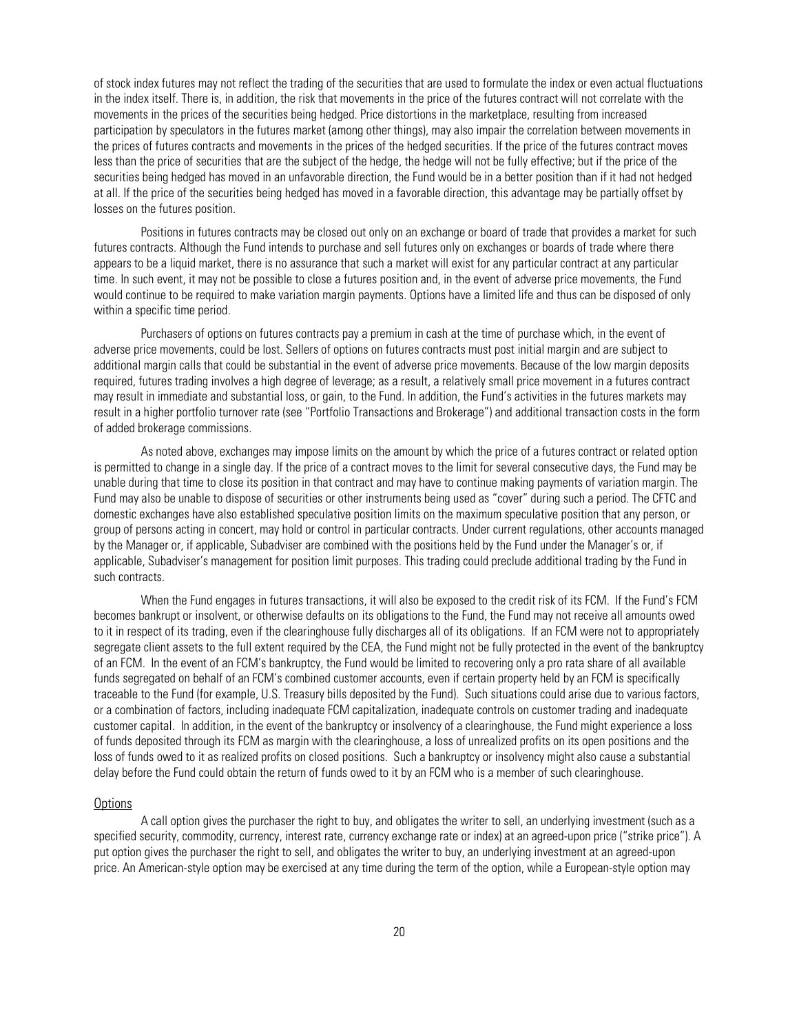of stock index futures may not reflect the trading of the securities that are used to formulate the index or even actual fluctuations in the index itself. There is, in addition, the risk that movements in the price of the futures contract will not correlate with the movements in the prices of the securities being hedged. Price distortions in the marketplace, resulting from increased participation by speculators in the futures market (among other things), may also impair the correlation between movements in the prices of futures contracts and movements in the prices of the hedged securities. If the price of the futures contract moves less than the price of securities that are the subject of the hedge, the hedge will not be fully effective; but if the price of the securities being hedged has moved in an unfavorable direction, the Fund would be in a better position than if it had not hedged at all. If the price of the securities being hedged has moved in a favorable direction, this advantage may be partially offset by losses on the futures position.

Positions in futures contracts may be closed out only on an exchange or board of trade that provides a market for such futures contracts. Although the Fund intends to purchase and sell futures only on exchanges or boards of trade where there appears to be a liquid market, there is no assurance that such a market will exist for any particular contract at any particular time. In such event, it may not be possible to close a futures position and, in the event of adverse price movements, the Fund would continue to be required to make variation margin payments. Options have a limited life and thus can be disposed of only within a specific time period.

Purchasers of options on futures contracts pay a premium in cash at the time of purchase which, in the event of adverse price movements, could be lost. Sellers of options on futures contracts must post initial margin and are subject to additional margin calls that could be substantial in the event of adverse price movements. Because of the low margin deposits required, futures trading involves a high degree of leverage; as a result, a relatively small price movement in a futures contract may result in immediate and substantial loss, or gain, to the Fund. In addition, the Fund's activities in the futures markets may result in a higher portfolio turnover rate (see "Portfolio Transactions and Brokerage") and additional transaction costs in the form of added brokerage commissions.

As noted above, exchanges may impose limits on the amount by which the price of a futures contract or related option is permitted to change in a single day. If the price of a contract moves to the limit for several consecutive days, the Fund may be unable during that time to close its position in that contract and may have to continue making payments of variation margin. The Fund may also be unable to dispose of securities or other instruments being used as "cover" during such a period. The CFTC and domestic exchanges have also established speculative position limits on the maximum speculative position that any person, or group of persons acting in concert, may hold or control in particular contracts. Under current regulations, other accounts managed by the Manager or, if applicable, Subadviser are combined with the positions held by the Fund under the Manager's or, if applicable, Subadviser's management for position limit purposes. This trading could preclude additional trading by the Fund in such contracts.

When the Fund engages in futures transactions, it will also be exposed to the credit risk of its FCM. If the Fund's FCM becomes bankrupt or insolvent, or otherwise defaults on its obligations to the Fund, the Fund may not receive all amounts owed to it in respect of its trading, even if the clearinghouse fully discharges all of its obligations. If an FCM were not to appropriately segregate client assets to the full extent required by the CEA, the Fund might not be fully protected in the event of the bankruptcy of an FCM. In the event of an FCM's bankruptcy, the Fund would be limited to recovering only a pro rata share of all available funds segregated on behalf of an FCM's combined customer accounts, even if certain property held by an FCM is specifically traceable to the Fund (for example, U.S. Treasury bills deposited by the Fund). Such situations could arise due to various factors, or a combination of factors, including inadequate FCM capitalization, inadequate controls on customer trading and inadequate customer capital. In addition, in the event of the bankruptcy or insolvency of a clearinghouse, the Fund might experience a loss of funds deposited through its FCM as margin with the clearinghouse, a loss of unrealized profits on its open positions and the loss of funds owed to it as realized profits on closed positions. Such a bankruptcy or insolvency might also cause a substantial delay before the Fund could obtain the return of funds owed to it by an FCM who is a member of such clearinghouse.

### Options

A call option gives the purchaser the right to buy, and obligates the writer to sell, an underlying investment (such as a specified security, commodity, currency, interest rate, currency exchange rate or index) at an agreed-upon price ("strike price"). A put option gives the purchaser the right to sell, and obligates the writer to buy, an underlying investment at an agreed-upon price. An American-style option may be exercised at any time during the term of the option, while a European-style option may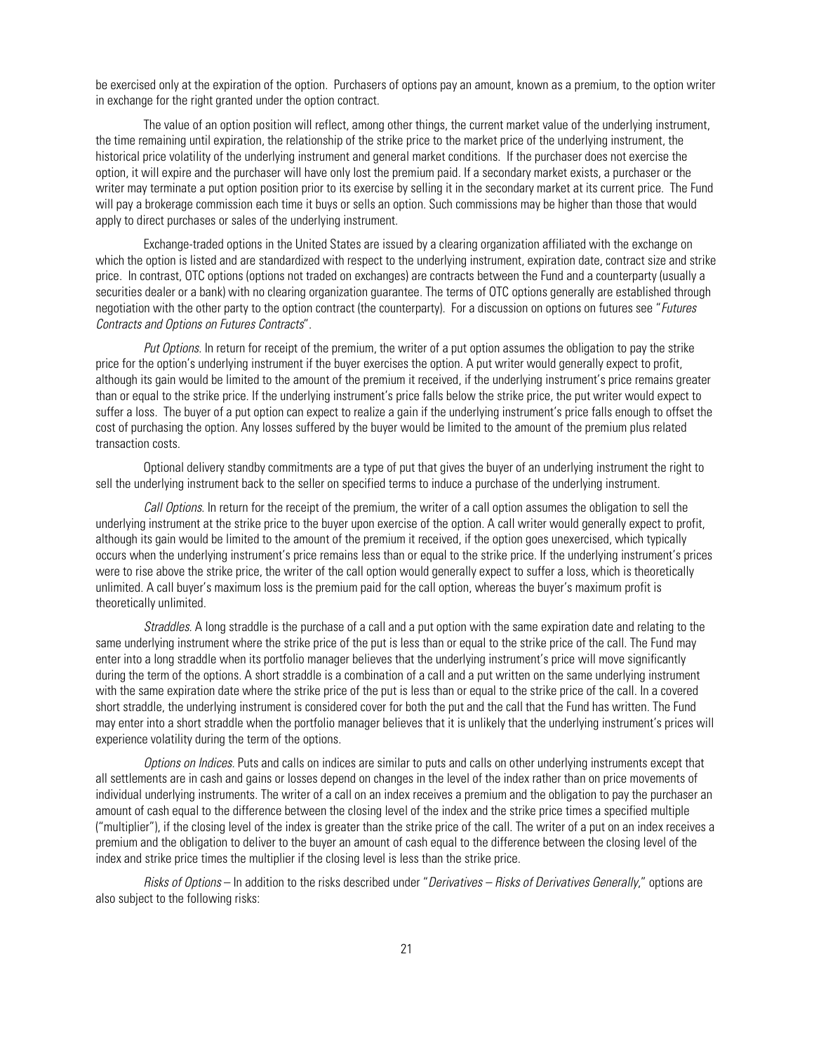be exercised only at the expiration of the option. Purchasers of options pay an amount, known as a premium, to the option writer in exchange for the right granted under the option contract.

The value of an option position will reflect, among other things, the current market value of the underlying instrument, the time remaining until expiration, the relationship of the strike price to the market price of the underlying instrument, the historical price volatility of the underlying instrument and general market conditions. If the purchaser does not exercise the option, it will expire and the purchaser will have only lost the premium paid. If a secondary market exists, a purchaser or the writer may terminate a put option position prior to its exercise by selling it in the secondary market at its current price. The Fund will pay a brokerage commission each time it buys or sells an option. Such commissions may be higher than those that would apply to direct purchases or sales of the underlying instrument.

Exchange-traded options in the United States are issued by a clearing organization affiliated with the exchange on which the option is listed and are standardized with respect to the underlying instrument, expiration date, contract size and strike price. In contrast, OTC options (options not traded on exchanges) are contracts between the Fund and a counterparty (usually a securities dealer or a bank) with no clearing organization guarantee. The terms of OTC options generally are established through negotiation with the other party to the option contract (the counterparty). For a discussion on options on futures see "*Futures Contracts and Options on Futures Contracts*".

*Put Options*. In return for receipt of the premium, the writer of a put option assumes the obligation to pay the strike price for the option's underlying instrument if the buyer exercises the option. A put writer would generally expect to profit, although its gain would be limited to the amount of the premium it received, if the underlying instrument's price remains greater than or equal to the strike price. If the underlying instrument's price falls below the strike price, the put writer would expect to suffer a loss. The buyer of a put option can expect to realize a gain if the underlying instrument's price falls enough to offset the cost of purchasing the option. Any losses suffered by the buyer would be limited to the amount of the premium plus related transaction costs.

Optional delivery standby commitments are a type of put that gives the buyer of an underlying instrument the right to sell the underlying instrument back to the seller on specified terms to induce a purchase of the underlying instrument.

*Call Options*. In return for the receipt of the premium, the writer of a call option assumes the obligation to sell the underlying instrument at the strike price to the buyer upon exercise of the option. A call writer would generally expect to profit, although its gain would be limited to the amount of the premium it received, if the option goes unexercised, which typically occurs when the underlying instrument's price remains less than or equal to the strike price. If the underlying instrument's prices were to rise above the strike price, the writer of the call option would generally expect to suffer a loss, which is theoretically unlimited. A call buyer's maximum loss is the premium paid for the call option, whereas the buyer's maximum profit is theoretically unlimited.

*Straddles*. A long straddle is the purchase of a call and a put option with the same expiration date and relating to the same underlying instrument where the strike price of the put is less than or equal to the strike price of the call. The Fund may enter into a long straddle when its portfolio manager believes that the underlying instrument's price will move significantly during the term of the options. A short straddle is a combination of a call and a put written on the same underlying instrument with the same expiration date where the strike price of the put is less than or equal to the strike price of the call. In a covered short straddle, the underlying instrument is considered cover for both the put and the call that the Fund has written. The Fund may enter into a short straddle when the portfolio manager believes that it is unlikely that the underlying instrument's prices will experience volatility during the term of the options.

*Options on Indices*. Puts and calls on indices are similar to puts and calls on other underlying instruments except that all settlements are in cash and gains or losses depend on changes in the level of the index rather than on price movements of individual underlying instruments. The writer of a call on an index receives a premium and the obligation to pay the purchaser an amount of cash equal to the difference between the closing level of the index and the strike price times a specified multiple ("multiplier"), if the closing level of the index is greater than the strike price of the call. The writer of a put on an index receives a premium and the obligation to deliver to the buyer an amount of cash equal to the difference between the closing level of the index and strike price times the multiplier if the closing level is less than the strike price.

*Risks of Options* – In addition to the risks described under "*Derivatives – Risks of Derivatives Generally*," options are also subject to the following risks: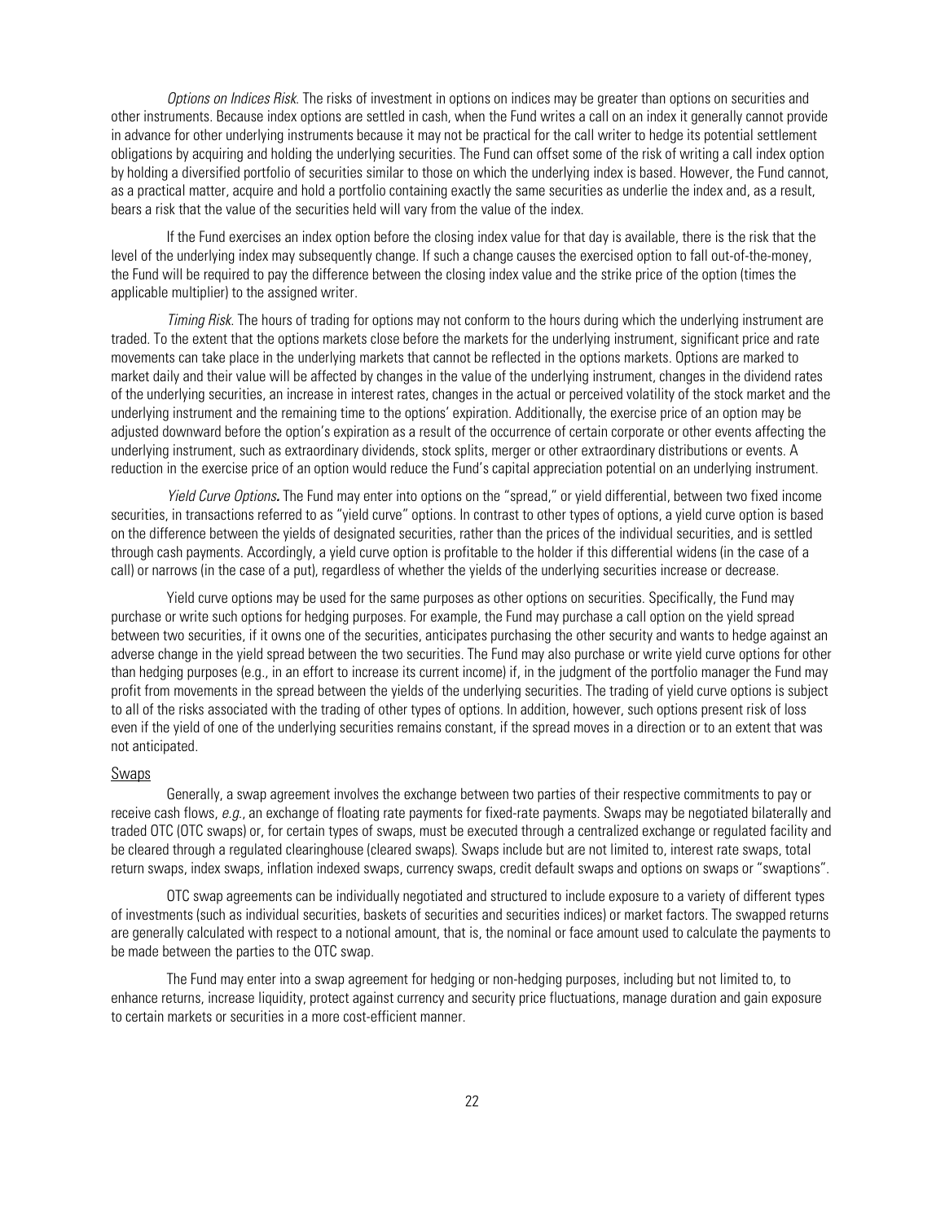*Options on Indices Risk*. The risks of investment in options on indices may be greater than options on securities and other instruments. Because index options are settled in cash, when the Fund writes a call on an index it generally cannot provide in advance for other underlying instruments because it may not be practical for the call writer to hedge its potential settlement obligations by acquiring and holding the underlying securities. The Fund can offset some of the risk of writing a call index option by holding a diversified portfolio of securities similar to those on which the underlying index is based. However, the Fund cannot, as a practical matter, acquire and hold a portfolio containing exactly the same securities as underlie the index and, as a result, bears a risk that the value of the securities held will vary from the value of the index.

If the Fund exercises an index option before the closing index value for that day is available, there is the risk that the level of the underlying index may subsequently change. If such a change causes the exercised option to fall out-of-the-money, the Fund will be required to pay the difference between the closing index value and the strike price of the option (times the applicable multiplier) to the assigned writer.

*Timing Risk*. The hours of trading for options may not conform to the hours during which the underlying instrument are traded. To the extent that the options markets close before the markets for the underlying instrument, significant price and rate movements can take place in the underlying markets that cannot be reflected in the options markets. Options are marked to market daily and their value will be affected by changes in the value of the underlying instrument, changes in the dividend rates of the underlying securities, an increase in interest rates, changes in the actual or perceived volatility of the stock market and the underlying instrument and the remaining time to the options' expiration. Additionally, the exercise price of an option may be adjusted downward before the option's expiration as a result of the occurrence of certain corporate or other events affecting the underlying instrument, such as extraordinary dividends, stock splits, merger or other extraordinary distributions or events. A reduction in the exercise price of an option would reduce the Fund's capital appreciation potential on an underlying instrument.

*Yield Curve Options***.** The Fund may enter into options on the "spread," or yield differential, between two fixed income securities, in transactions referred to as "yield curve" options. In contrast to other types of options, a yield curve option is based on the difference between the yields of designated securities, rather than the prices of the individual securities, and is settled through cash payments. Accordingly, a yield curve option is profitable to the holder if this differential widens (in the case of a call) or narrows (in the case of a put), regardless of whether the yields of the underlying securities increase or decrease.

Yield curve options may be used for the same purposes as other options on securities. Specifically, the Fund may purchase or write such options for hedging purposes. For example, the Fund may purchase a call option on the yield spread between two securities, if it owns one of the securities, anticipates purchasing the other security and wants to hedge against an adverse change in the yield spread between the two securities. The Fund may also purchase or write yield curve options for other than hedging purposes (e.g., in an effort to increase its current income) if, in the judgment of the portfolio manager the Fund may profit from movements in the spread between the yields of the underlying securities. The trading of yield curve options is subject to all of the risks associated with the trading of other types of options. In addition, however, such options present risk of loss even if the yield of one of the underlying securities remains constant, if the spread moves in a direction or to an extent that was not anticipated.

## Swaps

Generally, a swap agreement involves the exchange between two parties of their respective commitments to pay or receive cash flows, *e.g.*, an exchange of floating rate payments for fixed-rate payments. Swaps may be negotiated bilaterally and traded OTC (OTC swaps) or, for certain types of swaps, must be executed through a centralized exchange or regulated facility and be cleared through a regulated clearinghouse (cleared swaps). Swaps include but are not limited to, interest rate swaps, total return swaps, index swaps, inflation indexed swaps, currency swaps, credit default swaps and options on swaps or "swaptions".

OTC swap agreements can be individually negotiated and structured to include exposure to a variety of different types of investments (such as individual securities, baskets of securities and securities indices) or market factors. The swapped returns are generally calculated with respect to a notional amount, that is, the nominal or face amount used to calculate the payments to be made between the parties to the OTC swap.

The Fund may enter into a swap agreement for hedging or non-hedging purposes, including but not limited to, to enhance returns, increase liquidity, protect against currency and security price fluctuations, manage duration and gain exposure to certain markets or securities in a more cost-efficient manner.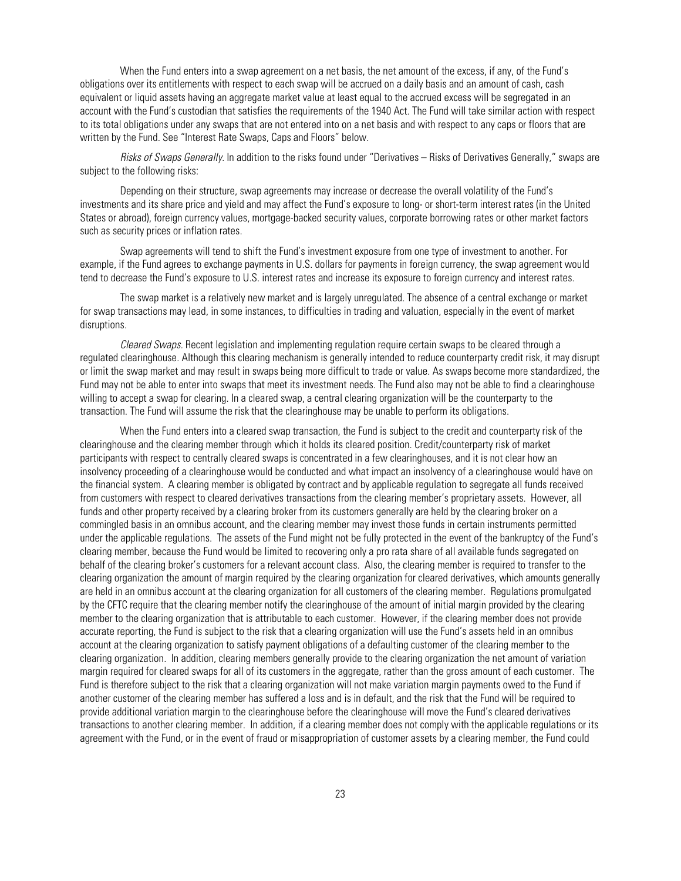When the Fund enters into a swap agreement on a net basis, the net amount of the excess, if any, of the Fund's obligations over its entitlements with respect to each swap will be accrued on a daily basis and an amount of cash, cash equivalent or liquid assets having an aggregate market value at least equal to the accrued excess will be segregated in an account with the Fund's custodian that satisfies the requirements of the 1940 Act. The Fund will take similar action with respect to its total obligations under any swaps that are not entered into on a net basis and with respect to any caps or floors that are written by the Fund. See "Interest Rate Swaps, Caps and Floors" below.

*Risks of Swaps Generally*. In addition to the risks found under "Derivatives – Risks of Derivatives Generally," swaps are subject to the following risks:

Depending on their structure, swap agreements may increase or decrease the overall volatility of the Fund's investments and its share price and yield and may affect the Fund's exposure to long- or short-term interest rates (in the United States or abroad), foreign currency values, mortgage-backed security values, corporate borrowing rates or other market factors such as security prices or inflation rates.

Swap agreements will tend to shift the Fund's investment exposure from one type of investment to another. For example, if the Fund agrees to exchange payments in U.S. dollars for payments in foreign currency, the swap agreement would tend to decrease the Fund's exposure to U.S. interest rates and increase its exposure to foreign currency and interest rates.

The swap market is a relatively new market and is largely unregulated. The absence of a central exchange or market for swap transactions may lead, in some instances, to difficulties in trading and valuation, especially in the event of market disruptions.

*Cleared Swaps*. Recent legislation and implementing regulation require certain swaps to be cleared through a regulated clearinghouse. Although this clearing mechanism is generally intended to reduce counterparty credit risk, it may disrupt or limit the swap market and may result in swaps being more difficult to trade or value. As swaps become more standardized, the Fund may not be able to enter into swaps that meet its investment needs. The Fund also may not be able to find a clearinghouse willing to accept a swap for clearing. In a cleared swap, a central clearing organization will be the counterparty to the transaction. The Fund will assume the risk that the clearinghouse may be unable to perform its obligations.

When the Fund enters into a cleared swap transaction, the Fund is subject to the credit and counterparty risk of the clearinghouse and the clearing member through which it holds its cleared position. Credit/counterparty risk of market participants with respect to centrally cleared swaps is concentrated in a few clearinghouses, and it is not clear how an insolvency proceeding of a clearinghouse would be conducted and what impact an insolvency of a clearinghouse would have on the financial system. A clearing member is obligated by contract and by applicable regulation to segregate all funds received from customers with respect to cleared derivatives transactions from the clearing member's proprietary assets. However, all funds and other property received by a clearing broker from its customers generally are held by the clearing broker on a commingled basis in an omnibus account, and the clearing member may invest those funds in certain instruments permitted under the applicable regulations. The assets of the Fund might not be fully protected in the event of the bankruptcy of the Fund's clearing member, because the Fund would be limited to recovering only a pro rata share of all available funds segregated on behalf of the clearing broker's customers for a relevant account class. Also, the clearing member is required to transfer to the clearing organization the amount of margin required by the clearing organization for cleared derivatives, which amounts generally are held in an omnibus account at the clearing organization for all customers of the clearing member. Regulations promulgated by the CFTC require that the clearing member notify the clearinghouse of the amount of initial margin provided by the clearing member to the clearing organization that is attributable to each customer. However, if the clearing member does not provide accurate reporting, the Fund is subject to the risk that a clearing organization will use the Fund's assets held in an omnibus account at the clearing organization to satisfy payment obligations of a defaulting customer of the clearing member to the clearing organization. In addition, clearing members generally provide to the clearing organization the net amount of variation margin required for cleared swaps for all of its customers in the aggregate, rather than the gross amount of each customer. The Fund is therefore subject to the risk that a clearing organization will not make variation margin payments owed to the Fund if another customer of the clearing member has suffered a loss and is in default, and the risk that the Fund will be required to provide additional variation margin to the clearinghouse before the clearinghouse will move the Fund's cleared derivatives transactions to another clearing member. In addition, if a clearing member does not comply with the applicable regulations or its agreement with the Fund, or in the event of fraud or misappropriation of customer assets by a clearing member, the Fund could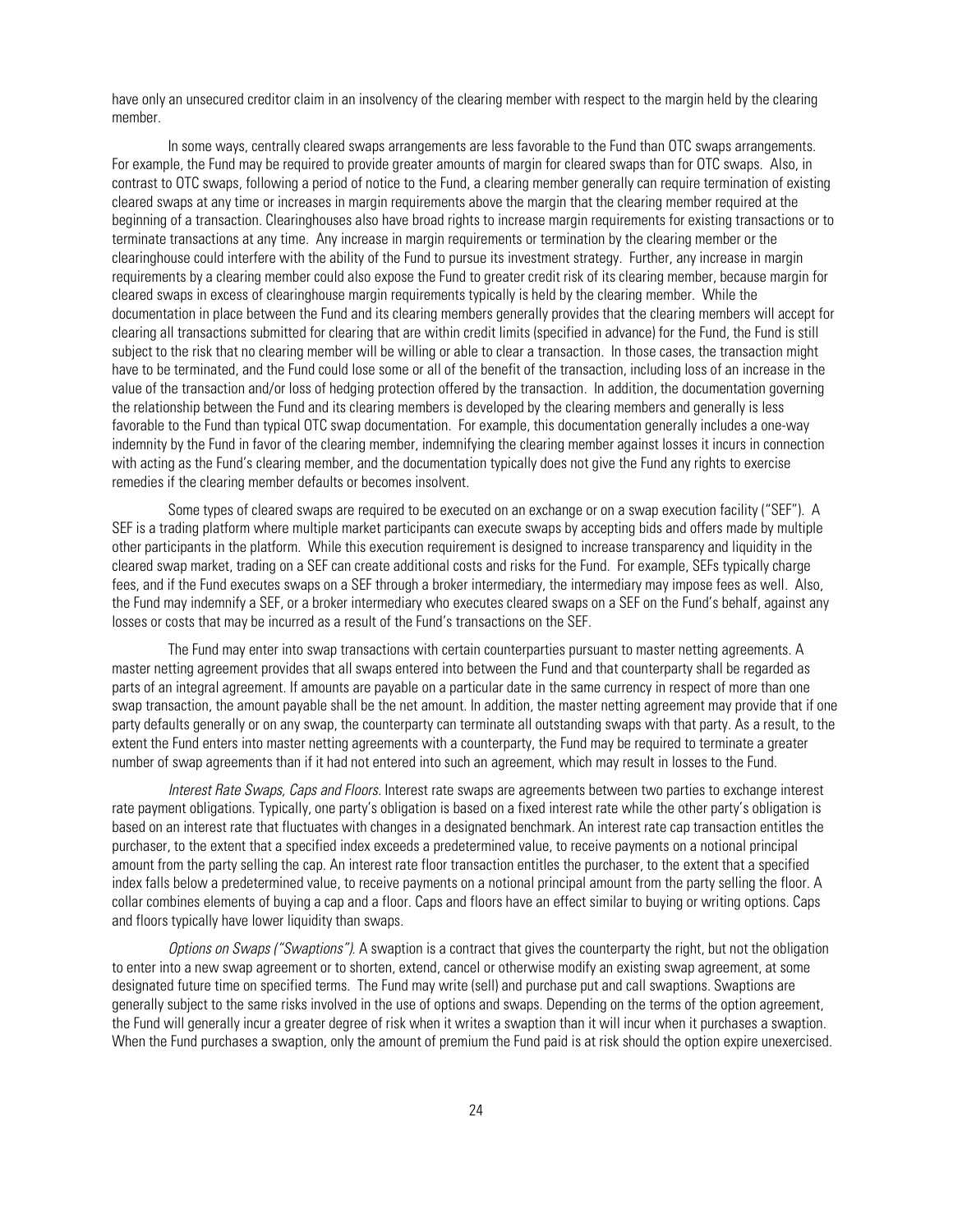have only an unsecured creditor claim in an insolvency of the clearing member with respect to the margin held by the clearing member.

In some ways, centrally cleared swaps arrangements are less favorable to the Fund than OTC swaps arrangements. For example, the Fund may be required to provide greater amounts of margin for cleared swaps than for OTC swaps. Also, in contrast to OTC swaps, following a period of notice to the Fund, a clearing member generally can require termination of existing cleared swaps at any time or increases in margin requirements above the margin that the clearing member required at the beginning of a transaction. Clearinghouses also have broad rights to increase margin requirements for existing transactions or to terminate transactions at any time. Any increase in margin requirements or termination by the clearing member or the clearinghouse could interfere with the ability of the Fund to pursue its investment strategy. Further, any increase in margin requirements by a clearing member could also expose the Fund to greater credit risk of its clearing member, because margin for cleared swaps in excess of clearinghouse margin requirements typically is held by the clearing member. While the documentation in place between the Fund and its clearing members generally provides that the clearing members will accept for clearing all transactions submitted for clearing that are within credit limits (specified in advance) for the Fund, the Fund is still subject to the risk that no clearing member will be willing or able to clear a transaction. In those cases, the transaction might have to be terminated, and the Fund could lose some or all of the benefit of the transaction, including loss of an increase in the value of the transaction and/or loss of hedging protection offered by the transaction. In addition, the documentation governing the relationship between the Fund and its clearing members is developed by the clearing members and generally is less favorable to the Fund than typical OTC swap documentation. For example, this documentation generally includes a one-way indemnity by the Fund in favor of the clearing member, indemnifying the clearing member against losses it incurs in connection with acting as the Fund's clearing member, and the documentation typically does not give the Fund any rights to exercise remedies if the clearing member defaults or becomes insolvent.

Some types of cleared swaps are required to be executed on an exchange or on a swap execution facility ("SEF"). A SEF is a trading platform where multiple market participants can execute swaps by accepting bids and offers made by multiple other participants in the platform. While this execution requirement is designed to increase transparency and liquidity in the cleared swap market, trading on a SEF can create additional costs and risks for the Fund. For example, SEFs typically charge fees, and if the Fund executes swaps on a SEF through a broker intermediary, the intermediary may impose fees as well. Also, the Fund may indemnify a SEF, or a broker intermediary who executes cleared swaps on a SEF on the Fund's behalf, against any losses or costs that may be incurred as a result of the Fund's transactions on the SEF.

The Fund may enter into swap transactions with certain counterparties pursuant to master netting agreements. A master netting agreement provides that all swaps entered into between the Fund and that counterparty shall be regarded as parts of an integral agreement. If amounts are payable on a particular date in the same currency in respect of more than one swap transaction, the amount payable shall be the net amount. In addition, the master netting agreement may provide that if one party defaults generally or on any swap, the counterparty can terminate all outstanding swaps with that party. As a result, to the extent the Fund enters into master netting agreements with a counterparty, the Fund may be required to terminate a greater number of swap agreements than if it had not entered into such an agreement, which may result in losses to the Fund.

*Interest Rate Swaps, Caps and Floors.* Interest rate swaps are agreements between two parties to exchange interest rate payment obligations. Typically, one party's obligation is based on a fixed interest rate while the other party's obligation is based on an interest rate that fluctuates with changes in a designated benchmark. An interest rate cap transaction entitles the purchaser, to the extent that a specified index exceeds a predetermined value, to receive payments on a notional principal amount from the party selling the cap. An interest rate floor transaction entitles the purchaser, to the extent that a specified index falls below a predetermined value, to receive payments on a notional principal amount from the party selling the floor. A collar combines elements of buying a cap and a floor. Caps and floors have an effect similar to buying or writing options. Caps and floors typically have lower liquidity than swaps.

*Options on Swaps ("Swaptions").* A swaption is a contract that gives the counterparty the right, but not the obligation to enter into a new swap agreement or to shorten, extend, cancel or otherwise modify an existing swap agreement, at some designated future time on specified terms. The Fund may write (sell) and purchase put and call swaptions. Swaptions are generally subject to the same risks involved in the use of options and swaps. Depending on the terms of the option agreement, the Fund will generally incur a greater degree of risk when it writes a swaption than it will incur when it purchases a swaption. When the Fund purchases a swaption, only the amount of premium the Fund paid is at risk should the option expire unexercised.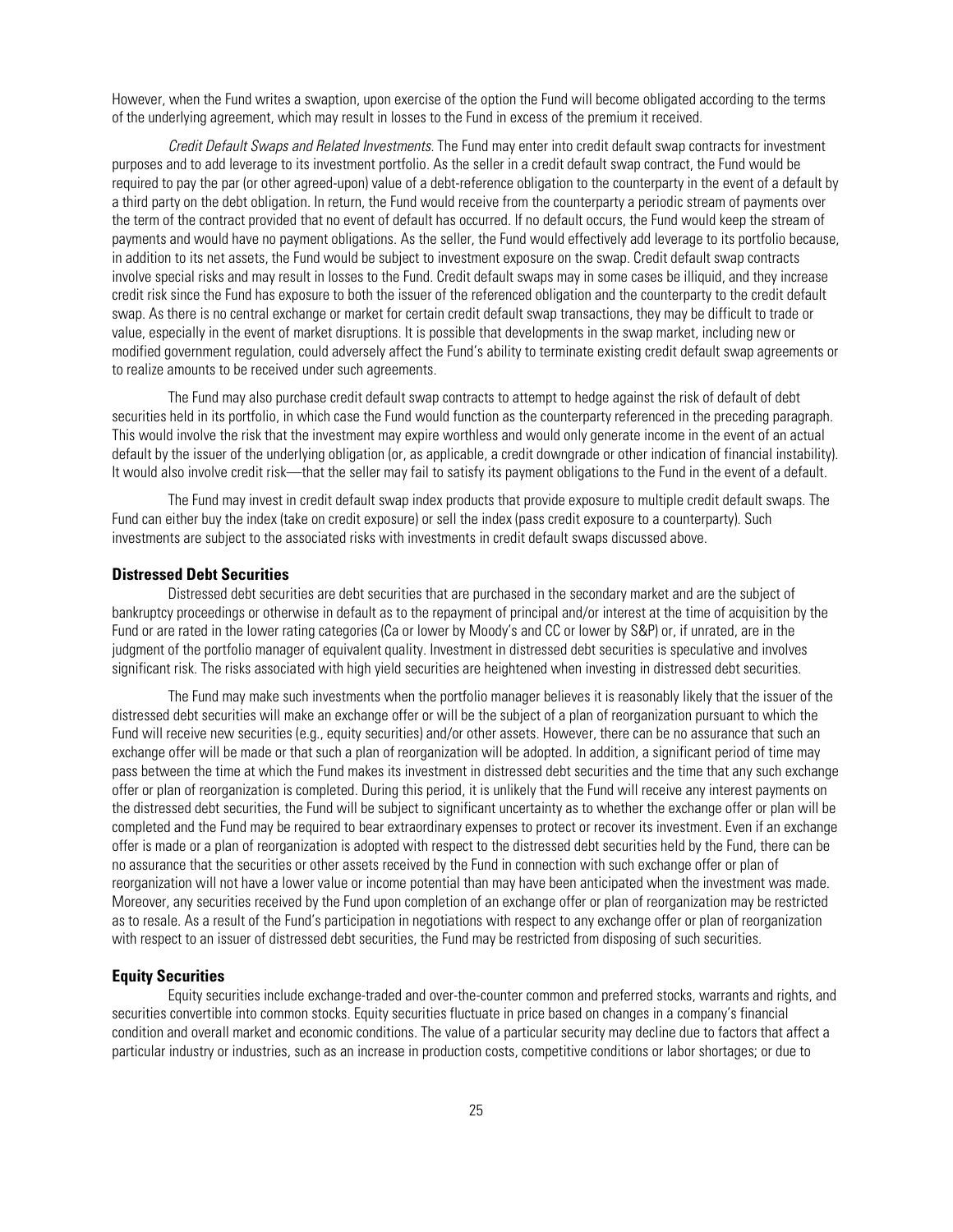However, when the Fund writes a swaption, upon exercise of the option the Fund will become obligated according to the terms of the underlying agreement, which may result in losses to the Fund in excess of the premium it received.

*Credit Default Swaps and Related Investments*. The Fund may enter into credit default swap contracts for investment purposes and to add leverage to its investment portfolio. As the seller in a credit default swap contract, the Fund would be required to pay the par (or other agreed-upon) value of a debt-reference obligation to the counterparty in the event of a default by a third party on the debt obligation. In return, the Fund would receive from the counterparty a periodic stream of payments over the term of the contract provided that no event of default has occurred. If no default occurs, the Fund would keep the stream of payments and would have no payment obligations. As the seller, the Fund would effectively add leverage to its portfolio because, in addition to its net assets, the Fund would be subject to investment exposure on the swap. Credit default swap contracts involve special risks and may result in losses to the Fund. Credit default swaps may in some cases be illiquid, and they increase credit risk since the Fund has exposure to both the issuer of the referenced obligation and the counterparty to the credit default swap. As there is no central exchange or market for certain credit default swap transactions, they may be difficult to trade or value, especially in the event of market disruptions. It is possible that developments in the swap market, including new or modified government regulation, could adversely affect the Fund's ability to terminate existing credit default swap agreements or to realize amounts to be received under such agreements.

The Fund may also purchase credit default swap contracts to attempt to hedge against the risk of default of debt securities held in its portfolio, in which case the Fund would function as the counterparty referenced in the preceding paragraph. This would involve the risk that the investment may expire worthless and would only generate income in the event of an actual default by the issuer of the underlying obligation (or, as applicable, a credit downgrade or other indication of financial instability). It would also involve credit risk—that the seller may fail to satisfy its payment obligations to the Fund in the event of a default.

The Fund may invest in credit default swap index products that provide exposure to multiple credit default swaps. The Fund can either buy the index (take on credit exposure) or sell the index (pass credit exposure to a counterparty). Such investments are subject to the associated risks with investments in credit default swaps discussed above.

## Distressed Debt Securities

Distressed debt securities are debt securities that are purchased in the secondary market and are the subject of bankruptcy proceedings or otherwise in default as to the repayment of principal and/or interest at the time of acquisition by the Fund or are rated in the lower rating categories (Ca or lower by Moody's and CC or lower by S&P) or, if unrated, are in the judgment of the portfolio manager of equivalent quality. Investment in distressed debt securities is speculative and involves significant risk. The risks associated with high yield securities are heightened when investing in distressed debt securities.

The Fund may make such investments when the portfolio manager believes it is reasonably likely that the issuer of the distressed debt securities will make an exchange offer or will be the subject of a plan of reorganization pursuant to which the Fund will receive new securities (e.g., equity securities) and/or other assets. However, there can be no assurance that such an exchange offer will be made or that such a plan of reorganization will be adopted. In addition, a significant period of time may pass between the time at which the Fund makes its investment in distressed debt securities and the time that any such exchange offer or plan of reorganization is completed. During this period, it is unlikely that the Fund will receive any interest payments on the distressed debt securities, the Fund will be subject to significant uncertainty as to whether the exchange offer or plan will be completed and the Fund may be required to bear extraordinary expenses to protect or recover its investment. Even if an exchange offer is made or a plan of reorganization is adopted with respect to the distressed debt securities held by the Fund, there can be no assurance that the securities or other assets received by the Fund in connection with such exchange offer or plan of reorganization will not have a lower value or income potential than may have been anticipated when the investment was made. Moreover, any securities received by the Fund upon completion of an exchange offer or plan of reorganization may be restricted as to resale. As a result of the Fund's participation in negotiations with respect to any exchange offer or plan of reorganization with respect to an issuer of distressed debt securities, the Fund may be restricted from disposing of such securities.

## Equity Securities

Equity securities include exchange-traded and over-the-counter common and preferred stocks, warrants and rights, and securities convertible into common stocks. Equity securities fluctuate in price based on changes in a company's financial condition and overall market and economic conditions. The value of a particular security may decline due to factors that affect a particular industry or industries, such as an increase in production costs, competitive conditions or labor shortages; or due to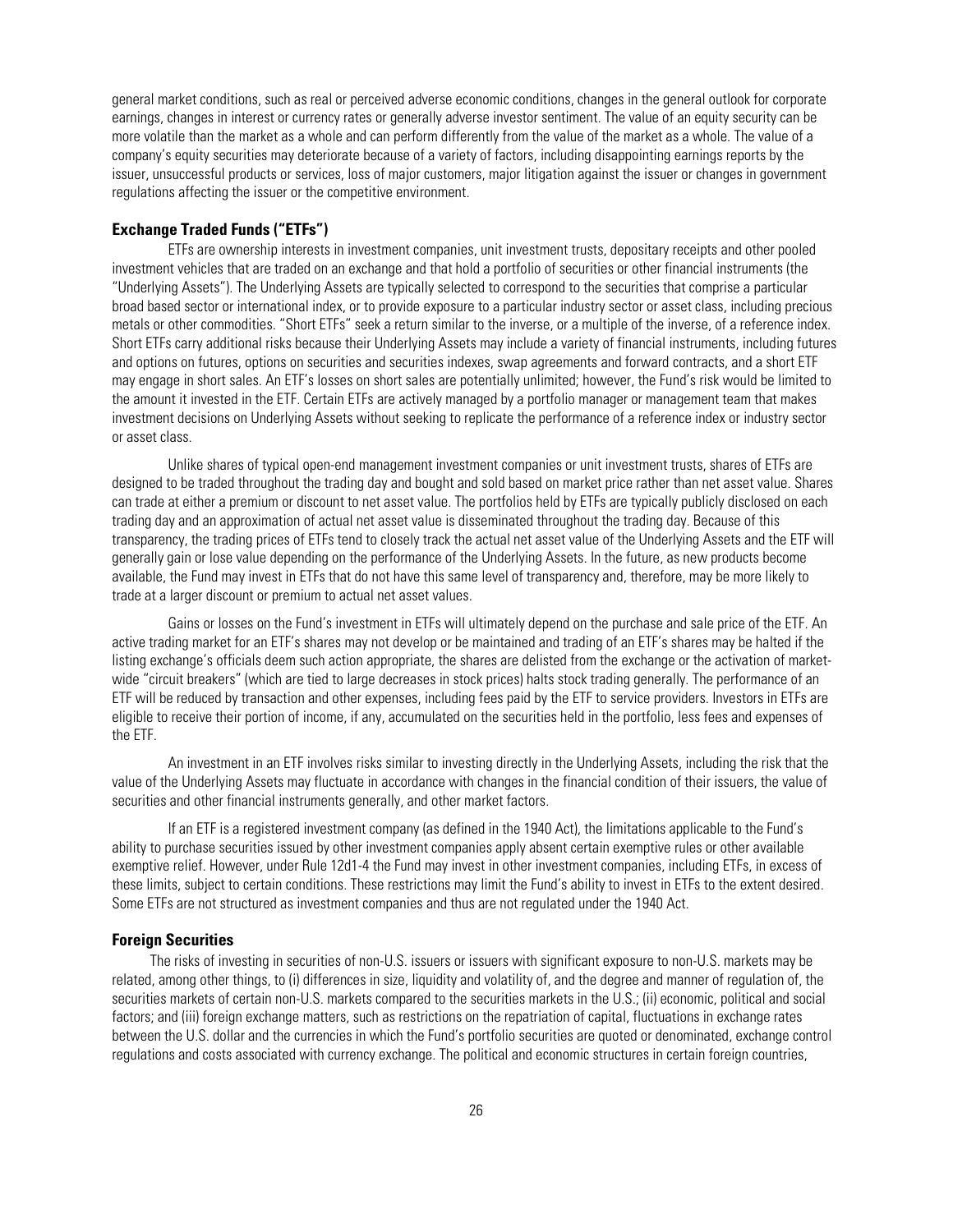general market conditions, such as real or perceived adverse economic conditions, changes in the general outlook for corporate earnings, changes in interest or currency rates or generally adverse investor sentiment. The value of an equity security can be more volatile than the market as a whole and can perform differently from the value of the market as a whole. The value of a company's equity securities may deteriorate because of a variety of factors, including disappointing earnings reports by the issuer, unsuccessful products or services, loss of major customers, major litigation against the issuer or changes in government regulations affecting the issuer or the competitive environment.

### Exchange Traded Funds ("ETFs")

ETFs are ownership interests in investment companies, unit investment trusts, depositary receipts and other pooled investment vehicles that are traded on an exchange and that hold a portfolio of securities or other financial instruments (the "Underlying Assets"). The Underlying Assets are typically selected to correspond to the securities that comprise a particular broad based sector or international index, or to provide exposure to a particular industry sector or asset class, including precious metals or other commodities. "Short ETFs" seek a return similar to the inverse, or a multiple of the inverse, of a reference index. Short ETFs carry additional risks because their Underlying Assets may include a variety of financial instruments, including futures and options on futures, options on securities and securities indexes, swap agreements and forward contracts, and a short ETF may engage in short sales. An ETF's losses on short sales are potentially unlimited; however, the Fund's risk would be limited to the amount it invested in the ETF. Certain ETFs are actively managed by a portfolio manager or management team that makes investment decisions on Underlying Assets without seeking to replicate the performance of a reference index or industry sector or asset class.

Unlike shares of typical open-end management investment companies or unit investment trusts, shares of ETFs are designed to be traded throughout the trading day and bought and sold based on market price rather than net asset value. Shares can trade at either a premium or discount to net asset value. The portfolios held by ETFs are typically publicly disclosed on each trading day and an approximation of actual net asset value is disseminated throughout the trading day. Because of this transparency, the trading prices of ETFs tend to closely track the actual net asset value of the Underlying Assets and the ETF will generally gain or lose value depending on the performance of the Underlying Assets. In the future, as new products become available, the Fund may invest in ETFs that do not have this same level of transparency and, therefore, may be more likely to trade at a larger discount or premium to actual net asset values.

Gains or losses on the Fund's investment in ETFs will ultimately depend on the purchase and sale price of the ETF. An active trading market for an ETF's shares may not develop or be maintained and trading of an ETF's shares may be halted if the listing exchange's officials deem such action appropriate, the shares are delisted from the exchange or the activation of market-wide "circuit breakers" (which are tied to large decreases in stock prices) halts stock trading generally. The performance of an ETF will be reduced by transaction and other expenses, including fees paid by the ETF to service providers. Investors in ETFs are eligible to receive their portion of income, if any, accumulated on the securities held in the portfolio, less fees and expenses of the ETF.

An investment in an ETF involves risks similar to investing directly in the Underlying Assets, including the risk that the value of the Underlying Assets may fluctuate in accordance with changes in the financial condition of their issuers, the value of securities and other financial instruments generally, and other market factors.

If an ETF is a registered investment company (as defined in the 1940 Act), the limitations applicable to the Fund's ability to purchase securities issued by other investment companies apply absent certain exemptive rules or other available exemptive relief. However, under Rule 12d1-4 the Fund may invest in other investment companies, including ETFs, in excess of these limits, subject to certain conditions. These restrictions may limit the Fund's ability to invest in ETFs to the extent desired. Some ETFs are not structured as investment companies and thus are not regulated under the 1940 Act.

### Foreign Securities

The risks of investing in securities of non-U.S. issuers or issuers with significant exposure to non-U.S. markets may be related, among other things, to (i) differences in size, liquidity and volatility of, and the degree and manner of regulation of, the securities markets of certain non-U.S. markets compared to the securities markets in the U.S.; (ii) economic, political and social factors; and (iii) foreign exchange matters, such as restrictions on the repatriation of capital, fluctuations in exchange rates between the U.S. dollar and the currencies in which the Fund's portfolio securities are quoted or denominated, exchange control regulations and costs associated with currency exchange. The political and economic structures in certain foreign countries,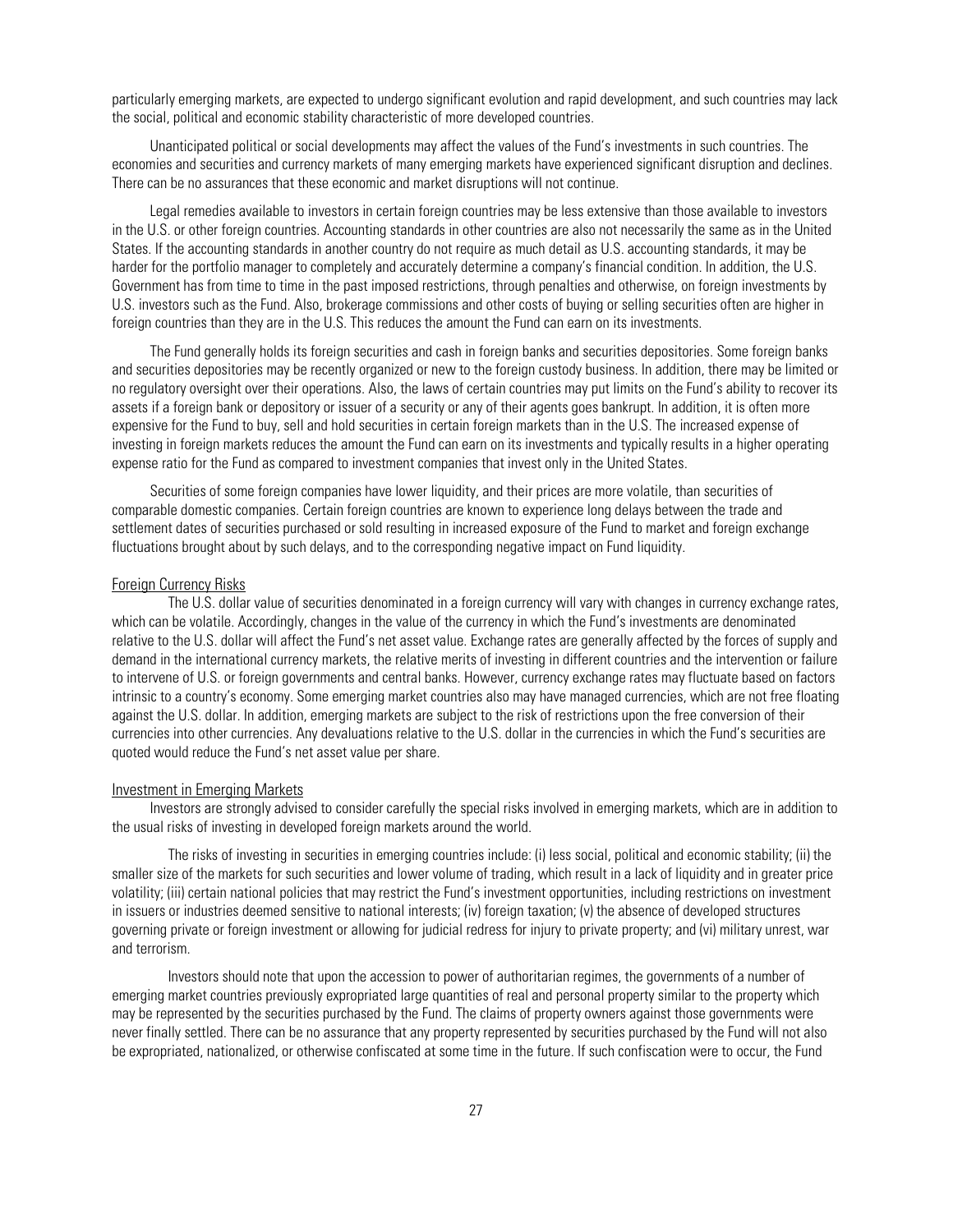particularly emerging markets, are expected to undergo significant evolution and rapid development, and such countries may lack the social, political and economic stability characteristic of more developed countries.

Unanticipated political or social developments may affect the values of the Fund's investments in such countries. The economies and securities and currency markets of many emerging markets have experienced significant disruption and declines. There can be no assurances that these economic and market disruptions will not continue.

Legal remedies available to investors in certain foreign countries may be less extensive than those available to investors in the U.S. or other foreign countries. Accounting standards in other countries are also not necessarily the same as in the United States. If the accounting standards in another country do not require as much detail as U.S. accounting standards, it may be harder for the portfolio manager to completely and accurately determine a company's financial condition. In addition, the U.S. Government has from time to time in the past imposed restrictions, through penalties and otherwise, on foreign investments by U.S. investors such as the Fund. Also, brokerage commissions and other costs of buying or selling securities often are higher in foreign countries than they are in the U.S. This reduces the amount the Fund can earn on its investments.

The Fund generally holds its foreign securities and cash in foreign banks and securities depositories. Some foreign banks and securities depositories may be recently organized or new to the foreign custody business. In addition, there may be limited or no regulatory oversight over their operations. Also, the laws of certain countries may put limits on the Fund's ability to recover its assets if a foreign bank or depository or issuer of a security or any of their agents goes bankrupt. In addition, it is often more expensive for the Fund to buy, sell and hold securities in certain foreign markets than in the U.S. The increased expense of investing in foreign markets reduces the amount the Fund can earn on its investments and typically results in a higher operating expense ratio for the Fund as compared to investment companies that invest only in the United States.

Securities of some foreign companies have lower liquidity, and their prices are more volatile, than securities of comparable domestic companies. Certain foreign countries are known to experience long delays between the trade and settlement dates of securities purchased or sold resulting in increased exposure of the Fund to market and foreign exchange fluctuations brought about by such delays, and to the corresponding negative impact on Fund liquidity.

Foreign Currency Risks

The U.S. dollar value of securities denominated in a foreign currency will vary with changes in currency exchange rates, which can be volatile. Accordingly, changes in the value of the currency in which the Fund's investments are denominated relative to the U.S. dollar will affect the Fund's net asset value. Exchange rates are generally affected by the forces of supply and demand in the international currency markets, the relative merits of investing in different countries and the intervention or failure to intervene of U.S. or foreign governments and central banks. However, currency exchange rates may fluctuate based on factors intrinsic to a country's economy. Some emerging market countries also may have managed currencies, which are not free floating against the U.S. dollar. In addition, emerging markets are subject to the risk of restrictions upon the free conversion of their currencies into other currencies. Any devaluations relative to the U.S. dollar in the currencies in which the Fund's securities are quoted would reduce the Fund's net asset value per share.

Investment in Emerging Markets

Investors are strongly advised to consider carefully the special risks involved in emerging markets, which are in addition to the usual risks of investing in developed foreign markets around the world.

The risks of investing in securities in emerging countries include: (i) less social, political and economic stability; (ii) the smaller size of the markets for such securities and lower volume of trading, which result in a lack of liquidity and in greater price volatility; (iii) certain national policies that may restrict the Fund's investment opportunities, including restrictions on investment in issuers or industries deemed sensitive to national interests; (iv) foreign taxation; (v) the absence of developed structures governing private or foreign investment or allowing for judicial redress for injury to private property; and (vi) military unrest, war and terrorism.

Investors should note that upon the accession to power of authoritarian regimes, the governments of a number of emerging market countries previously expropriated large quantities of real and personal property similar to the property which may be represented by the securities purchased by the Fund. The claims of property owners against those governments were never finally settled. There can be no assurance that any property represented by securities purchased by the Fund will not also be expropriated, nationalized, or otherwise confiscated at some time in the future. If such confiscation were to occur, the Fund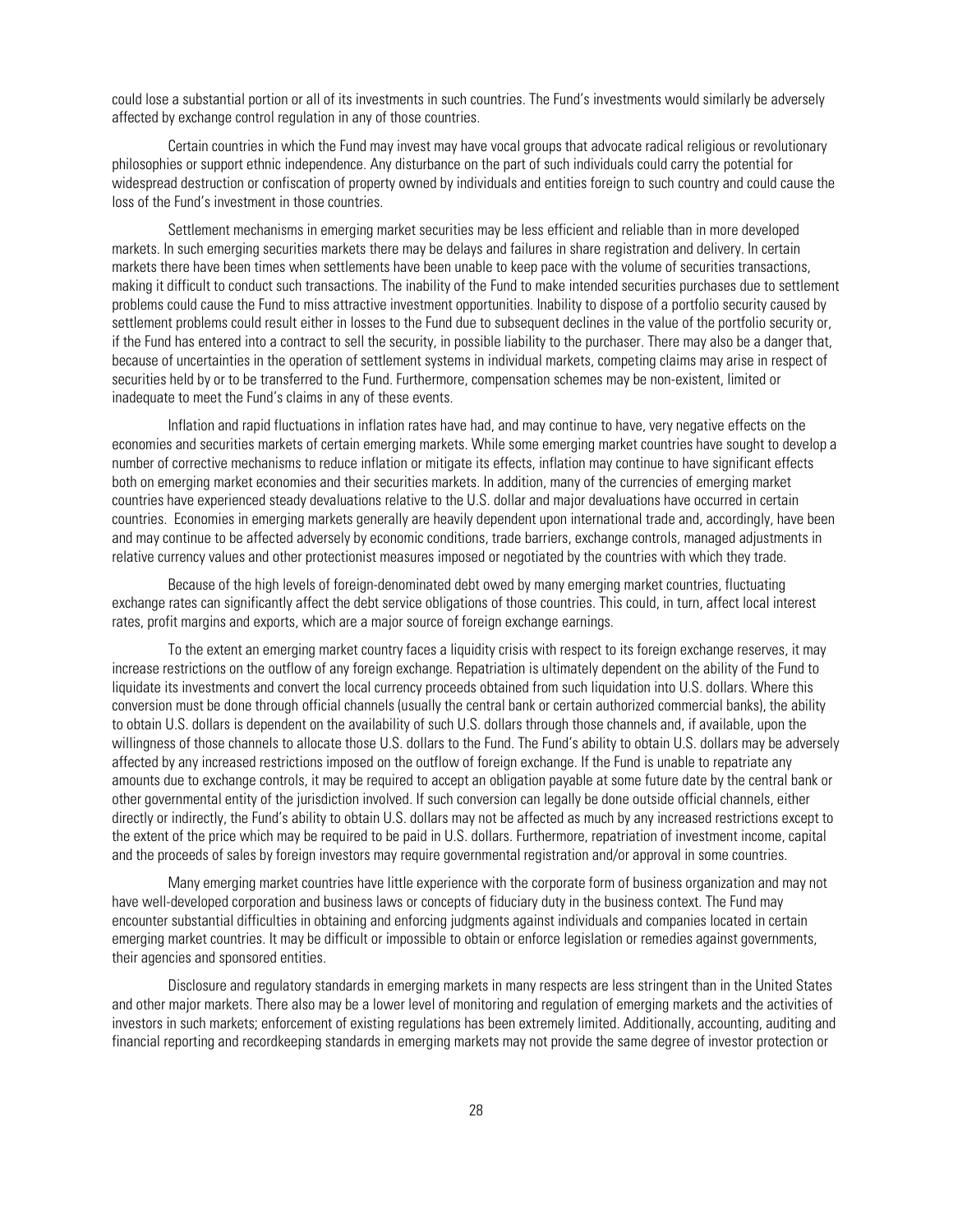could lose a substantial portion or all of its investments in such countries. The Fund's investments would similarly be adversely affected by exchange control regulation in any of those countries.

Certain countries in which the Fund may invest may have vocal groups that advocate radical religious or revolutionary philosophies or support ethnic independence. Any disturbance on the part of such individuals could carry the potential for widespread destruction or confiscation of property owned by individuals and entities foreign to such country and could cause the loss of the Fund's investment in those countries.

Settlement mechanisms in emerging market securities may be less efficient and reliable than in more developed markets. In such emerging securities markets there may be delays and failures in share registration and delivery. In certain markets there have been times when settlements have been unable to keep pace with the volume of securities transactions, making it difficult to conduct such transactions. The inability of the Fund to make intended securities purchases due to settlement problems could cause the Fund to miss attractive investment opportunities. Inability to dispose of a portfolio security caused by settlement problems could result either in losses to the Fund due to subsequent declines in the value of the portfolio security or, if the Fund has entered into a contract to sell the security, in possible liability to the purchaser. There may also be a danger that, because of uncertainties in the operation of settlement systems in individual markets, competing claims may arise in respect of securities held by or to be transferred to the Fund. Furthermore, compensation schemes may be non-existent, limited or inadequate to meet the Fund's claims in any of these events.

Inflation and rapid fluctuations in inflation rates have had, and may continue to have, very negative effects on the economies and securities markets of certain emerging markets. While some emerging market countries have sought to develop a number of corrective mechanisms to reduce inflation or mitigate its effects, inflation may continue to have significant effects both on emerging market economies and their securities markets. In addition, many of the currencies of emerging market countries have experienced steady devaluations relative to the U.S. dollar and major devaluations have occurred in certain countries. Economies in emerging markets generally are heavily dependent upon international trade and, accordingly, have been and may continue to be affected adversely by economic conditions, trade barriers, exchange controls, managed adjustments in relative currency values and other protectionist measures imposed or negotiated by the countries with which they trade.

Because of the high levels of foreign-denominated debt owed by many emerging market countries, fluctuating exchange rates can significantly affect the debt service obligations of those countries. This could, in turn, affect local interest rates, profit margins and exports, which are a major source of foreign exchange earnings.

To the extent an emerging market country faces a liquidity crisis with respect to its foreign exchange reserves, it may increase restrictions on the outflow of any foreign exchange. Repatriation is ultimately dependent on the ability of the Fund to liquidate its investments and convert the local currency proceeds obtained from such liquidation into U.S. dollars. Where this conversion must be done through official channels (usually the central bank or certain authorized commercial banks), the ability to obtain U.S. dollars is dependent on the availability of such U.S. dollars through those channels and, if available, upon the willingness of those channels to allocate those U.S. dollars to the Fund. The Fund's ability to obtain U.S. dollars may be adversely affected by any increased restrictions imposed on the outflow of foreign exchange. If the Fund is unable to repatriate any amounts due to exchange controls, it may be required to accept an obligation payable at some future date by the central bank or other governmental entity of the jurisdiction involved. If such conversion can legally be done outside official channels, either directly or indirectly, the Fund's ability to obtain U.S. dollars may not be affected as much by any increased restrictions except to the extent of the price which may be required to be paid in U.S. dollars. Furthermore, repatriation of investment income, capital and the proceeds of sales by foreign investors may require governmental registration and/or approval in some countries.

Many emerging market countries have little experience with the corporate form of business organization and may not have well-developed corporation and business laws or concepts of fiduciary duty in the business context. The Fund may encounter substantial difficulties in obtaining and enforcing judgments against individuals and companies located in certain emerging market countries. It may be difficult or impossible to obtain or enforce legislation or remedies against governments, their agencies and sponsored entities.

Disclosure and regulatory standards in emerging markets in many respects are less stringent than in the United States and other major markets. There also may be a lower level of monitoring and regulation of emerging markets and the activities of investors in such markets; enforcement of existing regulations has been extremely limited. Additionally, accounting, auditing and financial reporting and recordkeeping standards in emerging markets may not provide the same degree of investor protection or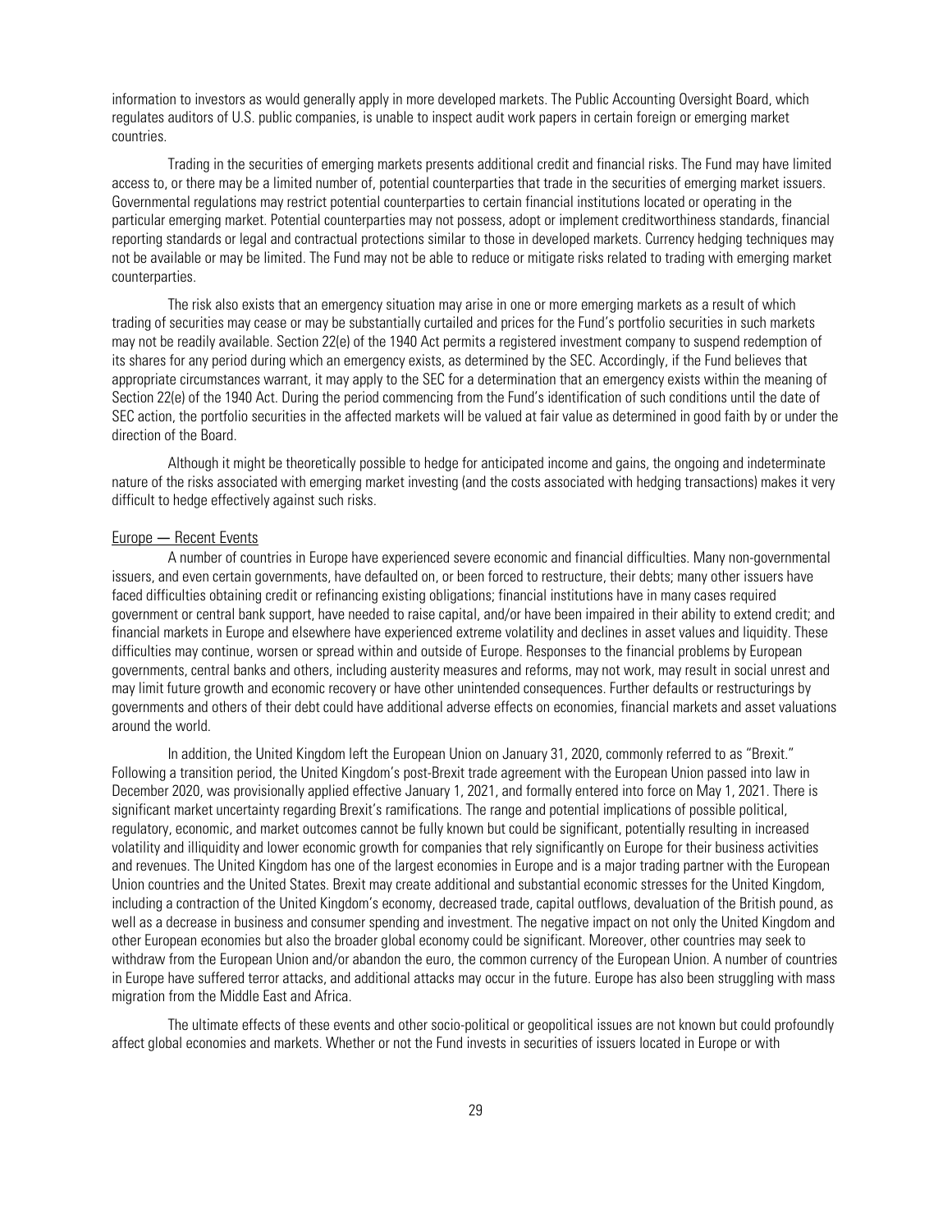information to investors as would generally apply in more developed markets. The Public Accounting Oversight Board, which regulates auditors of U.S. public companies, is unable to inspect audit work papers in certain foreign or emerging market countries.

Trading in the securities of emerging markets presents additional credit and financial risks. The Fund may have limited access to, or there may be a limited number of, potential counterparties that trade in the securities of emerging market issuers. Governmental regulations may restrict potential counterparties to certain financial institutions located or operating in the particular emerging market. Potential counterparties may not possess, adopt or implement creditworthiness standards, financial reporting standards or legal and contractual protections similar to those in developed markets. Currency hedging techniques may not be available or may be limited. The Fund may not be able to reduce or mitigate risks related to trading with emerging market counterparties.

The risk also exists that an emergency situation may arise in one or more emerging markets as a result of which trading of securities may cease or may be substantially curtailed and prices for the Fund's portfolio securities in such markets may not be readily available. Section 22(e) of the 1940 Act permits a registered investment company to suspend redemption of its shares for any period during which an emergency exists, as determined by the SEC. Accordingly, if the Fund believes that appropriate circumstances warrant, it may apply to the SEC for a determination that an emergency exists within the meaning of Section 22(e) of the 1940 Act. During the period commencing from the Fund's identification of such conditions until the date of SEC action, the portfolio securities in the affected markets will be valued at fair value as determined in good faith by or under the direction of the Board.

Although it might be theoretically possible to hedge for anticipated income and gains, the ongoing and indeterminate nature of the risks associated with emerging market investing (and the costs associated with hedging transactions) makes it very difficult to hedge effectively against such risks.

Europe — Recent Events

A number of countries in Europe have experienced severe economic and financial difficulties. Many non-governmental issuers, and even certain governments, have defaulted on, or been forced to restructure, their debts; many other issuers have faced difficulties obtaining credit or refinancing existing obligations; financial institutions have in many cases required government or central bank support, have needed to raise capital, and/or have been impaired in their ability to extend credit; and financial markets in Europe and elsewhere have experienced extreme volatility and declines in asset values and liquidity. These difficulties may continue, worsen or spread within and outside of Europe. Responses to the financial problems by European governments, central banks and others, including austerity measures and reforms, may not work, may result in social unrest and may limit future growth and economic recovery or have other unintended consequences. Further defaults or restructurings by governments and others of their debt could have additional adverse effects on economies, financial markets and asset valuations around the world.

In addition, the United Kingdom left the European Union on January 31, 2020, commonly referred to as "Brexit." Following a transition period, the United Kingdom's post-Brexit trade agreement with the European Union passed into law in December 2020, was provisionally applied effective January 1, 2021, and formally entered into force on May 1, 2021. There is significant market uncertainty regarding Brexit's ramifications. The range and potential implications of possible political, regulatory, economic, and market outcomes cannot be fully known but could be significant, potentially resulting in increased volatility and illiquidity and lower economic growth for companies that rely significantly on Europe for their business activities and revenues. The United Kingdom has one of the largest economies in Europe and is a major trading partner with the European Union countries and the United States. Brexit may create additional and substantial economic stresses for the United Kingdom, including a contraction of the United Kingdom's economy, decreased trade, capital outflows, devaluation of the British pound, as well as a decrease in business and consumer spending and investment. The negative impact on not only the United Kingdom and other European economies but also the broader global economy could be significant. Moreover, other countries may seek to withdraw from the European Union and/or abandon the euro, the common currency of the European Union. A number of countries in Europe have suffered terror attacks, and additional attacks may occur in the future. Europe has also been struggling with mass migration from the Middle East and Africa.

The ultimate effects of these events and other socio-political or geopolitical issues are not known but could profoundly affect global economies and markets. Whether or not the Fund invests in securities of issuers located in Europe or with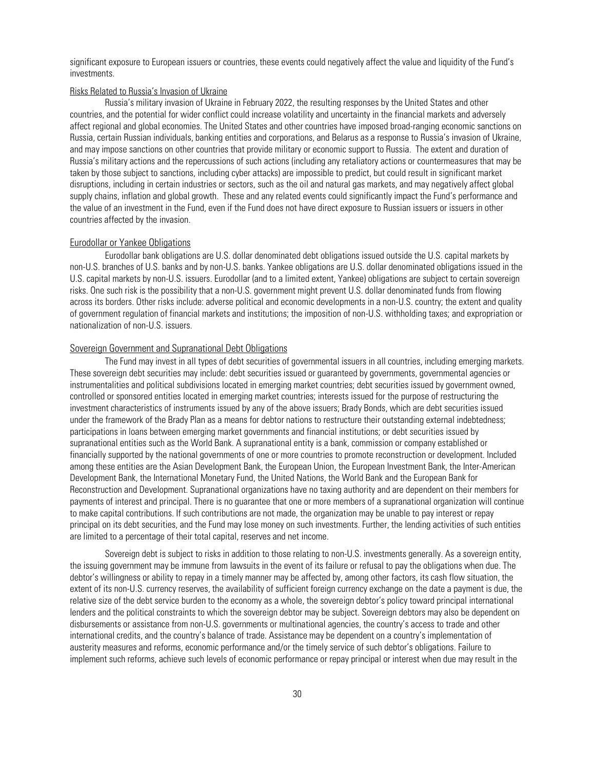significant exposure to European issuers or countries, these events could negatively affect the value and liquidity of the Fund's investments.

### Risks Related to Russia's Invasion of Ukraine

Russia's military invasion of Ukraine in February 2022, the resulting responses by the United States and other countries, and the potential for wider conflict could increase volatility and uncertainty in the financial markets and adversely affect regional and global economies. The United States and other countries have imposed broad-ranging economic sanctions on Russia, certain Russian individuals, banking entities and corporations, and Belarus as a response to Russia's invasion of Ukraine, and may impose sanctions on other countries that provide military or economic support to Russia. The extent and duration of Russia's military actions and the repercussions of such actions (including any retaliatory actions or countermeasures that may be taken by those subject to sanctions, including cyber attacks) are impossible to predict, but could result in significant market disruptions, including in certain industries or sectors, such as the oil and natural gas markets, and may negatively affect global supply chains, inflation and global growth. These and any related events could significantly impact the Fund's performance and the value of an investment in the Fund, even if the Fund does not have direct exposure to Russian issuers or issuers in other countries affected by the invasion.

### Eurodollar or Yankee Obligations

Eurodollar bank obligations are U.S. dollar denominated debt obligations issued outside the U.S. capital markets by non-U.S. branches of U.S. banks and by non-U.S. banks. Yankee obligations are U.S. dollar denominated obligations issued in the U.S. capital markets by non-U.S. issuers. Eurodollar (and to a limited extent, Yankee) obligations are subject to certain sovereign risks. One such risk is the possibility that a non-U.S. government might prevent U.S. dollar denominated funds from flowing across its borders. Other risks include: adverse political and economic developments in a non-U.S. country; the extent and quality of government regulation of financial markets and institutions; the imposition of non-U.S. withholding taxes; and expropriation or nationalization of non-U.S. issuers.

### Sovereign Government and Supranational Debt Obligations

The Fund may invest in all types of debt securities of governmental issuers in all countries, including emerging markets. These sovereign debt securities may include: debt securities issued or guaranteed by governments, governmental agencies or instrumentalities and political subdivisions located in emerging market countries; debt securities issued by government owned, controlled or sponsored entities located in emerging market countries; interests issued for the purpose of restructuring the investment characteristics of instruments issued by any of the above issuers; Brady Bonds, which are debt securities issued under the framework of the Brady Plan as a means for debtor nations to restructure their outstanding external indebtedness; participations in loans between emerging market governments and financial institutions; or debt securities issued by supranational entities such as the World Bank. A supranational entity is a bank, commission or company established or financially supported by the national governments of one or more countries to promote reconstruction or development. Included among these entities are the Asian Development Bank, the European Union, the European Investment Bank, the Inter-American Development Bank, the International Monetary Fund, the United Nations, the World Bank and the European Bank for Reconstruction and Development. Supranational organizations have no taxing authority and are dependent on their members for payments of interest and principal. There is no guarantee that one or more members of a supranational organization will continue to make capital contributions. If such contributions are not made, the organization may be unable to pay interest or repay principal on its debt securities, and the Fund may lose money on such investments. Further, the lending activities of such entities are limited to a percentage of their total capital, reserves and net income.

Sovereign debt is subject to risks in addition to those relating to non-U.S. investments generally. As a sovereign entity, the issuing government may be immune from lawsuits in the event of its failure or refusal to pay the obligations when due. The debtor's willingness or ability to repay in a timely manner may be affected by, among other factors, its cash flow situation, the extent of its non-U.S. currency reserves, the availability of sufficient foreign currency exchange on the date a payment is due, the relative size of the debt service burden to the economy as a whole, the sovereign debtor's policy toward principal international lenders and the political constraints to which the sovereign debtor may be subject. Sovereign debtors may also be dependent on disbursements or assistance from non-U.S. governments or multinational agencies, the country's access to trade and other international credits, and the country's balance of trade. Assistance may be dependent on a country's implementation of austerity measures and reforms, economic performance and/or the timely service of such debtor's obligations. Failure to implement such reforms, achieve such levels of economic performance or repay principal or interest when due may result in the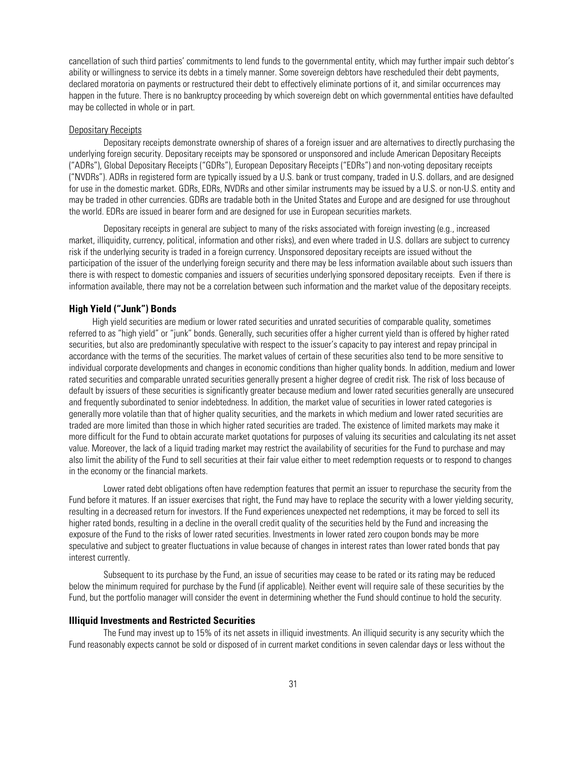cancellation of such third parties' commitments to lend funds to the governmental entity, which may further impair such debtor's ability or willingness to service its debts in a timely manner. Some sovereign debtors have rescheduled their debt payments, declared moratoria on payments or restructured their debt to effectively eliminate portions of it, and similar occurrences may happen in the future. There is no bankruptcy proceeding by which sovereign debt on which governmental entities have defaulted may be collected in whole or in part.

Depositary Receipts

Depositary receipts demonstrate ownership of shares of a foreign issuer and are alternatives to directly purchasing the underlying foreign security. Depositary receipts may be sponsored or unsponsored and include American Depositary Receipts ("ADRs"), Global Depositary Receipts ("GDRs"), European Depositary Receipts ("EDRs") and non-voting depositary receipts ("NVDRs"). ADRs in registered form are typically issued by a U.S. bank or trust company, traded in U.S. dollars, and are designed for use in the domestic market. GDRs, EDRs, NVDRs and other similar instruments may be issued by a U.S. or non-U.S. entity and may be traded in other currencies. GDRs are tradable both in the United States and Europe and are designed for use throughout the world. EDRs are issued in bearer form and are designed for use in European securities markets.

Depositary receipts in general are subject to many of the risks associated with foreign investing (e.g., increased market, illiquidity, currency, political, information and other risks), and even where traded in U.S. dollars are subject to currency risk if the underlying security is traded in a foreign currency. Unsponsored depositary receipts are issued without the participation of the issuer of the underlying foreign security and there may be less information available about such issuers than there is with respect to domestic companies and issuers of securities underlying sponsored depositary receipts. Even if there is information available, there may not be a correlation between such information and the market value of the depositary receipts.

**High Yield ("Junk") Bonds**

High yield securities are medium or lower rated securities and unrated securities of comparable quality, sometimes referred to as "high yield" or "junk" bonds. Generally, such securities offer a higher current yield than is offered by higher rated securities, but also are predominantly speculative with respect to the issuer's capacity to pay interest and repay principal in accordance with the terms of the securities. The market values of certain of these securities also tend to be more sensitive to individual corporate developments and changes in economic conditions than higher quality bonds. In addition, medium and lower rated securities and comparable unrated securities generally present a higher degree of credit risk. The risk of loss because of default by issuers of these securities is significantly greater because medium and lower rated securities generally are unsecured and frequently subordinated to senior indebtedness. In addition, the market value of securities in lower rated categories is generally more volatile than that of higher quality securities, and the markets in which medium and lower rated securities are traded are more limited than those in which higher rated securities are traded. The existence of limited markets may make it more difficult for the Fund to obtain accurate market quotations for purposes of valuing its securities and calculating its net asset value. Moreover, the lack of a liquid trading market may restrict the availability of securities for the Fund to purchase and may also limit the ability of the Fund to sell securities at their fair value either to meet redemption requests or to respond to changes in the economy or the financial markets.

Lower rated debt obligations often have redemption features that permit an issuer to repurchase the security from the Fund before it matures. If an issuer exercises that right, the Fund may have to replace the security with a lower yielding security, resulting in a decreased return for investors. If the Fund experiences unexpected net redemptions, it may be forced to sell its higher rated bonds, resulting in a decline in the overall credit quality of the securities held by the Fund and increasing the exposure of the Fund to the risks of lower rated securities. Investments in lower rated zero coupon bonds may be more speculative and subject to greater fluctuations in value because of changes in interest rates than lower rated bonds that pay interest currently.

Subsequent to its purchase by the Fund, an issue of securities may cease to be rated or its rating may be reduced below the minimum required for purchase by the Fund (if applicable). Neither event will require sale of these securities by the Fund, but the portfolio manager will consider the event in determining whether the Fund should continue to hold the security.

**Illiquid Investments and Restricted Securities**

The Fund may invest up to 15% of its net assets in illiquid investments. An illiquid security is any security which the Fund reasonably expects cannot be sold or disposed of in current market conditions in seven calendar days or less without the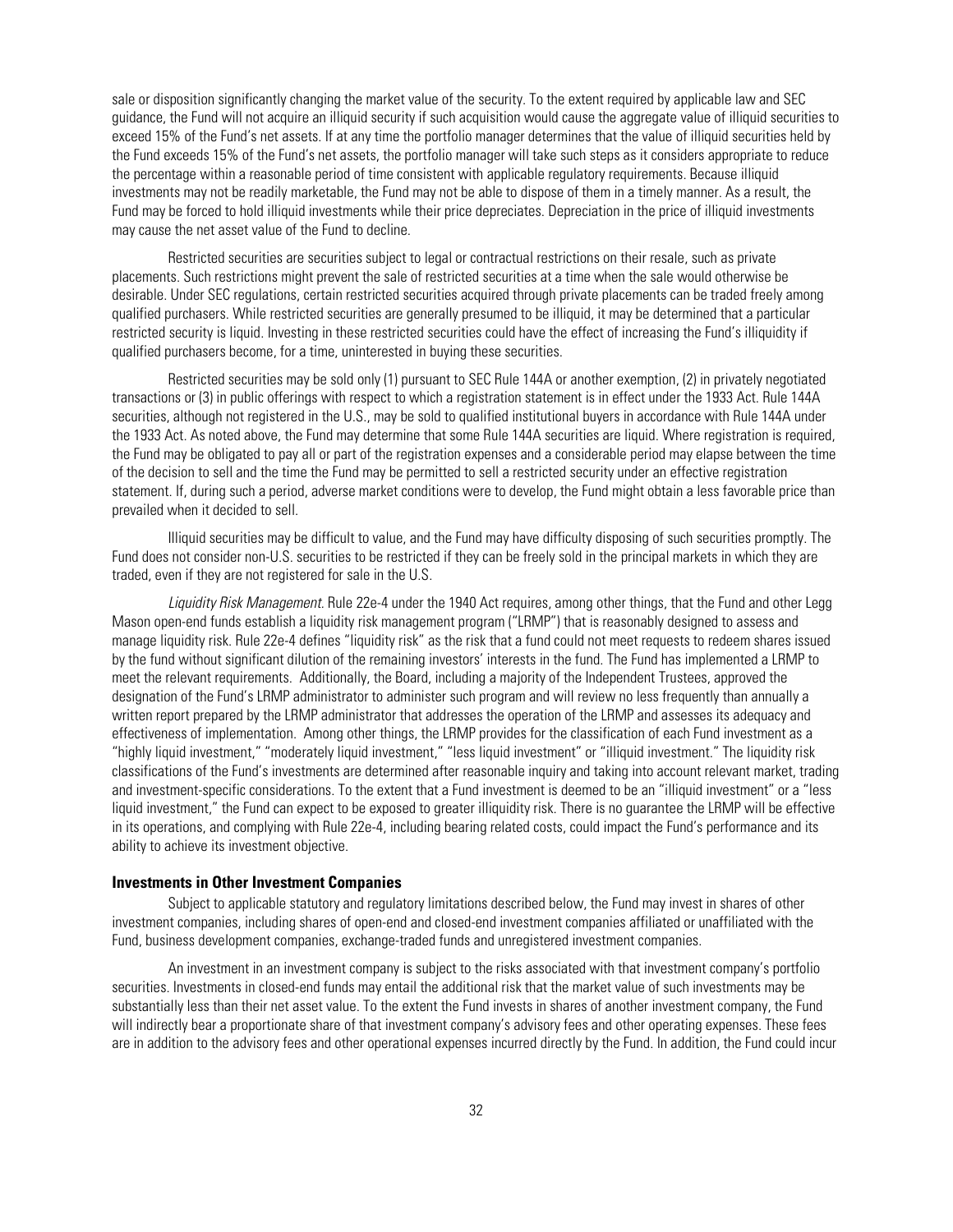sale or disposition significantly changing the market value of the security. To the extent required by applicable law and SEC guidance, the Fund will not acquire an illiquid security if such acquisition would cause the aggregate value of illiquid securities to exceed 15% of the Fund's net assets. If at any time the portfolio manager determines that the value of illiquid securities held by the Fund exceeds 15% of the Fund's net assets, the portfolio manager will take such steps as it considers appropriate to reduce the percentage within a reasonable period of time consistent with applicable regulatory requirements. Because illiquid investments may not be readily marketable, the Fund may not be able to dispose of them in a timely manner. As a result, the Fund may be forced to hold illiquid investments while their price depreciates. Depreciation in the price of illiquid investments may cause the net asset value of the Fund to decline.

Restricted securities are securities subject to legal or contractual restrictions on their resale, such as private placements. Such restrictions might prevent the sale of restricted securities at a time when the sale would otherwise be desirable. Under SEC regulations, certain restricted securities acquired through private placements can be traded freely among qualified purchasers. While restricted securities are generally presumed to be illiquid, it may be determined that a particular restricted security is liquid. Investing in these restricted securities could have the effect of increasing the Fund's illiquidity if qualified purchasers become, for a time, uninterested in buying these securities.

Restricted securities may be sold only (1) pursuant to SEC Rule 144A or another exemption, (2) in privately negotiated transactions or (3) in public offerings with respect to which a registration statement is in effect under the 1933 Act. Rule 144A securities, although not registered in the U.S., may be sold to qualified institutional buyers in accordance with Rule 144A under the 1933 Act. As noted above, the Fund may determine that some Rule 144A securities are liquid. Where registration is required, the Fund may be obligated to pay all or part of the registration expenses and a considerable period may elapse between the time of the decision to sell and the time the Fund may be permitted to sell a restricted security under an effective registration statement. If, during such a period, adverse market conditions were to develop, the Fund might obtain a less favorable price than prevailed when it decided to sell.

Illiquid securities may be difficult to value, and the Fund may have difficulty disposing of such securities promptly. The Fund does not consider non-U.S. securities to be restricted if they can be freely sold in the principal markets in which they are traded, even if they are not registered for sale in the U.S.

*Liquidity Risk Management*. Rule 22e-4 under the 1940 Act requires, among other things, that the Fund and other Legg Mason open-end funds establish a liquidity risk management program ("LRMP") that is reasonably designed to assess and manage liquidity risk. Rule 22e-4 defines "liquidity risk" as the risk that a fund could not meet requests to redeem shares issued by the fund without significant dilution of the remaining investors' interests in the fund. The Fund has implemented a LRMP to meet the relevant requirements. Additionally, the Board, including a majority of the Independent Trustees, approved the designation of the Fund's LRMP administrator to administer such program and will review no less frequently than annually a written report prepared by the LRMP administrator that addresses the operation of the LRMP and assesses its adequacy and effectiveness of implementation. Among other things, the LRMP provides for the classification of each Fund investment as a "highly liquid investment," "moderately liquid investment," "less liquid investment" or "illiquid investment." The liquidity risk classifications of the Fund's investments are determined after reasonable inquiry and taking into account relevant market, trading and investment-specific considerations. To the extent that a Fund investment is deemed to be an "illiquid investment" or a "less liquid investment," the Fund can expect to be exposed to greater illiquidity risk. There is no guarantee the LRMP will be effective in its operations, and complying with Rule 22e-4, including bearing related costs, could impact the Fund's performance and its ability to achieve its investment objective.

### Investments in Other Investment Companies

Subject to applicable statutory and regulatory limitations described below, the Fund may invest in shares of other investment companies, including shares of open-end and closed-end investment companies affiliated or unaffiliated with the Fund, business development companies, exchange-traded funds and unregistered investment companies.

An investment in an investment company is subject to the risks associated with that investment company's portfolio securities. Investments in closed-end funds may entail the additional risk that the market value of such investments may be substantially less than their net asset value. To the extent the Fund invests in shares of another investment company, the Fund will indirectly bear a proportionate share of that investment company's advisory fees and other operating expenses. These fees are in addition to the advisory fees and other operational expenses incurred directly by the Fund. In addition, the Fund could incur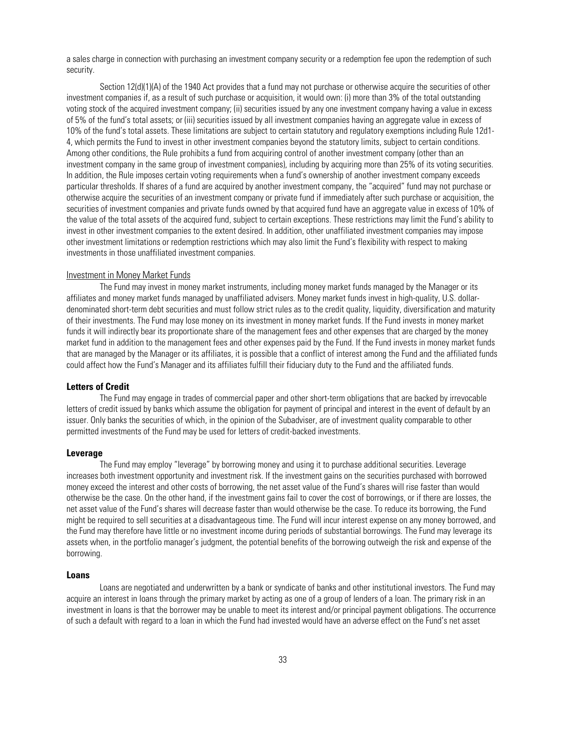a sales charge in connection with purchasing an investment company security or a redemption fee upon the redemption of such security.

Section 12(d)(1)(A) of the 1940 Act provides that a fund may not purchase or otherwise acquire the securities of other investment companies if, as a result of such purchase or acquisition, it would own: (i) more than 3% of the total outstanding voting stock of the acquired investment company; (ii) securities issued by any one investment company having a value in excess of 5% of the fund's total assets; or (iii) securities issued by all investment companies having an aggregate value in excess of 10% of the fund's total assets. These limitations are subject to certain statutory and regulatory exemptions including Rule 12d1-4, which permits the Fund to invest in other investment companies beyond the statutory limits, subject to certain conditions. Among other conditions, the Rule prohibits a fund from acquiring control of another investment company (other than an investment company in the same group of investment companies), including by acquiring more than 25% of its voting securities. In addition, the Rule imposes certain voting requirements when a fund's ownership of another investment company exceeds particular thresholds. If shares of a fund are acquired by another investment company, the "acquired" fund may not purchase or otherwise acquire the securities of an investment company or private fund if immediately after such purchase or acquisition, the securities of investment companies and private funds owned by that acquired fund have an aggregate value in excess of 10% of the value of the total assets of the acquired fund, subject to certain exceptions. These restrictions may limit the Fund's ability to invest in other investment companies to the extent desired. In addition, other unaffiliated investment companies may impose other investment limitations or redemption restrictions which may also limit the Fund's flexibility with respect to making investments in those unaffiliated investment companies.

Investment in Money Market Funds

The Fund may invest in money market instruments, including money market funds managed by the Manager or its affiliates and money market funds managed by unaffiliated advisers. Money market funds invest in high-quality, U.S. dollar-denominated short-term debt securities and must follow strict rules as to the credit quality, liquidity, diversification and maturity of their investments. The Fund may lose money on its investment in money market funds. If the Fund invests in money market funds it will indirectly bear its proportionate share of the management fees and other expenses that are charged by the money market fund in addition to the management fees and other expenses paid by the Fund. If the Fund invests in money market funds that are managed by the Manager or its affiliates, it is possible that a conflict of interest among the Fund and the affiliated funds could affect how the Fund's Manager and its affiliates fulfill their fiduciary duty to the Fund and the affiliated funds.

### Letters of Credit

The Fund may engage in trades of commercial paper and other short-term obligations that are backed by irrevocable letters of credit issued by banks which assume the obligation for payment of principal and interest in the event of default by an issuer. Only banks the securities of which, in the opinion of the Subadviser, are of investment quality comparable to other permitted investments of the Fund may be used for letters of credit-backed investments.

### Leverage

The Fund may employ "leverage" by borrowing money and using it to purchase additional securities. Leverage increases both investment opportunity and investment risk. If the investment gains on the securities purchased with borrowed money exceed the interest and other costs of borrowing, the net asset value of the Fund's shares will rise faster than would otherwise be the case. On the other hand, if the investment gains fail to cover the cost of borrowings, or if there are losses, the net asset value of the Fund's shares will decrease faster than would otherwise be the case. To reduce its borrowing, the Fund might be required to sell securities at a disadvantageous time. The Fund will incur interest expense on any money borrowed, and the Fund may therefore have little or no investment income during periods of substantial borrowings. The Fund may leverage its assets when, in the portfolio manager's judgment, the potential benefits of the borrowing outweigh the risk and expense of the borrowing.

### Loans

Loans are negotiated and underwritten by a bank or syndicate of banks and other institutional investors. The Fund may acquire an interest in loans through the primary market by acting as one of a group of lenders of a loan. The primary risk in an investment in loans is that the borrower may be unable to meet its interest and/or principal payment obligations. The occurrence of such a default with regard to a loan in which the Fund had invested would have an adverse effect on the Fund's net asset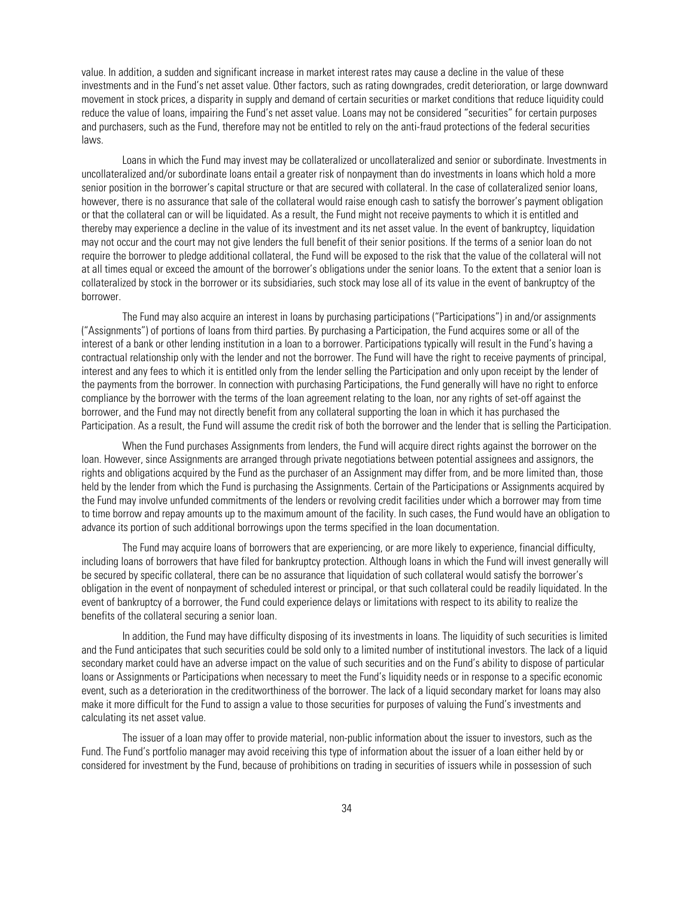value. In addition, a sudden and significant increase in market interest rates may cause a decline in the value of these investments and in the Fund's net asset value. Other factors, such as rating downgrades, credit deterioration, or large downward movement in stock prices, a disparity in supply and demand of certain securities or market conditions that reduce liquidity could reduce the value of loans, impairing the Fund's net asset value. Loans may not be considered "securities" for certain purposes and purchasers, such as the Fund, therefore may not be entitled to rely on the anti-fraud protections of the federal securities laws.

Loans in which the Fund may invest may be collateralized or uncollateralized and senior or subordinate. Investments in uncollateralized and/or subordinate loans entail a greater risk of nonpayment than do investments in loans which hold a more senior position in the borrower's capital structure or that are secured with collateral. In the case of collateralized senior loans, however, there is no assurance that sale of the collateral would raise enough cash to satisfy the borrower's payment obligation or that the collateral can or will be liquidated. As a result, the Fund might not receive payments to which it is entitled and thereby may experience a decline in the value of its investment and its net asset value. In the event of bankruptcy, liquidation may not occur and the court may not give lenders the full benefit of their senior positions. If the terms of a senior loan do not require the borrower to pledge additional collateral, the Fund will be exposed to the risk that the value of the collateral will not at all times equal or exceed the amount of the borrower's obligations under the senior loans. To the extent that a senior loan is collateralized by stock in the borrower or its subsidiaries, such stock may lose all of its value in the event of bankruptcy of the borrower.

The Fund may also acquire an interest in loans by purchasing participations ("Participations") in and/or assignments ("Assignments") of portions of loans from third parties. By purchasing a Participation, the Fund acquires some or all of the interest of a bank or other lending institution in a loan to a borrower. Participations typically will result in the Fund's having a contractual relationship only with the lender and not the borrower. The Fund will have the right to receive payments of principal, interest and any fees to which it is entitled only from the lender selling the Participation and only upon receipt by the lender of the payments from the borrower. In connection with purchasing Participations, the Fund generally will have no right to enforce compliance by the borrower with the terms of the loan agreement relating to the loan, nor any rights of set-off against the borrower, and the Fund may not directly benefit from any collateral supporting the loan in which it has purchased the Participation. As a result, the Fund will assume the credit risk of both the borrower and the lender that is selling the Participation.

When the Fund purchases Assignments from lenders, the Fund will acquire direct rights against the borrower on the loan. However, since Assignments are arranged through private negotiations between potential assignees and assignors, the rights and obligations acquired by the Fund as the purchaser of an Assignment may differ from, and be more limited than, those held by the lender from which the Fund is purchasing the Assignments. Certain of the Participations or Assignments acquired by the Fund may involve unfunded commitments of the lenders or revolving credit facilities under which a borrower may from time to time borrow and repay amounts up to the maximum amount of the facility. In such cases, the Fund would have an obligation to advance its portion of such additional borrowings upon the terms specified in the loan documentation.

The Fund may acquire loans of borrowers that are experiencing, or are more likely to experience, financial difficulty, including loans of borrowers that have filed for bankruptcy protection. Although loans in which the Fund will invest generally will be secured by specific collateral, there can be no assurance that liquidation of such collateral would satisfy the borrower's obligation in the event of nonpayment of scheduled interest or principal, or that such collateral could be readily liquidated. In the event of bankruptcy of a borrower, the Fund could experience delays or limitations with respect to its ability to realize the benefits of the collateral securing a senior loan.

In addition, the Fund may have difficulty disposing of its investments in loans. The liquidity of such securities is limited and the Fund anticipates that such securities could be sold only to a limited number of institutional investors. The lack of a liquid secondary market could have an adverse impact on the value of such securities and on the Fund's ability to dispose of particular loans or Assignments or Participations when necessary to meet the Fund's liquidity needs or in response to a specific economic event, such as a deterioration in the creditworthiness of the borrower. The lack of a liquid secondary market for loans may also make it more difficult for the Fund to assign a value to those securities for purposes of valuing the Fund's investments and calculating its net asset value.

The issuer of a loan may offer to provide material, non-public information about the issuer to investors, such as the Fund. The Fund's portfolio manager may avoid receiving this type of information about the issuer of a loan either held by or considered for investment by the Fund, because of prohibitions on trading in securities of issuers while in possession of such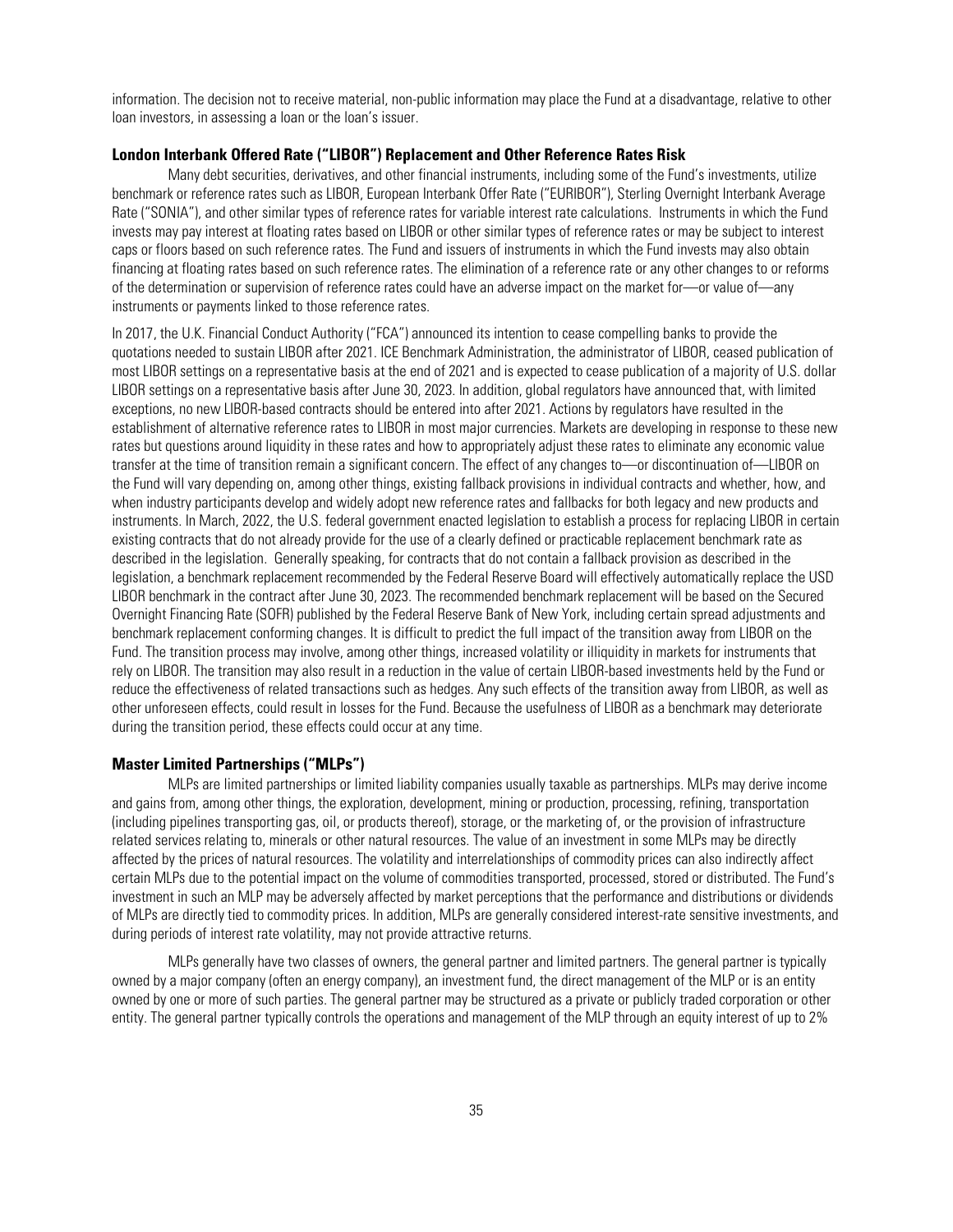information. The decision not to receive material, non-public information may place the Fund at a disadvantage, relative to other loan investors, in assessing a loan or the loan's issuer.

### London Interbank Offered Rate ("LIBOR") Replacement and Other Reference Rates Risk

Many debt securities, derivatives, and other financial instruments, including some of the Fund's investments, utilize benchmark or reference rates such as LIBOR, European Interbank Offer Rate ("EURIBOR"), Sterling Overnight Interbank Average Rate ("SONIA"), and other similar types of reference rates for variable interest rate calculations. Instruments in which the Fund invests may pay interest at floating rates based on LIBOR or other similar types of reference rates or may be subject to interest caps or floors based on such reference rates. The Fund and issuers of instruments in which the Fund invests may also obtain financing at floating rates based on such reference rates. The elimination of a reference rate or any other changes to or reforms of the determination or supervision of reference rates could have an adverse impact on the market for—or value of—any instruments or payments linked to those reference rates.

In 2017, the U.K. Financial Conduct Authority ("FCA") announced its intention to cease compelling banks to provide the quotations needed to sustain LIBOR after 2021. ICE Benchmark Administration, the administrator of LIBOR, ceased publication of most LIBOR settings on a representative basis at the end of 2021 and is expected to cease publication of a majority of U.S. dollar LIBOR settings on a representative basis after June 30, 2023. In addition, global regulators have announced that, with limited exceptions, no new LIBOR-based contracts should be entered into after 2021. Actions by regulators have resulted in the establishment of alternative reference rates to LIBOR in most major currencies. Markets are developing in response to these new rates but questions around liquidity in these rates and how to appropriately adjust these rates to eliminate any economic value transfer at the time of transition remain a significant concern. The effect of any changes to—or discontinuation of—LIBOR on the Fund will vary depending on, among other things, existing fallback provisions in individual contracts and whether, how, and when industry participants develop and widely adopt new reference rates and fallbacks for both legacy and new products and instruments. In March, 2022, the U.S. federal government enacted legislation to establish a process for replacing LIBOR in certain existing contracts that do not already provide for the use of a clearly defined or practicable replacement benchmark rate as described in the legislation. Generally speaking, for contracts that do not contain a fallback provision as described in the legislation, a benchmark replacement recommended by the Federal Reserve Board will effectively automatically replace the USD LIBOR benchmark in the contract after June 30, 2023. The recommended benchmark replacement will be based on the Secured Overnight Financing Rate (SOFR) published by the Federal Reserve Bank of New York, including certain spread adjustments and benchmark replacement conforming changes. It is difficult to predict the full impact of the transition away from LIBOR on the Fund. The transition process may involve, among other things, increased volatility or illiquidity in markets for instruments that rely on LIBOR. The transition may also result in a reduction in the value of certain LIBOR-based investments held by the Fund or reduce the effectiveness of related transactions such as hedges. Any such effects of the transition away from LIBOR, as well as other unforeseen effects, could result in losses for the Fund. Because the usefulness of LIBOR as a benchmark may deteriorate during the transition period, these effects could occur at any time.

### Master Limited Partnerships ("MLPs")

MLPs are limited partnerships or limited liability companies usually taxable as partnerships. MLPs may derive income and gains from, among other things, the exploration, development, mining or production, processing, refining, transportation (including pipelines transporting gas, oil, or products thereof), storage, or the marketing of, or the provision of infrastructure related services relating to, minerals or other natural resources. The value of an investment in some MLPs may be directly affected by the prices of natural resources. The volatility and interrelationships of commodity prices can also indirectly affect certain MLPs due to the potential impact on the volume of commodities transported, processed, stored or distributed. The Fund's investment in such an MLP may be adversely affected by market perceptions that the performance and distributions or dividends of MLPs are directly tied to commodity prices. In addition, MLPs are generally considered interest-rate sensitive investments, and during periods of interest rate volatility, may not provide attractive returns.

MLPs generally have two classes of owners, the general partner and limited partners. The general partner is typically owned by a major company (often an energy company), an investment fund, the direct management of the MLP or is an entity owned by one or more of such parties. The general partner may be structured as a private or publicly traded corporation or other entity. The general partner typically controls the operations and management of the MLP through an equity interest of up to 2%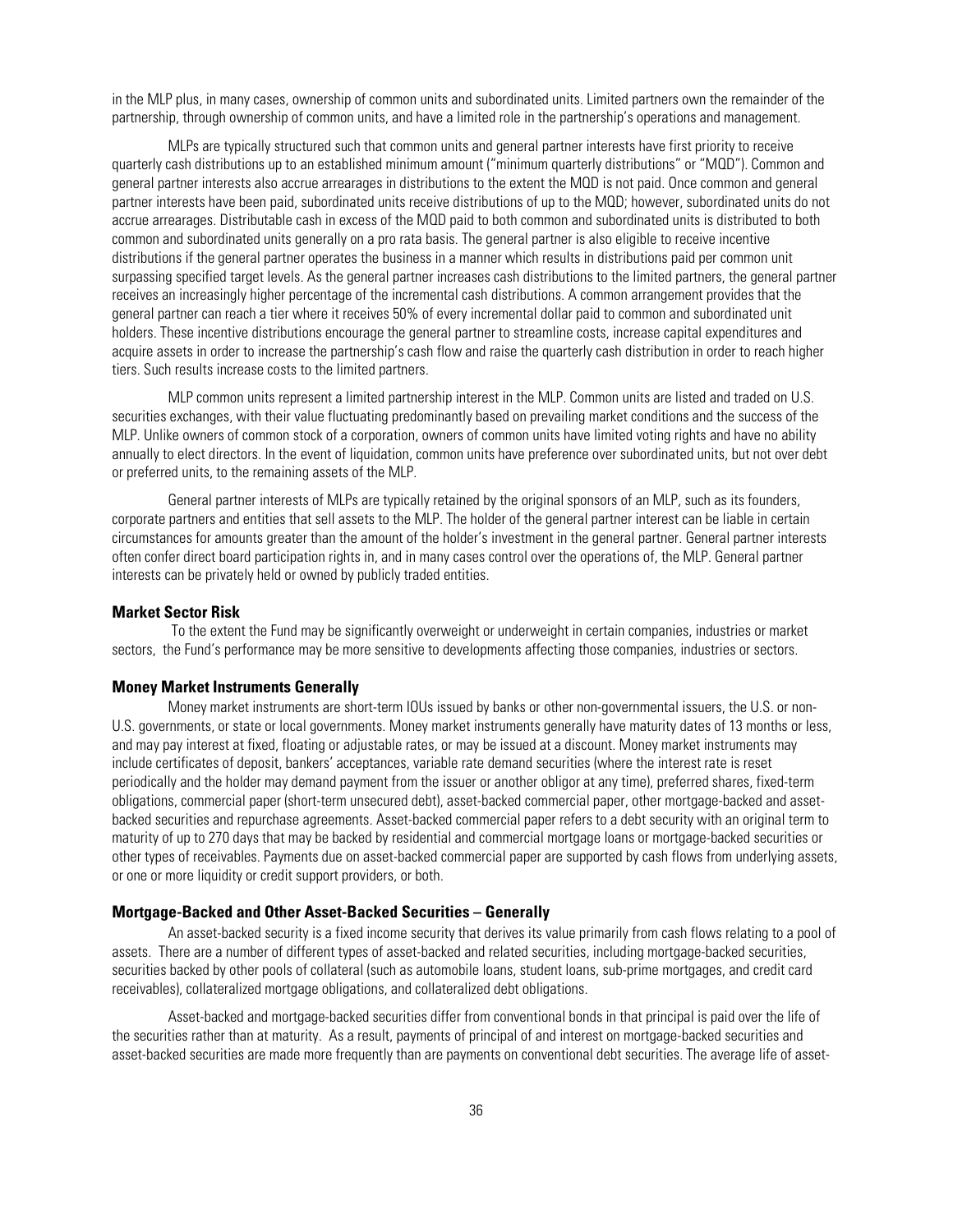in the MLP plus, in many cases, ownership of common units and subordinated units. Limited partners own the remainder of the partnership, through ownership of common units, and have a limited role in the partnership's operations and management.

MLPs are typically structured such that common units and general partner interests have first priority to receive quarterly cash distributions up to an established minimum amount ("minimum quarterly distributions" or "MQD"). Common and general partner interests also accrue arrearages in distributions to the extent the MQD is not paid. Once common and general partner interests have been paid, subordinated units receive distributions of up to the MQD; however, subordinated units do not accrue arrearages. Distributable cash in excess of the MQD paid to both common and subordinated units is distributed to both common and subordinated units generally on a pro rata basis. The general partner is also eligible to receive incentive distributions if the general partner operates the business in a manner which results in distributions paid per common unit surpassing specified target levels. As the general partner increases cash distributions to the limited partners, the general partner receives an increasingly higher percentage of the incremental cash distributions. A common arrangement provides that the general partner can reach a tier where it receives 50% of every incremental dollar paid to common and subordinated unit holders. These incentive distributions encourage the general partner to streamline costs, increase capital expenditures and acquire assets in order to increase the partnership's cash flow and raise the quarterly cash distribution in order to reach higher tiers. Such results increase costs to the limited partners.

MLP common units represent a limited partnership interest in the MLP. Common units are listed and traded on U.S. securities exchanges, with their value fluctuating predominantly based on prevailing market conditions and the success of the MLP. Unlike owners of common stock of a corporation, owners of common units have limited voting rights and have no ability annually to elect directors. In the event of liquidation, common units have preference over subordinated units, but not over debt or preferred units, to the remaining assets of the MLP.

General partner interests of MLPs are typically retained by the original sponsors of an MLP, such as its founders, corporate partners and entities that sell assets to the MLP. The holder of the general partner interest can be liable in certain circumstances for amounts greater than the amount of the holder's investment in the general partner. General partner interests often confer direct board participation rights in, and in many cases control over the operations of, the MLP. General partner interests can be privately held or owned by publicly traded entities.

#### Market Sector Risk

To the extent the Fund may be significantly overweight or underweight in certain companies, industries or market sectors, the Fund's performance may be more sensitive to developments affecting those companies, industries or sectors.

#### Money Market Instruments Generally

Money market instruments are short-term IOUs issued by banks or other non-governmental issuers, the U.S. or non-U.S. governments, or state or local governments. Money market instruments generally have maturity dates of 13 months or less, and may pay interest at fixed, floating or adjustable rates, or may be issued at a discount. Money market instruments may include certificates of deposit, bankers' acceptances, variable rate demand securities (where the interest rate is reset periodically and the holder may demand payment from the issuer or another obligor at any time), preferred shares, fixed-term obligations, commercial paper (short-term unsecured debt), asset-backed commercial paper, other mortgage-backed and asset-backed securities and repurchase agreements. Asset-backed commercial paper refers to a debt security with an original term to maturity of up to 270 days that may be backed by residential and commercial mortgage loans or mortgage-backed securities or other types of receivables. Payments due on asset-backed commercial paper are supported by cash flows from underlying assets, or one or more liquidity or credit support providers, or both.

#### Mortgage-Backed and Other Asset-Backed Securities – Generally

An asset-backed security is a fixed income security that derives its value primarily from cash flows relating to a pool of assets. There are a number of different types of asset-backed and related securities, including mortgage-backed securities, securities backed by other pools of collateral (such as automobile loans, student loans, sub-prime mortgages, and credit card receivables), collateralized mortgage obligations, and collateralized debt obligations.

Asset-backed and mortgage-backed securities differ from conventional bonds in that principal is paid over the life of the securities rather than at maturity. As a result, payments of principal of and interest on mortgage-backed securities and asset-backed securities are made more frequently than are payments on conventional debt securities. The average life of asset-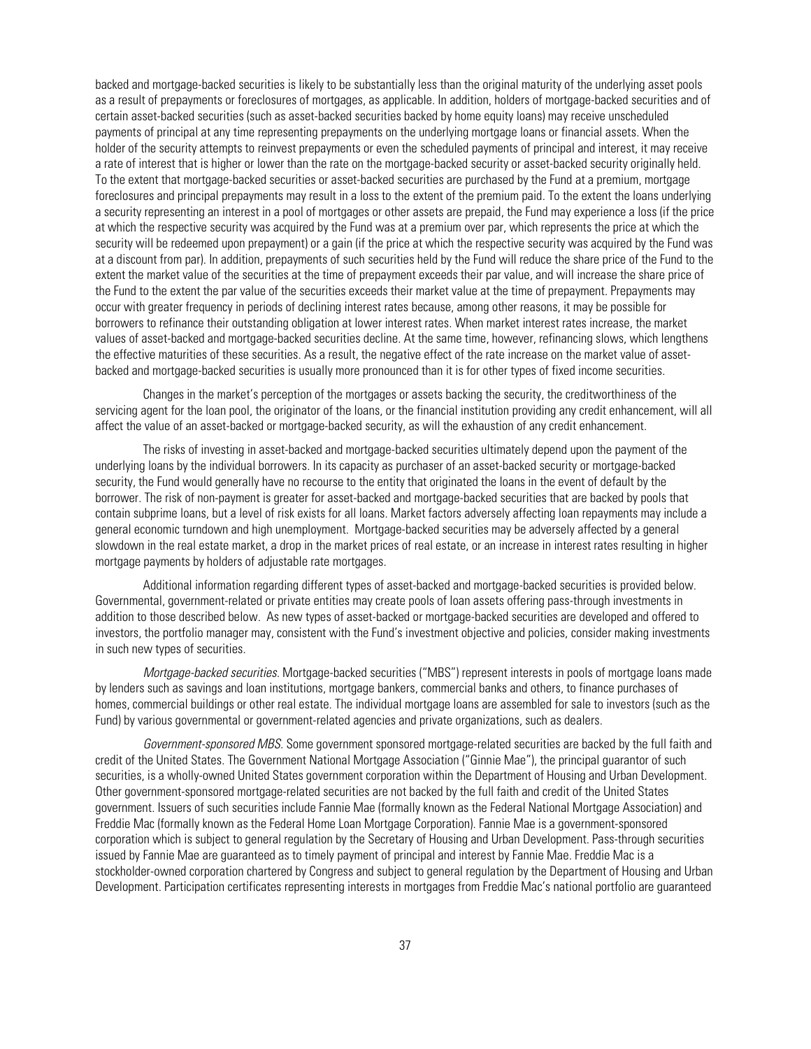backed and mortgage-backed securities is likely to be substantially less than the original maturity of the underlying asset pools as a result of prepayments or foreclosures of mortgages, as applicable. In addition, holders of mortgage-backed securities and of certain asset-backed securities (such as asset-backed securities backed by home equity loans) may receive unscheduled payments of principal at any time representing prepayments on the underlying mortgage loans or financial assets. When the holder of the security attempts to reinvest prepayments or even the scheduled payments of principal and interest, it may receive a rate of interest that is higher or lower than the rate on the mortgage-backed security or asset-backed security originally held. To the extent that mortgage-backed securities or asset-backed securities are purchased by the Fund at a premium, mortgage foreclosures and principal prepayments may result in a loss to the extent of the premium paid. To the extent the loans underlying a security representing an interest in a pool of mortgages or other assets are prepaid, the Fund may experience a loss (if the price at which the respective security was acquired by the Fund was at a premium over par, which represents the price at which the security will be redeemed upon prepayment) or a gain (if the price at which the respective security was acquired by the Fund was at a discount from par). In addition, prepayments of such securities held by the Fund will reduce the share price of the Fund to the extent the market value of the securities at the time of prepayment exceeds their par value, and will increase the share price of the Fund to the extent the par value of the securities exceeds their market value at the time of prepayment. Prepayments may occur with greater frequency in periods of declining interest rates because, among other reasons, it may be possible for borrowers to refinance their outstanding obligation at lower interest rates. When market interest rates increase, the market values of asset-backed and mortgage-backed securities decline. At the same time, however, refinancing slows, which lengthens the effective maturities of these securities. As a result, the negative effect of the rate increase on the market value of asset-backed and mortgage-backed securities is usually more pronounced than it is for other types of fixed income securities.

Changes in the market's perception of the mortgages or assets backing the security, the creditworthiness of the servicing agent for the loan pool, the originator of the loans, or the financial institution providing any credit enhancement, will all affect the value of an asset-backed or mortgage-backed security, as will the exhaustion of any credit enhancement.

The risks of investing in asset-backed and mortgage-backed securities ultimately depend upon the payment of the underlying loans by the individual borrowers. In its capacity as purchaser of an asset-backed security or mortgage-backed security, the Fund would generally have no recourse to the entity that originated the loans in the event of default by the borrower. The risk of non-payment is greater for asset-backed and mortgage-backed securities that are backed by pools that contain subprime loans, but a level of risk exists for all loans. Market factors adversely affecting loan repayments may include a general economic turndown and high unemployment. Mortgage-backed securities may be adversely affected by a general slowdown in the real estate market, a drop in the market prices of real estate, or an increase in interest rates resulting in higher mortgage payments by holders of adjustable rate mortgages.

Additional information regarding different types of asset-backed and mortgage-backed securities is provided below. Governmental, government-related or private entities may create pools of loan assets offering pass-through investments in addition to those described below. As new types of asset-backed or mortgage-backed securities are developed and offered to investors, the portfolio manager may, consistent with the Fund's investment objective and policies, consider making investments in such new types of securities.

*Mortgage-backed securities*. Mortgage-backed securities ("MBS") represent interests in pools of mortgage loans made by lenders such as savings and loan institutions, mortgage bankers, commercial banks and others, to finance purchases of homes, commercial buildings or other real estate. The individual mortgage loans are assembled for sale to investors (such as the Fund) by various governmental or government-related agencies and private organizations, such as dealers.

*Government-sponsored MBS*. Some government sponsored mortgage-related securities are backed by the full faith and credit of the United States. The Government National Mortgage Association ("Ginnie Mae"), the principal guarantor of such securities, is a wholly-owned United States government corporation within the Department of Housing and Urban Development. Other government-sponsored mortgage-related securities are not backed by the full faith and credit of the United States government. Issuers of such securities include Fannie Mae (formally known as the Federal National Mortgage Association) and Freddie Mac (formally known as the Federal Home Loan Mortgage Corporation). Fannie Mae is a government-sponsored corporation which is subject to general regulation by the Secretary of Housing and Urban Development. Pass-through securities issued by Fannie Mae are guaranteed as to timely payment of principal and interest by Fannie Mae. Freddie Mac is a stockholder-owned corporation chartered by Congress and subject to general regulation by the Department of Housing and Urban Development. Participation certificates representing interests in mortgages from Freddie Mac's national portfolio are guaranteed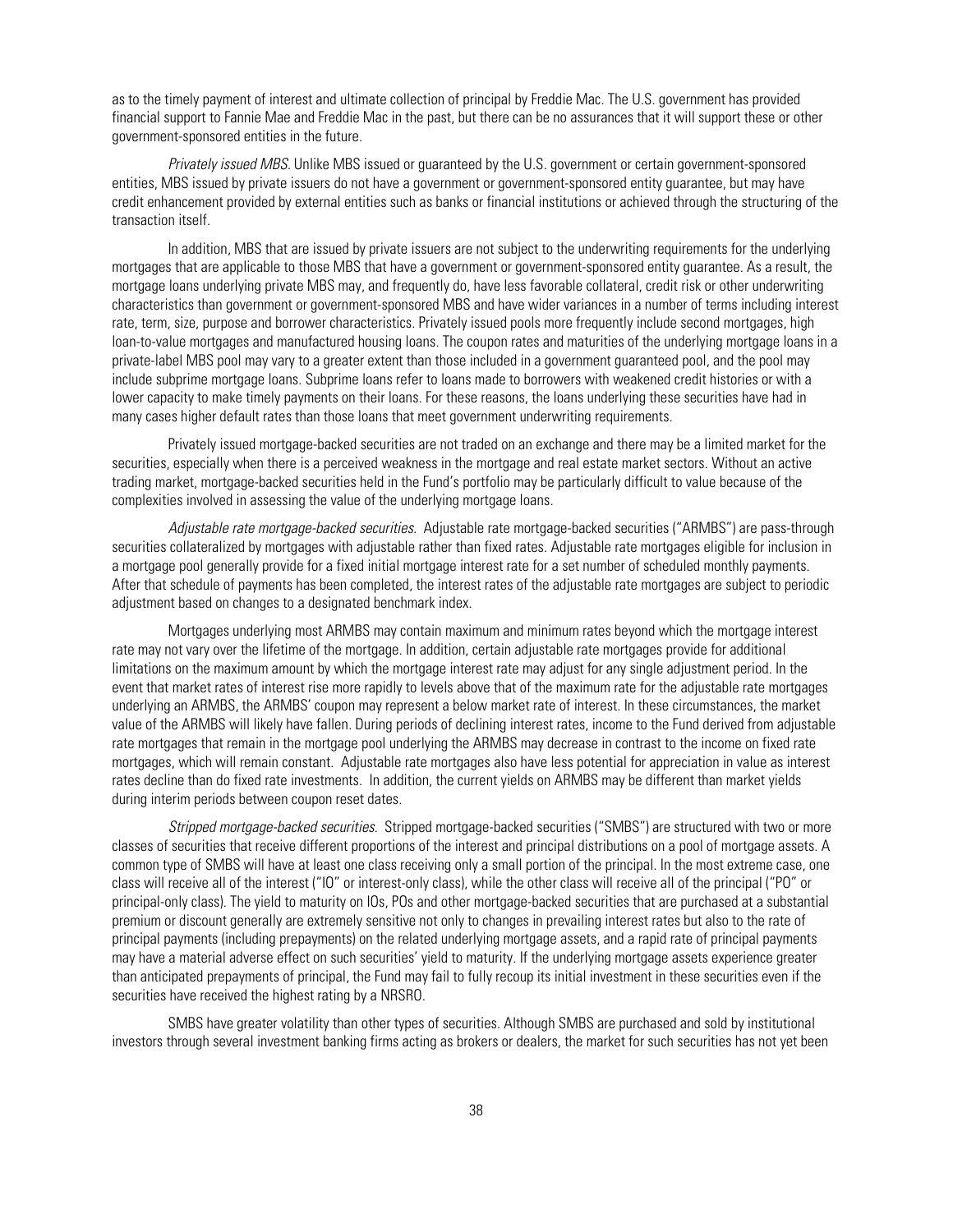as to the timely payment of interest and ultimate collection of principal by Freddie Mac. The U.S. government has provided financial support to Fannie Mae and Freddie Mac in the past, but there can be no assurances that it will support these or other government-sponsored entities in the future.

*Privately issued MBS.* Unlike MBS issued or guaranteed by the U.S. government or certain government-sponsored entities, MBS issued by private issuers do not have a government or government-sponsored entity guarantee, but may have credit enhancement provided by external entities such as banks or financial institutions or achieved through the structuring of the transaction itself.

In addition, MBS that are issued by private issuers are not subject to the underwriting requirements for the underlying mortgages that are applicable to those MBS that have a government or government-sponsored entity guarantee. As a result, the mortgage loans underlying private MBS may, and frequently do, have less favorable collateral, credit risk or other underwriting characteristics than government or government-sponsored MBS and have wider variances in a number of terms including interest rate, term, size, purpose and borrower characteristics. Privately issued pools more frequently include second mortgages, high loan-to-value mortgages and manufactured housing loans. The coupon rates and maturities of the underlying mortgage loans in a private-label MBS pool may vary to a greater extent than those included in a government guaranteed pool, and the pool may include subprime mortgage loans. Subprime loans refer to loans made to borrowers with weakened credit histories or with a lower capacity to make timely payments on their loans. For these reasons, the loans underlying these securities have had in many cases higher default rates than those loans that meet government underwriting requirements.

Privately issued mortgage-backed securities are not traded on an exchange and there may be a limited market for the securities, especially when there is a perceived weakness in the mortgage and real estate market sectors. Without an active trading market, mortgage-backed securities held in the Fund's portfolio may be particularly difficult to value because of the complexities involved in assessing the value of the underlying mortgage loans.

*Adjustable rate mortgage-backed securities.* Adjustable rate mortgage-backed securities ("ARMBS") are pass-through securities collateralized by mortgages with adjustable rather than fixed rates. Adjustable rate mortgages eligible for inclusion in a mortgage pool generally provide for a fixed initial mortgage interest rate for a set number of scheduled monthly payments. After that schedule of payments has been completed, the interest rates of the adjustable rate mortgages are subject to periodic adjustment based on changes to a designated benchmark index.

Mortgages underlying most ARMBS may contain maximum and minimum rates beyond which the mortgage interest rate may not vary over the lifetime of the mortgage. In addition, certain adjustable rate mortgages provide for additional limitations on the maximum amount by which the mortgage interest rate may adjust for any single adjustment period. In the event that market rates of interest rise more rapidly to levels above that of the maximum rate for the adjustable rate mortgages underlying an ARMBS, the ARMBS' coupon may represent a below market rate of interest. In these circumstances, the market value of the ARMBS will likely have fallen. During periods of declining interest rates, income to the Fund derived from adjustable rate mortgages that remain in the mortgage pool underlying the ARMBS may decrease in contrast to the income on fixed rate mortgages, which will remain constant. Adjustable rate mortgages also have less potential for appreciation in value as interest rates decline than do fixed rate investments. In addition, the current yields on ARMBS may be different than market yields during interim periods between coupon reset dates.

*Stripped mortgage-backed securities.* Stripped mortgage-backed securities ("SMBS") are structured with two or more classes of securities that receive different proportions of the interest and principal distributions on a pool of mortgage assets. A common type of SMBS will have at least one class receiving only a small portion of the principal. In the most extreme case, one class will receive all of the interest ("IO" or interest-only class), while the other class will receive all of the principal ("PO" or principal-only class). The yield to maturity on IOs, POs and other mortgage-backed securities that are purchased at a substantial premium or discount generally are extremely sensitive not only to changes in prevailing interest rates but also to the rate of principal payments (including prepayments) on the related underlying mortgage assets, and a rapid rate of principal payments may have a material adverse effect on such securities' yield to maturity. If the underlying mortgage assets experience greater than anticipated prepayments of principal, the Fund may fail to fully recoup its initial investment in these securities even if the securities have received the highest rating by a NRSRO.

SMBS have greater volatility than other types of securities. Although SMBS are purchased and sold by institutional investors through several investment banking firms acting as brokers or dealers, the market for such securities has not yet been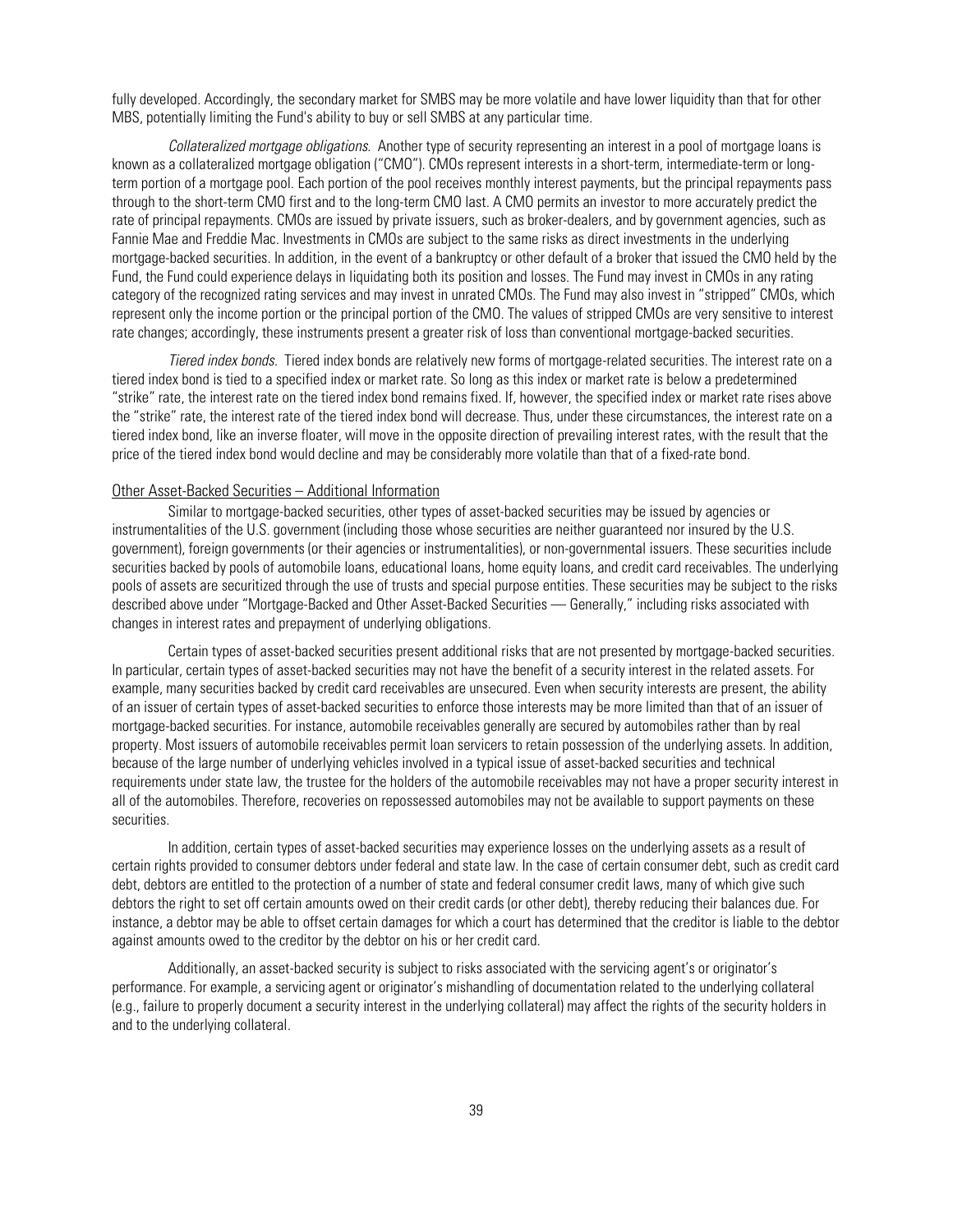fully developed. Accordingly, the secondary market for SMBS may be more volatile and have lower liquidity than that for other MBS, potentially limiting the Fund's ability to buy or sell SMBS at any particular time.

*Collateralized mortgage obligations.* Another type of security representing an interest in a pool of mortgage loans is known as a collateralized mortgage obligation ("CMO"). CMOs represent interests in a short-term, intermediate-term or long-term portion of a mortgage pool. Each portion of the pool receives monthly interest payments, but the principal repayments pass through to the short-term CMO first and to the long-term CMO last. A CMO permits an investor to more accurately predict the rate of principal repayments. CMOs are issued by private issuers, such as broker-dealers, and by government agencies, such as Fannie Mae and Freddie Mac. Investments in CMOs are subject to the same risks as direct investments in the underlying mortgage-backed securities. In addition, in the event of a bankruptcy or other default of a broker that issued the CMO held by the Fund, the Fund could experience delays in liquidating both its position and losses. The Fund may invest in CMOs in any rating category of the recognized rating services and may invest in unrated CMOs. The Fund may also invest in "stripped" CMOs, which represent only the income portion or the principal portion of the CMO. The values of stripped CMOs are very sensitive to interest rate changes; accordingly, these instruments present a greater risk of loss than conventional mortgage-backed securities.

*Tiered index bonds.* Tiered index bonds are relatively new forms of mortgage-related securities. The interest rate on a tiered index bond is tied to a specified index or market rate. So long as this index or market rate is below a predetermined "strike" rate, the interest rate on the tiered index bond remains fixed. If, however, the specified index or market rate rises above the "strike" rate, the interest rate of the tiered index bond will decrease. Thus, under these circumstances, the interest rate on a tiered index bond, like an inverse floater, will move in the opposite direction of prevailing interest rates, with the result that the price of the tiered index bond would decline and may be considerably more volatile than that of a fixed-rate bond.

Other Asset-Backed Securities – Additional Information

Similar to mortgage-backed securities, other types of asset-backed securities may be issued by agencies or instrumentalities of the U.S. government (including those whose securities are neither guaranteed nor insured by the U.S. government), foreign governments (or their agencies or instrumentalities), or non-governmental issuers. These securities include securities backed by pools of automobile loans, educational loans, home equity loans, and credit card receivables. The underlying pools of assets are securitized through the use of trusts and special purpose entities. These securities may be subject to the risks described above under "Mortgage-Backed and Other Asset-Backed Securities — Generally," including risks associated with changes in interest rates and prepayment of underlying obligations.

Certain types of asset-backed securities present additional risks that are not presented by mortgage-backed securities. In particular, certain types of asset-backed securities may not have the benefit of a security interest in the related assets. For example, many securities backed by credit card receivables are unsecured. Even when security interests are present, the ability of an issuer of certain types of asset-backed securities to enforce those interests may be more limited than that of an issuer of mortgage-backed securities. For instance, automobile receivables generally are secured by automobiles rather than by real property. Most issuers of automobile receivables permit loan servicers to retain possession of the underlying assets. In addition, because of the large number of underlying vehicles involved in a typical issue of asset-backed securities and technical requirements under state law, the trustee for the holders of the automobile receivables may not have a proper security interest in all of the automobiles. Therefore, recoveries on repossessed automobiles may not be available to support payments on these securities.

In addition, certain types of asset-backed securities may experience losses on the underlying assets as a result of certain rights provided to consumer debtors under federal and state law. In the case of certain consumer debt, such as credit card debt, debtors are entitled to the protection of a number of state and federal consumer credit laws, many of which give such debtors the right to set off certain amounts owed on their credit cards (or other debt), thereby reducing their balances due. For instance, a debtor may be able to offset certain damages for which a court has determined that the creditor is liable to the debtor against amounts owed to the creditor by the debtor on his or her credit card.

Additionally, an asset-backed security is subject to risks associated with the servicing agent's or originator's performance. For example, a servicing agent or originator's mishandling of documentation related to the underlying collateral (e.g., failure to properly document a security interest in the underlying collateral) may affect the rights of the security holders in and to the underlying collateral.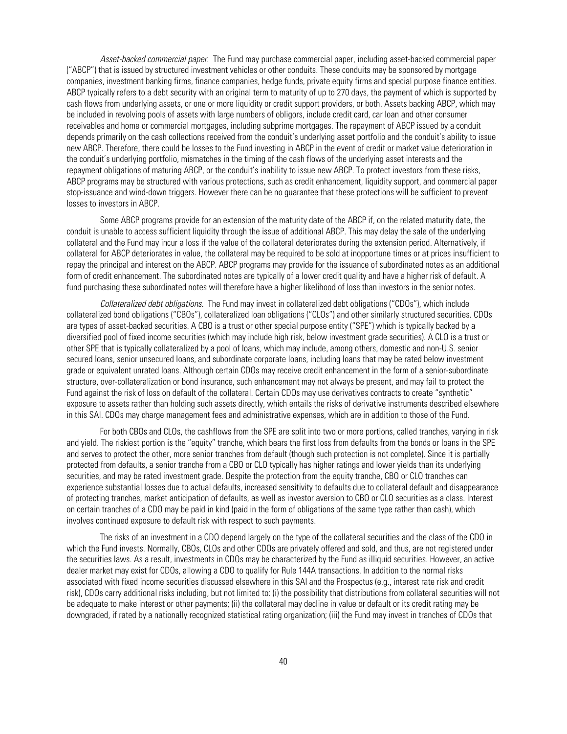*Asset-backed commercial paper.* The Fund may purchase commercial paper, including asset-backed commercial paper ("ABCP") that is issued by structured investment vehicles or other conduits. These conduits may be sponsored by mortgage companies, investment banking firms, finance companies, hedge funds, private equity firms and special purpose finance entities. ABCP typically refers to a debt security with an original term to maturity of up to 270 days, the payment of which is supported by cash flows from underlying assets, or one or more liquidity or credit support providers, or both. Assets backing ABCP, which may be included in revolving pools of assets with large numbers of obligors, include credit card, car loan and other consumer receivables and home or commercial mortgages, including subprime mortgages. The repayment of ABCP issued by a conduit depends primarily on the cash collections received from the conduit's underlying asset portfolio and the conduit's ability to issue new ABCP. Therefore, there could be losses to the Fund investing in ABCP in the event of credit or market value deterioration in the conduit's underlying portfolio, mismatches in the timing of the cash flows of the underlying asset interests and the repayment obligations of maturing ABCP, or the conduit's inability to issue new ABCP. To protect investors from these risks, ABCP programs may be structured with various protections, such as credit enhancement, liquidity support, and commercial paper stop-issuance and wind-down triggers. However there can be no guarantee that these protections will be sufficient to prevent losses to investors in ABCP.

Some ABCP programs provide for an extension of the maturity date of the ABCP if, on the related maturity date, the conduit is unable to access sufficient liquidity through the issue of additional ABCP. This may delay the sale of the underlying collateral and the Fund may incur a loss if the value of the collateral deteriorates during the extension period. Alternatively, if collateral for ABCP deteriorates in value, the collateral may be required to be sold at inopportune times or at prices insufficient to repay the principal and interest on the ABCP. ABCP programs may provide for the issuance of subordinated notes as an additional form of credit enhancement. The subordinated notes are typically of a lower credit quality and have a higher risk of default. A fund purchasing these subordinated notes will therefore have a higher likelihood of loss than investors in the senior notes.

*Collateralized debt obligations.* The Fund may invest in collateralized debt obligations ("CDOs"), which include collateralized bond obligations ("CBOs"), collateralized loan obligations ("CLOs") and other similarly structured securities. CDOs are types of asset-backed securities. A CBO is a trust or other special purpose entity ("SPE") which is typically backed by a diversified pool of fixed income securities (which may include high risk, below investment grade securities). A CLO is a trust or other SPE that is typically collateralized by a pool of loans, which may include, among others, domestic and non-U.S. senior secured loans, senior unsecured loans, and subordinate corporate loans, including loans that may be rated below investment grade or equivalent unrated loans. Although certain CDOs may receive credit enhancement in the form of a senior-subordinate structure, over-collateralization or bond insurance, such enhancement may not always be present, and may fail to protect the Fund against the risk of loss on default of the collateral. Certain CDOs may use derivatives contracts to create "synthetic" exposure to assets rather than holding such assets directly, which entails the risks of derivative instruments described elsewhere in this SAI. CDOs may charge management fees and administrative expenses, which are in addition to those of the Fund.

For both CBOs and CLOs, the cashflows from the SPE are split into two or more portions, called tranches, varying in risk and yield. The riskiest portion is the "equity" tranche, which bears the first loss from defaults from the bonds or loans in the SPE and serves to protect the other, more senior tranches from default (though such protection is not complete). Since it is partially protected from defaults, a senior tranche from a CBO or CLO typically has higher ratings and lower yields than its underlying securities, and may be rated investment grade. Despite the protection from the equity tranche, CBO or CLO tranches can experience substantial losses due to actual defaults, increased sensitivity to defaults due to collateral default and disappearance of protecting tranches, market anticipation of defaults, as well as investor aversion to CBO or CLO securities as a class. Interest on certain tranches of a CDO may be paid in kind (paid in the form of obligations of the same type rather than cash), which involves continued exposure to default risk with respect to such payments.

The risks of an investment in a CDO depend largely on the type of the collateral securities and the class of the CDO in which the Fund invests. Normally, CBOs, CLOs and other CDOs are privately offered and sold, and thus, are not registered under the securities laws. As a result, investments in CDOs may be characterized by the Fund as illiquid securities. However, an active dealer market may exist for CDOs, allowing a CDO to qualify for Rule 144A transactions. In addition to the normal risks associated with fixed income securities discussed elsewhere in this SAI and the Prospectus (e.g., interest rate risk and credit risk), CDOs carry additional risks including, but not limited to: (i) the possibility that distributions from collateral securities will not be adequate to make interest or other payments; (ii) the collateral may decline in value or default or its credit rating may be downgraded, if rated by a nationally recognized statistical rating organization; (iii) the Fund may invest in tranches of CDOs that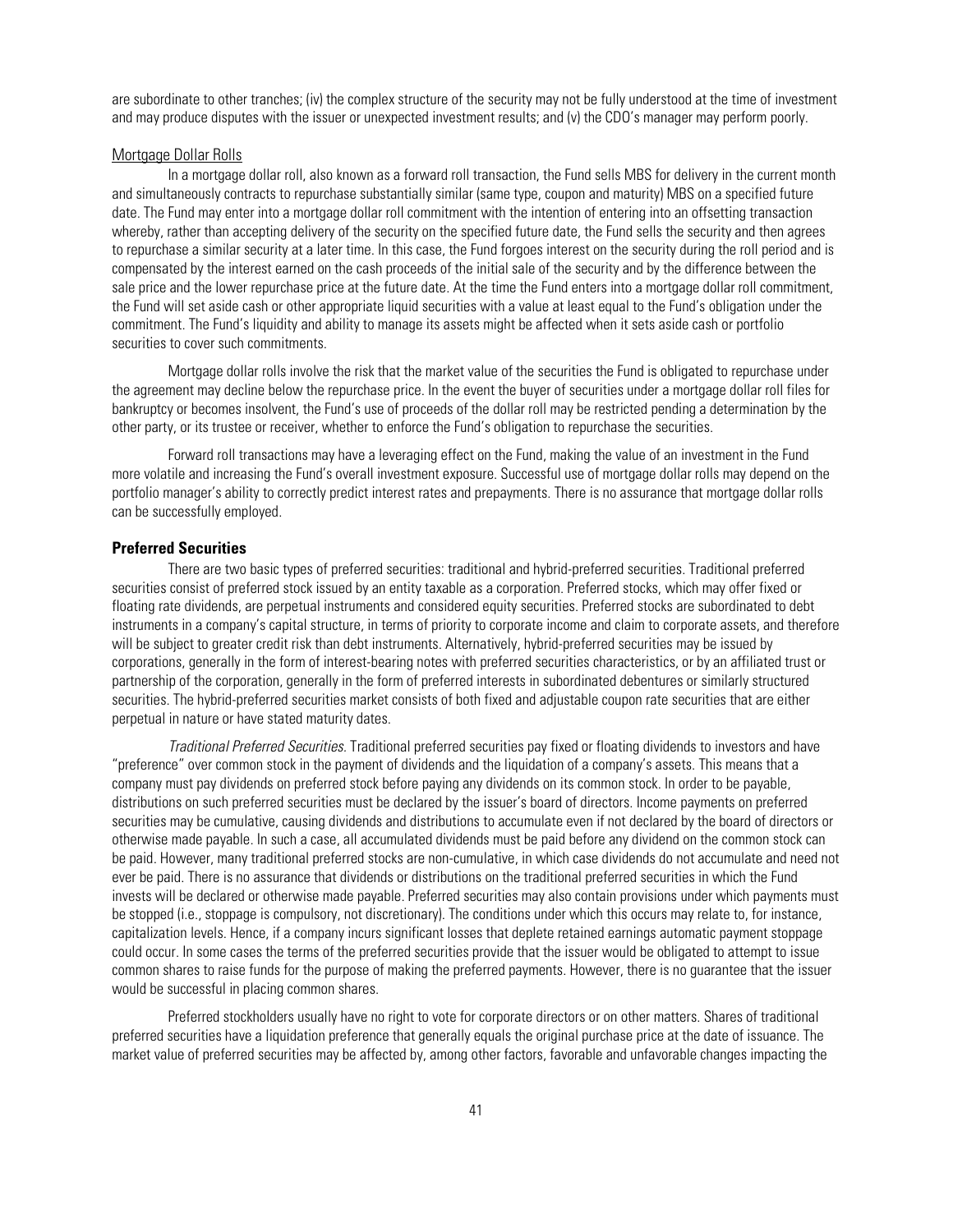are subordinate to other tranches; (iv) the complex structure of the security may not be fully understood at the time of investment and may produce disputes with the issuer or unexpected investment results; and (v) the CDO's manager may perform poorly.

Mortgage Dollar Rolls

In a mortgage dollar roll, also known as a forward roll transaction, the Fund sells MBS for delivery in the current month and simultaneously contracts to repurchase substantially similar (same type, coupon and maturity) MBS on a specified future date. The Fund may enter into a mortgage dollar roll commitment with the intention of entering into an offsetting transaction whereby, rather than accepting delivery of the security on the specified future date, the Fund sells the security and then agrees to repurchase a similar security at a later time. In this case, the Fund forgoes interest on the security during the roll period and is compensated by the interest earned on the cash proceeds of the initial sale of the security and by the difference between the sale price and the lower repurchase price at the future date. At the time the Fund enters into a mortgage dollar roll commitment, the Fund will set aside cash or other appropriate liquid securities with a value at least equal to the Fund's obligation under the commitment. The Fund's liquidity and ability to manage its assets might be affected when it sets aside cash or portfolio securities to cover such commitments.

Mortgage dollar rolls involve the risk that the market value of the securities the Fund is obligated to repurchase under the agreement may decline below the repurchase price. In the event the buyer of securities under a mortgage dollar roll files for bankruptcy or becomes insolvent, the Fund's use of proceeds of the dollar roll may be restricted pending a determination by the other party, or its trustee or receiver, whether to enforce the Fund's obligation to repurchase the securities.

Forward roll transactions may have a leveraging effect on the Fund, making the value of an investment in the Fund more volatile and increasing the Fund's overall investment exposure. Successful use of mortgage dollar rolls may depend on the portfolio manager's ability to correctly predict interest rates and prepayments. There is no assurance that mortgage dollar rolls can be successfully employed.

### Preferred Securities

There are two basic types of preferred securities: traditional and hybrid-preferred securities. Traditional preferred securities consist of preferred stock issued by an entity taxable as a corporation. Preferred stocks, which may offer fixed or floating rate dividends, are perpetual instruments and considered equity securities. Preferred stocks are subordinated to debt instruments in a company's capital structure, in terms of priority to corporate income and claim to corporate assets, and therefore will be subject to greater credit risk than debt instruments. Alternatively, hybrid-preferred securities may be issued by corporations, generally in the form of interest-bearing notes with preferred securities characteristics, or by an affiliated trust or partnership of the corporation, generally in the form of preferred interests in subordinated debentures or similarly structured securities. The hybrid-preferred securities market consists of both fixed and adjustable coupon rate securities that are either perpetual in nature or have stated maturity dates.

*Traditional Preferred Securities*. Traditional preferred securities pay fixed or floating dividends to investors and have "preference" over common stock in the payment of dividends and the liquidation of a company's assets. This means that a company must pay dividends on preferred stock before paying any dividends on its common stock. In order to be payable, distributions on such preferred securities must be declared by the issuer's board of directors. Income payments on preferred securities may be cumulative, causing dividends and distributions to accumulate even if not declared by the board of directors or otherwise made payable. In such a case, all accumulated dividends must be paid before any dividend on the common stock can be paid. However, many traditional preferred stocks are non-cumulative, in which case dividends do not accumulate and need not ever be paid. There is no assurance that dividends or distributions on the traditional preferred securities in which the Fund invests will be declared or otherwise made payable. Preferred securities may also contain provisions under which payments must be stopped (i.e., stoppage is compulsory, not discretionary). The conditions under which this occurs may relate to, for instance, capitalization levels. Hence, if a company incurs significant losses that deplete retained earnings automatic payment stoppage could occur. In some cases the terms of the preferred securities provide that the issuer would be obligated to attempt to issue common shares to raise funds for the purpose of making the preferred payments. However, there is no guarantee that the issuer would be successful in placing common shares.

Preferred stockholders usually have no right to vote for corporate directors or on other matters. Shares of traditional preferred securities have a liquidation preference that generally equals the original purchase price at the date of issuance. The market value of preferred securities may be affected by, among other factors, favorable and unfavorable changes impacting the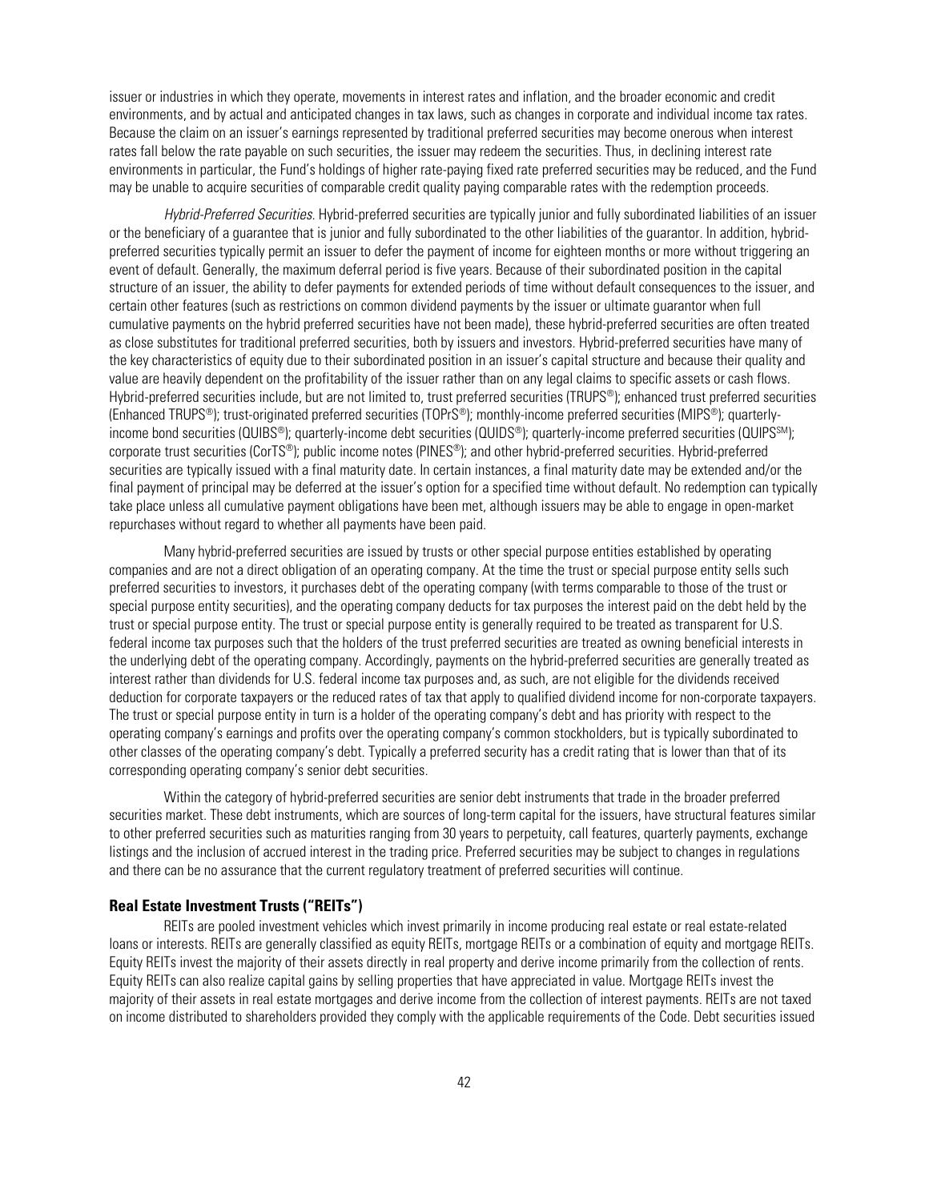issuer or industries in which they operate, movements in interest rates and inflation, and the broader economic and credit environments, and by actual and anticipated changes in tax laws, such as changes in corporate and individual income tax rates. Because the claim on an issuer's earnings represented by traditional preferred securities may become onerous when interest rates fall below the rate payable on such securities, the issuer may redeem the securities. Thus, in declining interest rate environments in particular, the Fund's holdings of higher rate-paying fixed rate preferred securities may be reduced, and the Fund may be unable to acquire securities of comparable credit quality paying comparable rates with the redemption proceeds.

*Hybrid-Preferred Securities.* Hybrid-preferred securities are typically junior and fully subordinated liabilities of an issuer or the beneficiary of a guarantee that is junior and fully subordinated to the other liabilities of the guarantor. In addition, hybrid-preferred securities typically permit an issuer to defer the payment of income for eighteen months or more without triggering an event of default. Generally, the maximum deferral period is five years. Because of their subordinated position in the capital structure of an issuer, the ability to defer payments for extended periods of time without default consequences to the issuer, and certain other features (such as restrictions on common dividend payments by the issuer or ultimate guarantor when full cumulative payments on the hybrid preferred securities have not been made), these hybrid-preferred securities are often treated as close substitutes for traditional preferred securities, both by issuers and investors. Hybrid-preferred securities have many of the key characteristics of equity due to their subordinated position in an issuer's capital structure and because their quality and value are heavily dependent on the profitability of the issuer rather than on any legal claims to specific assets or cash flows. Hybrid-preferred securities include, but are not limited to, trust preferred securities (TRUPS®); enhanced trust preferred securities (Enhanced TRUPS®); trust-originated preferred securities (TOPrS®); monthly-income preferred securities (MIPS®); quarterly-income bond securities (QUIBS®); quarterly-income debt securities (QUIDS®); quarterly-income preferred securities (QUIPS℠); corporate trust securities (CorTS®); public income notes (PINES®); and other hybrid-preferred securities. Hybrid-preferred securities are typically issued with a final maturity date. In certain instances, a final maturity date may be extended and/or the final payment of principal may be deferred at the issuer's option for a specified time without default. No redemption can typically take place unless all cumulative payment obligations have been met, although issuers may be able to engage in open-market repurchases without regard to whether all payments have been paid.

Many hybrid-preferred securities are issued by trusts or other special purpose entities established by operating companies and are not a direct obligation of an operating company. At the time the trust or special purpose entity sells such preferred securities to investors, it purchases debt of the operating company (with terms comparable to those of the trust or special purpose entity securities), and the operating company deducts for tax purposes the interest paid on the debt held by the trust or special purpose entity. The trust or special purpose entity is generally required to be treated as transparent for U.S. federal income tax purposes such that the holders of the trust preferred securities are treated as owning beneficial interests in the underlying debt of the operating company. Accordingly, payments on the hybrid-preferred securities are generally treated as interest rather than dividends for U.S. federal income tax purposes and, as such, are not eligible for the dividends received deduction for corporate taxpayers or the reduced rates of tax that apply to qualified dividend income for non-corporate taxpayers. The trust or special purpose entity in turn is a holder of the operating company's debt and has priority with respect to the operating company's earnings and profits over the operating company's common stockholders, but is typically subordinated to other classes of the operating company's debt. Typically a preferred security has a credit rating that is lower than that of its corresponding operating company's senior debt securities.

Within the category of hybrid-preferred securities are senior debt instruments that trade in the broader preferred securities market. These debt instruments, which are sources of long-term capital for the issuers, have structural features similar to other preferred securities such as maturities ranging from 30 years to perpetuity, call features, quarterly payments, exchange listings and the inclusion of accrued interest in the trading price. Preferred securities may be subject to changes in regulations and there can be no assurance that the current regulatory treatment of preferred securities will continue.

### Real Estate Investment Trusts ("REITs")

REITs are pooled investment vehicles which invest primarily in income producing real estate or real estate-related loans or interests. REITs are generally classified as equity REITs, mortgage REITs or a combination of equity and mortgage REITs. Equity REITs invest the majority of their assets directly in real property and derive income primarily from the collection of rents. Equity REITs can also realize capital gains by selling properties that have appreciated in value. Mortgage REITs invest the majority of their assets in real estate mortgages and derive income from the collection of interest payments. REITs are not taxed on income distributed to shareholders provided they comply with the applicable requirements of the Code. Debt securities issued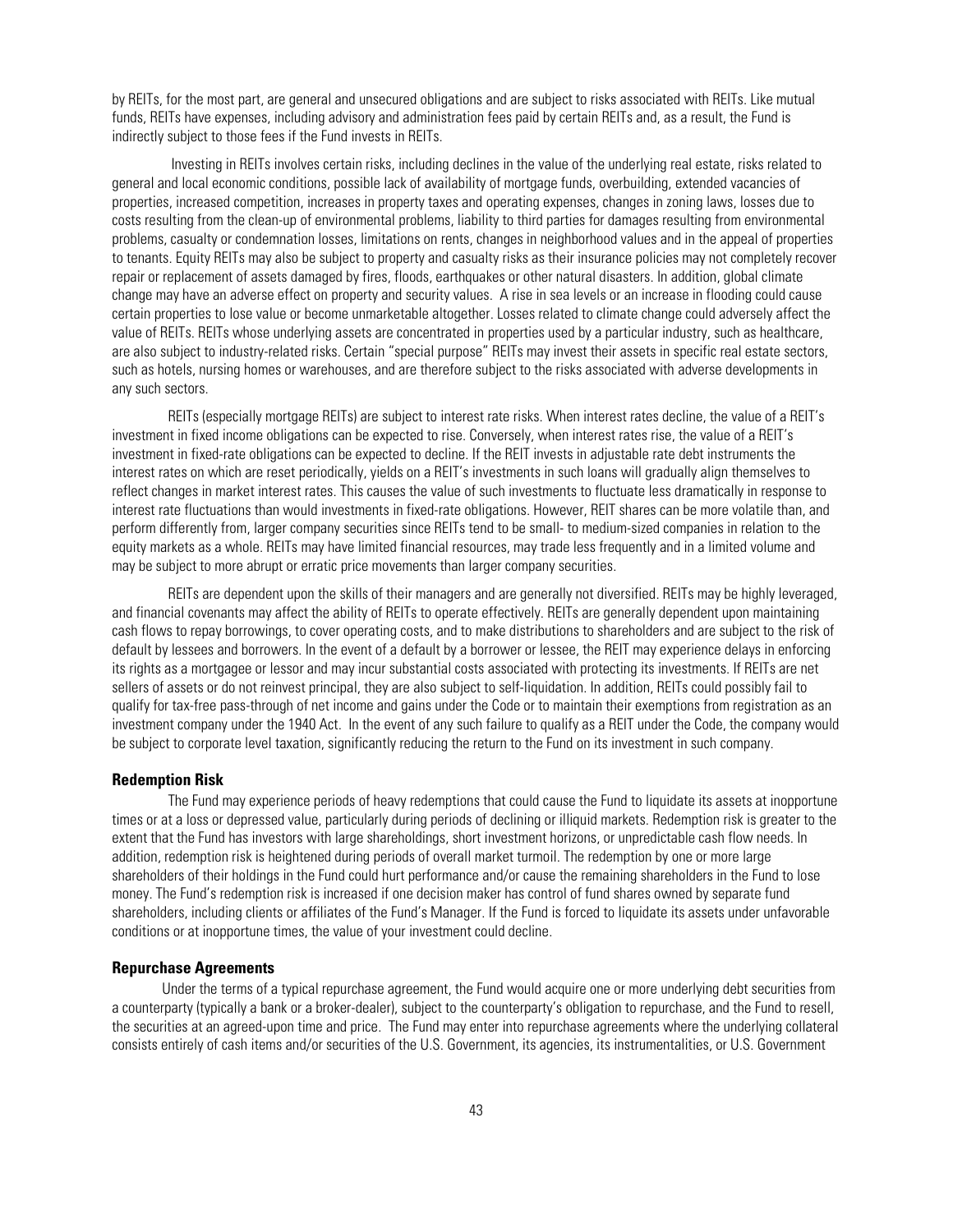by REITs, for the most part, are general and unsecured obligations and are subject to risks associated with REITs. Like mutual funds, REITs have expenses, including advisory and administration fees paid by certain REITs and, as a result, the Fund is indirectly subject to those fees if the Fund invests in REITs.

Investing in REITs involves certain risks, including declines in the value of the underlying real estate, risks related to general and local economic conditions, possible lack of availability of mortgage funds, overbuilding, extended vacancies of properties, increased competition, increases in property taxes and operating expenses, changes in zoning laws, losses due to costs resulting from the clean-up of environmental problems, liability to third parties for damages resulting from environmental problems, casualty or condemnation losses, limitations on rents, changes in neighborhood values and in the appeal of properties to tenants. Equity REITs may also be subject to property and casualty risks as their insurance policies may not completely recover repair or replacement of assets damaged by fires, floods, earthquakes or other natural disasters. In addition, global climate change may have an adverse effect on property and security values. A rise in sea levels or an increase in flooding could cause certain properties to lose value or become unmarketable altogether. Losses related to climate change could adversely affect the value of REITs. REITs whose underlying assets are concentrated in properties used by a particular industry, such as healthcare, are also subject to industry-related risks. Certain "special purpose" REITs may invest their assets in specific real estate sectors, such as hotels, nursing homes or warehouses, and are therefore subject to the risks associated with adverse developments in any such sectors.

REITs (especially mortgage REITs) are subject to interest rate risks. When interest rates decline, the value of a REIT's investment in fixed income obligations can be expected to rise. Conversely, when interest rates rise, the value of a REIT's investment in fixed-rate obligations can be expected to decline. If the REIT invests in adjustable rate debt instruments the interest rates on which are reset periodically, yields on a REIT's investments in such loans will gradually align themselves to reflect changes in market interest rates. This causes the value of such investments to fluctuate less dramatically in response to interest rate fluctuations than would investments in fixed-rate obligations. However, REIT shares can be more volatile than, and perform differently from, larger company securities since REITs tend to be small- to medium-sized companies in relation to the equity markets as a whole. REITs may have limited financial resources, may trade less frequently and in a limited volume and may be subject to more abrupt or erratic price movements than larger company securities.

REITs are dependent upon the skills of their managers and are generally not diversified. REITs may be highly leveraged, and financial covenants may affect the ability of REITs to operate effectively. REITs are generally dependent upon maintaining cash flows to repay borrowings, to cover operating costs, and to make distributions to shareholders and are subject to the risk of default by lessees and borrowers. In the event of a default by a borrower or lessee, the REIT may experience delays in enforcing its rights as a mortgagee or lessor and may incur substantial costs associated with protecting its investments. If REITs are net sellers of assets or do not reinvest principal, they are also subject to self-liquidation. In addition, REITs could possibly fail to qualify for tax-free pass-through of net income and gains under the Code or to maintain their exemptions from registration as an investment company under the 1940 Act. In the event of any such failure to qualify as a REIT under the Code, the company would be subject to corporate level taxation, significantly reducing the return to the Fund on its investment in such company.

**Redemption Risk**

The Fund may experience periods of heavy redemptions that could cause the Fund to liquidate its assets at inopportune times or at a loss or depressed value, particularly during periods of declining or illiquid markets. Redemption risk is greater to the extent that the Fund has investors with large shareholdings, short investment horizons, or unpredictable cash flow needs. In addition, redemption risk is heightened during periods of overall market turmoil. The redemption by one or more large shareholders of their holdings in the Fund could hurt performance and/or cause the remaining shareholders in the Fund to lose money. The Fund's redemption risk is increased if one decision maker has control of fund shares owned by separate fund shareholders, including clients or affiliates of the Fund's Manager. If the Fund is forced to liquidate its assets under unfavorable conditions or at inopportune times, the value of your investment could decline.

**Repurchase Agreements**

Under the terms of a typical repurchase agreement, the Fund would acquire one or more underlying debt securities from a counterparty (typically a bank or a broker-dealer), subject to the counterparty's obligation to repurchase, and the Fund to resell, the securities at an agreed-upon time and price. The Fund may enter into repurchase agreements where the underlying collateral consists entirely of cash items and/or securities of the U.S. Government, its agencies, its instrumentalities, or U.S. Government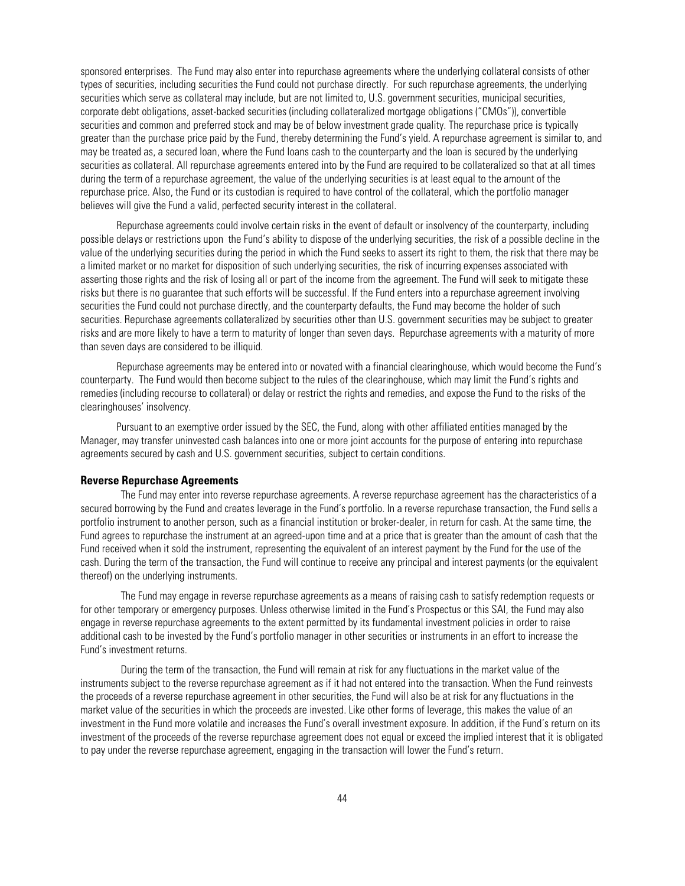sponsored enterprises. The Fund may also enter into repurchase agreements where the underlying collateral consists of other types of securities, including securities the Fund could not purchase directly. For such repurchase agreements, the underlying securities which serve as collateral may include, but are not limited to, U.S. government securities, municipal securities, corporate debt obligations, asset-backed securities (including collateralized mortgage obligations ("CMOs")), convertible securities and common and preferred stock and may be of below investment grade quality. The repurchase price is typically greater than the purchase price paid by the Fund, thereby determining the Fund's yield. A repurchase agreement is similar to, and may be treated as, a secured loan, where the Fund loans cash to the counterparty and the loan is secured by the underlying securities as collateral. All repurchase agreements entered into by the Fund are required to be collateralized so that at all times during the term of a repurchase agreement, the value of the underlying securities is at least equal to the amount of the repurchase price. Also, the Fund or its custodian is required to have control of the collateral, which the portfolio manager believes will give the Fund a valid, perfected security interest in the collateral.

Repurchase agreements could involve certain risks in the event of default or insolvency of the counterparty, including possible delays or restrictions upon the Fund's ability to dispose of the underlying securities, the risk of a possible decline in the value of the underlying securities during the period in which the Fund seeks to assert its right to them, the risk that there may be a limited market or no market for disposition of such underlying securities, the risk of incurring expenses associated with asserting those rights and the risk of losing all or part of the income from the agreement. The Fund will seek to mitigate these risks but there is no guarantee that such efforts will be successful. If the Fund enters into a repurchase agreement involving securities the Fund could not purchase directly, and the counterparty defaults, the Fund may become the holder of such securities. Repurchase agreements collateralized by securities other than U.S. government securities may be subject to greater risks and are more likely to have a term to maturity of longer than seven days. Repurchase agreements with a maturity of more than seven days are considered to be illiquid.

Repurchase agreements may be entered into or novated with a financial clearinghouse, which would become the Fund's counterparty. The Fund would then become subject to the rules of the clearinghouse, which may limit the Fund's rights and remedies (including recourse to collateral) or delay or restrict the rights and remedies, and expose the Fund to the risks of the clearinghouses' insolvency.

Pursuant to an exemptive order issued by the SEC, the Fund, along with other affiliated entities managed by the Manager, may transfer uninvested cash balances into one or more joint accounts for the purpose of entering into repurchase agreements secured by cash and U.S. government securities, subject to certain conditions.

**Reverse Repurchase Agreements**

The Fund may enter into reverse repurchase agreements. A reverse repurchase agreement has the characteristics of a secured borrowing by the Fund and creates leverage in the Fund's portfolio. In a reverse repurchase transaction, the Fund sells a portfolio instrument to another person, such as a financial institution or broker-dealer, in return for cash. At the same time, the Fund agrees to repurchase the instrument at an agreed-upon time and at a price that is greater than the amount of cash that the Fund received when it sold the instrument, representing the equivalent of an interest payment by the Fund for the use of the cash. During the term of the transaction, the Fund will continue to receive any principal and interest payments (or the equivalent thereof) on the underlying instruments.

The Fund may engage in reverse repurchase agreements as a means of raising cash to satisfy redemption requests or for other temporary or emergency purposes. Unless otherwise limited in the Fund's Prospectus or this SAI, the Fund may also engage in reverse repurchase agreements to the extent permitted by its fundamental investment policies in order to raise additional cash to be invested by the Fund's portfolio manager in other securities or instruments in an effort to increase the Fund's investment returns.

During the term of the transaction, the Fund will remain at risk for any fluctuations in the market value of the instruments subject to the reverse repurchase agreement as if it had not entered into the transaction. When the Fund reinvests the proceeds of a reverse repurchase agreement in other securities, the Fund will also be at risk for any fluctuations in the market value of the securities in which the proceeds are invested. Like other forms of leverage, this makes the value of an investment in the Fund more volatile and increases the Fund's overall investment exposure. In addition, if the Fund's return on its investment of the proceeds of the reverse repurchase agreement does not equal or exceed the implied interest that it is obligated to pay under the reverse repurchase agreement, engaging in the transaction will lower the Fund's return.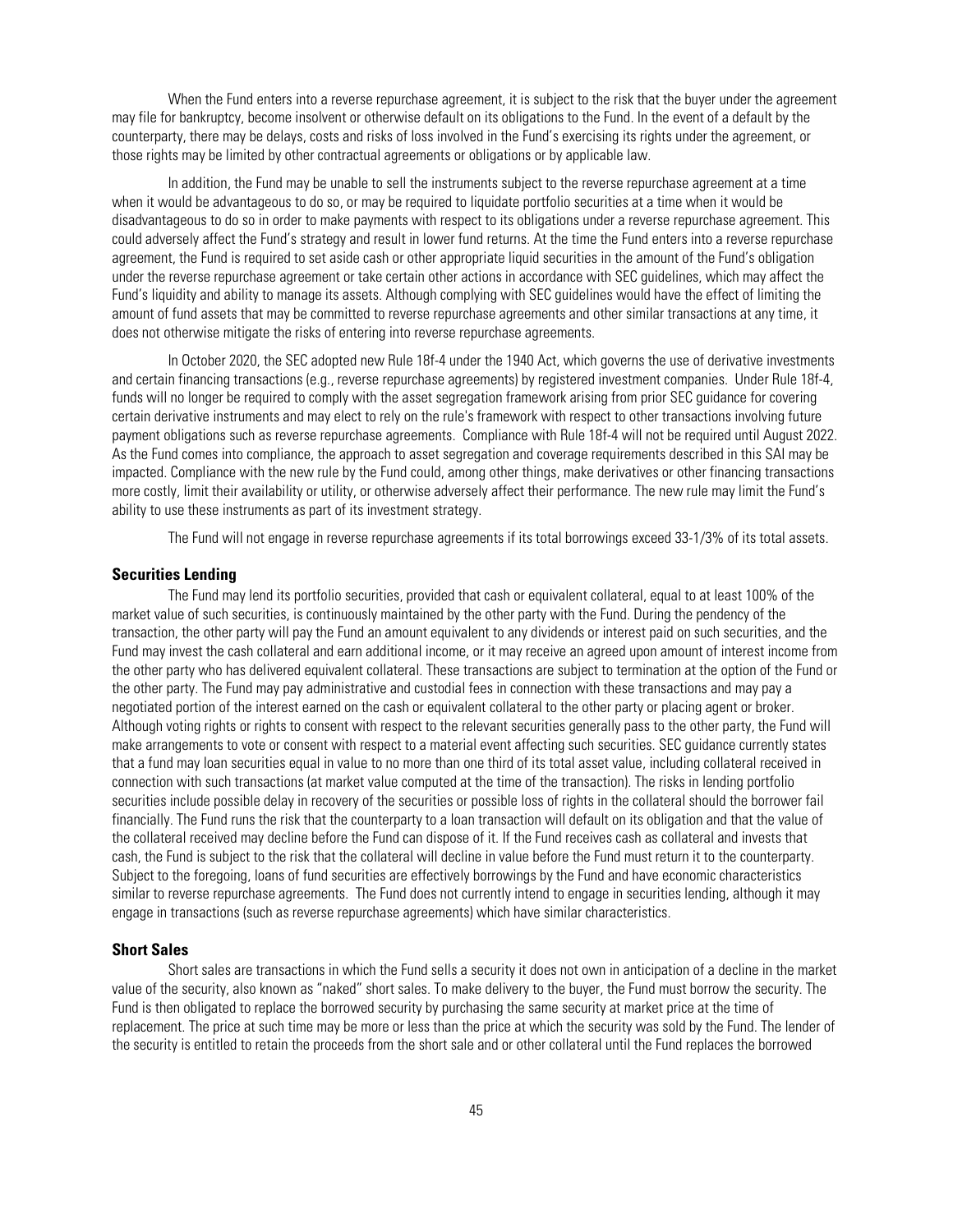When the Fund enters into a reverse repurchase agreement, it is subject to the risk that the buyer under the agreement may file for bankruptcy, become insolvent or otherwise default on its obligations to the Fund. In the event of a default by the counterparty, there may be delays, costs and risks of loss involved in the Fund's exercising its rights under the agreement, or those rights may be limited by other contractual agreements or obligations or by applicable law.

In addition, the Fund may be unable to sell the instruments subject to the reverse repurchase agreement at a time when it would be advantageous to do so, or may be required to liquidate portfolio securities at a time when it would be disadvantageous to do so in order to make payments with respect to its obligations under a reverse repurchase agreement. This could adversely affect the Fund's strategy and result in lower fund returns. At the time the Fund enters into a reverse repurchase agreement, the Fund is required to set aside cash or other appropriate liquid securities in the amount of the Fund's obligation under the reverse repurchase agreement or take certain other actions in accordance with SEC guidelines, which may affect the Fund's liquidity and ability to manage its assets. Although complying with SEC guidelines would have the effect of limiting the amount of fund assets that may be committed to reverse repurchase agreements and other similar transactions at any time, it does not otherwise mitigate the risks of entering into reverse repurchase agreements.

In October 2020, the SEC adopted new Rule 18f-4 under the 1940 Act, which governs the use of derivative investments and certain financing transactions (e.g., reverse repurchase agreements) by registered investment companies. Under Rule 18f-4, funds will no longer be required to comply with the asset segregation framework arising from prior SEC guidance for covering certain derivative instruments and may elect to rely on the rule's framework with respect to other transactions involving future payment obligations such as reverse repurchase agreements. Compliance with Rule 18f-4 will not be required until August 2022. As the Fund comes into compliance, the approach to asset segregation and coverage requirements described in this SAI may be impacted. Compliance with the new rule by the Fund could, among other things, make derivatives or other financing transactions more costly, limit their availability or utility, or otherwise adversely affect their performance. The new rule may limit the Fund's ability to use these instruments as part of its investment strategy.

The Fund will not engage in reverse repurchase agreements if its total borrowings exceed 33-1/3% of its total assets.

### Securities Lending

The Fund may lend its portfolio securities, provided that cash or equivalent collateral, equal to at least 100% of the market value of such securities, is continuously maintained by the other party with the Fund. During the pendency of the transaction, the other party will pay the Fund an amount equivalent to any dividends or interest paid on such securities, and the Fund may invest the cash collateral and earn additional income, or it may receive an agreed upon amount of interest income from the other party who has delivered equivalent collateral. These transactions are subject to termination at the option of the Fund or the other party. The Fund may pay administrative and custodial fees in connection with these transactions and may pay a negotiated portion of the interest earned on the cash or equivalent collateral to the other party or placing agent or broker. Although voting rights or rights to consent with respect to the relevant securities generally pass to the other party, the Fund will make arrangements to vote or consent with respect to a material event affecting such securities. SEC guidance currently states that a fund may loan securities equal in value to no more than one third of its total asset value, including collateral received in connection with such transactions (at market value computed at the time of the transaction). The risks in lending portfolio securities include possible delay in recovery of the securities or possible loss of rights in the collateral should the borrower fail financially. The Fund runs the risk that the counterparty to a loan transaction will default on its obligation and that the value of the collateral received may decline before the Fund can dispose of it. If the Fund receives cash as collateral and invests that cash, the Fund is subject to the risk that the collateral will decline in value before the Fund must return it to the counterparty. Subject to the foregoing, loans of fund securities are effectively borrowings by the Fund and have economic characteristics similar to reverse repurchase agreements. The Fund does not currently intend to engage in securities lending, although it may engage in transactions (such as reverse repurchase agreements) which have similar characteristics.

### Short Sales

Short sales are transactions in which the Fund sells a security it does not own in anticipation of a decline in the market value of the security, also known as "naked" short sales. To make delivery to the buyer, the Fund must borrow the security. The Fund is then obligated to replace the borrowed security by purchasing the same security at market price at the time of replacement. The price at such time may be more or less than the price at which the security was sold by the Fund. The lender of the security is entitled to retain the proceeds from the short sale and or other collateral until the Fund replaces the borrowed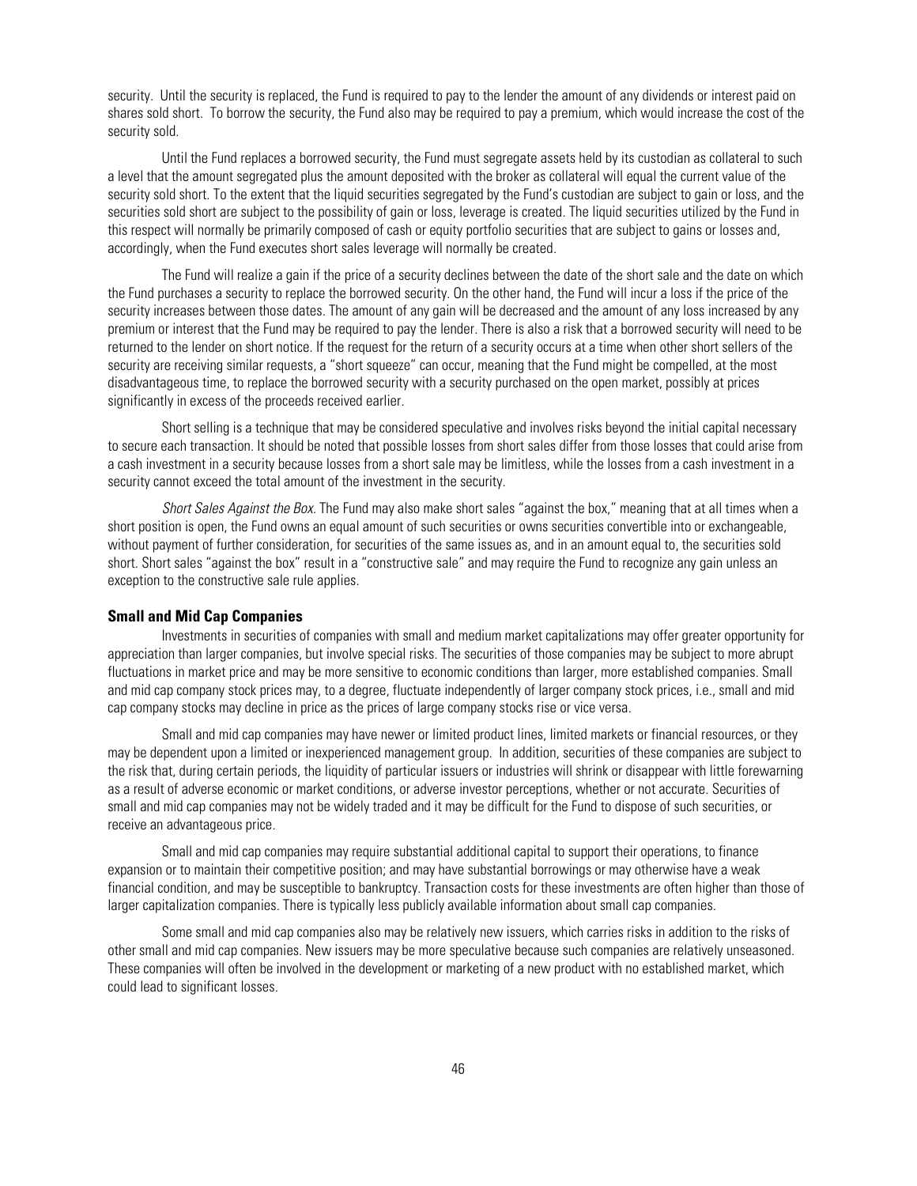security. Until the security is replaced, the Fund is required to pay to the lender the amount of any dividends or interest paid on shares sold short. To borrow the security, the Fund also may be required to pay a premium, which would increase the cost of the security sold.

Until the Fund replaces a borrowed security, the Fund must segregate assets held by its custodian as collateral to such a level that the amount segregated plus the amount deposited with the broker as collateral will equal the current value of the security sold short. To the extent that the liquid securities segregated by the Fund's custodian are subject to gain or loss, and the securities sold short are subject to the possibility of gain or loss, leverage is created. The liquid securities utilized by the Fund in this respect will normally be primarily composed of cash or equity portfolio securities that are subject to gains or losses and, accordingly, when the Fund executes short sales leverage will normally be created.

The Fund will realize a gain if the price of a security declines between the date of the short sale and the date on which the Fund purchases a security to replace the borrowed security. On the other hand, the Fund will incur a loss if the price of the security increases between those dates. The amount of any gain will be decreased and the amount of any loss increased by any premium or interest that the Fund may be required to pay the lender. There is also a risk that a borrowed security will need to be returned to the lender on short notice. If the request for the return of a security occurs at a time when other short sellers of the security are receiving similar requests, a "short squeeze" can occur, meaning that the Fund might be compelled, at the most disadvantageous time, to replace the borrowed security with a security purchased on the open market, possibly at prices significantly in excess of the proceeds received earlier.

Short selling is a technique that may be considered speculative and involves risks beyond the initial capital necessary to secure each transaction. It should be noted that possible losses from short sales differ from those losses that could arise from a cash investment in a security because losses from a short sale may be limitless, while the losses from a cash investment in a security cannot exceed the total amount of the investment in the security.

*Short Sales Against the Box*. The Fund may also make short sales "against the box," meaning that at all times when a short position is open, the Fund owns an equal amount of such securities or owns securities convertible into or exchangeable, without payment of further consideration, for securities of the same issues as, and in an amount equal to, the securities sold short. Short sales "against the box" result in a "constructive sale" and may require the Fund to recognize any gain unless an exception to the constructive sale rule applies.

**Small and Mid Cap Companies**

Investments in securities of companies with small and medium market capitalizations may offer greater opportunity for appreciation than larger companies, but involve special risks. The securities of those companies may be subject to more abrupt fluctuations in market price and may be more sensitive to economic conditions than larger, more established companies. Small and mid cap company stock prices may, to a degree, fluctuate independently of larger company stock prices, i.e., small and mid cap company stocks may decline in price as the prices of large company stocks rise or vice versa.

Small and mid cap companies may have newer or limited product lines, limited markets or financial resources, or they may be dependent upon a limited or inexperienced management group. In addition, securities of these companies are subject to the risk that, during certain periods, the liquidity of particular issuers or industries will shrink or disappear with little forewarning as a result of adverse economic or market conditions, or adverse investor perceptions, whether or not accurate. Securities of small and mid cap companies may not be widely traded and it may be difficult for the Fund to dispose of such securities, or receive an advantageous price.

Small and mid cap companies may require substantial additional capital to support their operations, to finance expansion or to maintain their competitive position; and may have substantial borrowings or may otherwise have a weak financial condition, and may be susceptible to bankruptcy. Transaction costs for these investments are often higher than those of larger capitalization companies. There is typically less publicly available information about small cap companies.

Some small and mid cap companies also may be relatively new issuers, which carries risks in addition to the risks of other small and mid cap companies. New issuers may be more speculative because such companies are relatively unseasoned. These companies will often be involved in the development or marketing of a new product with no established market, which could lead to significant losses.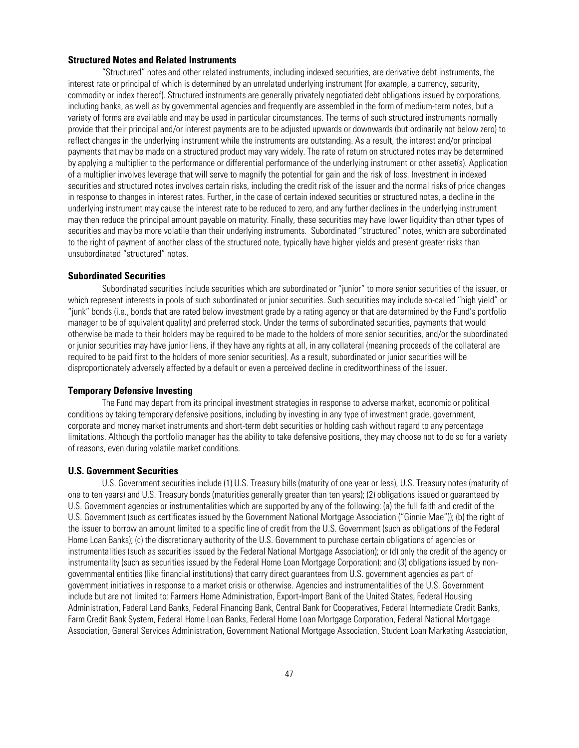### Structured Notes and Related Instruments

"Structured" notes and other related instruments, including indexed securities, are derivative debt instruments, the interest rate or principal of which is determined by an unrelated underlying instrument (for example, a currency, security, commodity or index thereof). Structured instruments are generally privately negotiated debt obligations issued by corporations, including banks, as well as by governmental agencies and frequently are assembled in the form of medium-term notes, but a variety of forms are available and may be used in particular circumstances. The terms of such structured instruments normally provide that their principal and/or interest payments are to be adjusted upwards or downwards (but ordinarily not below zero) to reflect changes in the underlying instrument while the instruments are outstanding. As a result, the interest and/or principal payments that may be made on a structured product may vary widely. The rate of return on structured notes may be determined by applying a multiplier to the performance or differential performance of the underlying instrument or other asset(s). Application of a multiplier involves leverage that will serve to magnify the potential for gain and the risk of loss. Investment in indexed securities and structured notes involves certain risks, including the credit risk of the issuer and the normal risks of price changes in response to changes in interest rates. Further, in the case of certain indexed securities or structured notes, a decline in the underlying instrument may cause the interest rate to be reduced to zero, and any further declines in the underlying instrument may then reduce the principal amount payable on maturity. Finally, these securities may have lower liquidity than other types of securities and may be more volatile than their underlying instruments. Subordinated "structured" notes, which are subordinated to the right of payment of another class of the structured note, typically have higher yields and present greater risks than unsubordinated "structured" notes.

### Subordinated Securities

Subordinated securities include securities which are subordinated or "junior" to more senior securities of the issuer, or which represent interests in pools of such subordinated or junior securities. Such securities may include so-called "high yield" or "junk" bonds (i.e., bonds that are rated below investment grade by a rating agency or that are determined by the Fund's portfolio manager to be of equivalent quality) and preferred stock. Under the terms of subordinated securities, payments that would otherwise be made to their holders may be required to be made to the holders of more senior securities, and/or the subordinated or junior securities may have junior liens, if they have any rights at all, in any collateral (meaning proceeds of the collateral are required to be paid first to the holders of more senior securities). As a result, subordinated or junior securities will be disproportionately adversely affected by a default or even a perceived decline in creditworthiness of the issuer.

### Temporary Defensive Investing

The Fund may depart from its principal investment strategies in response to adverse market, economic or political conditions by taking temporary defensive positions, including by investing in any type of investment grade, government, corporate and money market instruments and short-term debt securities or holding cash without regard to any percentage limitations. Although the portfolio manager has the ability to take defensive positions, they may choose not to do so for a variety of reasons, even during volatile market conditions.

### U.S. Government Securities

U.S. Government securities include (1) U.S. Treasury bills (maturity of one year or less), U.S. Treasury notes (maturity of one to ten years) and U.S. Treasury bonds (maturities generally greater than ten years); (2) obligations issued or guaranteed by U.S. Government agencies or instrumentalities which are supported by any of the following: (a) the full faith and credit of the U.S. Government (such as certificates issued by the Government National Mortgage Association ("Ginnie Mae")); (b) the right of the issuer to borrow an amount limited to a specific line of credit from the U.S. Government (such as obligations of the Federal Home Loan Banks); (c) the discretionary authority of the U.S. Government to purchase certain obligations of agencies or instrumentalities (such as securities issued by the Federal National Mortgage Association); or (d) only the credit of the agency or instrumentality (such as securities issued by the Federal Home Loan Mortgage Corporation); and (3) obligations issued by non-governmental entities (like financial institutions) that carry direct guarantees from U.S. government agencies as part of government initiatives in response to a market crisis or otherwise. Agencies and instrumentalities of the U.S. Government include but are not limited to: Farmers Home Administration, Export-Import Bank of the United States, Federal Housing Administration, Federal Land Banks, Federal Financing Bank, Central Bank for Cooperatives, Federal Intermediate Credit Banks, Farm Credit Bank System, Federal Home Loan Banks, Federal Home Loan Mortgage Corporation, Federal National Mortgage Association, General Services Administration, Government National Mortgage Association, Student Loan Marketing Association,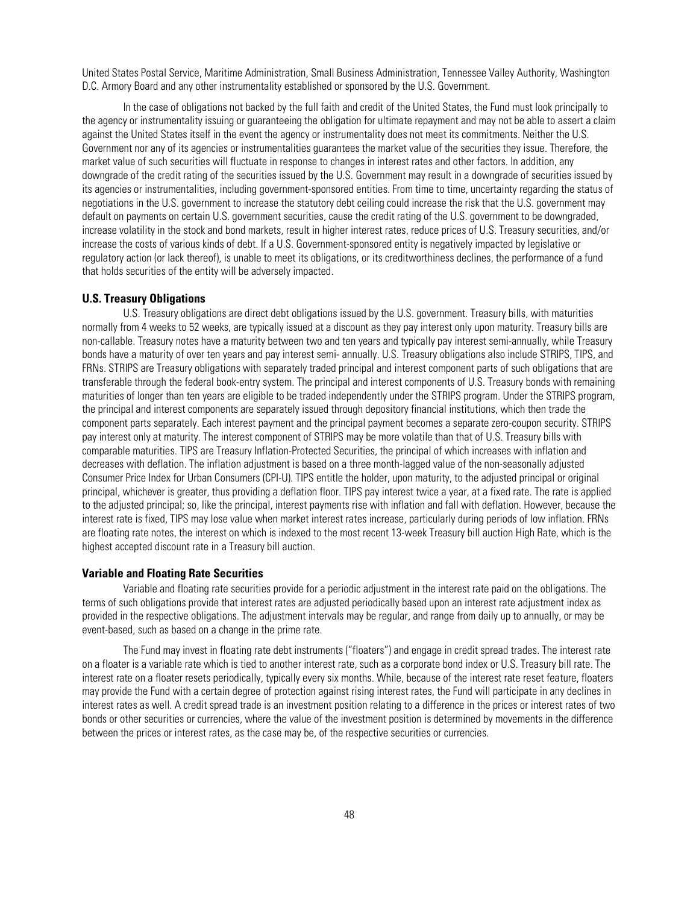United States Postal Service, Maritime Administration, Small Business Administration, Tennessee Valley Authority, Washington D.C. Armory Board and any other instrumentality established or sponsored by the U.S. Government.

In the case of obligations not backed by the full faith and credit of the United States, the Fund must look principally to the agency or instrumentality issuing or guaranteeing the obligation for ultimate repayment and may not be able to assert a claim against the United States itself in the event the agency or instrumentality does not meet its commitments. Neither the U.S. Government nor any of its agencies or instrumentalities guarantees the market value of the securities they issue. Therefore, the market value of such securities will fluctuate in response to changes in interest rates and other factors. In addition, any downgrade of the credit rating of the securities issued by the U.S. Government may result in a downgrade of securities issued by its agencies or instrumentalities, including government-sponsored entities. From time to time, uncertainty regarding the status of negotiations in the U.S. government to increase the statutory debt ceiling could increase the risk that the U.S. government may default on payments on certain U.S. government securities, cause the credit rating of the U.S. government to be downgraded, increase volatility in the stock and bond markets, result in higher interest rates, reduce prices of U.S. Treasury securities, and/or increase the costs of various kinds of debt. If a U.S. Government-sponsored entity is negatively impacted by legislative or regulatory action (or lack thereof), is unable to meet its obligations, or its creditworthiness declines, the performance of a fund that holds securities of the entity will be adversely impacted.

### U.S. Treasury Obligations

U.S. Treasury obligations are direct debt obligations issued by the U.S. government. Treasury bills, with maturities normally from 4 weeks to 52 weeks, are typically issued at a discount as they pay interest only upon maturity. Treasury bills are non-callable. Treasury notes have a maturity between two and ten years and typically pay interest semi-annually, while Treasury bonds have a maturity of over ten years and pay interest semi- annually. U.S. Treasury obligations also include STRIPS, TIPS, and FRNs. STRIPS are Treasury obligations with separately traded principal and interest component parts of such obligations that are transferable through the federal book-entry system. The principal and interest components of U.S. Treasury bonds with remaining maturities of longer than ten years are eligible to be traded independently under the STRIPS program. Under the STRIPS program, the principal and interest components are separately issued through depository financial institutions, which then trade the component parts separately. Each interest payment and the principal payment becomes a separate zero-coupon security. STRIPS pay interest only at maturity. The interest component of STRIPS may be more volatile than that of U.S. Treasury bills with comparable maturities. TIPS are Treasury Inflation-Protected Securities, the principal of which increases with inflation and decreases with deflation. The inflation adjustment is based on a three month-lagged value of the non-seasonally adjusted Consumer Price Index for Urban Consumers (CPI-U). TIPS entitle the holder, upon maturity, to the adjusted principal or original principal, whichever is greater, thus providing a deflation floor. TIPS pay interest twice a year, at a fixed rate. The rate is applied to the adjusted principal; so, like the principal, interest payments rise with inflation and fall with deflation. However, because the interest rate is fixed, TIPS may lose value when market interest rates increase, particularly during periods of low inflation. FRNs are floating rate notes, the interest on which is indexed to the most recent 13-week Treasury bill auction High Rate, which is the highest accepted discount rate in a Treasury bill auction.

### Variable and Floating Rate Securities

Variable and floating rate securities provide for a periodic adjustment in the interest rate paid on the obligations. The terms of such obligations provide that interest rates are adjusted periodically based upon an interest rate adjustment index as provided in the respective obligations. The adjustment intervals may be regular, and range from daily up to annually, or may be event-based, such as based on a change in the prime rate.

The Fund may invest in floating rate debt instruments ("floaters") and engage in credit spread trades. The interest rate on a floater is a variable rate which is tied to another interest rate, such as a corporate bond index or U.S. Treasury bill rate. The interest rate on a floater resets periodically, typically every six months. While, because of the interest rate reset feature, floaters may provide the Fund with a certain degree of protection against rising interest rates, the Fund will participate in any declines in interest rates as well. A credit spread trade is an investment position relating to a difference in the prices or interest rates of two bonds or other securities or currencies, where the value of the investment position is determined by movements in the difference between the prices or interest rates, as the case may be, of the respective securities or currencies.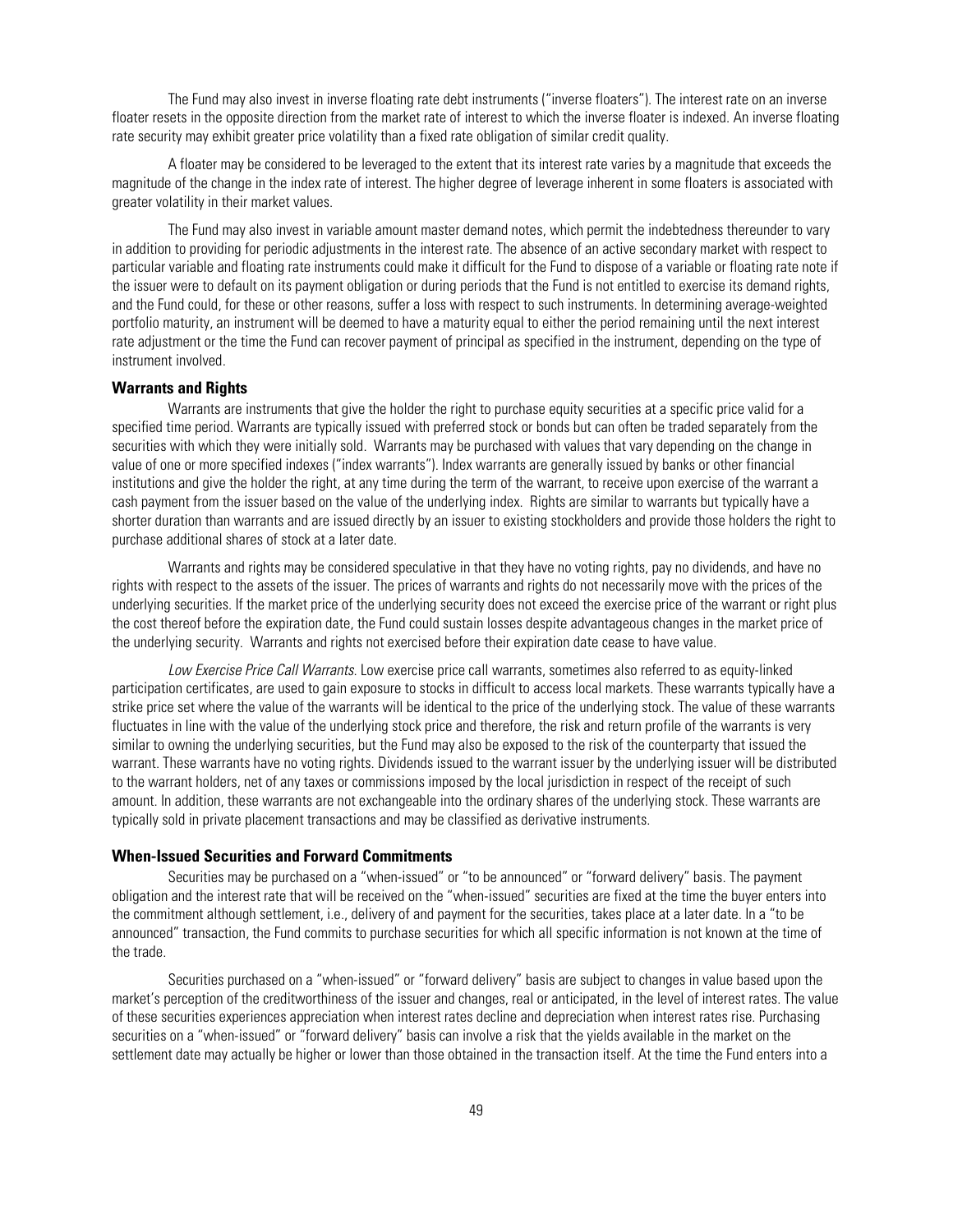The Fund may also invest in inverse floating rate debt instruments ("inverse floaters"). The interest rate on an inverse floater resets in the opposite direction from the market rate of interest to which the inverse floater is indexed. An inverse floating rate security may exhibit greater price volatility than a fixed rate obligation of similar credit quality.

A floater may be considered to be leveraged to the extent that its interest rate varies by a magnitude that exceeds the magnitude of the change in the index rate of interest. The higher degree of leverage inherent in some floaters is associated with greater volatility in their market values.

The Fund may also invest in variable amount master demand notes, which permit the indebtedness thereunder to vary in addition to providing for periodic adjustments in the interest rate. The absence of an active secondary market with respect to particular variable and floating rate instruments could make it difficult for the Fund to dispose of a variable or floating rate note if the issuer were to default on its payment obligation or during periods that the Fund is not entitled to exercise its demand rights, and the Fund could, for these or other reasons, suffer a loss with respect to such instruments. In determining average-weighted portfolio maturity, an instrument will be deemed to have a maturity equal to either the period remaining until the next interest rate adjustment or the time the Fund can recover payment of principal as specified in the instrument, depending on the type of instrument involved.

### Warrants and Rights

Warrants are instruments that give the holder the right to purchase equity securities at a specific price valid for a specified time period. Warrants are typically issued with preferred stock or bonds but can often be traded separately from the securities with which they were initially sold. Warrants may be purchased with values that vary depending on the change in value of one or more specified indexes ("index warrants"). Index warrants are generally issued by banks or other financial institutions and give the holder the right, at any time during the term of the warrant, to receive upon exercise of the warrant a cash payment from the issuer based on the value of the underlying index. Rights are similar to warrants but typically have a shorter duration than warrants and are issued directly by an issuer to existing stockholders and provide those holders the right to purchase additional shares of stock at a later date.

Warrants and rights may be considered speculative in that they have no voting rights, pay no dividends, and have no rights with respect to the assets of the issuer. The prices of warrants and rights do not necessarily move with the prices of the underlying securities. If the market price of the underlying security does not exceed the exercise price of the warrant or right plus the cost thereof before the expiration date, the Fund could sustain losses despite advantageous changes in the market price of the underlying security. Warrants and rights not exercised before their expiration date cease to have value.

*Low Exercise Price Call Warrants.* Low exercise price call warrants, sometimes also referred to as equity-linked participation certificates, are used to gain exposure to stocks in difficult to access local markets. These warrants typically have a strike price set where the value of the warrants will be identical to the price of the underlying stock. The value of these warrants fluctuates in line with the value of the underlying stock price and therefore, the risk and return profile of the warrants is very similar to owning the underlying securities, but the Fund may also be exposed to the risk of the counterparty that issued the warrant. These warrants have no voting rights. Dividends issued to the warrant issuer by the underlying issuer will be distributed to the warrant holders, net of any taxes or commissions imposed by the local jurisdiction in respect of the receipt of such amount. In addition, these warrants are not exchangeable into the ordinary shares of the underlying stock. These warrants are typically sold in private placement transactions and may be classified as derivative instruments.

### When-Issued Securities and Forward Commitments

Securities may be purchased on a "when-issued" or "to be announced" or "forward delivery" basis. The payment obligation and the interest rate that will be received on the "when-issued" securities are fixed at the time the buyer enters into the commitment although settlement, i.e., delivery of and payment for the securities, takes place at a later date. In a "to be announced" transaction, the Fund commits to purchase securities for which all specific information is not known at the time of the trade.

Securities purchased on a "when-issued" or "forward delivery" basis are subject to changes in value based upon the market's perception of the creditworthiness of the issuer and changes, real or anticipated, in the level of interest rates. The value of these securities experiences appreciation when interest rates decline and depreciation when interest rates rise. Purchasing securities on a "when-issued" or "forward delivery" basis can involve a risk that the yields available in the market on the settlement date may actually be higher or lower than those obtained in the transaction itself. At the time the Fund enters into a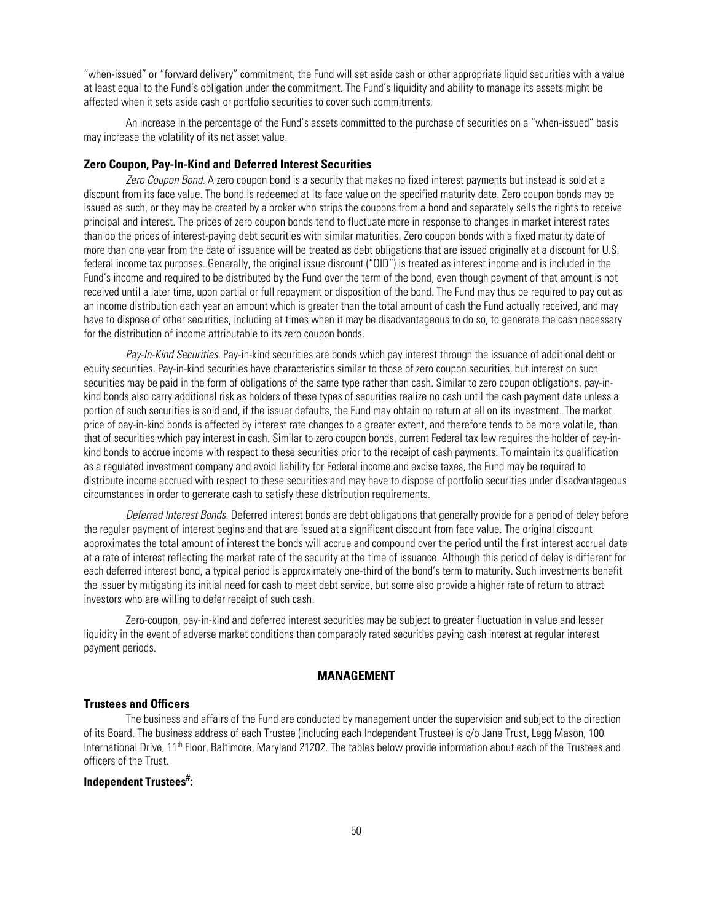"when-issued" or "forward delivery" commitment, the Fund will set aside cash or other appropriate liquid securities with a value at least equal to the Fund's obligation under the commitment. The Fund's liquidity and ability to manage its assets might be affected when it sets aside cash or portfolio securities to cover such commitments.

An increase in the percentage of the Fund's assets committed to the purchase of securities on a "when-issued" basis may increase the volatility of its net asset value.

### Zero Coupon, Pay-In-Kind and Deferred Interest Securities

*Zero Coupon Bond*. A zero coupon bond is a security that makes no fixed interest payments but instead is sold at a discount from its face value. The bond is redeemed at its face value on the specified maturity date. Zero coupon bonds may be issued as such, or they may be created by a broker who strips the coupons from a bond and separately sells the rights to receive principal and interest. The prices of zero coupon bonds tend to fluctuate more in response to changes in market interest rates than do the prices of interest-paying debt securities with similar maturities. Zero coupon bonds with a fixed maturity date of more than one year from the date of issuance will be treated as debt obligations that are issued originally at a discount for U.S. federal income tax purposes. Generally, the original issue discount ("OID") is treated as interest income and is included in the Fund's income and required to be distributed by the Fund over the term of the bond, even though payment of that amount is not received until a later time, upon partial or full repayment or disposition of the bond. The Fund may thus be required to pay out as an income distribution each year an amount which is greater than the total amount of cash the Fund actually received, and may have to dispose of other securities, including at times when it may be disadvantageous to do so, to generate the cash necessary for the distribution of income attributable to its zero coupon bonds.

*Pay-In-Kind Securities*. Pay-in-kind securities are bonds which pay interest through the issuance of additional debt or equity securities. Pay-in-kind securities have characteristics similar to those of zero coupon securities, but interest on such securities may be paid in the form of obligations of the same type rather than cash. Similar to zero coupon obligations, pay-in-kind bonds also carry additional risk as holders of these types of securities realize no cash until the cash payment date unless a portion of such securities is sold and, if the issuer defaults, the Fund may obtain no return at all on its investment. The market price of pay-in-kind bonds is affected by interest rate changes to a greater extent, and therefore tends to be more volatile, than that of securities which pay interest in cash. Similar to zero coupon bonds, current Federal tax law requires the holder of pay-in-kind bonds to accrue income with respect to these securities prior to the receipt of cash payments. To maintain its qualification as a regulated investment company and avoid liability for Federal income and excise taxes, the Fund may be required to distribute income accrued with respect to these securities and may have to dispose of portfolio securities under disadvantageous circumstances in order to generate cash to satisfy these distribution requirements.

*Deferred Interest Bonds*. Deferred interest bonds are debt obligations that generally provide for a period of delay before the regular payment of interest begins and that are issued at a significant discount from face value. The original discount approximates the total amount of interest the bonds will accrue and compound over the period until the first interest accrual date at a rate of interest reflecting the market rate of the security at the time of issuance. Although this period of delay is different for each deferred interest bond, a typical period is approximately one-third of the bond's term to maturity. Such investments benefit the issuer by mitigating its initial need for cash to meet debt service, but some also provide a higher rate of return to attract investors who are willing to defer receipt of such cash.

Zero-coupon, pay-in-kind and deferred interest securities may be subject to greater fluctuation in value and lesser liquidity in the event of adverse market conditions than comparably rated securities paying cash interest at regular interest payment periods.

## MANAGEMENT

### Trustees and Officers

The business and affairs of the Fund are conducted by management under the supervision and subject to the direction of its Board. The business address of each Trustee (including each Independent Trustee) is c/o Jane Trust, Legg Mason, 100 International Drive, 11th Floor, Baltimore, Maryland 21202. The tables below provide information about each of the Trustees and officers of the Trust.

**Independent Trustees#:**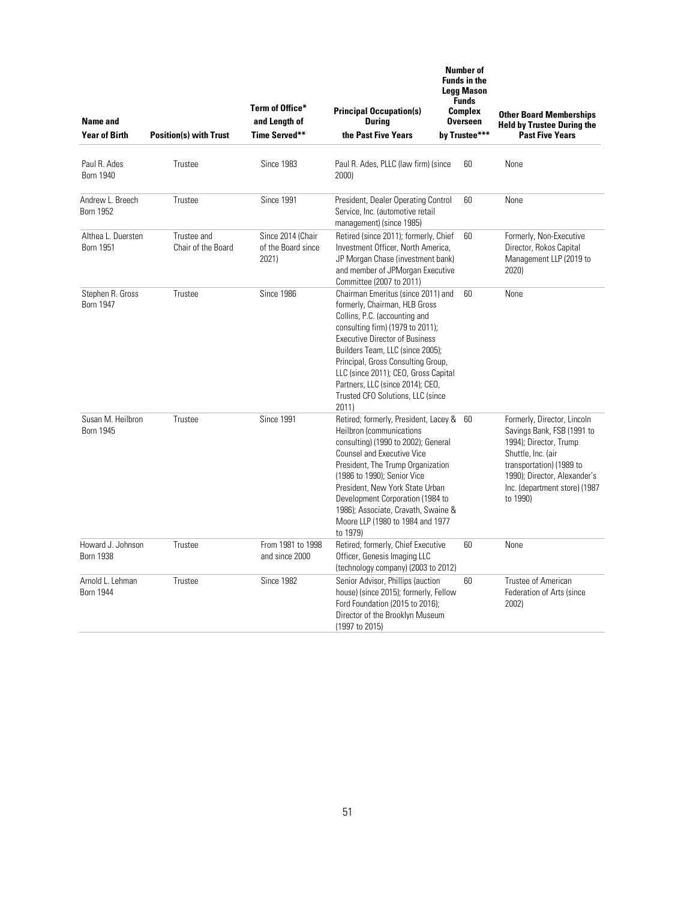| Name and Year of Birth | Position(s) with Trust | Term of Office* and Length of Time Served** | Principal Occupation(s) During the Past Five Years | Number of Funds in the Legg Mason Funds Complex Overseen by Trustee*** | Other Board Memberships Held by Trustee During the Past Five Years |
|---|---|---|---|---|---|
| Paul R. Ades Born 1940 | Trustee | Since 1983 | Paul R. Ades, PLLC (law firm) (since 2000) | 60 | None |
| Andrew L. Breech Born 1952 | Trustee | Since 1991 | President, Dealer Operating Control Service, Inc. (automotive retail management) (since 1985) | 60 | None |
| Althea L. Duersten Born 1951 | Trustee and Chair of the Board | Since 2014 (Chair of the Board since 2021) | Retired (since 2011); formerly, Chief Investment Officer, North America, JP Morgan Chase (investment bank) and member of JPMorgan Executive Committee (2007 to 2011) | 60 | Formerly, Non-Executive Director, Rokos Capital Management LLP (2019 to 2020) |
| Stephen R. Gross Born 1947 | Trustee | Since 1986 | Chairman Emeritus (since 2011) and formerly, Chairman, HLB Gross Collins, P.C. (accounting and consulting firm) (1979 to 2011); Executive Director of Business Builders Team, LLC (since 2005); Principal, Gross Consulting Group, LLC (since 2011); CEO, Gross Capital Partners, LLC (since 2014); CEO, Trusted CFO Solutions, LLC (since 2011) | 60 | None |
| Susan M. Heilbron Born 1945 | Trustee | Since 1991 | Retired; formerly, President, Lacey & Heilbron (communications consulting) (1990 to 2002); General Counsel and Executive Vice President, The Trump Organization (1986 to 1990); Senior Vice President, New York State Urban Development Corporation (1984 to 1986); Associate, Cravath, Swaine & Moore LLP (1980 to 1984 and 1977 to 1979) | 60 | Formerly, Director, Lincoln Savings Bank, FSB (1991 to 1994); Director, Trump Shuttle, Inc. (air transportation) (1989 to 1990); Director, Alexander's Inc. (department store) (1987 to 1990) |
| Howard J. Johnson Born 1938 | Trustee | From 1981 to 1998 and since 2000 | Retired; formerly, Chief Executive Officer, Genesis Imaging LLC (technology company) (2003 to 2012) | 60 | None |
| Arnold L. Lehman Born 1944 | Trustee | Since 1982 | Senior Advisor, Phillips (auction house) (since 2015); formerly, Fellow Ford Foundation (2015 to 2016); Director of the Brooklyn Museum (1997 to 2015) | 60 | Trustee of American Federation of Arts (since 2002) |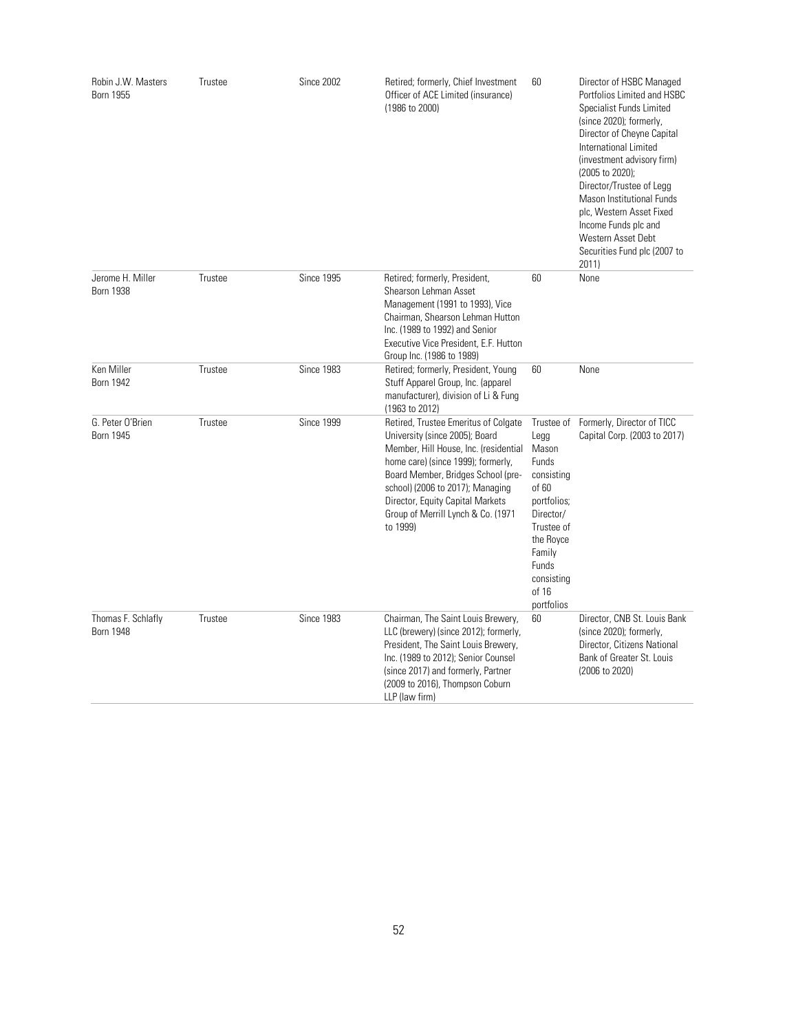| | | | | | |
|---|---|---|---|---|---|
| Robin J.W. Masters<br>Born 1955 | Trustee | Since 2002 | Retired; formerly, Chief Investment Officer of ACE Limited (insurance) (1986 to 2000) | 60 | Director of HSBC Managed Portfolios Limited and HSBC Specialist Funds Limited (since 2020); formerly, Director of Cheyne Capital International Limited (investment advisory firm) (2005 to 2020); Director/Trustee of Legg Mason Institutional Funds plc, Western Asset Fixed Income Funds plc and Western Asset Debt Securities Fund plc (2007 to 2011) |
| Jerome H. Miller<br>Born 1938 | Trustee | Since 1995 | Retired; formerly, President, Shearson Lehman Asset Management (1991 to 1993), Vice Chairman, Shearson Lehman Hutton Inc. (1989 to 1992) and Senior Executive Vice President, E.F. Hutton Group Inc. (1986 to 1989) | 60 | None |
| Ken Miller<br>Born 1942 | Trustee | Since 1983 | Retired; formerly, President, Young Stuff Apparel Group, Inc. (apparel manufacturer), division of Li & Fung (1963 to 2012) | 60 | None |
| G. Peter O'Brien<br>Born 1945 | Trustee | Since 1999 | Retired, Trustee Emeritus of Colgate University (since 2005); Board Member, Hill House, Inc. (residential home care) (since 1999); formerly, Board Member, Bridges School (pre-school) (2006 to 2017); Managing Director, Equity Capital Markets Group of Merrill Lynch & Co. (1971 to 1999) | Trustee of Legg Mason Funds consisting of 60 portfolios; Director/ Trustee of the Royce Family Funds consisting of 16 portfolios | Formerly, Director of TICC Capital Corp. (2003 to 2017) |
| Thomas F. Schlafly<br>Born 1948 | Trustee | Since 1983 | Chairman, The Saint Louis Brewery, LLC (brewery) (since 2012); formerly, President, The Saint Louis Brewery, Inc. (1989 to 2012); Senior Counsel (since 2017) and formerly, Partner (2009 to 2016), Thompson Coburn LLP (law firm) | 60 | Director, CNB St. Louis Bank (since 2020); formerly, Director, Citizens National Bank of Greater St. Louis (2006 to 2020) |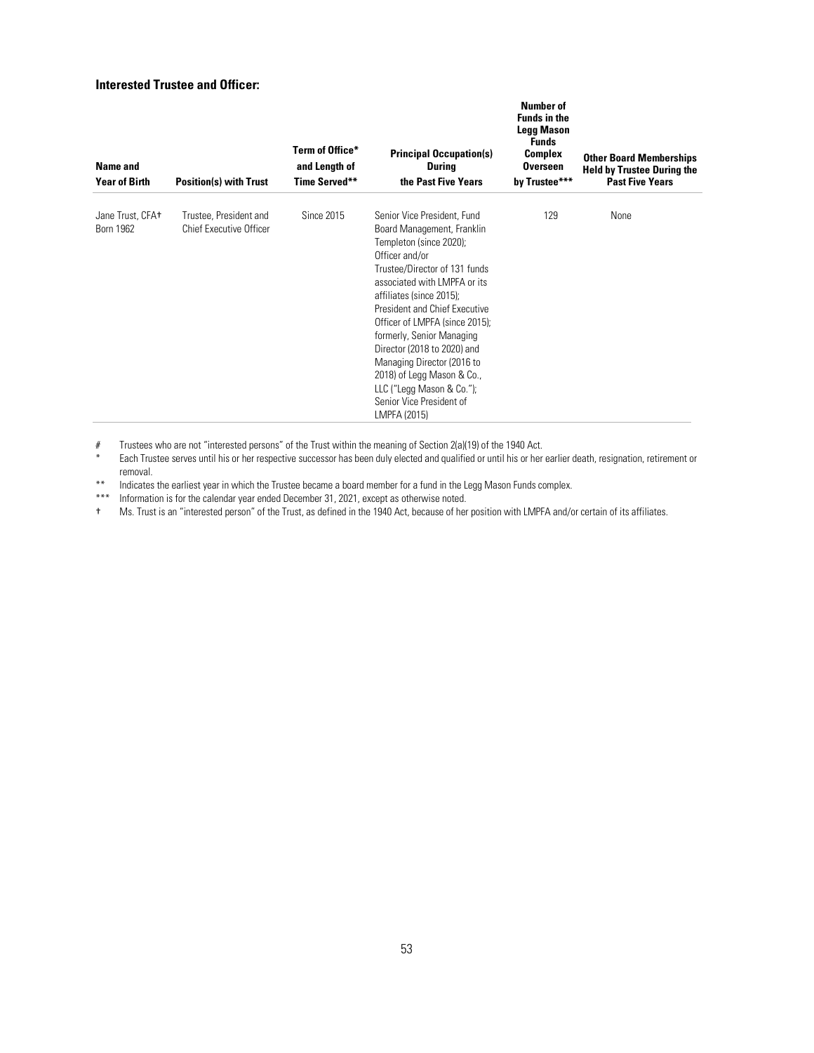### Interested Trustee and Officer:

| Name and Year of Birth | Position(s) with Trust | Term of Office* and Length of Time Served** | Principal Occupation(s) During the Past Five Years | Number of Funds in the Legg Mason Funds Complex Overseen by Trustee*** | Other Board Memberships Held by Trustee During the Past Five Years |
|---|---|---|---|---|---|
| Jane Trust, CFA† Born 1962 | Trustee, President and Chief Executive Officer | Since 2015 | Senior Vice President, Fund Board Management, Franklin Templeton (since 2020); Officer and/or Trustee/Director of 131 funds associated with LMPFA or its affiliates (since 2015); President and Chief Executive Officer of LMPFA (since 2015); formerly, Senior Managing Director (2018 to 2020) and Managing Director (2016 to 2018) of Legg Mason & Co., LLC ("Legg Mason & Co."); Senior Vice President of LMPFA (2015) | 129 | None |

# Trustees who are not "interested persons" of the Trust within the meaning of Section 2(a)(19) of the 1940 Act.

\* Each Trustee serves until his or her respective successor has been duly elected and qualified or until his or her earlier death, resignation, retirement or removal.

\*\* Indicates the earliest year in which the Trustee became a board member for a fund in the Legg Mason Funds complex.

\*\*\* Information is for the calendar year ended December 31, 2021, except as otherwise noted.

† Ms. Trust is an "interested person" of the Trust, as defined in the 1940 Act, because of her position with LMPFA and/or certain of its affiliates.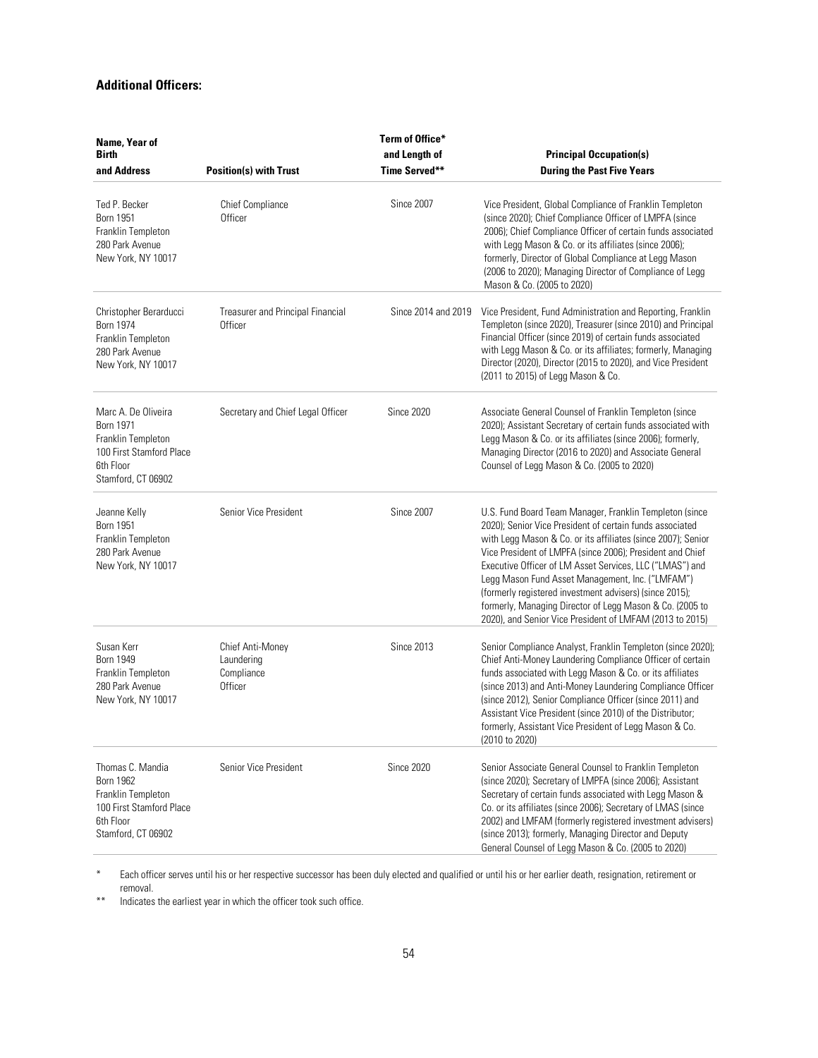## Additional Officers:

| Name, Year of Birth and Address | Position(s) with Trust | Term of Office* and Length of Time Served** | Principal Occupation(s) During the Past Five Years |
|---|---|---|---|
| Ted P. Becker<br>Born 1951<br>Franklin Templeton<br>280 Park Avenue<br>New York, NY 10017 | Chief Compliance Officer | Since 2007 | Vice President, Global Compliance of Franklin Templeton (since 2020); Chief Compliance Officer of LMPFA (since 2006); Chief Compliance Officer of certain funds associated with Legg Mason & Co. or its affiliates (since 2006); formerly, Director of Global Compliance at Legg Mason (2006 to 2020); Managing Director of Compliance of Legg Mason & Co. (2005 to 2020) |
| Christopher Berarducci<br>Born 1974<br>Franklin Templeton<br>280 Park Avenue<br>New York, NY 10017 | Treasurer and Principal Financial Officer | Since 2014 and 2019 | Vice President, Fund Administration and Reporting, Franklin Templeton (since 2020), Treasurer (since 2010) and Principal Financial Officer (since 2019) of certain funds associated with Legg Mason & Co. or its affiliates; formerly, Managing Director (2020), Director (2015 to 2020), and Vice President (2011 to 2015) of Legg Mason & Co. |
| Marc A. De Oliveira<br>Born 1971<br>Franklin Templeton<br>100 First Stamford Place<br>6th Floor<br>Stamford, CT 06902 | Secretary and Chief Legal Officer | Since 2020 | Associate General Counsel of Franklin Templeton (since 2020); Assistant Secretary of certain funds associated with Legg Mason & Co. or its affiliates (since 2006); formerly, Managing Director (2016 to 2020) and Associate General Counsel of Legg Mason & Co. (2005 to 2020) |
| Jeanne Kelly<br>Born 1951<br>Franklin Templeton<br>280 Park Avenue<br>New York, NY 10017 | Senior Vice President | Since 2007 | U.S. Fund Board Team Manager, Franklin Templeton (since 2020); Senior Vice President of certain funds associated with Legg Mason & Co. or its affiliates (since 2007); Senior Vice President of LMPFA (since 2006); President and Chief Executive Officer of LM Asset Services, LLC ("LMAS") and Legg Mason Fund Asset Management, Inc. ("LMFAM") (formerly registered investment advisers) (since 2015); formerly, Managing Director of Legg Mason & Co. (2005 to 2020), and Senior Vice President of LMFAM (2013 to 2015) |
| Susan Kerr<br>Born 1949<br>Franklin Templeton<br>280 Park Avenue<br>New York, NY 10017 | Chief Anti-Money Laundering Compliance Officer | Since 2013 | Senior Compliance Analyst, Franklin Templeton (since 2020); Chief Anti-Money Laundering Compliance Officer of certain funds associated with Legg Mason & Co. or its affiliates (since 2013) and Anti-Money Laundering Compliance Officer (since 2012), Senior Compliance Officer (since 2011) and Assistant Vice President (since 2010) of the Distributor; formerly, Assistant Vice President of Legg Mason & Co. (2010 to 2020) |
| Thomas C. Mandia<br>Born 1962<br>Franklin Templeton<br>100 First Stamford Place<br>6th Floor<br>Stamford, CT 06902 | Senior Vice President | Since 2020 | Senior Associate General Counsel to Franklin Templeton (since 2020); Secretary of LMPFA (since 2006); Assistant Secretary of certain funds associated with Legg Mason & Co. or its affiliates (since 2006); Secretary of LMAS (since 2002) and LMFAM (formerly registered investment advisers) (since 2013); formerly, Managing Director and Deputy General Counsel of Legg Mason & Co. (2005 to 2020) |

\* Each officer serves until his or her respective successor has been duly elected and qualified or until his or her earlier death, resignation, retirement or removal.

\*\* Indicates the earliest year in which the officer took such office.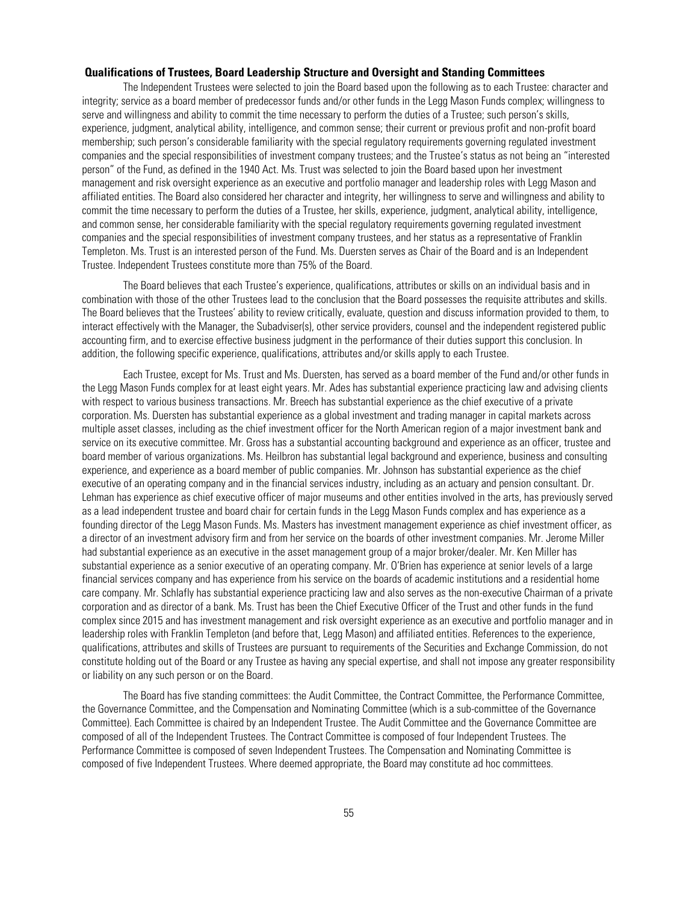### Qualifications of Trustees, Board Leadership Structure and Oversight and Standing Committees

The Independent Trustees were selected to join the Board based upon the following as to each Trustee: character and integrity; service as a board member of predecessor funds and/or other funds in the Legg Mason Funds complex; willingness to serve and willingness and ability to commit the time necessary to perform the duties of a Trustee; such person's skills, experience, judgment, analytical ability, intelligence, and common sense; their current or previous profit and non-profit board membership; such person's considerable familiarity with the special regulatory requirements governing regulated investment companies and the special responsibilities of investment company trustees; and the Trustee's status as not being an "interested person" of the Fund, as defined in the 1940 Act. Ms. Trust was selected to join the Board based upon her investment management and risk oversight experience as an executive and portfolio manager and leadership roles with Legg Mason and affiliated entities. The Board also considered her character and integrity, her willingness to serve and willingness and ability to commit the time necessary to perform the duties of a Trustee, her skills, experience, judgment, analytical ability, intelligence, and common sense, her considerable familiarity with the special regulatory requirements governing regulated investment companies and the special responsibilities of investment company trustees, and her status as a representative of Franklin Templeton. Ms. Trust is an interested person of the Fund. Ms. Duersten serves as Chair of the Board and is an Independent Trustee. Independent Trustees constitute more than 75% of the Board.

The Board believes that each Trustee's experience, qualifications, attributes or skills on an individual basis and in combination with those of the other Trustees lead to the conclusion that the Board possesses the requisite attributes and skills. The Board believes that the Trustees' ability to review critically, evaluate, question and discuss information provided to them, to interact effectively with the Manager, the Subadviser(s), other service providers, counsel and the independent registered public accounting firm, and to exercise effective business judgment in the performance of their duties support this conclusion. In addition, the following specific experience, qualifications, attributes and/or skills apply to each Trustee.

Each Trustee, except for Ms. Trust and Ms. Duersten, has served as a board member of the Fund and/or other funds in the Legg Mason Funds complex for at least eight years. Mr. Ades has substantial experience practicing law and advising clients with respect to various business transactions. Mr. Breech has substantial experience as the chief executive of a private corporation. Ms. Duersten has substantial experience as a global investment and trading manager in capital markets across multiple asset classes, including as the chief investment officer for the North American region of a major investment bank and service on its executive committee. Mr. Gross has a substantial accounting background and experience as an officer, trustee and board member of various organizations. Ms. Heilbron has substantial legal background and experience, business and consulting experience, and experience as a board member of public companies. Mr. Johnson has substantial experience as the chief executive of an operating company and in the financial services industry, including as an actuary and pension consultant. Dr. Lehman has experience as chief executive officer of major museums and other entities involved in the arts, has previously served as a lead independent trustee and board chair for certain funds in the Legg Mason Funds complex and has experience as a founding director of the Legg Mason Funds. Ms. Masters has investment management experience as chief investment officer, as a director of an investment advisory firm and from her service on the boards of other investment companies. Mr. Jerome Miller had substantial experience as an executive in the asset management group of a major broker/dealer. Mr. Ken Miller has substantial experience as a senior executive of an operating company. Mr. O'Brien has experience at senior levels of a large financial services company and has experience from his service on the boards of academic institutions and a residential home care company. Mr. Schlafly has substantial experience practicing law and also serves as the non-executive Chairman of a private corporation and as director of a bank. Ms. Trust has been the Chief Executive Officer of the Trust and other funds in the fund complex since 2015 and has investment management and risk oversight experience as an executive and portfolio manager and in leadership roles with Franklin Templeton (and before that, Legg Mason) and affiliated entities. References to the experience, qualifications, attributes and skills of Trustees are pursuant to requirements of the Securities and Exchange Commission, do not constitute holding out of the Board or any Trustee as having any special expertise, and shall not impose any greater responsibility or liability on any such person or on the Board.

The Board has five standing committees: the Audit Committee, the Contract Committee, the Performance Committee, the Governance Committee, and the Compensation and Nominating Committee (which is a sub-committee of the Governance Committee). Each Committee is chaired by an Independent Trustee. The Audit Committee and the Governance Committee are composed of all of the Independent Trustees. The Contract Committee is composed of four Independent Trustees. The Performance Committee is composed of seven Independent Trustees. The Compensation and Nominating Committee is composed of five Independent Trustees. Where deemed appropriate, the Board may constitute ad hoc committees.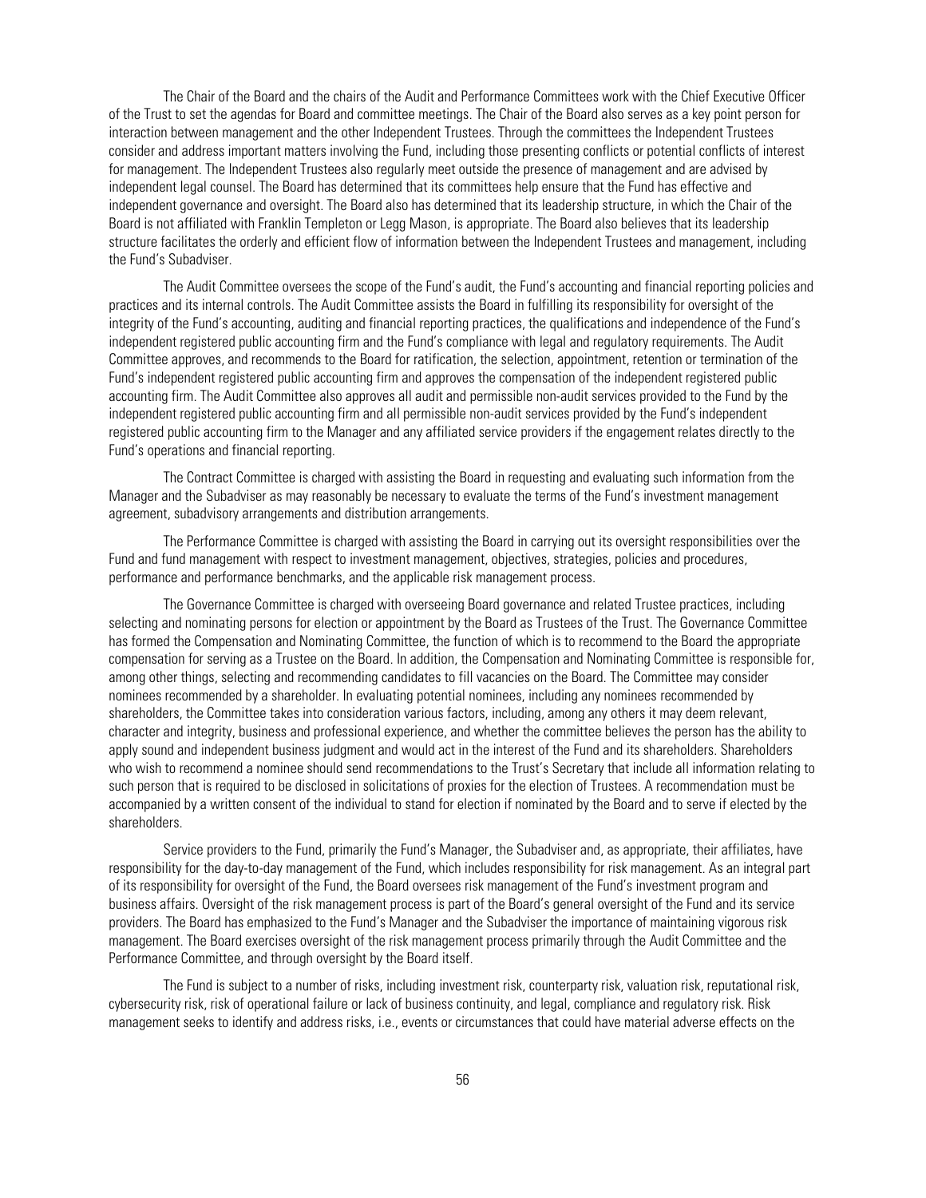The Chair of the Board and the chairs of the Audit and Performance Committees work with the Chief Executive Officer of the Trust to set the agendas for Board and committee meetings. The Chair of the Board also serves as a key point person for interaction between management and the other Independent Trustees. Through the committees the Independent Trustees consider and address important matters involving the Fund, including those presenting conflicts or potential conflicts of interest for management. The Independent Trustees also regularly meet outside the presence of management and are advised by independent legal counsel. The Board has determined that its committees help ensure that the Fund has effective and independent governance and oversight. The Board also has determined that its leadership structure, in which the Chair of the Board is not affiliated with Franklin Templeton or Legg Mason, is appropriate. The Board also believes that its leadership structure facilitates the orderly and efficient flow of information between the Independent Trustees and management, including the Fund's Subadviser.

The Audit Committee oversees the scope of the Fund's audit, the Fund's accounting and financial reporting policies and practices and its internal controls. The Audit Committee assists the Board in fulfilling its responsibility for oversight of the integrity of the Fund's accounting, auditing and financial reporting practices, the qualifications and independence of the Fund's independent registered public accounting firm and the Fund's compliance with legal and regulatory requirements. The Audit Committee approves, and recommends to the Board for ratification, the selection, appointment, retention or termination of the Fund's independent registered public accounting firm and approves the compensation of the independent registered public accounting firm. The Audit Committee also approves all audit and permissible non-audit services provided to the Fund by the independent registered public accounting firm and all permissible non-audit services provided by the Fund's independent registered public accounting firm to the Manager and any affiliated service providers if the engagement relates directly to the Fund's operations and financial reporting.

The Contract Committee is charged with assisting the Board in requesting and evaluating such information from the Manager and the Subadviser as may reasonably be necessary to evaluate the terms of the Fund's investment management agreement, subadvisory arrangements and distribution arrangements.

The Performance Committee is charged with assisting the Board in carrying out its oversight responsibilities over the Fund and fund management with respect to investment management, objectives, strategies, policies and procedures, performance and performance benchmarks, and the applicable risk management process.

The Governance Committee is charged with overseeing Board governance and related Trustee practices, including selecting and nominating persons for election or appointment by the Board as Trustees of the Trust. The Governance Committee has formed the Compensation and Nominating Committee, the function of which is to recommend to the Board the appropriate compensation for serving as a Trustee on the Board. In addition, the Compensation and Nominating Committee is responsible for, among other things, selecting and recommending candidates to fill vacancies on the Board. The Committee may consider nominees recommended by a shareholder. In evaluating potential nominees, including any nominees recommended by shareholders, the Committee takes into consideration various factors, including, among any others it may deem relevant, character and integrity, business and professional experience, and whether the committee believes the person has the ability to apply sound and independent business judgment and would act in the interest of the Fund and its shareholders. Shareholders who wish to recommend a nominee should send recommendations to the Trust's Secretary that include all information relating to such person that is required to be disclosed in solicitations of proxies for the election of Trustees. A recommendation must be accompanied by a written consent of the individual to stand for election if nominated by the Board and to serve if elected by the shareholders.

Service providers to the Fund, primarily the Fund's Manager, the Subadviser and, as appropriate, their affiliates, have responsibility for the day-to-day management of the Fund, which includes responsibility for risk management. As an integral part of its responsibility for oversight of the Fund, the Board oversees risk management of the Fund's investment program and business affairs. Oversight of the risk management process is part of the Board's general oversight of the Fund and its service providers. The Board has emphasized to the Fund's Manager and the Subadviser the importance of maintaining vigorous risk management. The Board exercises oversight of the risk management process primarily through the Audit Committee and the Performance Committee, and through oversight by the Board itself.

The Fund is subject to a number of risks, including investment risk, counterparty risk, valuation risk, reputational risk, cybersecurity risk, risk of operational failure or lack of business continuity, and legal, compliance and regulatory risk. Risk management seeks to identify and address risks, i.e., events or circumstances that could have material adverse effects on the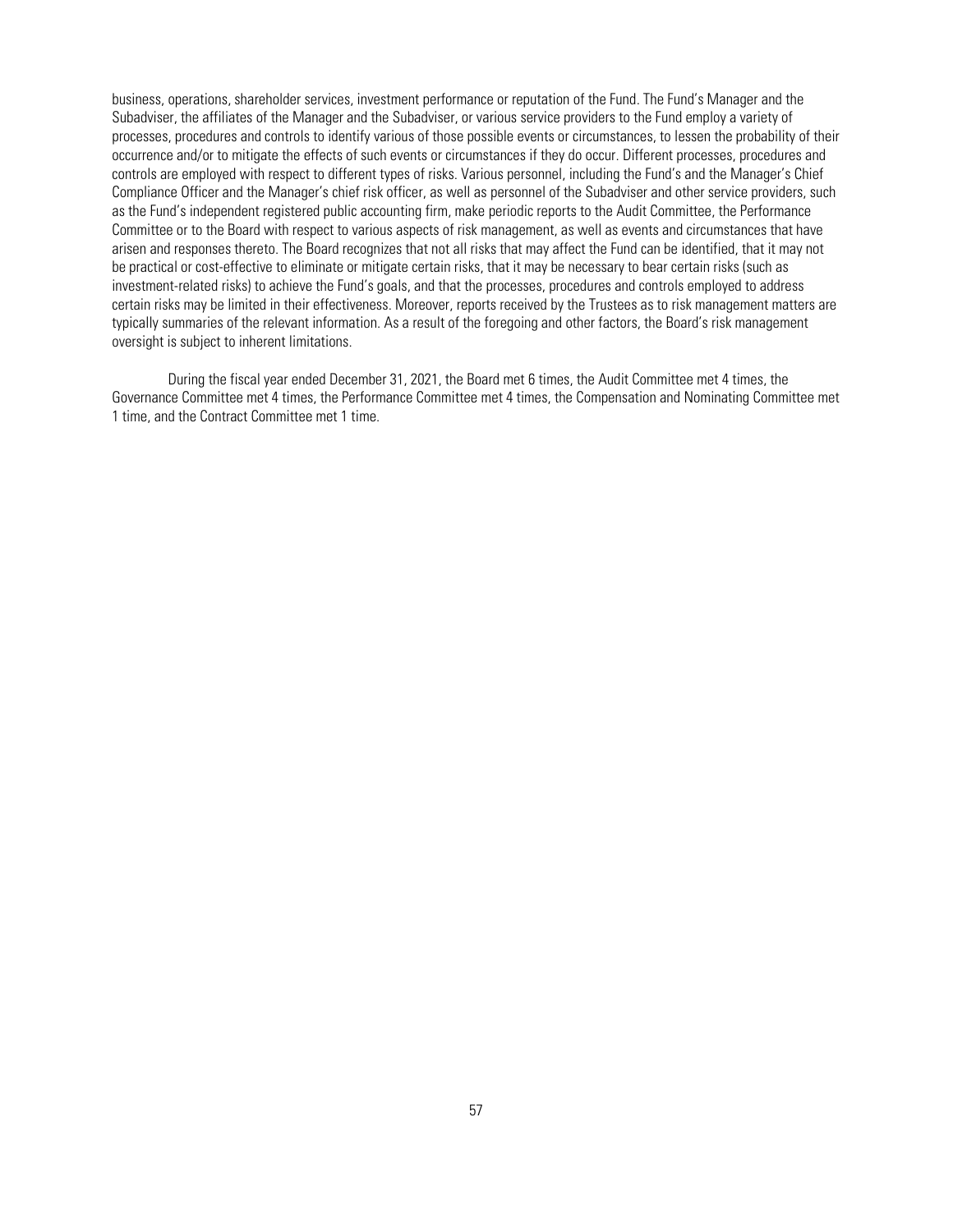business, operations, shareholder services, investment performance or reputation of the Fund. The Fund's Manager and the Subadviser, the affiliates of the Manager and the Subadviser, or various service providers to the Fund employ a variety of processes, procedures and controls to identify various of those possible events or circumstances, to lessen the probability of their occurrence and/or to mitigate the effects of such events or circumstances if they do occur. Different processes, procedures and controls are employed with respect to different types of risks. Various personnel, including the Fund's and the Manager's Chief Compliance Officer and the Manager's chief risk officer, as well as personnel of the Subadviser and other service providers, such as the Fund's independent registered public accounting firm, make periodic reports to the Audit Committee, the Performance Committee or to the Board with respect to various aspects of risk management, as well as events and circumstances that have arisen and responses thereto. The Board recognizes that not all risks that may affect the Fund can be identified, that it may not be practical or cost-effective to eliminate or mitigate certain risks, that it may be necessary to bear certain risks (such as investment-related risks) to achieve the Fund's goals, and that the processes, procedures and controls employed to address certain risks may be limited in their effectiveness. Moreover, reports received by the Trustees as to risk management matters are typically summaries of the relevant information. As a result of the foregoing and other factors, the Board's risk management oversight is subject to inherent limitations.

During the fiscal year ended December 31, 2021, the Board met 6 times, the Audit Committee met 4 times, the Governance Committee met 4 times, the Performance Committee met 4 times, the Compensation and Nominating Committee met 1 time, and the Contract Committee met 1 time.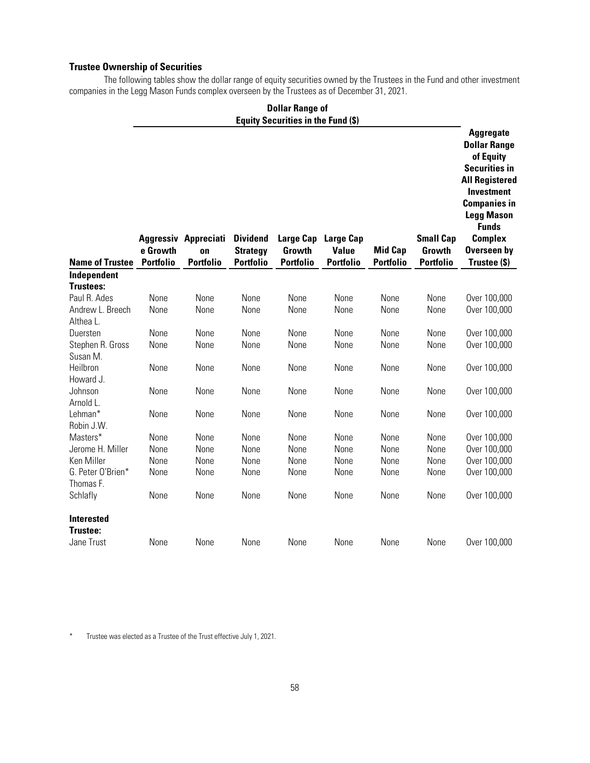### Trustee Ownership of Securities

The following tables show the dollar range of equity securities owned by the Trustees in the Fund and other investment companies in the Legg Mason Funds complex overseen by the Trustees as of December 31, 2021.

| | Dollar Range of Equity Securities in the Fund ($) | | | | | | | |
|---|---|---|---|---|---|---|---|---|
| **Name of Trustee** | **Aggressive Growth Portfolio** | **Appreciation Portfolio** | **Dividend Strategy Portfolio** | **Large Cap Growth Portfolio** | **Large Cap Value Portfolio** | **Mid Cap Portfolio** | **Small Cap Growth Portfolio** | **Aggregate Dollar Range of Equity Securities in All Registered Investment Companies in Legg Mason Funds Complex Overseen by Trustee ($)** |
| **Independent Trustees:** | | | | | | | | |
| Paul R. Ades | None | None | None | None | None | None | None | Over 100,000 |
| Andrew L. Breech | None | None | None | None | None | None | None | Over 100,000 |
| Althea L. Duersten | None | None | None | None | None | None | None | Over 100,000 |
| Stephen R. Gross | None | None | None | None | None | None | None | Over 100,000 |
| Susan M. Heilbron | None | None | None | None | None | None | None | Over 100,000 |
| Howard J. Johnson | None | None | None | None | None | None | None | Over 100,000 |
| Arnold L. Lehman* | None | None | None | None | None | None | None | Over 100,000 |
| Robin J.W. Masters* | None | None | None | None | None | None | None | Over 100,000 |
| Jerome H. Miller | None | None | None | None | None | None | None | Over 100,000 |
| Ken Miller | None | None | None | None | None | None | None | Over 100,000 |
| G. Peter O'Brien* | None | None | None | None | None | None | None | Over 100,000 |
| Thomas F. Schlafly | None | None | None | None | None | None | None | Over 100,000 |
| **Interested Trustee:** | | | | | | | | |
| Jane Trust | None | None | None | None | None | None | None | Over 100,000 |

\* Trustee was elected as a Trustee of the Trust effective July 1, 2021.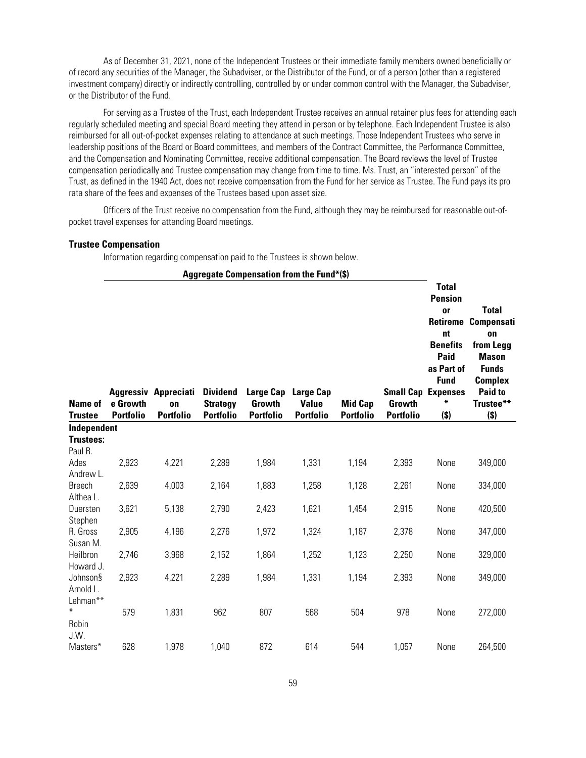As of December 31, 2021, none of the Independent Trustees or their immediate family members owned beneficially or of record any securities of the Manager, the Subadviser, or the Distributor of the Fund, or of a person (other than a registered investment company) directly or indirectly controlling, controlled by or under common control with the Manager, the Subadviser, or the Distributor of the Fund.

For serving as a Trustee of the Trust, each Independent Trustee receives an annual retainer plus fees for attending each regularly scheduled meeting and special Board meeting they attend in person or by telephone. Each Independent Trustee is also reimbursed for all out-of-pocket expenses relating to attendance at such meetings. Those Independent Trustees who serve in leadership positions of the Board or Board committees, and members of the Contract Committee, the Performance Committee, and the Compensation and Nominating Committee, receive additional compensation. The Board reviews the level of Trustee compensation periodically and Trustee compensation may change from time to time. Ms. Trust, an "interested person" of the Trust, as defined in the 1940 Act, does not receive compensation from the Fund for her service as Trustee. The Fund pays its pro rata share of the fees and expenses of the Trustees based upon asset size.

Officers of the Trust receive no compensation from the Fund, although they may be reimbursed for reasonable out-of-pocket travel expenses for attending Board meetings.

### Trustee Compensation

Information regarding compensation paid to the Trustees is shown below.

| | Aggregate Compensation from the Fund*($) | | | | | | | | |
|---|---|---|---|---|---|---|---|---|---|
| **Name of Trustee** | **Aggressive Growth Portfolio** | **Appreciation Portfolio** | **Dividend Strategy Portfolio** | **Large Cap Growth Portfolio** | **Large Cap Value Portfolio** | **Mid Cap Portfolio** | **Small Cap Growth Portfolio** | **Total Pension or Retirement Benefits Paid as Part of Fund Expenses* ($)** | **Total Compensation from Legg Mason Funds Complex Paid to Trustee** ($)** |
| **Independent Trustees:** | | | | | | | | | |
| Paul R. Ades | 2,923 | 4,221 | 2,289 | 1,984 | 1,331 | 1,194 | 2,393 | None | 349,000 |
| Andrew L. Breech | 2,639 | 4,003 | 2,164 | 1,883 | 1,258 | 1,128 | 2,261 | None | 334,000 |
| Althea L. Duersten | 3,621 | 5,138 | 2,790 | 2,423 | 1,621 | 1,454 | 2,915 | None | 420,500 |
| Stephen R. Gross | 2,905 | 4,196 | 2,276 | 1,972 | 1,324 | 1,187 | 2,378 | None | 347,000 |
| Susan M. Heilbron | 2,746 | 3,968 | 2,152 | 1,864 | 1,252 | 1,123 | 2,250 | None | 329,000 |
| Howard J. Johnson§ | 2,923 | 4,221 | 2,289 | 1,984 | 1,331 | 1,194 | 2,393 | None | 349,000 |
| Arnold L. Lehman*** | 579 | 1,831 | 962 | 807 | 568 | 504 | 978 | None | 272,000 |
| Robin J.W. Masters* | 628 | 1,978 | 1,040 | 872 | 614 | 544 | 1,057 | None | 264,500 |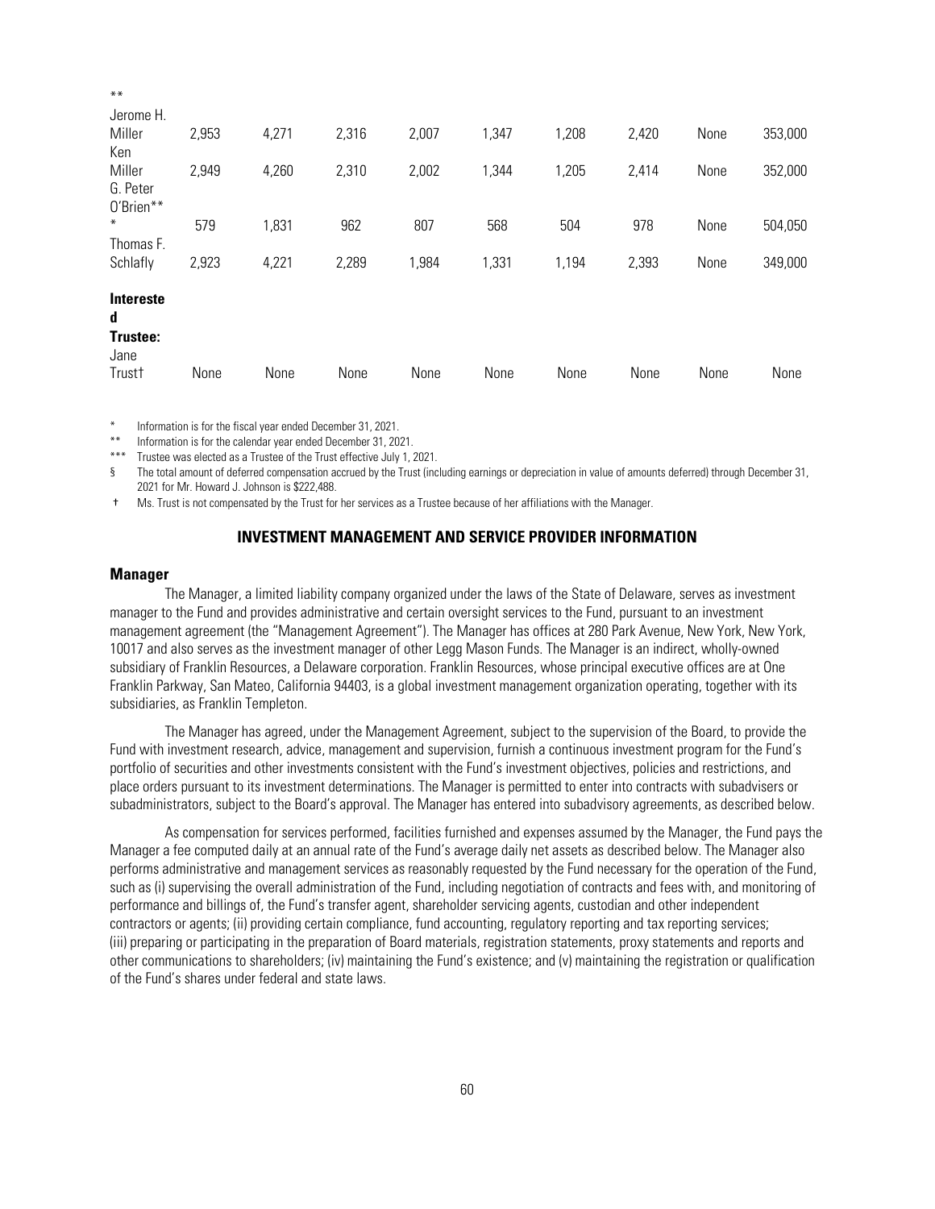| ** | | | | | | | | | |
|---|---|---|---|---|---|---|---|---|---|
| Jerome H. Miller | 2,953 | 4,271 | 2,316 | 2,007 | 1,347 | 1,208 | 2,420 | None | 353,000 |
| Ken Miller | 2,949 | 4,260 | 2,310 | 2,002 | 1,344 | 1,205 | 2,414 | None | 352,000 |
| G. Peter O'Brien*** | 579 | 1,831 | 962 | 807 | 568 | 504 | 978 | None | 504,050 |
| Thomas F. Schlafly | 2,923 | 4,221 | 2,289 | 1,984 | 1,331 | 1,194 | 2,393 | None | 349,000 |
| **Interested Trustee:** | | | | | | | | | |
| Jane Trust† | None | None | None | None | None | None | None | None | None |

\* Information is for the fiscal year ended December 31, 2021.

** Information is for the calendar year ended December 31, 2021.

*** Trustee was elected as a Trustee of the Trust effective July 1, 2021.

§ The total amount of deferred compensation accrued by the Trust (including earnings or depreciation in value of amounts deferred) through December 31, 2021 for Mr. Howard J. Johnson is $222,488.

† Ms. Trust is not compensated by the Trust for her services as a Trustee because of her affiliations with the Manager.

## INVESTMENT MANAGEMENT AND SERVICE PROVIDER INFORMATION

### Manager

The Manager, a limited liability company organized under the laws of the State of Delaware, serves as investment manager to the Fund and provides administrative and certain oversight services to the Fund, pursuant to an investment management agreement (the "Management Agreement"). The Manager has offices at 280 Park Avenue, New York, New York, 10017 and also serves as the investment manager of other Legg Mason Funds. The Manager is an indirect, wholly-owned subsidiary of Franklin Resources, a Delaware corporation. Franklin Resources, whose principal executive offices are at One Franklin Parkway, San Mateo, California 94403, is a global investment management organization operating, together with its subsidiaries, as Franklin Templeton.

The Manager has agreed, under the Management Agreement, subject to the supervision of the Board, to provide the Fund with investment research, advice, management and supervision, furnish a continuous investment program for the Fund's portfolio of securities and other investments consistent with the Fund's investment objectives, policies and restrictions, and place orders pursuant to its investment determinations. The Manager is permitted to enter into contracts with subadvisers or subadministrators, subject to the Board's approval. The Manager has entered into subadvisory agreements, as described below.

As compensation for services performed, facilities furnished and expenses assumed by the Manager, the Fund pays the Manager a fee computed daily at an annual rate of the Fund's average daily net assets as described below. The Manager also performs administrative and management services as reasonably requested by the Fund necessary for the operation of the Fund, such as (i) supervising the overall administration of the Fund, including negotiation of contracts and fees with, and monitoring of performance and billings of, the Fund's transfer agent, shareholder servicing agents, custodian and other independent contractors or agents; (ii) providing certain compliance, fund accounting, regulatory reporting and tax reporting services; (iii) preparing or participating in the preparation of Board materials, registration statements, proxy statements and reports and other communications to shareholders; (iv) maintaining the Fund's existence; and (v) maintaining the registration or qualification of the Fund's shares under federal and state laws.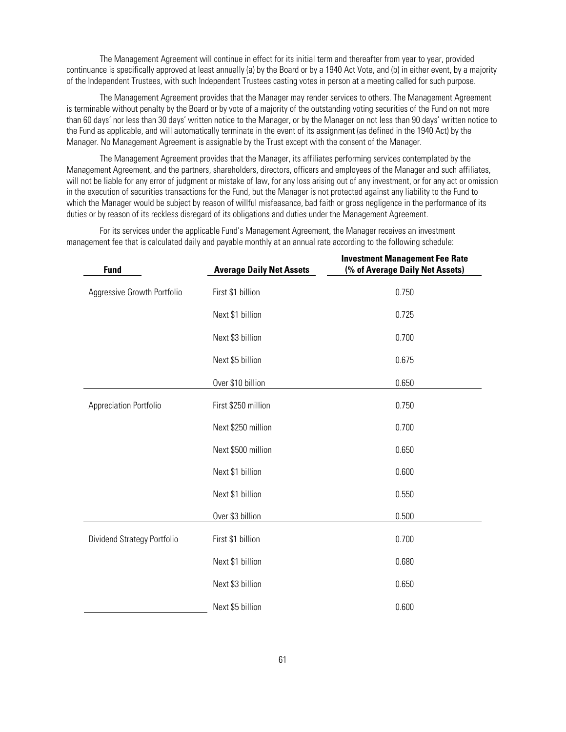The Management Agreement will continue in effect for its initial term and thereafter from year to year, provided continuance is specifically approved at least annually (a) by the Board or by a 1940 Act Vote, and (b) in either event, by a majority of the Independent Trustees, with such Independent Trustees casting votes in person at a meeting called for such purpose.

The Management Agreement provides that the Manager may render services to others. The Management Agreement is terminable without penalty by the Board or by vote of a majority of the outstanding voting securities of the Fund on not more than 60 days' nor less than 30 days' written notice to the Manager, or by the Manager on not less than 90 days' written notice to the Fund as applicable, and will automatically terminate in the event of its assignment (as defined in the 1940 Act) by the Manager. No Management Agreement is assignable by the Trust except with the consent of the Manager.

The Management Agreement provides that the Manager, its affiliates performing services contemplated by the Management Agreement, and the partners, shareholders, directors, officers and employees of the Manager and such affiliates, will not be liable for any error of judgment or mistake of law, for any loss arising out of any investment, or for any act or omission in the execution of securities transactions for the Fund, but the Manager is not protected against any liability to the Fund to which the Manager would be subject by reason of willful misfeasance, bad faith or gross negligence in the performance of its duties or by reason of its reckless disregard of its obligations and duties under the Management Agreement.

For its services under the applicable Fund's Management Agreement, the Manager receives an investment management fee that is calculated daily and payable monthly at an annual rate according to the following schedule:

| Fund | Average Daily Net Assets | Investment Management Fee Rate (% of Average Daily Net Assets) |
|---|---|---|
| Aggressive Growth Portfolio | First $1 billion | 0.750 |
| | Next $1 billion | 0.725 |
| | Next $3 billion | 0.700 |
| | Next $5 billion | 0.675 |
| | Over $10 billion | 0.650 |
| Appreciation Portfolio | First $250 million | 0.750 |
| | Next $250 million | 0.700 |
| | Next $500 million | 0.650 |
| | Next $1 billion | 0.600 |
| | Next $1 billion | 0.550 |
| | Over $3 billion | 0.500 |
| Dividend Strategy Portfolio | First $1 billion | 0.700 |
| | Next $1 billion | 0.680 |
| | Next $3 billion | 0.650 |
| | Next $5 billion | 0.600 |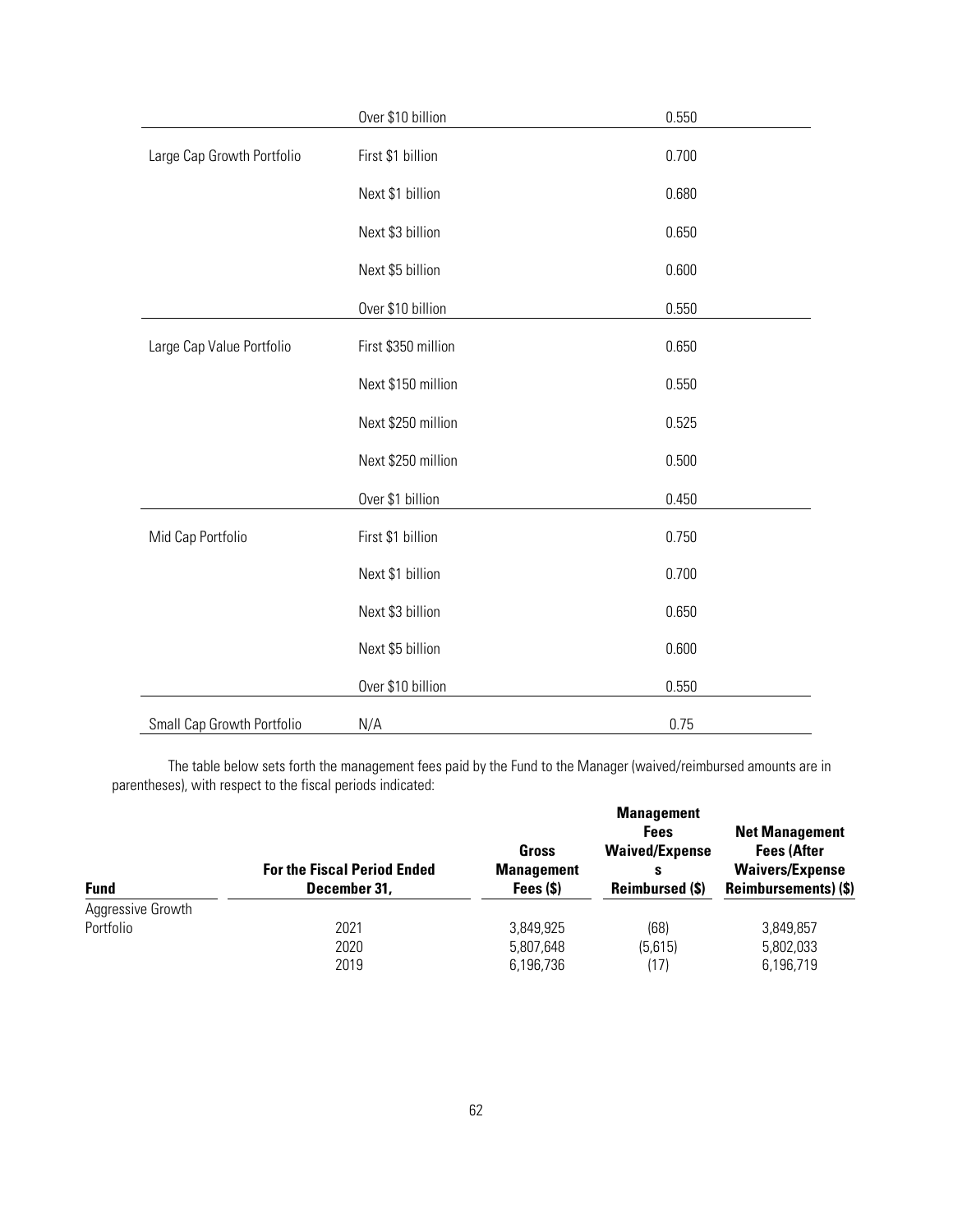| | | |
|---|---|---|
| | Over $10 billion | 0.550 |
| Large Cap Growth Portfolio | First $1 billion | 0.700 |
| | Next $1 billion | 0.680 |
| | Next $3 billion | 0.650 |
| | Next $5 billion | 0.600 |
| | Over $10 billion | 0.550 |
| Large Cap Value Portfolio | First $350 million | 0.650 |
| | Next $150 million | 0.550 |
| | Next $250 million | 0.525 |
| | Next $250 million | 0.500 |
| | Over $1 billion | 0.450 |
| Mid Cap Portfolio | First $1 billion | 0.750 |
| | Next $1 billion | 0.700 |
| | Next $3 billion | 0.650 |
| | Next $5 billion | 0.600 |
| | Over $10 billion | 0.550 |
| Small Cap Growth Portfolio | N/A | 0.75 |

The table below sets forth the management fees paid by the Fund to the Manager (waived/reimbursed amounts are in parentheses), with respect to the fiscal periods indicated:

| **Fund** | **For the Fiscal Period Ended December 31,** | **Gross Management Fees ($)** | **Management Fees Waived/Expenses Reimbursed ($)** | **Net Management Fees (After Waivers/Expense Reimbursements) ($)** |
|---|---|---|---|---|
| Aggressive Growth Portfolio | 2021 | 3,849,925 | (68) | 3,849,857 |
| | 2020 | 5,807,648 | (5,615) | 5,802,033 |
| | 2019 | 6,196,736 | (17) | 6,196,719 |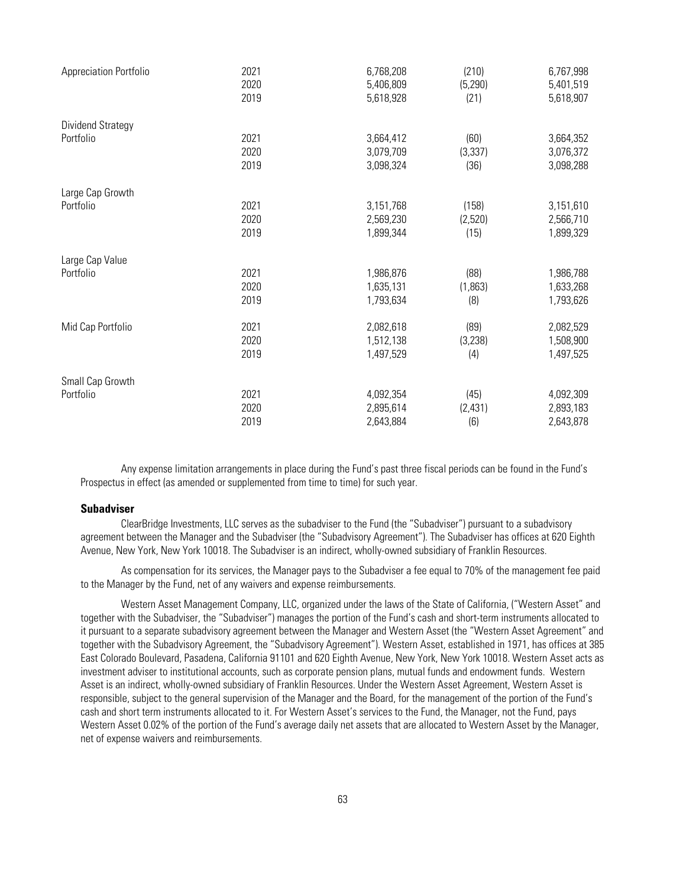| | | | | |
|---|---|---|---|---|
| Appreciation Portfolio | 2021 | 6,768,208 | (210) | 6,767,998 |
| | 2020 | 5,406,809 | (5,290) | 5,401,519 |
| | 2019 | 5,618,928 | (21) | 5,618,907 |
| Dividend Strategy Portfolio | 2021 | 3,664,412 | (60) | 3,664,352 |
| | 2020 | 3,079,709 | (3,337) | 3,076,372 |
| | 2019 | 3,098,324 | (36) | 3,098,288 |
| Large Cap Growth Portfolio | 2021 | 3,151,768 | (158) | 3,151,610 |
| | 2020 | 2,569,230 | (2,520) | 2,566,710 |
| | 2019 | 1,899,344 | (15) | 1,899,329 |
| Large Cap Value Portfolio | 2021 | 1,986,876 | (88) | 1,986,788 |
| | 2020 | 1,635,131 | (1,863) | 1,633,268 |
| | 2019 | 1,793,634 | (8) | 1,793,626 |
| Mid Cap Portfolio | 2021 | 2,082,618 | (89) | 2,082,529 |
| | 2020 | 1,512,138 | (3,238) | 1,508,900 |
| | 2019 | 1,497,529 | (4) | 1,497,525 |
| Small Cap Growth Portfolio | 2021 | 4,092,354 | (45) | 4,092,309 |
| | 2020 | 2,895,614 | (2,431) | 2,893,183 |
| | 2019 | 2,643,884 | (6) | 2,643,878 |

Any expense limitation arrangements in place during the Fund's past three fiscal periods can be found in the Fund's Prospectus in effect (as amended or supplemented from time to time) for such year.

**Subadviser**

ClearBridge Investments, LLC serves as the subadviser to the Fund (the "Subadviser") pursuant to a subadvisory agreement between the Manager and the Subadviser (the "Subadvisory Agreement"). The Subadviser has offices at 620 Eighth Avenue, New York, New York 10018. The Subadviser is an indirect, wholly-owned subsidiary of Franklin Resources.

As compensation for its services, the Manager pays to the Subadviser a fee equal to 70% of the management fee paid to the Manager by the Fund, net of any waivers and expense reimbursements.

Western Asset Management Company, LLC, organized under the laws of the State of California, ("Western Asset" and together with the Subadviser, the "Subadviser") manages the portion of the Fund's cash and short-term instruments allocated to it pursuant to a separate subadvisory agreement between the Manager and Western Asset (the "Western Asset Agreement" and together with the Subadvisory Agreement, the "Subadvisory Agreement"). Western Asset, established in 1971, has offices at 385 East Colorado Boulevard, Pasadena, California 91101 and 620 Eighth Avenue, New York, New York 10018. Western Asset acts as investment adviser to institutional accounts, such as corporate pension plans, mutual funds and endowment funds. Western Asset is an indirect, wholly-owned subsidiary of Franklin Resources. Under the Western Asset Agreement, Western Asset is responsible, subject to the general supervision of the Manager and the Board, for the management of the portion of the Fund's cash and short term instruments allocated to it. For Western Asset's services to the Fund, the Manager, not the Fund, pays Western Asset 0.02% of the portion of the Fund's average daily net assets that are allocated to Western Asset by the Manager, net of expense waivers and reimbursements.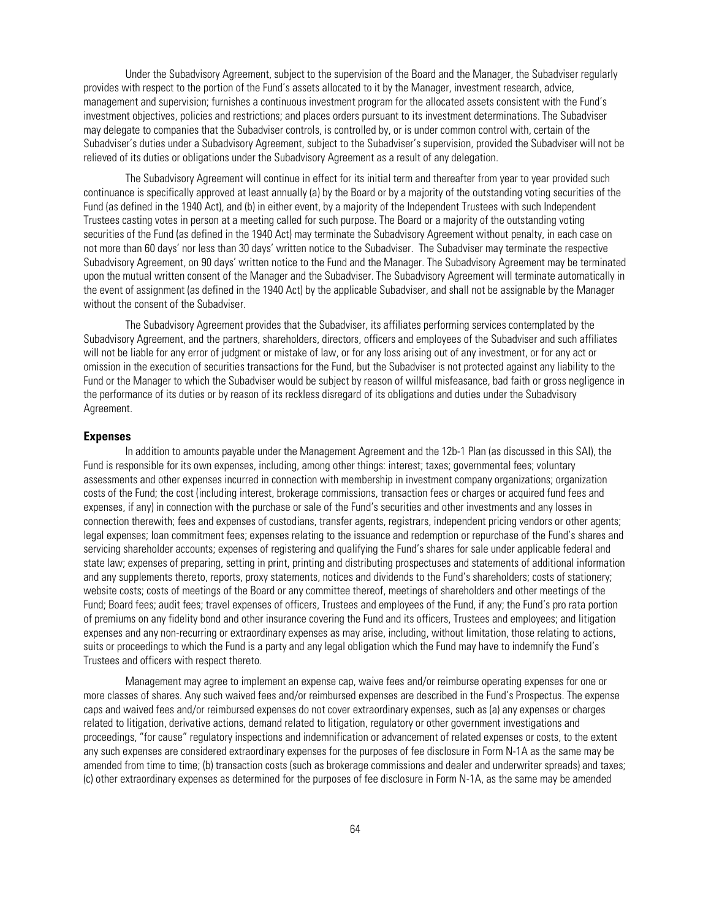Under the Subadvisory Agreement, subject to the supervision of the Board and the Manager, the Subadviser regularly provides with respect to the portion of the Fund's assets allocated to it by the Manager, investment research, advice, management and supervision; furnishes a continuous investment program for the allocated assets consistent with the Fund's investment objectives, policies and restrictions; and places orders pursuant to its investment determinations. The Subadviser may delegate to companies that the Subadviser controls, is controlled by, or is under common control with, certain of the Subadviser's duties under a Subadvisory Agreement, subject to the Subadviser's supervision, provided the Subadviser will not be relieved of its duties or obligations under the Subadvisory Agreement as a result of any delegation.

The Subadvisory Agreement will continue in effect for its initial term and thereafter from year to year provided such continuance is specifically approved at least annually (a) by the Board or by a majority of the outstanding voting securities of the Fund (as defined in the 1940 Act), and (b) in either event, by a majority of the Independent Trustees with such Independent Trustees casting votes in person at a meeting called for such purpose. The Board or a majority of the outstanding voting securities of the Fund (as defined in the 1940 Act) may terminate the Subadvisory Agreement without penalty, in each case on not more than 60 days' nor less than 30 days' written notice to the Subadviser. The Subadviser may terminate the respective Subadvisory Agreement, on 90 days' written notice to the Fund and the Manager. The Subadvisory Agreement may be terminated upon the mutual written consent of the Manager and the Subadviser. The Subadvisory Agreement will terminate automatically in the event of assignment (as defined in the 1940 Act) by the applicable Subadviser, and shall not be assignable by the Manager without the consent of the Subadviser.

The Subadvisory Agreement provides that the Subadviser, its affiliates performing services contemplated by the Subadvisory Agreement, and the partners, shareholders, directors, officers and employees of the Subadviser and such affiliates will not be liable for any error of judgment or mistake of law, or for any loss arising out of any investment, or for any act or omission in the execution of securities transactions for the Fund, but the Subadviser is not protected against any liability to the Fund or the Manager to which the Subadviser would be subject by reason of willful misfeasance, bad faith or gross negligence in the performance of its duties or by reason of its reckless disregard of its obligations and duties under the Subadvisory Agreement.

### Expenses

In addition to amounts payable under the Management Agreement and the 12b-1 Plan (as discussed in this SAI), the Fund is responsible for its own expenses, including, among other things: interest; taxes; governmental fees; voluntary assessments and other expenses incurred in connection with membership in investment company organizations; organization costs of the Fund; the cost (including interest, brokerage commissions, transaction fees or charges or acquired fund fees and expenses, if any) in connection with the purchase or sale of the Fund's securities and other investments and any losses in connection therewith; fees and expenses of custodians, transfer agents, registrars, independent pricing vendors or other agents; legal expenses; loan commitment fees; expenses relating to the issuance and redemption or repurchase of the Fund's shares and servicing shareholder accounts; expenses of registering and qualifying the Fund's shares for sale under applicable federal and state law; expenses of preparing, setting in print, printing and distributing prospectuses and statements of additional information and any supplements thereto, reports, proxy statements, notices and dividends to the Fund's shareholders; costs of stationery; website costs; costs of meetings of the Board or any committee thereof, meetings of shareholders and other meetings of the Fund; Board fees; audit fees; travel expenses of officers, Trustees and employees of the Fund, if any; the Fund's pro rata portion of premiums on any fidelity bond and other insurance covering the Fund and its officers, Trustees and employees; and litigation expenses and any non-recurring or extraordinary expenses as may arise, including, without limitation, those relating to actions, suits or proceedings to which the Fund is a party and any legal obligation which the Fund may have to indemnify the Fund's Trustees and officers with respect thereto.

Management may agree to implement an expense cap, waive fees and/or reimburse operating expenses for one or more classes of shares. Any such waived fees and/or reimbursed expenses are described in the Fund's Prospectus. The expense caps and waived fees and/or reimbursed expenses do not cover extraordinary expenses, such as (a) any expenses or charges related to litigation, derivative actions, demand related to litigation, regulatory or other government investigations and proceedings, "for cause" regulatory inspections and indemnification or advancement of related expenses or costs, to the extent any such expenses are considered extraordinary expenses for the purposes of fee disclosure in Form N-1A as the same may be amended from time to time; (b) transaction costs (such as brokerage commissions and dealer and underwriter spreads) and taxes; (c) other extraordinary expenses as determined for the purposes of fee disclosure in Form N-1A, as the same may be amended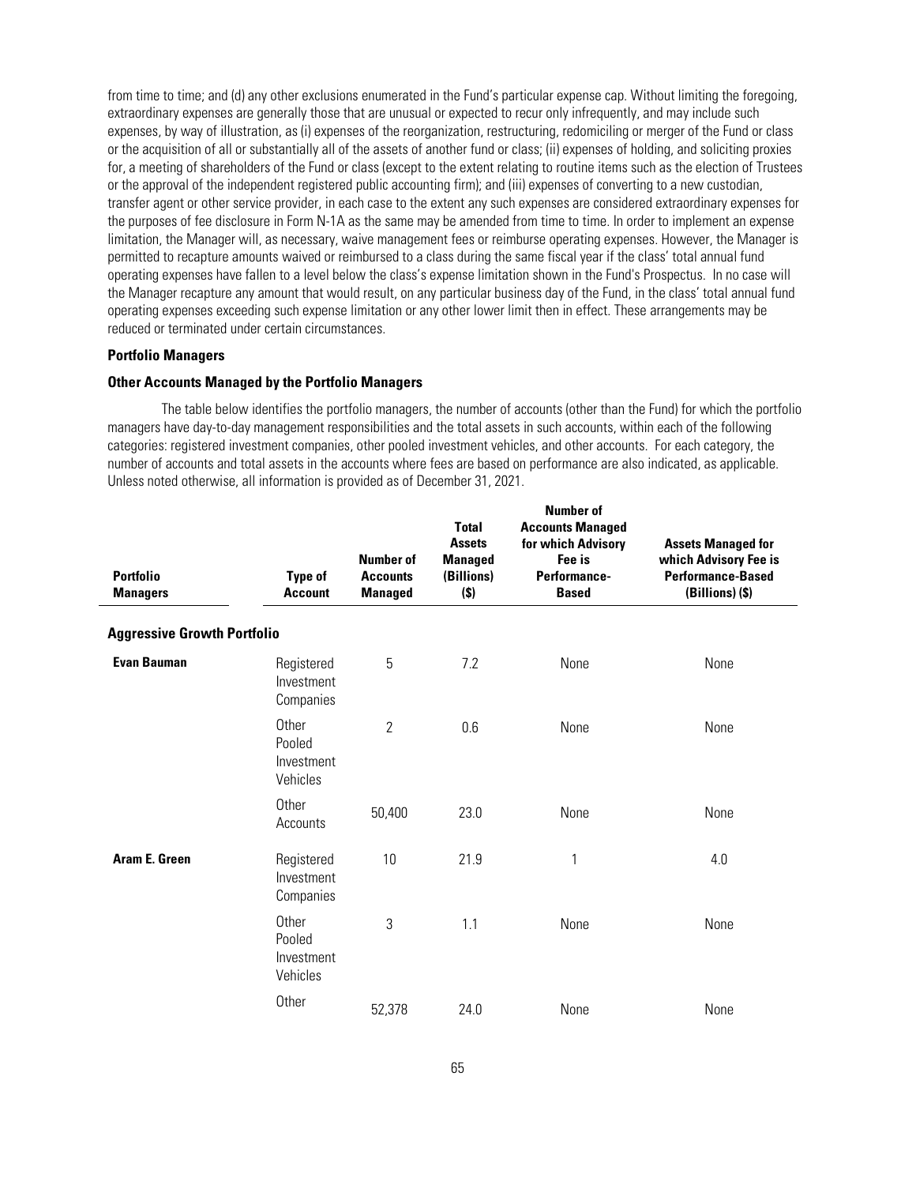from time to time; and (d) any other exclusions enumerated in the Fund's particular expense cap. Without limiting the foregoing, extraordinary expenses are generally those that are unusual or expected to recur only infrequently, and may include such expenses, by way of illustration, as (i) expenses of the reorganization, restructuring, redomiciling or merger of the Fund or class or the acquisition of all or substantially all of the assets of another fund or class; (ii) expenses of holding, and soliciting proxies for, a meeting of shareholders of the Fund or class (except to the extent relating to routine items such as the election of Trustees or the approval of the independent registered public accounting firm); and (iii) expenses of converting to a new custodian, transfer agent or other service provider, in each case to the extent any such expenses are considered extraordinary expenses for the purposes of fee disclosure in Form N-1A as the same may be amended from time to time. In order to implement an expense limitation, the Manager will, as necessary, waive management fees or reimburse operating expenses. However, the Manager is permitted to recapture amounts waived or reimbursed to a class during the same fiscal year if the class' total annual fund operating expenses have fallen to a level below the class's expense limitation shown in the Fund's Prospectus. In no case will the Manager recapture any amount that would result, on any particular business day of the Fund, in the class' total annual fund operating expenses exceeding such expense limitation or any other lower limit then in effect. These arrangements may be reduced or terminated under certain circumstances.

**Portfolio Managers**

**Other Accounts Managed by the Portfolio Managers**

The table below identifies the portfolio managers, the number of accounts (other than the Fund) for which the portfolio managers have day-to-day management responsibilities and the total assets in such accounts, within each of the following categories: registered investment companies, other pooled investment vehicles, and other accounts. For each category, the number of accounts and total assets in the accounts where fees are based on performance are also indicated, as applicable. Unless noted otherwise, all information is provided as of December 31, 2021.

| Portfolio Managers | Type of Account | Number of Accounts Managed | Total Assets Managed (Billions) ($) | Number of Accounts Managed for which Advisory Fee is Performance-Based | Assets Managed for which Advisory Fee is Performance-Based (Billions) ($) |
|---|---|---|---|---|---|
| **Aggressive Growth Portfolio** | | | | | |
| **Evan Bauman** | Registered Investment Companies | 5 | 7.2 | None | None |
| | Other Pooled Investment Vehicles | 2 | 0.6 | None | None |
| | Other Accounts | 50,400 | 23.0 | None | None |
| **Aram E. Green** | Registered Investment Companies | 10 | 21.9 | 1 | 4.0 |
| | Other Pooled Investment Vehicles | 3 | 1.1 | None | None |
| | Other | 52,378 | 24.0 | None | None |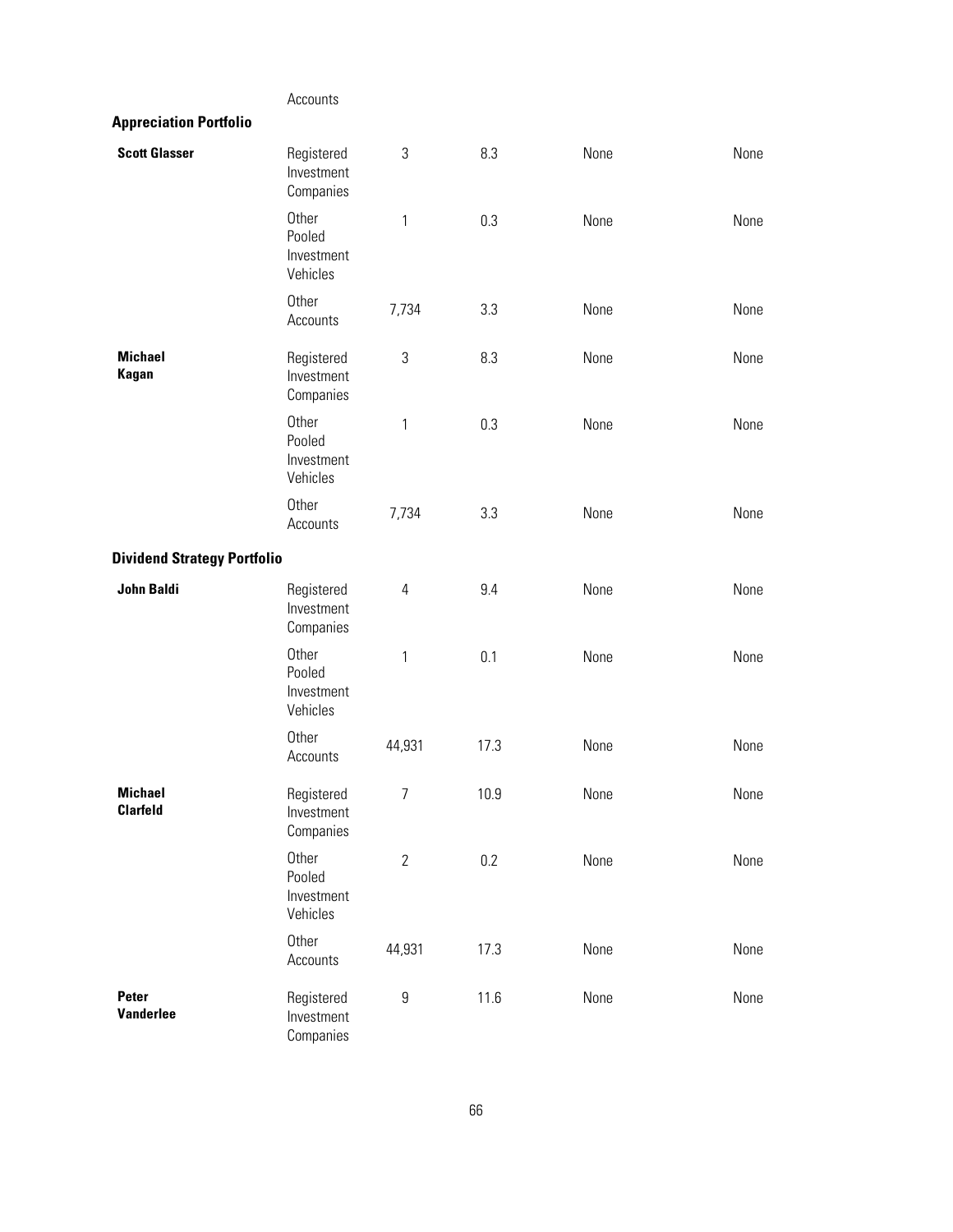| | Accounts | | | | |
|---|---|---|---|---|---|
| **Appreciation Portfolio** | | | | | |
| **Scott Glasser** | Registered Investment Companies | 3 | 8.3 | None | None |
| | Other Pooled Investment Vehicles | 1 | 0.3 | None | None |
| | Other Accounts | 7,734 | 3.3 | None | None |
| **Michael Kagan** | Registered Investment Companies | 3 | 8.3 | None | None |
| | Other Pooled Investment Vehicles | 1 | 0.3 | None | None |
| | Other Accounts | 7,734 | 3.3 | None | None |
| **Dividend Strategy Portfolio** | | | | | |
| **John Baldi** | Registered Investment Companies | 4 | 9.4 | None | None |
| | Other Pooled Investment Vehicles | 1 | 0.1 | None | None |
| | Other Accounts | 44,931 | 17.3 | None | None |
| **Michael Clarfeld** | Registered Investment Companies | 7 | 10.9 | None | None |
| | Other Pooled Investment Vehicles | 2 | 0.2 | None | None |
| | Other Accounts | 44,931 | 17.3 | None | None |
| **Peter Vanderlee** | Registered Investment Companies | 9 | 11.6 | None | None |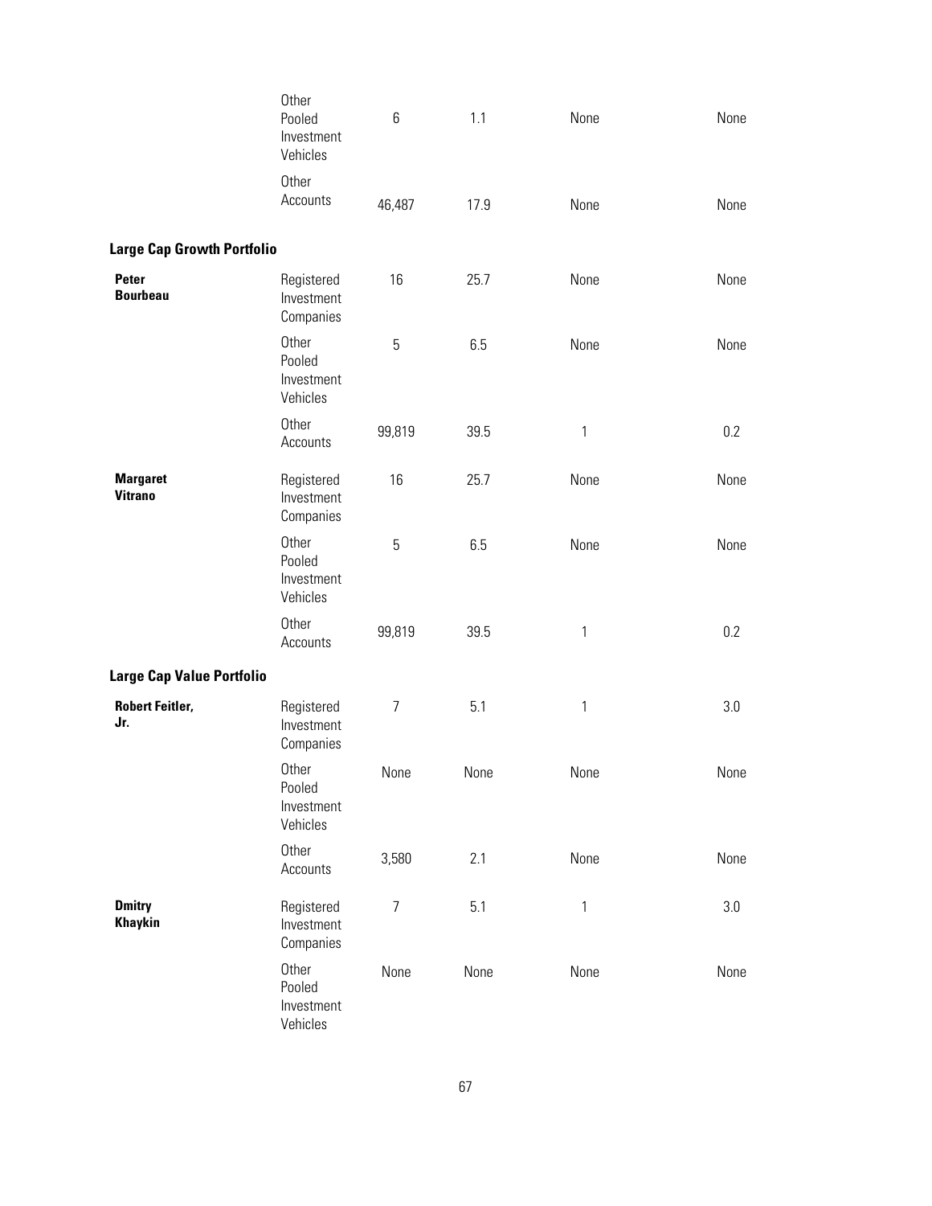| | | | | | |
|---|---|---|---|---|---|
| | Other Pooled Investment Vehicles | 6 | 1.1 | None | None |
| | Other Accounts | 46,487 | 17.9 | None | None |
| **Large Cap Growth Portfolio** | | | | | |
| **Peter Bourbeau** | Registered Investment Companies | 16 | 25.7 | None | None |
| | Other Pooled Investment Vehicles | 5 | 6.5 | None | None |
| | Other Accounts | 99,819 | 39.5 | 1 | 0.2 |
| **Margaret Vitrano** | Registered Investment Companies | 16 | 25.7 | None | None |
| | Other Pooled Investment Vehicles | 5 | 6.5 | None | None |
| | Other Accounts | 99,819 | 39.5 | 1 | 0.2 |
| **Large Cap Value Portfolio** | | | | | |
| **Robert Feitler, Jr.** | Registered Investment Companies | 7 | 5.1 | 1 | 3.0 |
| | Other Pooled Investment Vehicles | None | None | None | None |
| | Other Accounts | 3,580 | 2.1 | None | None |
| **Dmitry Khaykin** | Registered Investment Companies | 7 | 5.1 | 1 | 3.0 |
| | Other Pooled Investment Vehicles | None | None | None | None |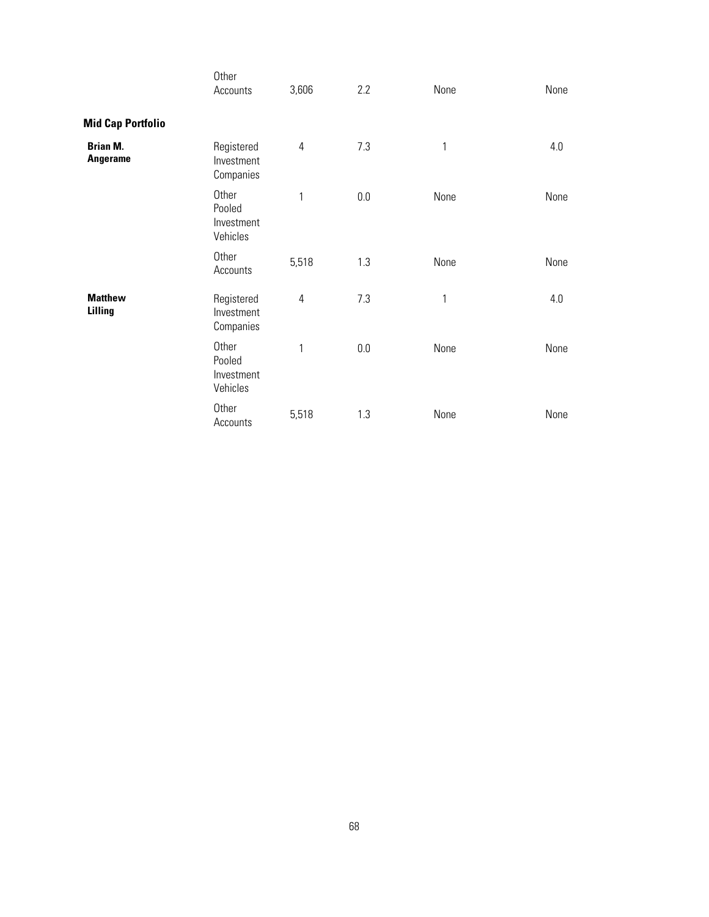| | | | | | |
|---|---|---|---|---|---|
| | Other Accounts | 3,606 | 2.2 | None | None |
| **Mid Cap Portfolio** | | | | | |
| **Brian M. Angerame** | Registered Investment Companies | 4 | 7.3 | 1 | 4.0 |
| | Other Pooled Investment Vehicles | 1 | 0.0 | None | None |
| | Other Accounts | 5,518 | 1.3 | None | None |
| **Matthew Lilling** | Registered Investment Companies | 4 | 7.3 | 1 | 4.0 |
| | Other Pooled Investment Vehicles | 1 | 0.0 | None | None |
| | Other Accounts | 5,518 | 1.3 | None | None |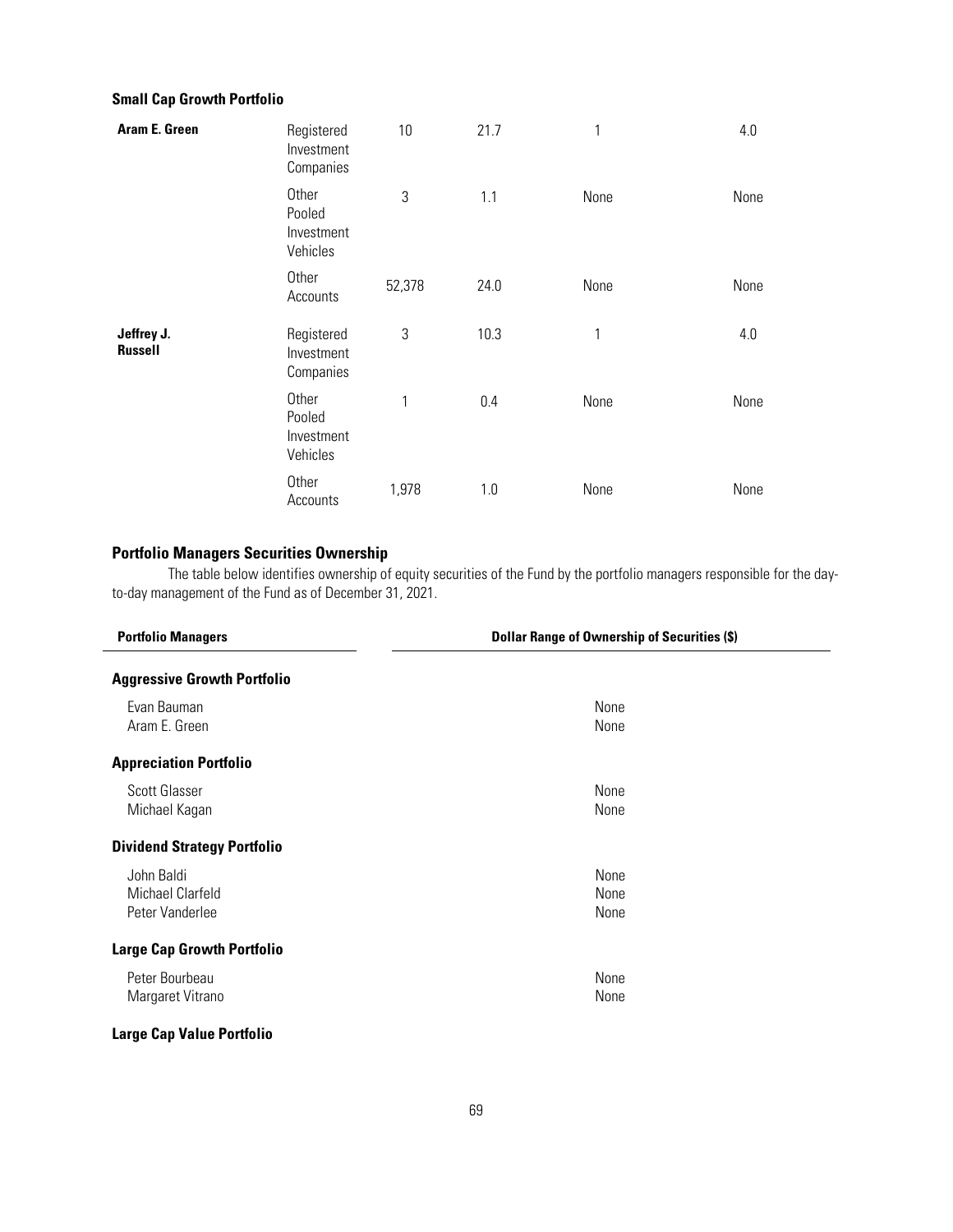**Small Cap Growth Portfolio**

| | | | | | |
|---|---|---|---|---|---|
| **Aram E. Green** | Registered Investment Companies | 10 | 21.7 | 1 | 4.0 |
| | Other Pooled Investment Vehicles | 3 | 1.1 | None | None |
| | Other Accounts | 52,378 | 24.0 | None | None |
| **Jeffrey J. Russell** | Registered Investment Companies | 3 | 10.3 | 1 | 4.0 |
| | Other Pooled Investment Vehicles | 1 | 0.4 | None | None |
| | Other Accounts | 1,978 | 1.0 | None | None |

## Portfolio Managers Securities Ownership

The table below identifies ownership of equity securities of the Fund by the portfolio managers responsible for the day-to-day management of the Fund as of December 31, 2021.

| Portfolio Managers | Dollar Range of Ownership of Securities ($) |
|---|---|
| **Aggressive Growth Portfolio** | |
| Evan Bauman | None |
| Aram E. Green | None |
| **Appreciation Portfolio** | |
| Scott Glasser | None |
| Michael Kagan | None |
| **Dividend Strategy Portfolio** | |
| John Baldi | None |
| Michael Clarfeld | None |
| Peter Vanderlee | None |
| **Large Cap Growth Portfolio** | |
| Peter Bourbeau | None |
| Margaret Vitrano | None |
| **Large Cap Value Portfolio** | |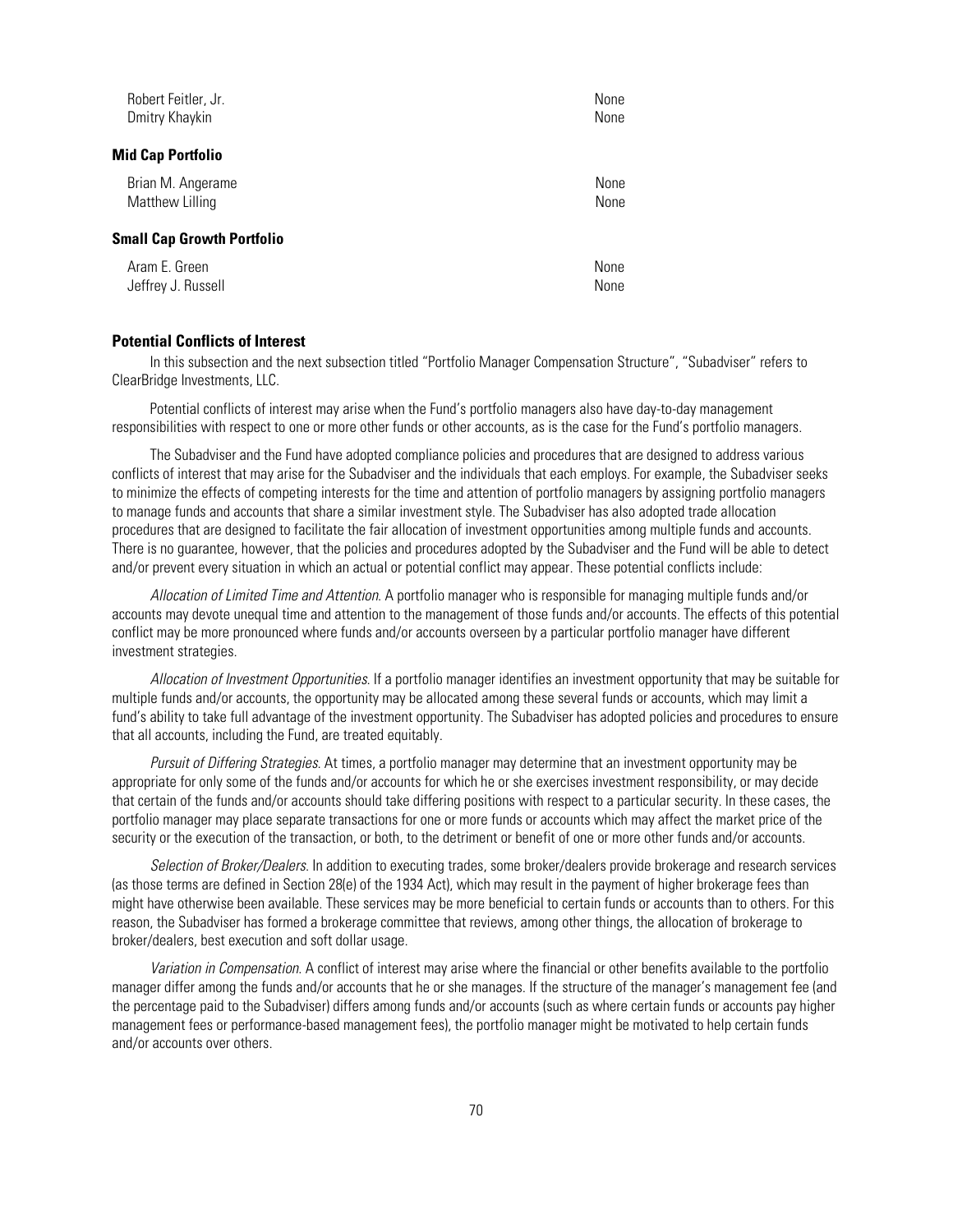| | |
|---|---|
| Robert Feitler, Jr. | None |
| Dmitry Khaykin | None |
| **Mid Cap Portfolio** | |
| Brian M. Angerame | None |
| Matthew Lilling | None |
| **Small Cap Growth Portfolio** | |
| Aram E. Green | None |
| Jeffrey J. Russell | None |

### Potential Conflicts of Interest

In this subsection and the next subsection titled "Portfolio Manager Compensation Structure", "Subadviser" refers to ClearBridge Investments, LLC.

Potential conflicts of interest may arise when the Fund's portfolio managers also have day-to-day management responsibilities with respect to one or more other funds or other accounts, as is the case for the Fund's portfolio managers.

The Subadviser and the Fund have adopted compliance policies and procedures that are designed to address various conflicts of interest that may arise for the Subadviser and the individuals that each employs. For example, the Subadviser seeks to minimize the effects of competing interests for the time and attention of portfolio managers by assigning portfolio managers to manage funds and accounts that share a similar investment style. The Subadviser has also adopted trade allocation procedures that are designed to facilitate the fair allocation of investment opportunities among multiple funds and accounts. There is no guarantee, however, that the policies and procedures adopted by the Subadviser and the Fund will be able to detect and/or prevent every situation in which an actual or potential conflict may appear. These potential conflicts include:

*Allocation of Limited Time and Attention*. A portfolio manager who is responsible for managing multiple funds and/or accounts may devote unequal time and attention to the management of those funds and/or accounts. The effects of this potential conflict may be more pronounced where funds and/or accounts overseen by a particular portfolio manager have different investment strategies.

*Allocation of Investment Opportunities*. If a portfolio manager identifies an investment opportunity that may be suitable for multiple funds and/or accounts, the opportunity may be allocated among these several funds or accounts, which may limit a fund's ability to take full advantage of the investment opportunity. The Subadviser has adopted policies and procedures to ensure that all accounts, including the Fund, are treated equitably.

*Pursuit of Differing Strategies*. At times, a portfolio manager may determine that an investment opportunity may be appropriate for only some of the funds and/or accounts for which he or she exercises investment responsibility, or may decide that certain of the funds and/or accounts should take differing positions with respect to a particular security. In these cases, the portfolio manager may place separate transactions for one or more funds or accounts which may affect the market price of the security or the execution of the transaction, or both, to the detriment or benefit of one or more other funds and/or accounts.

*Selection of Broker/Dealers*. In addition to executing trades, some broker/dealers provide brokerage and research services (as those terms are defined in Section 28(e) of the 1934 Act), which may result in the payment of higher brokerage fees than might have otherwise been available. These services may be more beneficial to certain funds or accounts than to others. For this reason, the Subadviser has formed a brokerage committee that reviews, among other things, the allocation of brokerage to broker/dealers, best execution and soft dollar usage.

*Variation in Compensation*. A conflict of interest may arise where the financial or other benefits available to the portfolio manager differ among the funds and/or accounts that he or she manages. If the structure of the manager's management fee (and the percentage paid to the Subadviser) differs among funds and/or accounts (such as where certain funds or accounts pay higher management fees or performance-based management fees), the portfolio manager might be motivated to help certain funds and/or accounts over others.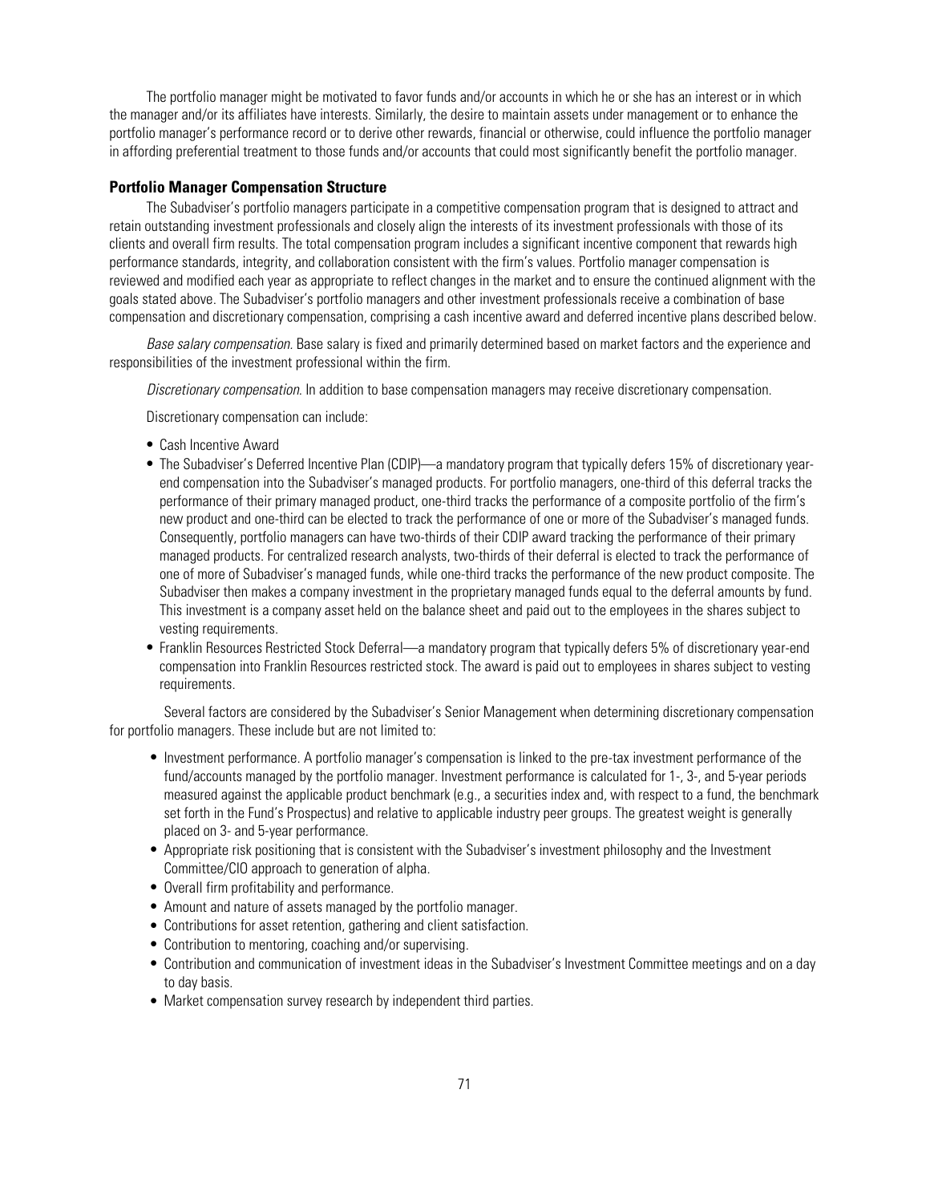The portfolio manager might be motivated to favor funds and/or accounts in which he or she has an interest or in which the manager and/or its affiliates have interests. Similarly, the desire to maintain assets under management or to enhance the portfolio manager's performance record or to derive other rewards, financial or otherwise, could influence the portfolio manager in affording preferential treatment to those funds and/or accounts that could most significantly benefit the portfolio manager.

**Portfolio Manager Compensation Structure**

The Subadviser's portfolio managers participate in a competitive compensation program that is designed to attract and retain outstanding investment professionals and closely align the interests of its investment professionals with those of its clients and overall firm results. The total compensation program includes a significant incentive component that rewards high performance standards, integrity, and collaboration consistent with the firm's values. Portfolio manager compensation is reviewed and modified each year as appropriate to reflect changes in the market and to ensure the continued alignment with the goals stated above. The Subadviser's portfolio managers and other investment professionals receive a combination of base compensation and discretionary compensation, comprising a cash incentive award and deferred incentive plans described below.

*Base salary compensation.* Base salary is fixed and primarily determined based on market factors and the experience and responsibilities of the investment professional within the firm.

*Discretionary compensation.* In addition to base compensation managers may receive discretionary compensation.

Discretionary compensation can include:

- Cash Incentive Award
- The Subadviser's Deferred Incentive Plan (CDIP)—a mandatory program that typically defers 15% of discretionary year-end compensation into the Subadviser's managed products. For portfolio managers, one-third of this deferral tracks the performance of their primary managed product, one-third tracks the performance of a composite portfolio of the firm's new product and one-third can be elected to track the performance of one or more of the Subadviser's managed funds. Consequently, portfolio managers can have two-thirds of their CDIP award tracking the performance of their primary managed products. For centralized research analysts, two-thirds of their deferral is elected to track the performance of one of more of Subadviser's managed funds, while one-third tracks the performance of the new product composite. The Subadviser then makes a company investment in the proprietary managed funds equal to the deferral amounts by fund. This investment is a company asset held on the balance sheet and paid out to the employees in the shares subject to vesting requirements.
- Franklin Resources Restricted Stock Deferral—a mandatory program that typically defers 5% of discretionary year-end compensation into Franklin Resources restricted stock. The award is paid out to employees in shares subject to vesting requirements.

Several factors are considered by the Subadviser's Senior Management when determining discretionary compensation for portfolio managers. These include but are not limited to:

- Investment performance. A portfolio manager's compensation is linked to the pre-tax investment performance of the fund/accounts managed by the portfolio manager. Investment performance is calculated for 1-, 3-, and 5-year periods measured against the applicable product benchmark (e.g., a securities index and, with respect to a fund, the benchmark set forth in the Fund's Prospectus) and relative to applicable industry peer groups. The greatest weight is generally placed on 3- and 5-year performance.
- Appropriate risk positioning that is consistent with the Subadviser's investment philosophy and the Investment Committee/CIO approach to generation of alpha.
- Overall firm profitability and performance.
- Amount and nature of assets managed by the portfolio manager.
- Contributions for asset retention, gathering and client satisfaction.
- Contribution to mentoring, coaching and/or supervising.
- Contribution and communication of investment ideas in the Subadviser's Investment Committee meetings and on a day to day basis.
- Market compensation survey research by independent third parties.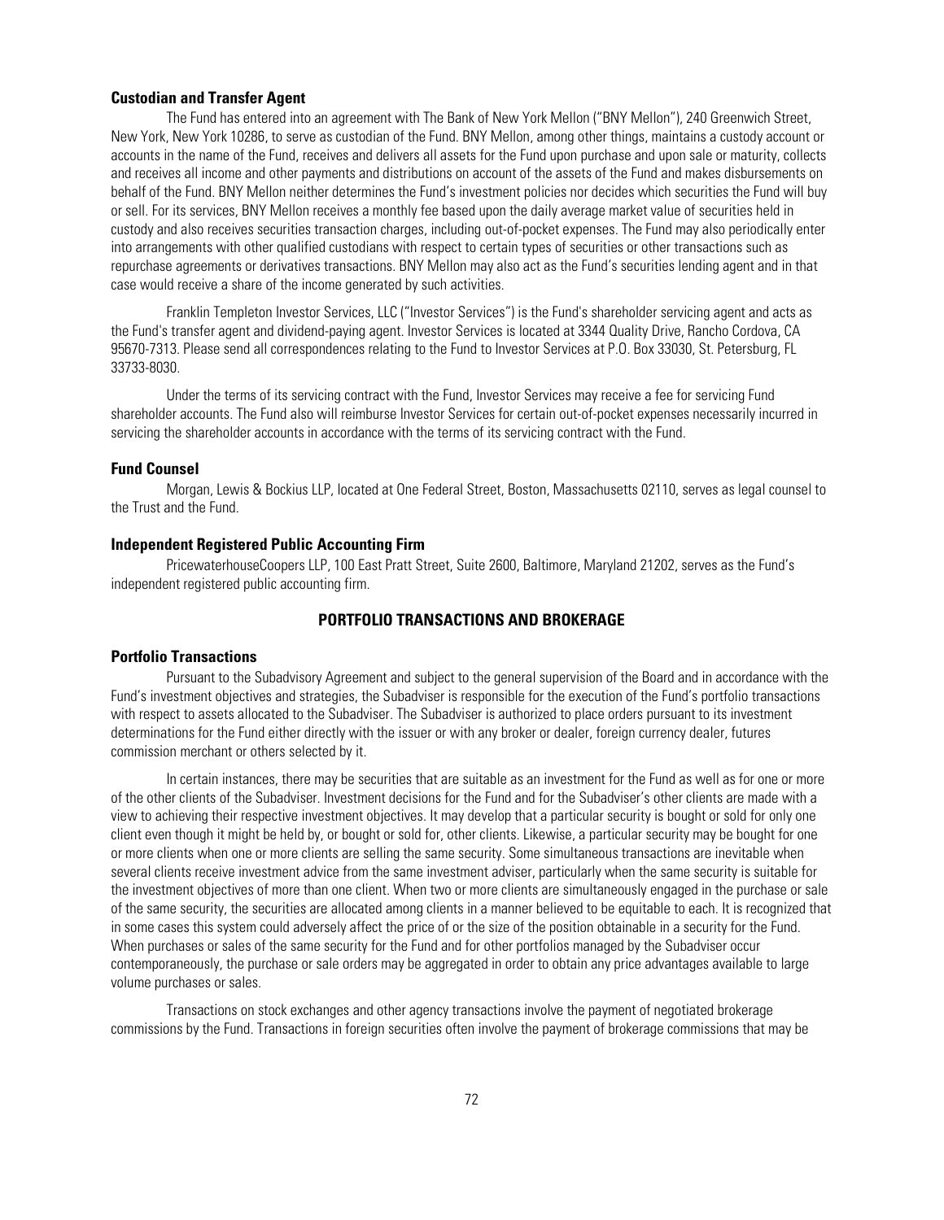### Custodian and Transfer Agent

The Fund has entered into an agreement with The Bank of New York Mellon ("BNY Mellon"), 240 Greenwich Street, New York, New York 10286, to serve as custodian of the Fund. BNY Mellon, among other things, maintains a custody account or accounts in the name of the Fund, receives and delivers all assets for the Fund upon purchase and upon sale or maturity, collects and receives all income and other payments and distributions on account of the assets of the Fund and makes disbursements on behalf of the Fund. BNY Mellon neither determines the Fund's investment policies nor decides which securities the Fund will buy or sell. For its services, BNY Mellon receives a monthly fee based upon the daily average market value of securities held in custody and also receives securities transaction charges, including out-of-pocket expenses. The Fund may also periodically enter into arrangements with other qualified custodians with respect to certain types of securities or other transactions such as repurchase agreements or derivatives transactions. BNY Mellon may also act as the Fund's securities lending agent and in that case would receive a share of the income generated by such activities.

Franklin Templeton Investor Services, LLC ("Investor Services") is the Fund's shareholder servicing agent and acts as the Fund's transfer agent and dividend-paying agent. Investor Services is located at 3344 Quality Drive, Rancho Cordova, CA 95670-7313. Please send all correspondences relating to the Fund to Investor Services at P.O. Box 33030, St. Petersburg, FL 33733-8030.

Under the terms of its servicing contract with the Fund, Investor Services may receive a fee for servicing Fund shareholder accounts. The Fund also will reimburse Investor Services for certain out-of-pocket expenses necessarily incurred in servicing the shareholder accounts in accordance with the terms of its servicing contract with the Fund.

### Fund Counsel

Morgan, Lewis & Bockius LLP, located at One Federal Street, Boston, Massachusetts 02110, serves as legal counsel to the Trust and the Fund.

### Independent Registered Public Accounting Firm

PricewaterhouseCoopers LLP, 100 East Pratt Street, Suite 2600, Baltimore, Maryland 21202, serves as the Fund's independent registered public accounting firm.

## PORTFOLIO TRANSACTIONS AND BROKERAGE

### Portfolio Transactions

Pursuant to the Subadvisory Agreement and subject to the general supervision of the Board and in accordance with the Fund's investment objectives and strategies, the Subadviser is responsible for the execution of the Fund's portfolio transactions with respect to assets allocated to the Subadviser. The Subadviser is authorized to place orders pursuant to its investment determinations for the Fund either directly with the issuer or with any broker or dealer, foreign currency dealer, futures commission merchant or others selected by it.

In certain instances, there may be securities that are suitable as an investment for the Fund as well as for one or more of the other clients of the Subadviser. Investment decisions for the Fund and for the Subadviser's other clients are made with a view to achieving their respective investment objectives. It may develop that a particular security is bought or sold for only one client even though it might be held by, or bought or sold for, other clients. Likewise, a particular security may be bought for one or more clients when one or more clients are selling the same security. Some simultaneous transactions are inevitable when several clients receive investment advice from the same investment adviser, particularly when the same security is suitable for the investment objectives of more than one client. When two or more clients are simultaneously engaged in the purchase or sale of the same security, the securities are allocated among clients in a manner believed to be equitable to each. It is recognized that in some cases this system could adversely affect the price of or the size of the position obtainable in a security for the Fund. When purchases or sales of the same security for the Fund and for other portfolios managed by the Subadviser occur contemporaneously, the purchase or sale orders may be aggregated in order to obtain any price advantages available to large volume purchases or sales.

Transactions on stock exchanges and other agency transactions involve the payment of negotiated brokerage commissions by the Fund. Transactions in foreign securities often involve the payment of brokerage commissions that may be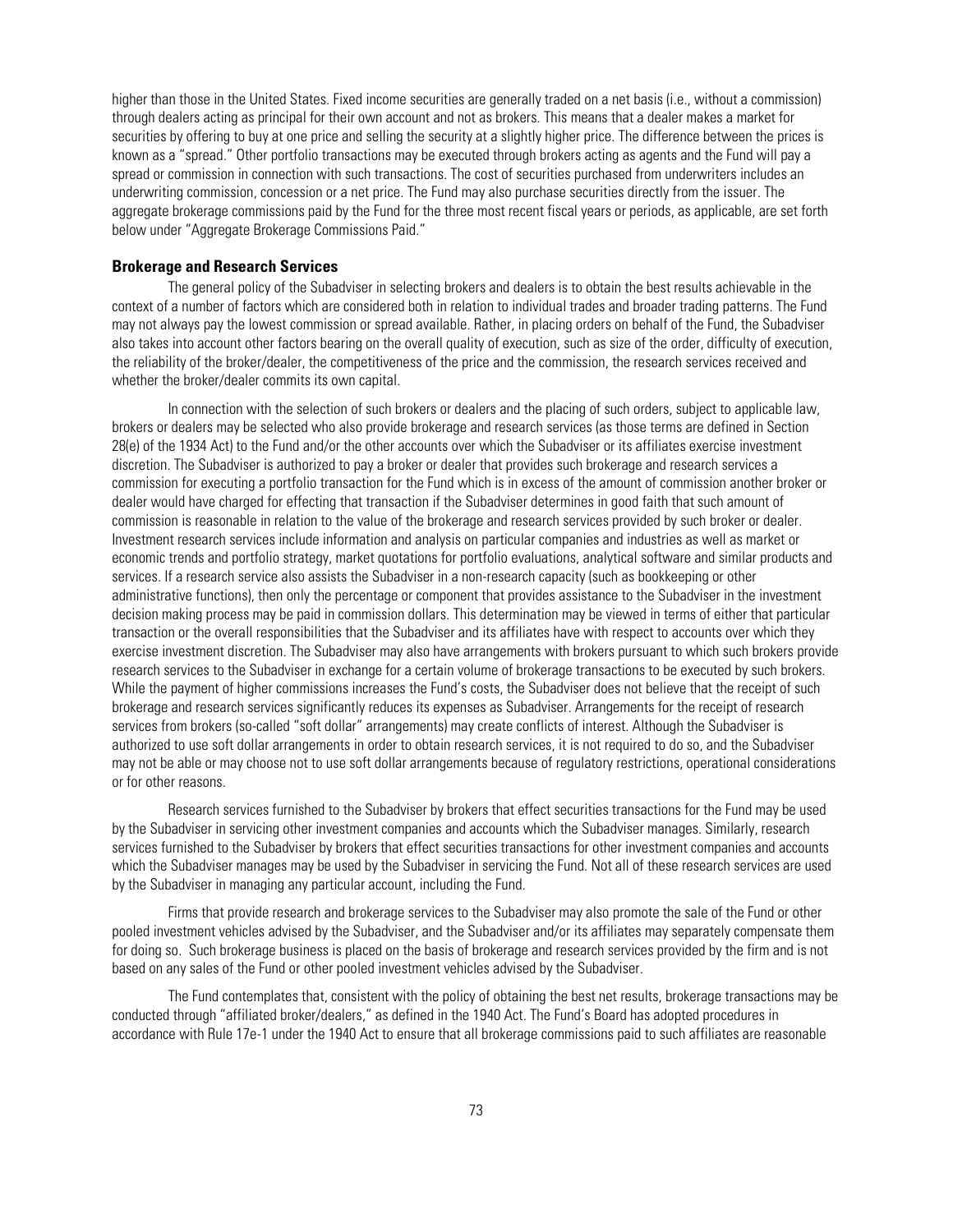higher than those in the United States. Fixed income securities are generally traded on a net basis (i.e., without a commission) through dealers acting as principal for their own account and not as brokers. This means that a dealer makes a market for securities by offering to buy at one price and selling the security at a slightly higher price. The difference between the prices is known as a "spread." Other portfolio transactions may be executed through brokers acting as agents and the Fund will pay a spread or commission in connection with such transactions. The cost of securities purchased from underwriters includes an underwriting commission, concession or a net price. The Fund may also purchase securities directly from the issuer. The aggregate brokerage commissions paid by the Fund for the three most recent fiscal years or periods, as applicable, are set forth below under "Aggregate Brokerage Commissions Paid."

### Brokerage and Research Services

The general policy of the Subadviser in selecting brokers and dealers is to obtain the best results achievable in the context of a number of factors which are considered both in relation to individual trades and broader trading patterns. The Fund may not always pay the lowest commission or spread available. Rather, in placing orders on behalf of the Fund, the Subadviser also takes into account other factors bearing on the overall quality of execution, such as size of the order, difficulty of execution, the reliability of the broker/dealer, the competitiveness of the price and the commission, the research services received and whether the broker/dealer commits its own capital.

In connection with the selection of such brokers or dealers and the placing of such orders, subject to applicable law, brokers or dealers may be selected who also provide brokerage and research services (as those terms are defined in Section 28(e) of the 1934 Act) to the Fund and/or the other accounts over which the Subadviser or its affiliates exercise investment discretion. The Subadviser is authorized to pay a broker or dealer that provides such brokerage and research services a commission for executing a portfolio transaction for the Fund which is in excess of the amount of commission another broker or dealer would have charged for effecting that transaction if the Subadviser determines in good faith that such amount of commission is reasonable in relation to the value of the brokerage and research services provided by such broker or dealer. Investment research services include information and analysis on particular companies and industries as well as market or economic trends and portfolio strategy, market quotations for portfolio evaluations, analytical software and similar products and services. If a research service also assists the Subadviser in a non-research capacity (such as bookkeeping or other administrative functions), then only the percentage or component that provides assistance to the Subadviser in the investment decision making process may be paid in commission dollars. This determination may be viewed in terms of either that particular transaction or the overall responsibilities that the Subadviser and its affiliates have with respect to accounts over which they exercise investment discretion. The Subadviser may also have arrangements with brokers pursuant to which such brokers provide research services to the Subadviser in exchange for a certain volume of brokerage transactions to be executed by such brokers. While the payment of higher commissions increases the Fund's costs, the Subadviser does not believe that the receipt of such brokerage and research services significantly reduces its expenses as Subadviser. Arrangements for the receipt of research services from brokers (so-called "soft dollar" arrangements) may create conflicts of interest. Although the Subadviser is authorized to use soft dollar arrangements in order to obtain research services, it is not required to do so, and the Subadviser may not be able or may choose not to use soft dollar arrangements because of regulatory restrictions, operational considerations or for other reasons.

Research services furnished to the Subadviser by brokers that effect securities transactions for the Fund may be used by the Subadviser in servicing other investment companies and accounts which the Subadviser manages. Similarly, research services furnished to the Subadviser by brokers that effect securities transactions for other investment companies and accounts which the Subadviser manages may be used by the Subadviser in servicing the Fund. Not all of these research services are used by the Subadviser in managing any particular account, including the Fund.

Firms that provide research and brokerage services to the Subadviser may also promote the sale of the Fund or other pooled investment vehicles advised by the Subadviser, and the Subadviser and/or its affiliates may separately compensate them for doing so. Such brokerage business is placed on the basis of brokerage and research services provided by the firm and is not based on any sales of the Fund or other pooled investment vehicles advised by the Subadviser.

The Fund contemplates that, consistent with the policy of obtaining the best net results, brokerage transactions may be conducted through "affiliated broker/dealers," as defined in the 1940 Act. The Fund's Board has adopted procedures in accordance with Rule 17e-1 under the 1940 Act to ensure that all brokerage commissions paid to such affiliates are reasonable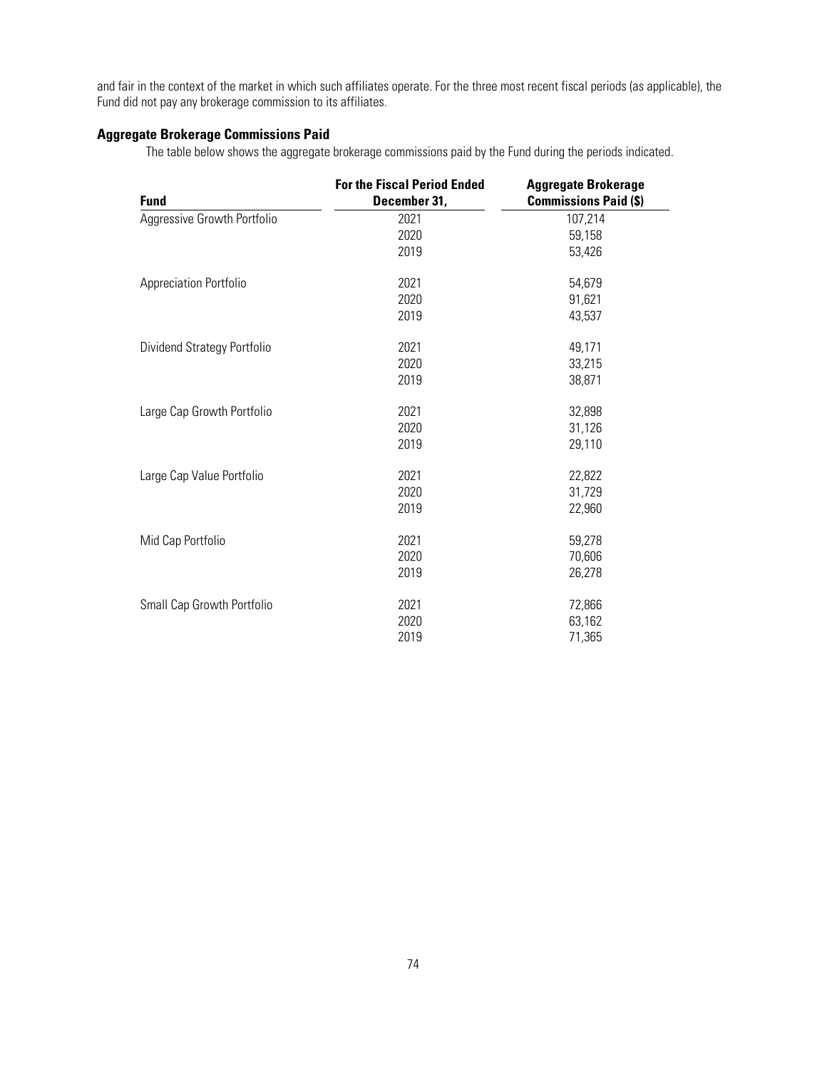and fair in the context of the market in which such affiliates operate. For the three most recent fiscal periods (as applicable), the Fund did not pay any brokerage commission to its affiliates.

### Aggregate Brokerage Commissions Paid

The table below shows the aggregate brokerage commissions paid by the Fund during the periods indicated.

| Fund | For the Fiscal Period Ended December 31, | Aggregate Brokerage Commissions Paid ($) |
|---|---|---|
| Aggressive Growth Portfolio | 2021 | 107,214 |
| | 2020 | 59,158 |
| | 2019 | 53,426 |
| Appreciation Portfolio | 2021 | 54,679 |
| | 2020 | 91,621 |
| | 2019 | 43,537 |
| Dividend Strategy Portfolio | 2021 | 49,171 |
| | 2020 | 33,215 |
| | 2019 | 38,871 |
| Large Cap Growth Portfolio | 2021 | 32,898 |
| | 2020 | 31,126 |
| | 2019 | 29,110 |
| Large Cap Value Portfolio | 2021 | 22,822 |
| | 2020 | 31,729 |
| | 2019 | 22,960 |
| Mid Cap Portfolio | 2021 | 59,278 |
| | 2020 | 70,606 |
| | 2019 | 26,278 |
| Small Cap Growth Portfolio | 2021 | 72,866 |
| | 2020 | 63,162 |
| | 2019 | 71,365 |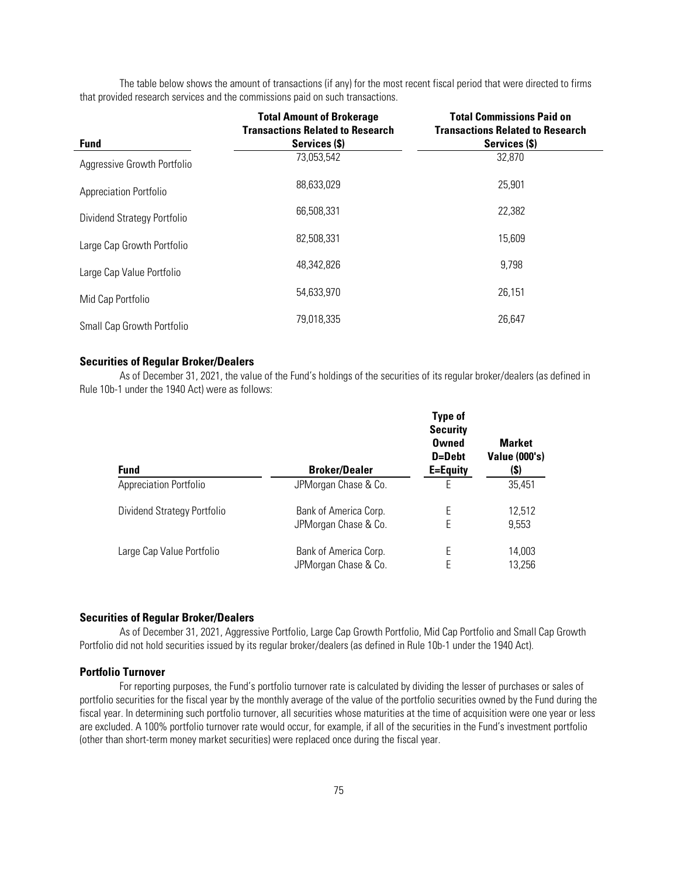The table below shows the amount of transactions (if any) for the most recent fiscal period that were directed to firms that provided research services and the commissions paid on such transactions.

| Fund | Total Amount of Brokerage Transactions Related to Research Services ($) | Total Commissions Paid on Transactions Related to Research Services ($) |
|---|---|---|
| Aggressive Growth Portfolio | 73,053,542 | 32,870 |
| Appreciation Portfolio | 88,633,029 | 25,901 |
| Dividend Strategy Portfolio | 66,508,331 | 22,382 |
| Large Cap Growth Portfolio | 82,508,331 | 15,609 |
| Large Cap Value Portfolio | 48,342,826 | 9,798 |
| Mid Cap Portfolio | 54,633,970 | 26,151 |
| Small Cap Growth Portfolio | 79,018,335 | 26,647 |

### Securities of Regular Broker/Dealers

As of December 31, 2021, the value of the Fund's holdings of the securities of its regular broker/dealers (as defined in Rule 10b-1 under the 1940 Act) were as follows:

| Fund | Broker/Dealer | Type of Security Owned D=Debt E=Equity | Market Value (000's) ($) |
|---|---|---|---|
| Appreciation Portfolio | JPMorgan Chase & Co. | E | 35,451 |
| Dividend Strategy Portfolio | Bank of America Corp. | E | 12,512 |
| | JPMorgan Chase & Co. | E | 9,553 |
| Large Cap Value Portfolio | Bank of America Corp. | E | 14,003 |
| | JPMorgan Chase & Co. | E | 13,256 |

### Securities of Regular Broker/Dealers

As of December 31, 2021, Aggressive Portfolio, Large Cap Growth Portfolio, Mid Cap Portfolio and Small Cap Growth Portfolio did not hold securities issued by its regular broker/dealers (as defined in Rule 10b-1 under the 1940 Act).

### Portfolio Turnover

For reporting purposes, the Fund's portfolio turnover rate is calculated by dividing the lesser of purchases or sales of portfolio securities for the fiscal year by the monthly average of the value of the portfolio securities owned by the Fund during the fiscal year. In determining such portfolio turnover, all securities whose maturities at the time of acquisition were one year or less are excluded. A 100% portfolio turnover rate would occur, for example, if all of the securities in the Fund's investment portfolio (other than short-term money market securities) were replaced once during the fiscal year.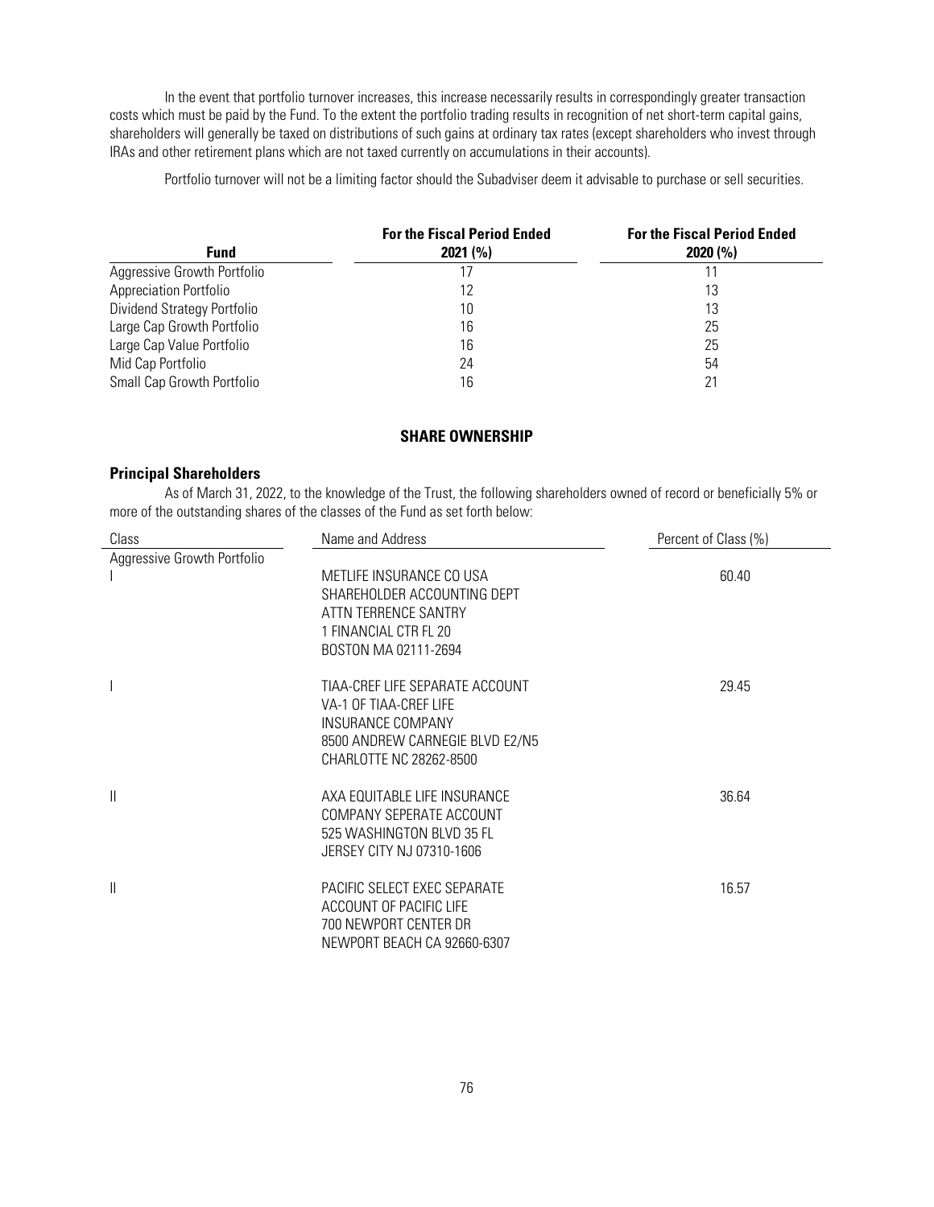In the event that portfolio turnover increases, this increase necessarily results in correspondingly greater transaction costs which must be paid by the Fund. To the extent the portfolio trading results in recognition of net short-term capital gains, shareholders will generally be taxed on distributions of such gains at ordinary tax rates (except shareholders who invest through IRAs and other retirement plans which are not taxed currently on accumulations in their accounts).

Portfolio turnover will not be a limiting factor should the Subadviser deem it advisable to purchase or sell securities.

| Fund | For the Fiscal Period Ended 2021 (%) | For the Fiscal Period Ended 2020 (%) |
|---|---|---|
| Aggressive Growth Portfolio | 17 | 11 |
| Appreciation Portfolio | 12 | 13 |
| Dividend Strategy Portfolio | 10 | 13 |
| Large Cap Growth Portfolio | 16 | 25 |
| Large Cap Value Portfolio | 16 | 25 |
| Mid Cap Portfolio | 24 | 54 |
| Small Cap Growth Portfolio | 16 | 21 |

## SHARE OWNERSHIP

### Principal Shareholders

As of March 31, 2022, to the knowledge of the Trust, the following shareholders owned of record or beneficially 5% or more of the outstanding shares of the classes of the Fund as set forth below:

| Class | Name and Address | Percent of Class (%) |
|---|---|---|
| Aggressive Growth Portfolio | | |
| I | METLIFE INSURANCE CO USA<br>SHAREHOLDER ACCOUNTING DEPT<br>ATTN TERRENCE SANTRY<br>1 FINANCIAL CTR FL 20<br>BOSTON MA 02111-2694 | 60.40 |
| I | TIAA-CREF LIFE SEPARATE ACCOUNT<br>VA-1 OF TIAA-CREF LIFE<br>INSURANCE COMPANY<br>8500 ANDREW CARNEGIE BLVD E2/N5<br>CHARLOTTE NC 28262-8500 | 29.45 |
| II | AXA EQUITABLE LIFE INSURANCE<br>COMPANY SEPERATE ACCOUNT<br>525 WASHINGTON BLVD 35 FL<br>JERSEY CITY NJ 07310-1606 | 36.64 |
| II | PACIFIC SELECT EXEC SEPARATE<br>ACCOUNT OF PACIFIC LIFE<br>700 NEWPORT CENTER DR<br>NEWPORT BEACH CA 92660-6307 | 16.57 |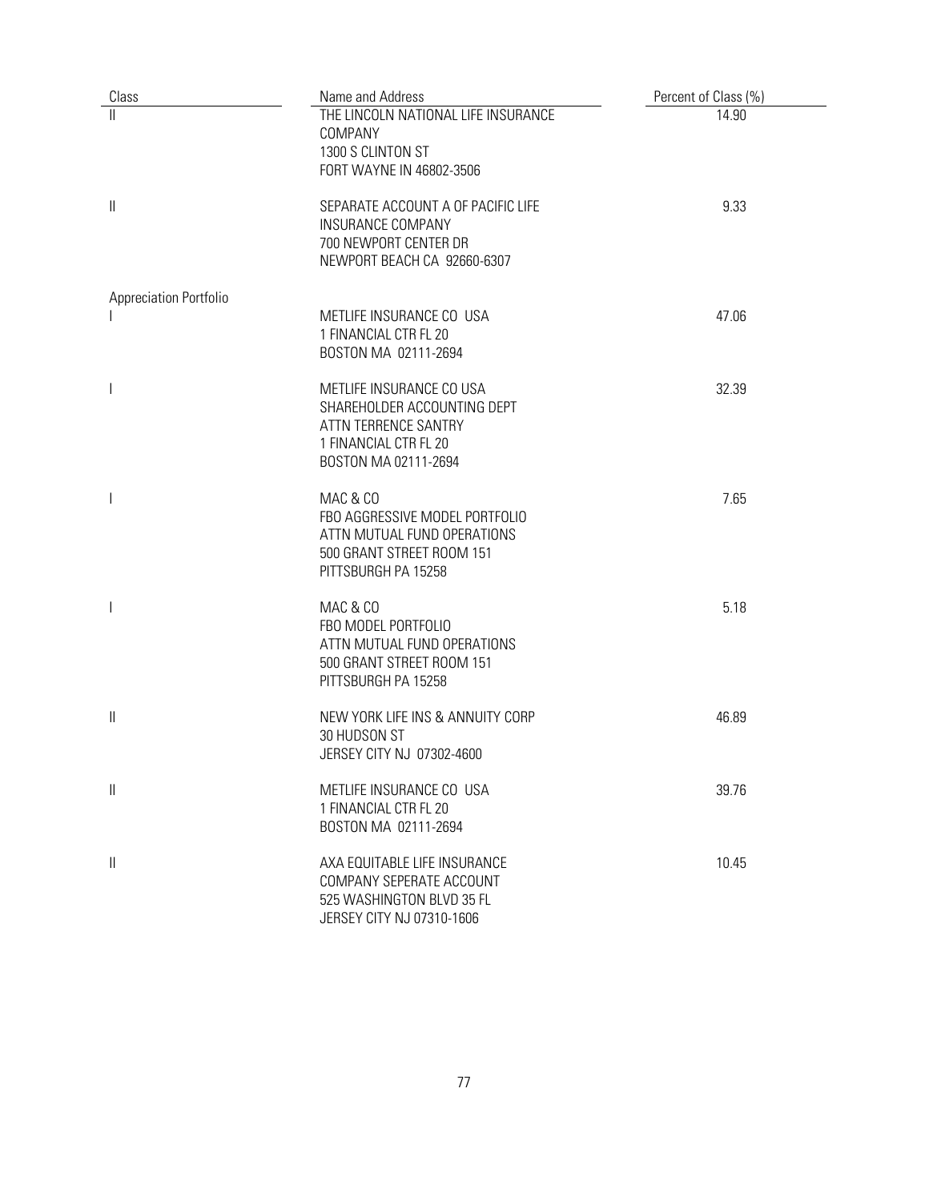| Class | Name and Address | Percent of Class (%) |
|---|---|---|
| II | THE LINCOLN NATIONAL LIFE INSURANCE COMPANY<br>1300 S CLINTON ST<br>FORT WAYNE IN 46802-3506 | 14.90 |
| II | SEPARATE ACCOUNT A OF PACIFIC LIFE INSURANCE COMPANY<br>700 NEWPORT CENTER DR<br>NEWPORT BEACH CA 92660-6307 | 9.33 |
| Appreciation Portfolio | | |
| I | METLIFE INSURANCE CO USA<br>1 FINANCIAL CTR FL 20<br>BOSTON MA 02111-2694 | 47.06 |
| I | METLIFE INSURANCE CO USA<br>SHAREHOLDER ACCOUNTING DEPT<br>ATTN TERRENCE SANTRY<br>1 FINANCIAL CTR FL 20<br>BOSTON MA 02111-2694 | 32.39 |
| I | MAC & CO<br>FBO AGGRESSIVE MODEL PORTFOLIO<br>ATTN MUTUAL FUND OPERATIONS<br>500 GRANT STREET ROOM 151<br>PITTSBURGH PA 15258 | 7.65 |
| I | MAC & CO<br>FBO MODEL PORTFOLIO<br>ATTN MUTUAL FUND OPERATIONS<br>500 GRANT STREET ROOM 151<br>PITTSBURGH PA 15258 | 5.18 |
| II | NEW YORK LIFE INS & ANNUITY CORP<br>30 HUDSON ST<br>JERSEY CITY NJ 07302-4600 | 46.89 |
| II | METLIFE INSURANCE CO USA<br>1 FINANCIAL CTR FL 20<br>BOSTON MA 02111-2694 | 39.76 |
| II | AXA EQUITABLE LIFE INSURANCE COMPANY SEPERATE ACCOUNT<br>525 WASHINGTON BLVD 35 FL<br>JERSEY CITY NJ 07310-1606 | 10.45 |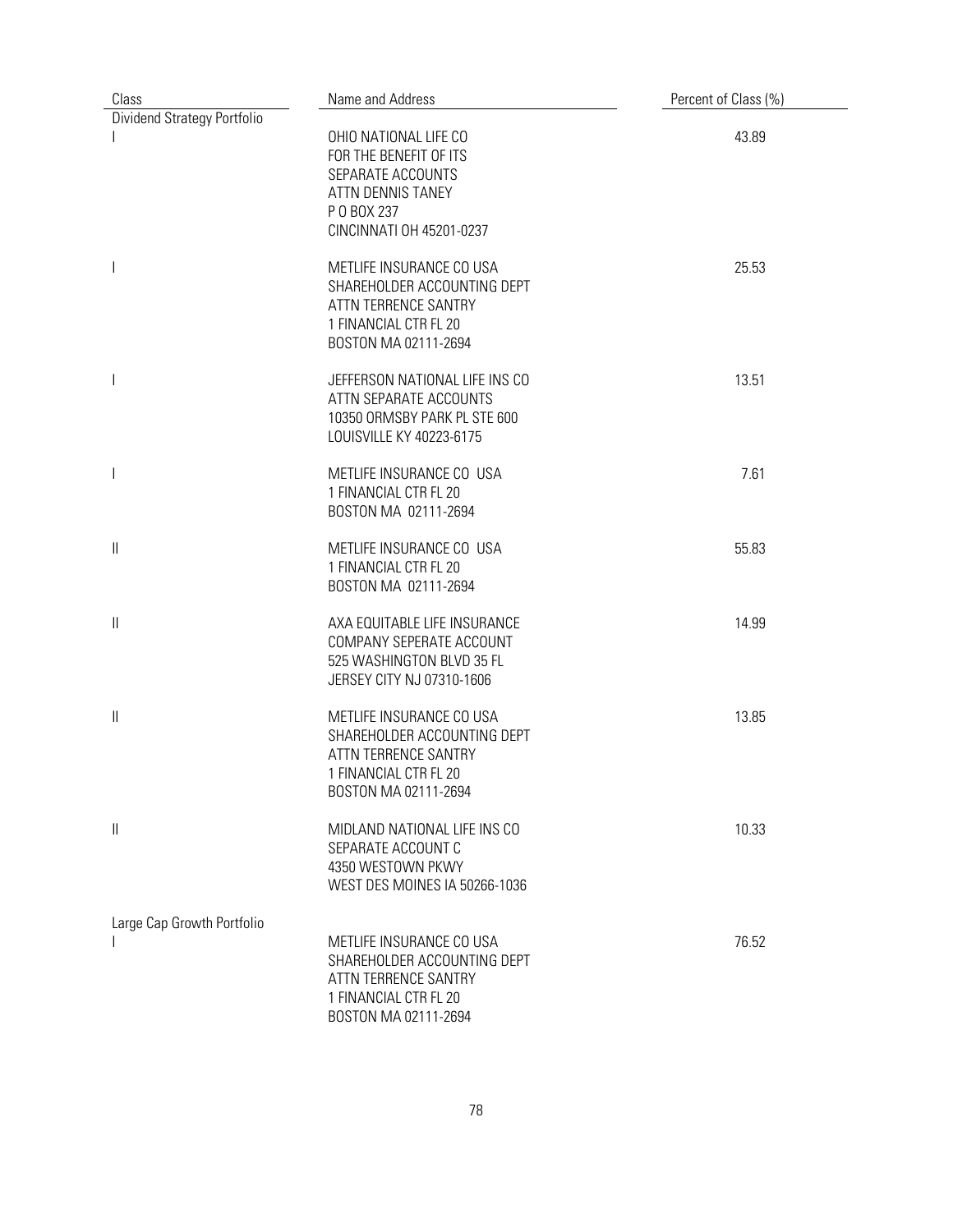| Class | Name and Address | Percent of Class (%) |
|---|---|---|
| Dividend Strategy Portfolio | | |
| I | OHIO NATIONAL LIFE CO<br>FOR THE BENEFIT OF ITS<br>SEPARATE ACCOUNTS<br>ATTN DENNIS TANEY<br>P O BOX 237<br>CINCINNATI OH 45201-0237 | 43.89 |
| I | METLIFE INSURANCE CO USA<br>SHAREHOLDER ACCOUNTING DEPT<br>ATTN TERRENCE SANTRY<br>1 FINANCIAL CTR FL 20<br>BOSTON MA 02111-2694 | 25.53 |
| I | JEFFERSON NATIONAL LIFE INS CO<br>ATTN SEPARATE ACCOUNTS<br>10350 ORMSBY PARK PL STE 600<br>LOUISVILLE KY 40223-6175 | 13.51 |
| I | METLIFE INSURANCE CO USA<br>1 FINANCIAL CTR FL 20<br>BOSTON MA 02111-2694 | 7.61 |
| II | METLIFE INSURANCE CO USA<br>1 FINANCIAL CTR FL 20<br>BOSTON MA 02111-2694 | 55.83 |
| II | AXA EQUITABLE LIFE INSURANCE<br>COMPANY SEPERATE ACCOUNT<br>525 WASHINGTON BLVD 35 FL<br>JERSEY CITY NJ 07310-1606 | 14.99 |
| II | METLIFE INSURANCE CO USA<br>SHAREHOLDER ACCOUNTING DEPT<br>ATTN TERRENCE SANTRY<br>1 FINANCIAL CTR FL 20<br>BOSTON MA 02111-2694 | 13.85 |
| II | MIDLAND NATIONAL LIFE INS CO<br>SEPARATE ACCOUNT C<br>4350 WESTOWN PKWY<br>WEST DES MOINES IA 50266-1036 | 10.33 |
| Large Cap Growth Portfolio | | |
| I | METLIFE INSURANCE CO USA<br>SHAREHOLDER ACCOUNTING DEPT<br>ATTN TERRENCE SANTRY<br>1 FINANCIAL CTR FL 20<br>BOSTON MA 02111-2694 | 76.52 |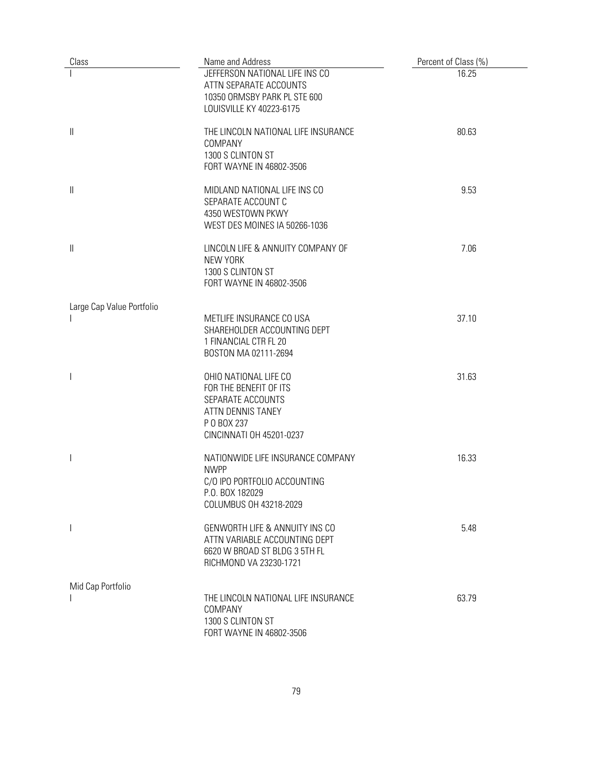| Class | Name and Address | Percent of Class (%) |
|---|---|---|
| I | JEFFERSON NATIONAL LIFE INS CO<br>ATTN SEPARATE ACCOUNTS<br>10350 ORMSBY PARK PL STE 600<br>LOUISVILLE KY 40223-6175 | 16.25 |
| II | THE LINCOLN NATIONAL LIFE INSURANCE COMPANY<br>1300 S CLINTON ST<br>FORT WAYNE IN 46802-3506 | 80.63 |
| II | MIDLAND NATIONAL LIFE INS CO<br>SEPARATE ACCOUNT C<br>4350 WESTOWN PKWY<br>WEST DES MOINES IA 50266-1036 | 9.53 |
| II | LINCOLN LIFE & ANNUITY COMPANY OF NEW YORK<br>1300 S CLINTON ST<br>FORT WAYNE IN 46802-3506 | 7.06 |
| Large Cap Value Portfolio | | |
| I | METLIFE INSURANCE CO USA<br>SHAREHOLDER ACCOUNTING DEPT<br>1 FINANCIAL CTR FL 20<br>BOSTON MA 02111-2694 | 37.10 |
| I | OHIO NATIONAL LIFE CO<br>FOR THE BENEFIT OF ITS<br>SEPARATE ACCOUNTS<br>ATTN DENNIS TANEY<br>P O BOX 237<br>CINCINNATI OH 45201-0237 | 31.63 |
| I | NATIONWIDE LIFE INSURANCE COMPANY<br>NWPP<br>C/O IPO PORTFOLIO ACCOUNTING<br>P.O. BOX 182029<br>COLUMBUS OH 43218-2029 | 16.33 |
| I | GENWORTH LIFE & ANNUITY INS CO<br>ATTN VARIABLE ACCOUNTING DEPT<br>6620 W BROAD ST BLDG 3 5TH FL<br>RICHMOND VA 23230-1721 | 5.48 |
| Mid Cap Portfolio | | |
| I | THE LINCOLN NATIONAL LIFE INSURANCE COMPANY<br>1300 S CLINTON ST<br>FORT WAYNE IN 46802-3506 | 63.79 |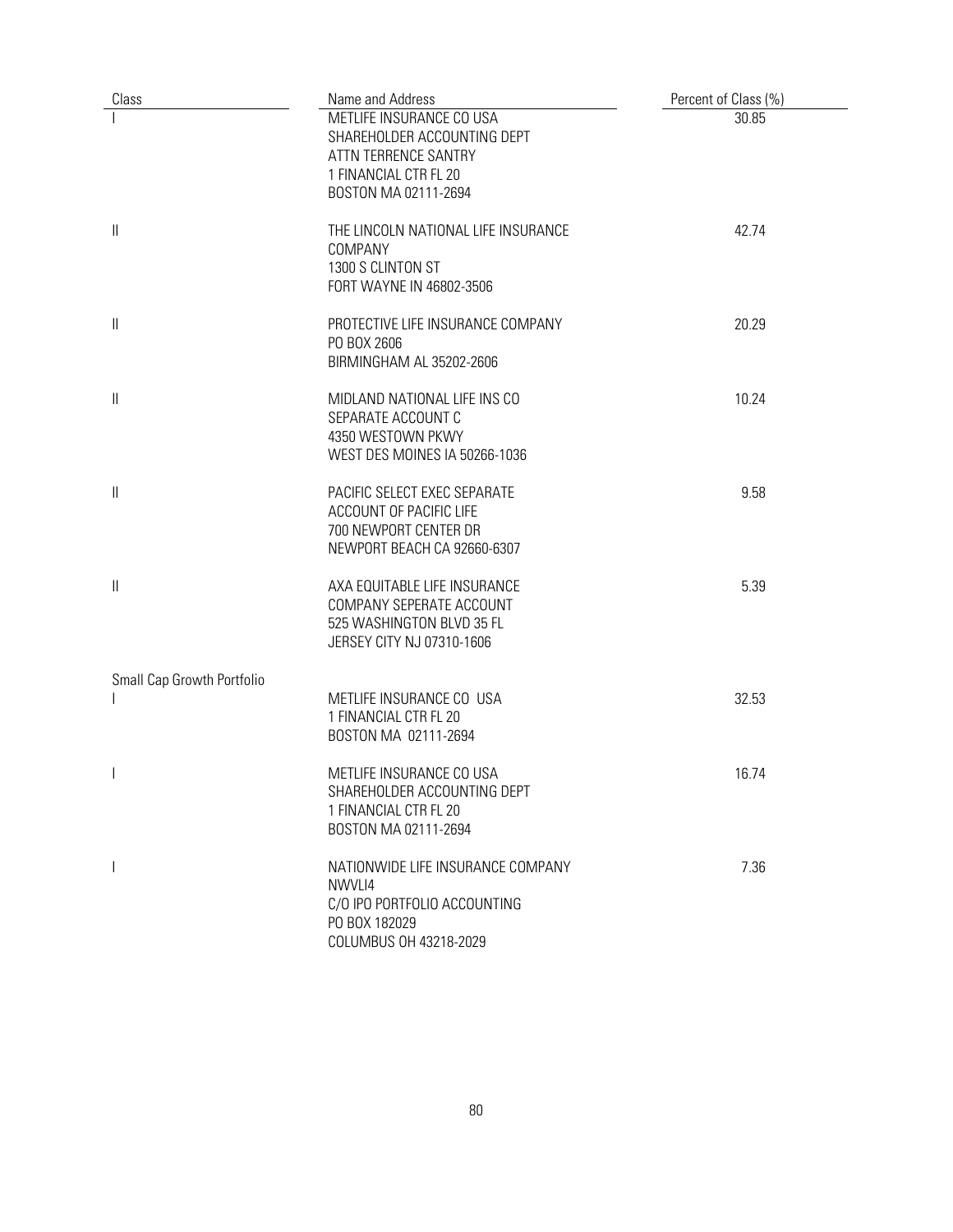| Class | Name and Address | Percent of Class (%) |
|---|---|---|
| I | METLIFE INSURANCE CO USA<br>SHAREHOLDER ACCOUNTING DEPT<br>ATTN TERRENCE SANTRY<br>1 FINANCIAL CTR FL 20<br>BOSTON MA 02111-2694 | 30.85 |
| II | THE LINCOLN NATIONAL LIFE INSURANCE COMPANY<br>1300 S CLINTON ST<br>FORT WAYNE IN 46802-3506 | 42.74 |
| II | PROTECTIVE LIFE INSURANCE COMPANY<br>PO BOX 2606<br>BIRMINGHAM AL 35202-2606 | 20.29 |
| II | MIDLAND NATIONAL LIFE INS CO<br>SEPARATE ACCOUNT C<br>4350 WESTOWN PKWY<br>WEST DES MOINES IA 50266-1036 | 10.24 |
| II | PACIFIC SELECT EXEC SEPARATE<br>ACCOUNT OF PACIFIC LIFE<br>700 NEWPORT CENTER DR<br>NEWPORT BEACH CA 92660-6307 | 9.58 |
| II | AXA EQUITABLE LIFE INSURANCE<br>COMPANY SEPERATE ACCOUNT<br>525 WASHINGTON BLVD 35 FL<br>JERSEY CITY NJ 07310-1606 | 5.39 |
| Small Cap Growth Portfolio | | |
| I | METLIFE INSURANCE CO USA<br>1 FINANCIAL CTR FL 20<br>BOSTON MA 02111-2694 | 32.53 |
| I | METLIFE INSURANCE CO USA<br>SHAREHOLDER ACCOUNTING DEPT<br>1 FINANCIAL CTR FL 20<br>BOSTON MA 02111-2694 | 16.74 |
| I | NATIONWIDE LIFE INSURANCE COMPANY<br>NWVLI4<br>C/O IPO PORTFOLIO ACCOUNTING<br>PO BOX 182029<br>COLUMBUS OH 43218-2029 | 7.36 |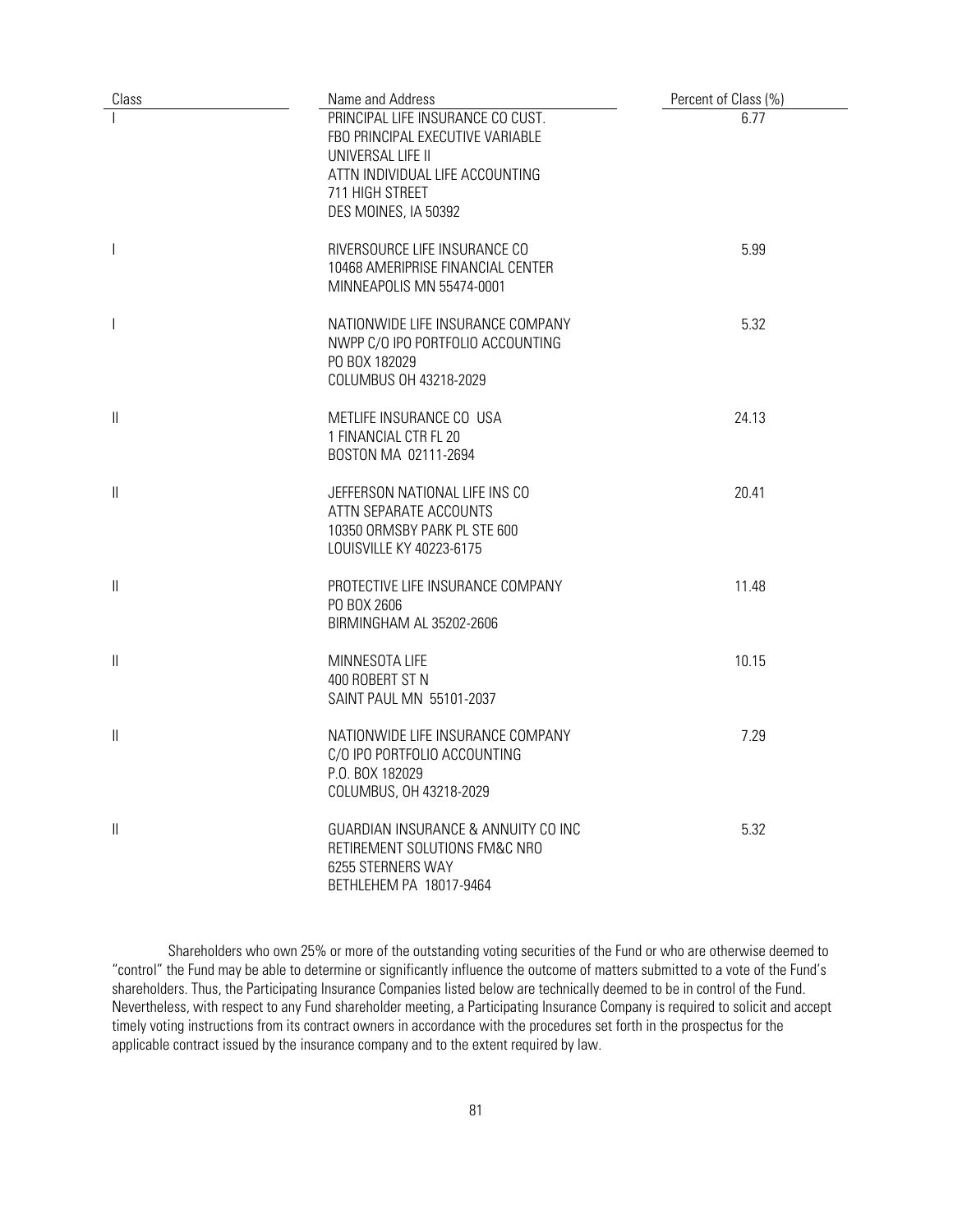| Class | Name and Address | Percent of Class (%) |
|---|---|---|
| I | PRINCIPAL LIFE INSURANCE CO CUST.<br>FBO PRINCIPAL EXECUTIVE VARIABLE<br>UNIVERSAL LIFE II<br>ATTN INDIVIDUAL LIFE ACCOUNTING<br>711 HIGH STREET<br>DES MOINES, IA 50392 | 6.77 |
| I | RIVERSOURCE LIFE INSURANCE CO<br>10468 AMERIPRISE FINANCIAL CENTER<br>MINNEAPOLIS MN 55474-0001 | 5.99 |
| I | NATIONWIDE LIFE INSURANCE COMPANY<br>NWPP C/O IPO PORTFOLIO ACCOUNTING<br>PO BOX 182029<br>COLUMBUS OH 43218-2029 | 5.32 |
| II | METLIFE INSURANCE CO USA<br>1 FINANCIAL CTR FL 20<br>BOSTON MA 02111-2694 | 24.13 |
| II | JEFFERSON NATIONAL LIFE INS CO<br>ATTN SEPARATE ACCOUNTS<br>10350 ORMSBY PARK PL STE 600<br>LOUISVILLE KY 40223-6175 | 20.41 |
| II | PROTECTIVE LIFE INSURANCE COMPANY<br>PO BOX 2606<br>BIRMINGHAM AL 35202-2606 | 11.48 |
| II | MINNESOTA LIFE<br>400 ROBERT ST N<br>SAINT PAUL MN 55101-2037 | 10.15 |
| II | NATIONWIDE LIFE INSURANCE COMPANY<br>C/O IPO PORTFOLIO ACCOUNTING<br>P.O. BOX 182029<br>COLUMBUS, OH 43218-2029 | 7.29 |
| II | GUARDIAN INSURANCE & ANNUITY CO INC<br>RETIREMENT SOLUTIONS FM&C NRO<br>6255 STERNERS WAY<br>BETHLEHEM PA 18017-9464 | 5.32 |

Shareholders who own 25% or more of the outstanding voting securities of the Fund or who are otherwise deemed to "control" the Fund may be able to determine or significantly influence the outcome of matters submitted to a vote of the Fund's shareholders. Thus, the Participating Insurance Companies listed below are technically deemed to be in control of the Fund. Nevertheless, with respect to any Fund shareholder meeting, a Participating Insurance Company is required to solicit and accept timely voting instructions from its contract owners in accordance with the procedures set forth in the prospectus for the applicable contract issued by the insurance company and to the extent required by law.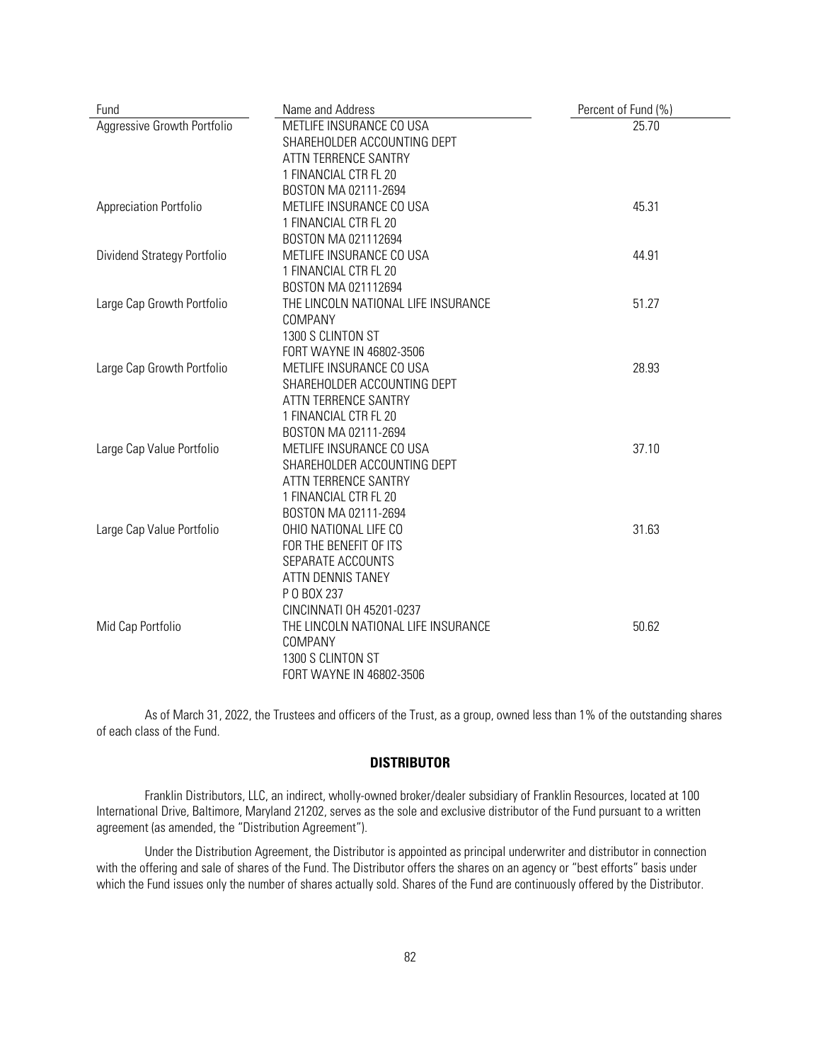| Fund | Name and Address | Percent of Fund (%) |
|---|---|---|
| Aggressive Growth Portfolio | METLIFE INSURANCE CO USA<br>SHAREHOLDER ACCOUNTING DEPT<br>ATTN TERRENCE SANTRY<br>1 FINANCIAL CTR FL 20<br>BOSTON MA 02111-2694 | 25.70 |
| Appreciation Portfolio | METLIFE INSURANCE CO USA<br>1 FINANCIAL CTR FL 20<br>BOSTON MA 021112694 | 45.31 |
| Dividend Strategy Portfolio | METLIFE INSURANCE CO USA<br>1 FINANCIAL CTR FL 20<br>BOSTON MA 021112694 | 44.91 |
| Large Cap Growth Portfolio | THE LINCOLN NATIONAL LIFE INSURANCE COMPANY<br>1300 S CLINTON ST<br>FORT WAYNE IN 46802-3506 | 51.27 |
| Large Cap Growth Portfolio | METLIFE INSURANCE CO USA<br>SHAREHOLDER ACCOUNTING DEPT<br>ATTN TERRENCE SANTRY<br>1 FINANCIAL CTR FL 20<br>BOSTON MA 02111-2694 | 28.93 |
| Large Cap Value Portfolio | METLIFE INSURANCE CO USA<br>SHAREHOLDER ACCOUNTING DEPT<br>ATTN TERRENCE SANTRY<br>1 FINANCIAL CTR FL 20<br>BOSTON MA 02111-2694 | 37.10 |
| Large Cap Value Portfolio | OHIO NATIONAL LIFE CO<br>FOR THE BENEFIT OF ITS<br>SEPARATE ACCOUNTS<br>ATTN DENNIS TANEY<br>P O BOX 237<br>CINCINNATI OH 45201-0237 | 31.63 |
| Mid Cap Portfolio | THE LINCOLN NATIONAL LIFE INSURANCE COMPANY<br>1300 S CLINTON ST<br>FORT WAYNE IN 46802-3506 | 50.62 |

As of March 31, 2022, the Trustees and officers of the Trust, as a group, owned less than 1% of the outstanding shares of each class of the Fund.

## DISTRIBUTOR

Franklin Distributors, LLC, an indirect, wholly-owned broker/dealer subsidiary of Franklin Resources, located at 100 International Drive, Baltimore, Maryland 21202, serves as the sole and exclusive distributor of the Fund pursuant to a written agreement (as amended, the "Distribution Agreement").

Under the Distribution Agreement, the Distributor is appointed as principal underwriter and distributor in connection with the offering and sale of shares of the Fund. The Distributor offers the shares on an agency or "best efforts" basis under which the Fund issues only the number of shares actually sold. Shares of the Fund are continuously offered by the Distributor.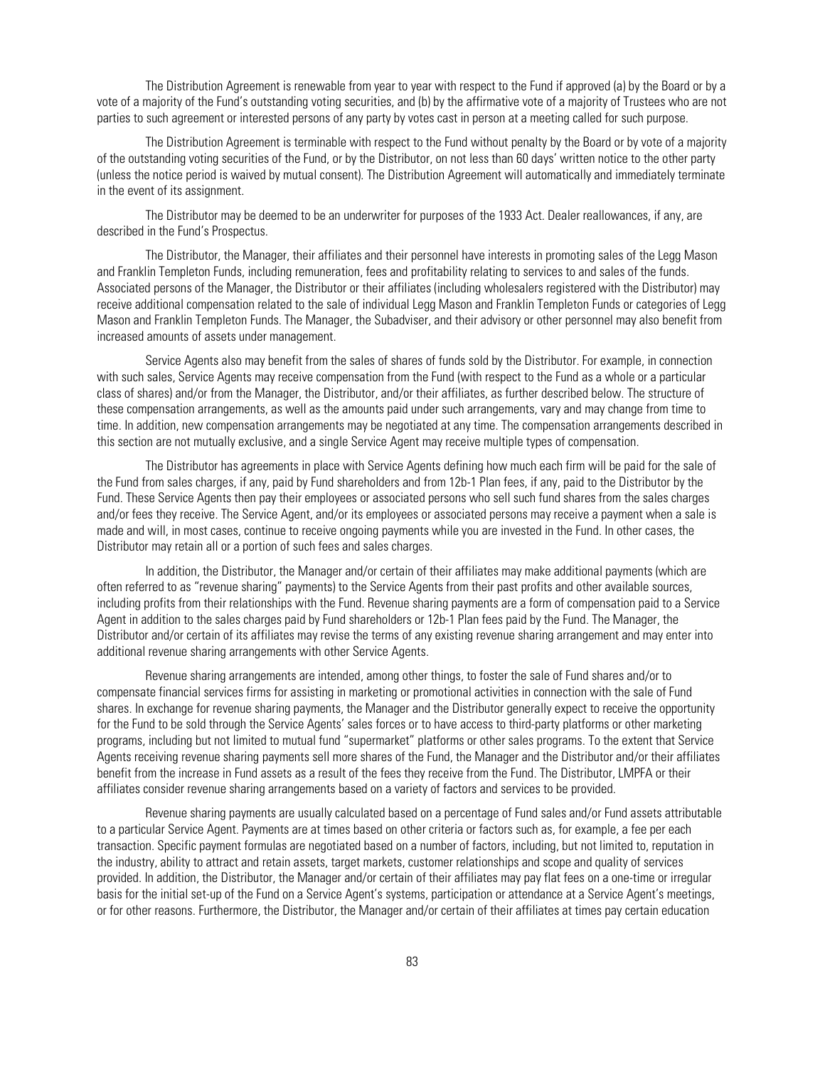The Distribution Agreement is renewable from year to year with respect to the Fund if approved (a) by the Board or by a vote of a majority of the Fund's outstanding voting securities, and (b) by the affirmative vote of a majority of Trustees who are not parties to such agreement or interested persons of any party by votes cast in person at a meeting called for such purpose.

The Distribution Agreement is terminable with respect to the Fund without penalty by the Board or by vote of a majority of the outstanding voting securities of the Fund, or by the Distributor, on not less than 60 days' written notice to the other party (unless the notice period is waived by mutual consent). The Distribution Agreement will automatically and immediately terminate in the event of its assignment.

The Distributor may be deemed to be an underwriter for purposes of the 1933 Act. Dealer reallowances, if any, are described in the Fund's Prospectus.

The Distributor, the Manager, their affiliates and their personnel have interests in promoting sales of the Legg Mason and Franklin Templeton Funds, including remuneration, fees and profitability relating to services to and sales of the funds. Associated persons of the Manager, the Distributor or their affiliates (including wholesalers registered with the Distributor) may receive additional compensation related to the sale of individual Legg Mason and Franklin Templeton Funds or categories of Legg Mason and Franklin Templeton Funds. The Manager, the Subadviser, and their advisory or other personnel may also benefit from increased amounts of assets under management.

Service Agents also may benefit from the sales of shares of funds sold by the Distributor. For example, in connection with such sales, Service Agents may receive compensation from the Fund (with respect to the Fund as a whole or a particular class of shares) and/or from the Manager, the Distributor, and/or their affiliates, as further described below. The structure of these compensation arrangements, as well as the amounts paid under such arrangements, vary and may change from time to time. In addition, new compensation arrangements may be negotiated at any time. The compensation arrangements described in this section are not mutually exclusive, and a single Service Agent may receive multiple types of compensation.

The Distributor has agreements in place with Service Agents defining how much each firm will be paid for the sale of the Fund from sales charges, if any, paid by Fund shareholders and from 12b-1 Plan fees, if any, paid to the Distributor by the Fund. These Service Agents then pay their employees or associated persons who sell such fund shares from the sales charges and/or fees they receive. The Service Agent, and/or its employees or associated persons may receive a payment when a sale is made and will, in most cases, continue to receive ongoing payments while you are invested in the Fund. In other cases, the Distributor may retain all or a portion of such fees and sales charges.

In addition, the Distributor, the Manager and/or certain of their affiliates may make additional payments (which are often referred to as "revenue sharing" payments) to the Service Agents from their past profits and other available sources, including profits from their relationships with the Fund. Revenue sharing payments are a form of compensation paid to a Service Agent in addition to the sales charges paid by Fund shareholders or 12b-1 Plan fees paid by the Fund. The Manager, the Distributor and/or certain of its affiliates may revise the terms of any existing revenue sharing arrangement and may enter into additional revenue sharing arrangements with other Service Agents.

Revenue sharing arrangements are intended, among other things, to foster the sale of Fund shares and/or to compensate financial services firms for assisting in marketing or promotional activities in connection with the sale of Fund shares. In exchange for revenue sharing payments, the Manager and the Distributor generally expect to receive the opportunity for the Fund to be sold through the Service Agents' sales forces or to have access to third-party platforms or other marketing programs, including but not limited to mutual fund "supermarket" platforms or other sales programs. To the extent that Service Agents receiving revenue sharing payments sell more shares of the Fund, the Manager and the Distributor and/or their affiliates benefit from the increase in Fund assets as a result of the fees they receive from the Fund. The Distributor, LMPFA or their affiliates consider revenue sharing arrangements based on a variety of factors and services to be provided.

Revenue sharing payments are usually calculated based on a percentage of Fund sales and/or Fund assets attributable to a particular Service Agent. Payments are at times based on other criteria or factors such as, for example, a fee per each transaction. Specific payment formulas are negotiated based on a number of factors, including, but not limited to, reputation in the industry, ability to attract and retain assets, target markets, customer relationships and scope and quality of services provided. In addition, the Distributor, the Manager and/or certain of their affiliates may pay flat fees on a one-time or irregular basis for the initial set-up of the Fund on a Service Agent's systems, participation or attendance at a Service Agent's meetings, or for other reasons. Furthermore, the Distributor, the Manager and/or certain of their affiliates at times pay certain education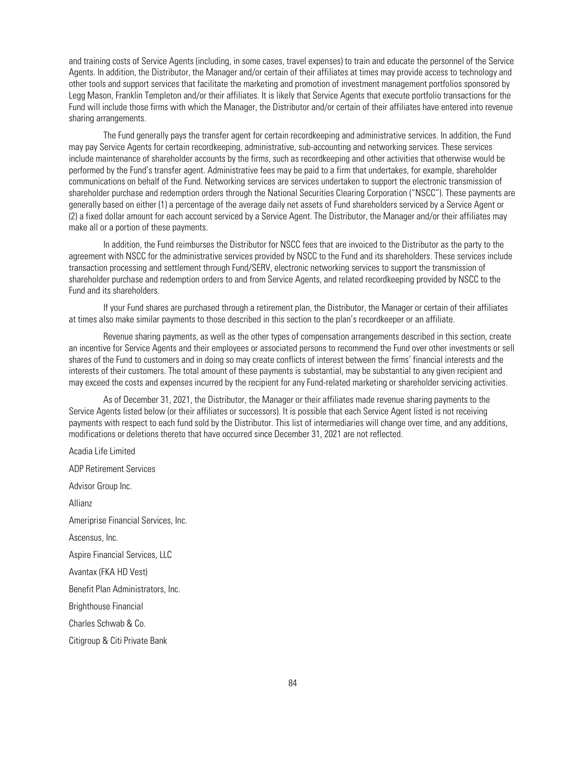and training costs of Service Agents (including, in some cases, travel expenses) to train and educate the personnel of the Service Agents. In addition, the Distributor, the Manager and/or certain of their affiliates at times may provide access to technology and other tools and support services that facilitate the marketing and promotion of investment management portfolios sponsored by Legg Mason, Franklin Templeton and/or their affiliates. It is likely that Service Agents that execute portfolio transactions for the Fund will include those firms with which the Manager, the Distributor and/or certain of their affiliates have entered into revenue sharing arrangements.

The Fund generally pays the transfer agent for certain recordkeeping and administrative services. In addition, the Fund may pay Service Agents for certain recordkeeping, administrative, sub-accounting and networking services. These services include maintenance of shareholder accounts by the firms, such as recordkeeping and other activities that otherwise would be performed by the Fund's transfer agent. Administrative fees may be paid to a firm that undertakes, for example, shareholder communications on behalf of the Fund. Networking services are services undertaken to support the electronic transmission of shareholder purchase and redemption orders through the National Securities Clearing Corporation ("NSCC"). These payments are generally based on either (1) a percentage of the average daily net assets of Fund shareholders serviced by a Service Agent or (2) a fixed dollar amount for each account serviced by a Service Agent. The Distributor, the Manager and/or their affiliates may make all or a portion of these payments.

In addition, the Fund reimburses the Distributor for NSCC fees that are invoiced to the Distributor as the party to the agreement with NSCC for the administrative services provided by NSCC to the Fund and its shareholders. These services include transaction processing and settlement through Fund/SERV, electronic networking services to support the transmission of shareholder purchase and redemption orders to and from Service Agents, and related recordkeeping provided by NSCC to the Fund and its shareholders.

If your Fund shares are purchased through a retirement plan, the Distributor, the Manager or certain of their affiliates at times also make similar payments to those described in this section to the plan's recordkeeper or an affiliate.

Revenue sharing payments, as well as the other types of compensation arrangements described in this section, create an incentive for Service Agents and their employees or associated persons to recommend the Fund over other investments or sell shares of the Fund to customers and in doing so may create conflicts of interest between the firms' financial interests and the interests of their customers. The total amount of these payments is substantial, may be substantial to any given recipient and may exceed the costs and expenses incurred by the recipient for any Fund-related marketing or shareholder servicing activities.

As of December 31, 2021, the Distributor, the Manager or their affiliates made revenue sharing payments to the Service Agents listed below (or their affiliates or successors). It is possible that each Service Agent listed is not receiving payments with respect to each fund sold by the Distributor. This list of intermediaries will change over time, and any additions, modifications or deletions thereto that have occurred since December 31, 2021 are not reflected.

Acadia Life Limited

ADP Retirement Services

Advisor Group Inc.

Allianz

Ameriprise Financial Services, Inc.

Ascensus, Inc.

Aspire Financial Services, LLC

Avantax (FKA HD Vest)

Benefit Plan Administrators, Inc.

Brighthouse Financial

Charles Schwab & Co.

Citigroup & Citi Private Bank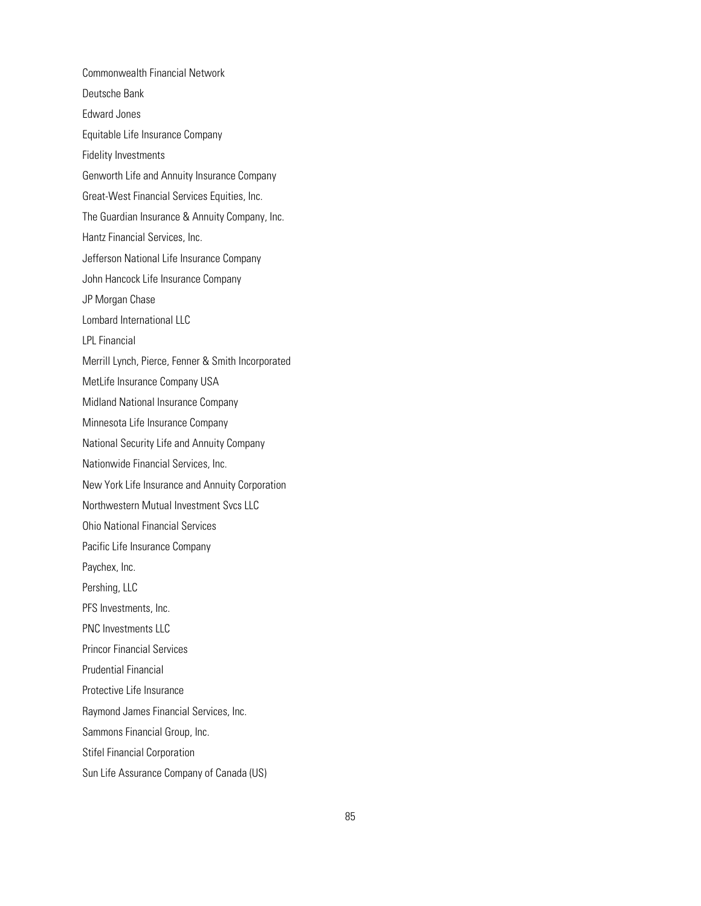Commonwealth Financial Network

Deutsche Bank

Edward Jones

Equitable Life Insurance Company

Fidelity Investments

Genworth Life and Annuity Insurance Company

Great-West Financial Services Equities, Inc.

The Guardian Insurance & Annuity Company, Inc.

Hantz Financial Services, Inc.

Jefferson National Life Insurance Company

John Hancock Life Insurance Company

JP Morgan Chase

Lombard International LLC

LPL Financial

Merrill Lynch, Pierce, Fenner & Smith Incorporated

MetLife Insurance Company USA

Midland National Insurance Company

Minnesota Life Insurance Company

National Security Life and Annuity Company

Nationwide Financial Services, Inc.

New York Life Insurance and Annuity Corporation

Northwestern Mutual Investment Svcs LLC

Ohio National Financial Services

Pacific Life Insurance Company

Paychex, Inc.

Pershing, LLC

PFS Investments, Inc.

PNC Investments LLC

Princor Financial Services

Prudential Financial

Protective Life Insurance

Raymond James Financial Services, Inc.

Sammons Financial Group, Inc.

Stifel Financial Corporation

Sun Life Assurance Company of Canada (US)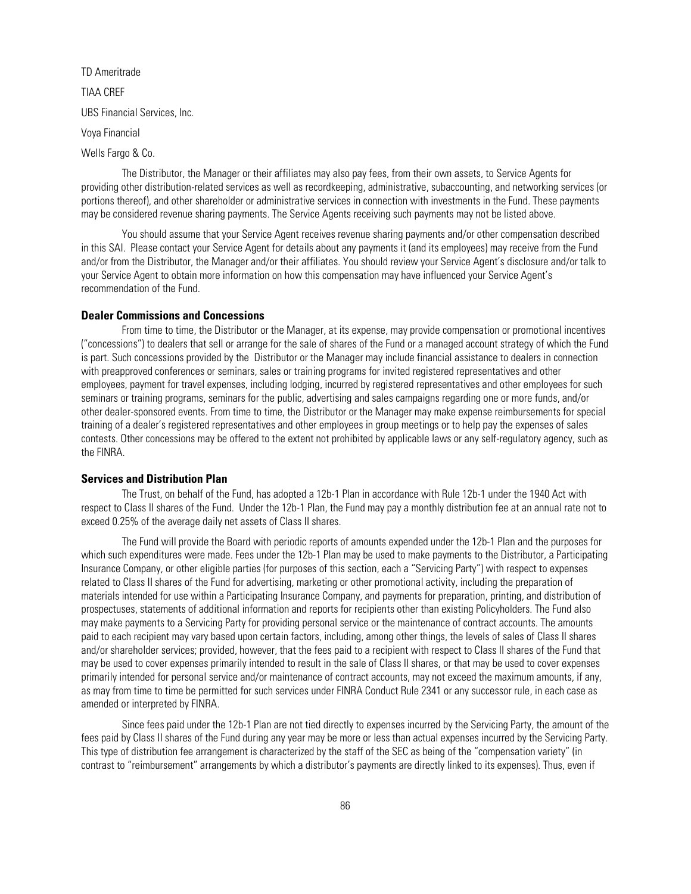TD Ameritrade

TIAA CREF

UBS Financial Services, Inc.

Voya Financial

Wells Fargo & Co.

The Distributor, the Manager or their affiliates may also pay fees, from their own assets, to Service Agents for providing other distribution-related services as well as recordkeeping, administrative, subaccounting, and networking services (or portions thereof), and other shareholder or administrative services in connection with investments in the Fund. These payments may be considered revenue sharing payments. The Service Agents receiving such payments may not be listed above.

You should assume that your Service Agent receives revenue sharing payments and/or other compensation described in this SAI. Please contact your Service Agent for details about any payments it (and its employees) may receive from the Fund and/or from the Distributor, the Manager and/or their affiliates. You should review your Service Agent's disclosure and/or talk to your Service Agent to obtain more information on how this compensation may have influenced your Service Agent's recommendation of the Fund.

### Dealer Commissions and Concessions

From time to time, the Distributor or the Manager, at its expense, may provide compensation or promotional incentives ("concessions") to dealers that sell or arrange for the sale of shares of the Fund or a managed account strategy of which the Fund is part. Such concessions provided by the Distributor or the Manager may include financial assistance to dealers in connection with preapproved conferences or seminars, sales or training programs for invited registered representatives and other employees, payment for travel expenses, including lodging, incurred by registered representatives and other employees for such seminars or training programs, seminars for the public, advertising and sales campaigns regarding one or more funds, and/or other dealer-sponsored events. From time to time, the Distributor or the Manager may make expense reimbursements for special training of a dealer's registered representatives and other employees in group meetings or to help pay the expenses of sales contests. Other concessions may be offered to the extent not prohibited by applicable laws or any self-regulatory agency, such as the FINRA.

### Services and Distribution Plan

The Trust, on behalf of the Fund, has adopted a 12b-1 Plan in accordance with Rule 12b-1 under the 1940 Act with respect to Class II shares of the Fund. Under the 12b-1 Plan, the Fund may pay a monthly distribution fee at an annual rate not to exceed 0.25% of the average daily net assets of Class II shares.

The Fund will provide the Board with periodic reports of amounts expended under the 12b-1 Plan and the purposes for which such expenditures were made. Fees under the 12b-1 Plan may be used to make payments to the Distributor, a Participating Insurance Company, or other eligible parties (for purposes of this section, each a "Servicing Party") with respect to expenses related to Class II shares of the Fund for advertising, marketing or other promotional activity, including the preparation of materials intended for use within a Participating Insurance Company, and payments for preparation, printing, and distribution of prospectuses, statements of additional information and reports for recipients other than existing Policyholders. The Fund also may make payments to a Servicing Party for providing personal service or the maintenance of contract accounts. The amounts paid to each recipient may vary based upon certain factors, including, among other things, the levels of sales of Class II shares and/or shareholder services; provided, however, that the fees paid to a recipient with respect to Class II shares of the Fund that may be used to cover expenses primarily intended to result in the sale of Class II shares, or that may be used to cover expenses primarily intended for personal service and/or maintenance of contract accounts, may not exceed the maximum amounts, if any, as may from time to time be permitted for such services under FINRA Conduct Rule 2341 or any successor rule, in each case as amended or interpreted by FINRA.

Since fees paid under the 12b-1 Plan are not tied directly to expenses incurred by the Servicing Party, the amount of the fees paid by Class II shares of the Fund during any year may be more or less than actual expenses incurred by the Servicing Party. This type of distribution fee arrangement is characterized by the staff of the SEC as being of the "compensation variety" (in contrast to "reimbursement" arrangements by which a distributor's payments are directly linked to its expenses). Thus, even if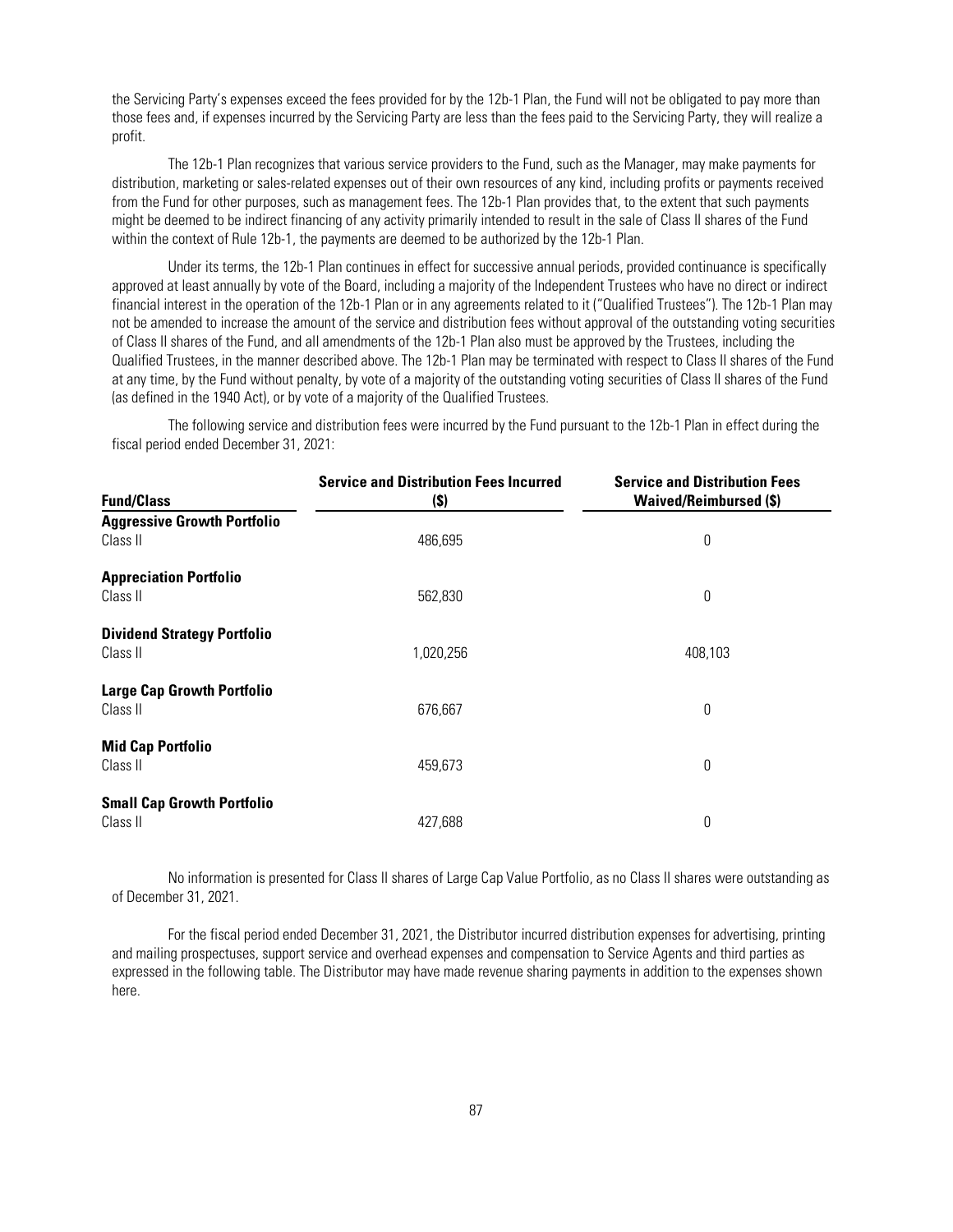the Servicing Party's expenses exceed the fees provided for by the 12b-1 Plan, the Fund will not be obligated to pay more than those fees and, if expenses incurred by the Servicing Party are less than the fees paid to the Servicing Party, they will realize a profit.

The 12b-1 Plan recognizes that various service providers to the Fund, such as the Manager, may make payments for distribution, marketing or sales-related expenses out of their own resources of any kind, including profits or payments received from the Fund for other purposes, such as management fees. The 12b-1 Plan provides that, to the extent that such payments might be deemed to be indirect financing of any activity primarily intended to result in the sale of Class II shares of the Fund within the context of Rule 12b-1, the payments are deemed to be authorized by the 12b-1 Plan.

Under its terms, the 12b-1 Plan continues in effect for successive annual periods, provided continuance is specifically approved at least annually by vote of the Board, including a majority of the Independent Trustees who have no direct or indirect financial interest in the operation of the 12b-1 Plan or in any agreements related to it ("Qualified Trustees"). The 12b-1 Plan may not be amended to increase the amount of the service and distribution fees without approval of the outstanding voting securities of Class II shares of the Fund, and all amendments of the 12b-1 Plan also must be approved by the Trustees, including the Qualified Trustees, in the manner described above. The 12b-1 Plan may be terminated with respect to Class II shares of the Fund at any time, by the Fund without penalty, by vote of a majority of the outstanding voting securities of Class II shares of the Fund (as defined in the 1940 Act), or by vote of a majority of the Qualified Trustees.

The following service and distribution fees were incurred by the Fund pursuant to the 12b-1 Plan in effect during the fiscal period ended December 31, 2021:

| Fund/Class | Service and Distribution Fees Incurred ($) | Service and Distribution Fees Waived/Reimbursed ($) |
|---|---|---|
| **Aggressive Growth Portfolio** | | |
| Class II | 486,695 | 0 |
| **Appreciation Portfolio** | | |
| Class II | 562,830 | 0 |
| **Dividend Strategy Portfolio** | | |
| Class II | 1,020,256 | 408,103 |
| **Large Cap Growth Portfolio** | | |
| Class II | 676,667 | 0 |
| **Mid Cap Portfolio** | | |
| Class II | 459,673 | 0 |
| **Small Cap Growth Portfolio** | | |
| Class II | 427,688 | 0 |

No information is presented for Class II shares of Large Cap Value Portfolio, as no Class II shares were outstanding as of December 31, 2021.

For the fiscal period ended December 31, 2021, the Distributor incurred distribution expenses for advertising, printing and mailing prospectuses, support service and overhead expenses and compensation to Service Agents and third parties as expressed in the following table. The Distributor may have made revenue sharing payments in addition to the expenses shown here.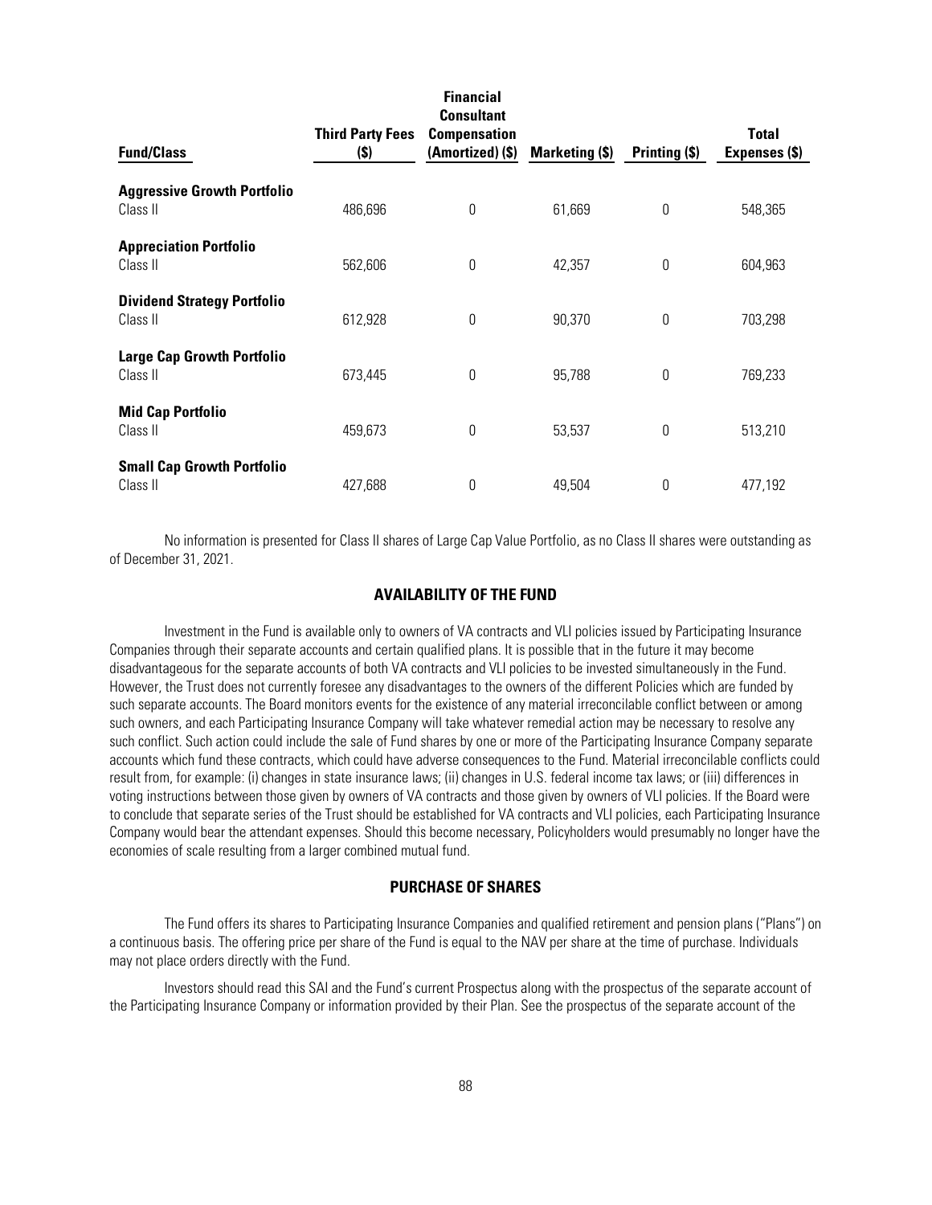| Fund/Class | Third Party Fees ($) | Financial Consultant Compensation (Amortized) ($) | Marketing ($) | Printing ($) | Total Expenses ($) |
|---|---|---|---|---|---|
| **Aggressive Growth Portfolio** | | | | | |
| Class II | 486,696 | 0 | 61,669 | 0 | 548,365 |
| **Appreciation Portfolio** | | | | | |
| Class II | 562,606 | 0 | 42,357 | 0 | 604,963 |
| **Dividend Strategy Portfolio** | | | | | |
| Class II | 612,928 | 0 | 90,370 | 0 | 703,298 |
| **Large Cap Growth Portfolio** | | | | | |
| Class II | 673,445 | 0 | 95,788 | 0 | 769,233 |
| **Mid Cap Portfolio** | | | | | |
| Class II | 459,673 | 0 | 53,537 | 0 | 513,210 |
| **Small Cap Growth Portfolio** | | | | | |
| Class II | 427,688 | 0 | 49,504 | 0 | 477,192 |

No information is presented for Class II shares of Large Cap Value Portfolio, as no Class II shares were outstanding as of December 31, 2021.

## AVAILABILITY OF THE FUND

Investment in the Fund is available only to owners of VA contracts and VLI policies issued by Participating Insurance Companies through their separate accounts and certain qualified plans. It is possible that in the future it may become disadvantageous for the separate accounts of both VA contracts and VLI policies to be invested simultaneously in the Fund. However, the Trust does not currently foresee any disadvantages to the owners of the different Policies which are funded by such separate accounts. The Board monitors events for the existence of any material irreconcilable conflict between or among such owners, and each Participating Insurance Company will take whatever remedial action may be necessary to resolve any such conflict. Such action could include the sale of Fund shares by one or more of the Participating Insurance Company separate accounts which fund these contracts, which could have adverse consequences to the Fund. Material irreconcilable conflicts could result from, for example: (i) changes in state insurance laws; (ii) changes in U.S. federal income tax laws; or (iii) differences in voting instructions between those given by owners of VA contracts and those given by owners of VLI policies. If the Board were to conclude that separate series of the Trust should be established for VA contracts and VLI policies, each Participating Insurance Company would bear the attendant expenses. Should this become necessary, Policyholders would presumably no longer have the economies of scale resulting from a larger combined mutual fund.

## PURCHASE OF SHARES

The Fund offers its shares to Participating Insurance Companies and qualified retirement and pension plans ("Plans") on a continuous basis. The offering price per share of the Fund is equal to the NAV per share at the time of purchase. Individuals may not place orders directly with the Fund.

Investors should read this SAI and the Fund's current Prospectus along with the prospectus of the separate account of the Participating Insurance Company or information provided by their Plan. See the prospectus of the separate account of the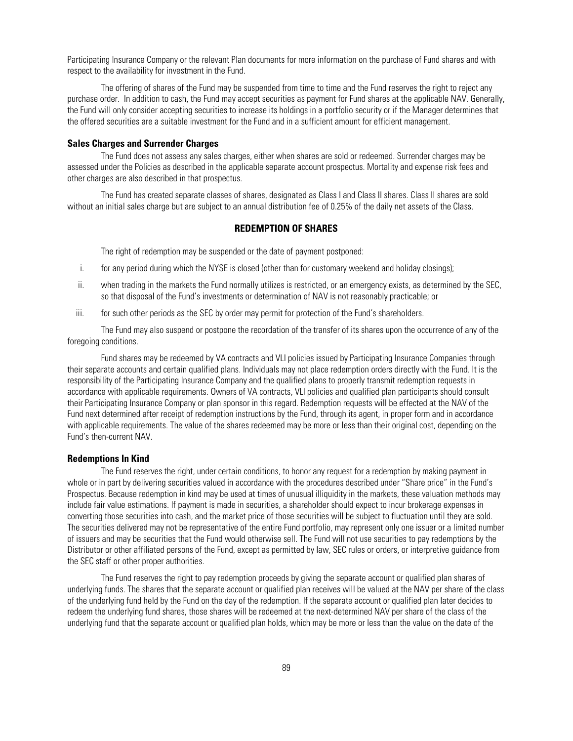Participating Insurance Company or the relevant Plan documents for more information on the purchase of Fund shares and with respect to the availability for investment in the Fund.

The offering of shares of the Fund may be suspended from time to time and the Fund reserves the right to reject any purchase order. In addition to cash, the Fund may accept securities as payment for Fund shares at the applicable NAV. Generally, the Fund will only consider accepting securities to increase its holdings in a portfolio security or if the Manager determines that the offered securities are a suitable investment for the Fund and in a sufficient amount for efficient management.

### Sales Charges and Surrender Charges

The Fund does not assess any sales charges, either when shares are sold or redeemed. Surrender charges may be assessed under the Policies as described in the applicable separate account prospectus. Mortality and expense risk fees and other charges are also described in that prospectus.

The Fund has created separate classes of shares, designated as Class I and Class II shares. Class II shares are sold without an initial sales charge but are subject to an annual distribution fee of 0.25% of the daily net assets of the Class.

## REDEMPTION OF SHARES

The right of redemption may be suspended or the date of payment postponed:

i. for any period during which the NYSE is closed (other than for customary weekend and holiday closings);

ii. when trading in the markets the Fund normally utilizes is restricted, or an emergency exists, as determined by the SEC, so that disposal of the Fund's investments or determination of NAV is not reasonably practicable; or

iii. for such other periods as the SEC by order may permit for protection of the Fund's shareholders.

The Fund may also suspend or postpone the recordation of the transfer of its shares upon the occurrence of any of the foregoing conditions.

Fund shares may be redeemed by VA contracts and VLI policies issued by Participating Insurance Companies through their separate accounts and certain qualified plans. Individuals may not place redemption orders directly with the Fund. It is the responsibility of the Participating Insurance Company and the qualified plans to properly transmit redemption requests in accordance with applicable requirements. Owners of VA contracts, VLI policies and qualified plan participants should consult their Participating Insurance Company or plan sponsor in this regard. Redemption requests will be effected at the NAV of the Fund next determined after receipt of redemption instructions by the Fund, through its agent, in proper form and in accordance with applicable requirements. The value of the shares redeemed may be more or less than their original cost, depending on the Fund's then-current NAV.

### Redemptions In Kind

The Fund reserves the right, under certain conditions, to honor any request for a redemption by making payment in whole or in part by delivering securities valued in accordance with the procedures described under "Share price" in the Fund's Prospectus. Because redemption in kind may be used at times of unusual illiquidity in the markets, these valuation methods may include fair value estimations. If payment is made in securities, a shareholder should expect to incur brokerage expenses in converting those securities into cash, and the market price of those securities will be subject to fluctuation until they are sold. The securities delivered may not be representative of the entire Fund portfolio, may represent only one issuer or a limited number of issuers and may be securities that the Fund would otherwise sell. The Fund will not use securities to pay redemptions by the Distributor or other affiliated persons of the Fund, except as permitted by law, SEC rules or orders, or interpretive guidance from the SEC staff or other proper authorities.

The Fund reserves the right to pay redemption proceeds by giving the separate account or qualified plan shares of underlying funds. The shares that the separate account or qualified plan receives will be valued at the NAV per share of the class of the underlying fund held by the Fund on the day of the redemption. If the separate account or qualified plan later decides to redeem the underlying fund shares, those shares will be redeemed at the next-determined NAV per share of the class of the underlying fund that the separate account or qualified plan holds, which may be more or less than the value on the date of the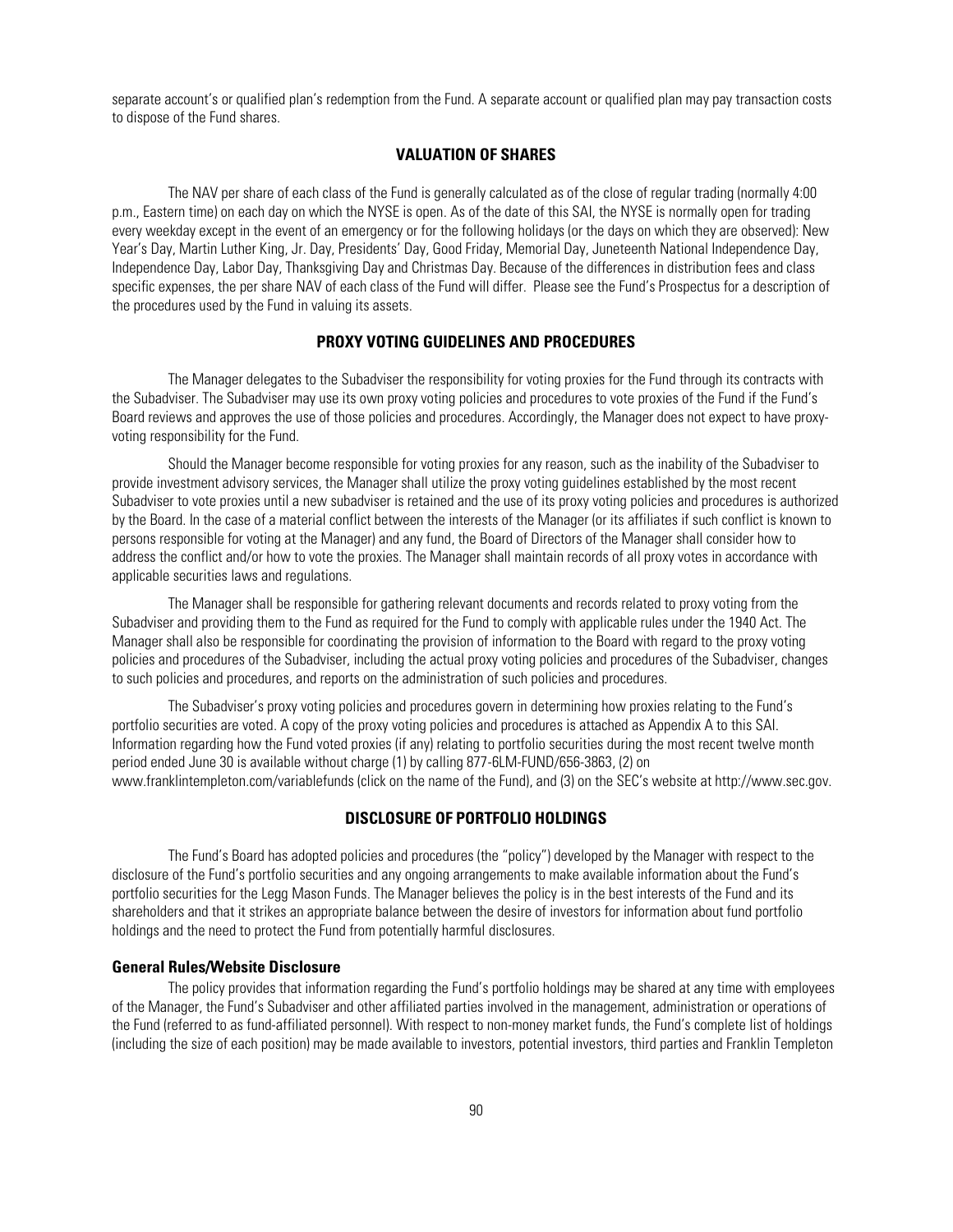separate account's or qualified plan's redemption from the Fund. A separate account or qualified plan may pay transaction costs to dispose of the Fund shares.

## VALUATION OF SHARES

The NAV per share of each class of the Fund is generally calculated as of the close of regular trading (normally 4:00 p.m., Eastern time) on each day on which the NYSE is open. As of the date of this SAI, the NYSE is normally open for trading every weekday except in the event of an emergency or for the following holidays (or the days on which they are observed): New Year's Day, Martin Luther King, Jr. Day, Presidents' Day, Good Friday, Memorial Day, Juneteenth National Independence Day, Independence Day, Labor Day, Thanksgiving Day and Christmas Day. Because of the differences in distribution fees and class specific expenses, the per share NAV of each class of the Fund will differ. Please see the Fund's Prospectus for a description of the procedures used by the Fund in valuing its assets.

## PROXY VOTING GUIDELINES AND PROCEDURES

The Manager delegates to the Subadviser the responsibility for voting proxies for the Fund through its contracts with the Subadviser. The Subadviser may use its own proxy voting policies and procedures to vote proxies of the Fund if the Fund's Board reviews and approves the use of those policies and procedures. Accordingly, the Manager does not expect to have proxy-voting responsibility for the Fund.

Should the Manager become responsible for voting proxies for any reason, such as the inability of the Subadviser to provide investment advisory services, the Manager shall utilize the proxy voting guidelines established by the most recent Subadviser to vote proxies until a new subadviser is retained and the use of its proxy voting policies and procedures is authorized by the Board. In the case of a material conflict between the interests of the Manager (or its affiliates if such conflict is known to persons responsible for voting at the Manager) and any fund, the Board of Directors of the Manager shall consider how to address the conflict and/or how to vote the proxies. The Manager shall maintain records of all proxy votes in accordance with applicable securities laws and regulations.

The Manager shall be responsible for gathering relevant documents and records related to proxy voting from the Subadviser and providing them to the Fund as required for the Fund to comply with applicable rules under the 1940 Act. The Manager shall also be responsible for coordinating the provision of information to the Board with regard to the proxy voting policies and procedures of the Subadviser, including the actual proxy voting policies and procedures of the Subadviser, changes to such policies and procedures, and reports on the administration of such policies and procedures.

The Subadviser's proxy voting policies and procedures govern in determining how proxies relating to the Fund's portfolio securities are voted. A copy of the proxy voting policies and procedures is attached as Appendix A to this SAI. Information regarding how the Fund voted proxies (if any) relating to portfolio securities during the most recent twelve month period ended June 30 is available without charge (1) by calling 877-6LM-FUND/656-3863, (2) on www.franklintempleton.com/variablefunds (click on the name of the Fund), and (3) on the SEC's website at http://www.sec.gov.

## DISCLOSURE OF PORTFOLIO HOLDINGS

The Fund's Board has adopted policies and procedures (the "policy") developed by the Manager with respect to the disclosure of the Fund's portfolio securities and any ongoing arrangements to make available information about the Fund's portfolio securities for the Legg Mason Funds. The Manager believes the policy is in the best interests of the Fund and its shareholders and that it strikes an appropriate balance between the desire of investors for information about fund portfolio holdings and the need to protect the Fund from potentially harmful disclosures.

### General Rules/Website Disclosure

The policy provides that information regarding the Fund's portfolio holdings may be shared at any time with employees of the Manager, the Fund's Subadviser and other affiliated parties involved in the management, administration or operations of the Fund (referred to as fund-affiliated personnel). With respect to non-money market funds, the Fund's complete list of holdings (including the size of each position) may be made available to investors, potential investors, third parties and Franklin Templeton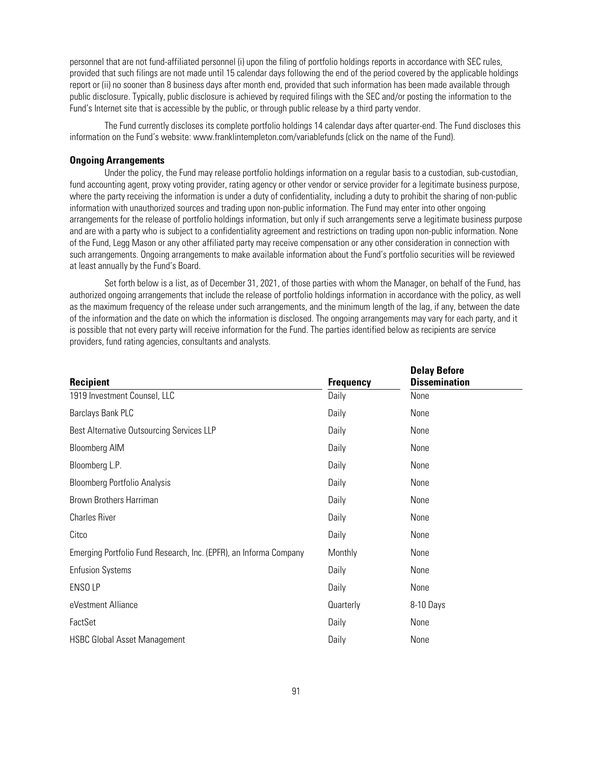personnel that are not fund-affiliated personnel (i) upon the filing of portfolio holdings reports in accordance with SEC rules, provided that such filings are not made until 15 calendar days following the end of the period covered by the applicable holdings report or (ii) no sooner than 8 business days after month end, provided that such information has been made available through public disclosure. Typically, public disclosure is achieved by required filings with the SEC and/or posting the information to the Fund's Internet site that is accessible by the public, or through public release by a third party vendor.

The Fund currently discloses its complete portfolio holdings 14 calendar days after quarter-end. The Fund discloses this information on the Fund's website: www.franklintempleton.com/variablefunds (click on the name of the Fund).

**Ongoing Arrangements**

Under the policy, the Fund may release portfolio holdings information on a regular basis to a custodian, sub-custodian, fund accounting agent, proxy voting provider, rating agency or other vendor or service provider for a legitimate business purpose, where the party receiving the information is under a duty of confidentiality, including a duty to prohibit the sharing of non-public information with unauthorized sources and trading upon non-public information. The Fund may enter into other ongoing arrangements for the release of portfolio holdings information, but only if such arrangements serve a legitimate business purpose and are with a party who is subject to a confidentiality agreement and restrictions on trading upon non-public information. None of the Fund, Legg Mason or any other affiliated party may receive compensation or any other consideration in connection with such arrangements. Ongoing arrangements to make available information about the Fund's portfolio securities will be reviewed at least annually by the Fund's Board.

Set forth below is a list, as of December 31, 2021, of those parties with whom the Manager, on behalf of the Fund, has authorized ongoing arrangements that include the release of portfolio holdings information in accordance with the policy, as well as the maximum frequency of the release under such arrangements, and the minimum length of the lag, if any, between the date of the information and the date on which the information is disclosed. The ongoing arrangements may vary for each party, and it is possible that not every party will receive information for the Fund. The parties identified below as recipients are service providers, fund rating agencies, consultants and analysts.

| Recipient | Frequency | Delay Before Dissemination |
|---|---|---|
| 1919 Investment Counsel, LLC | Daily | None |
| Barclays Bank PLC | Daily | None |
| Best Alternative Outsourcing Services LLP | Daily | None |
| Bloomberg AIM | Daily | None |
| Bloomberg L.P. | Daily | None |
| Bloomberg Portfolio Analysis | Daily | None |
| Brown Brothers Harriman | Daily | None |
| Charles River | Daily | None |
| Citco | Daily | None |
| Emerging Portfolio Fund Research, Inc. (EPFR), an Informa Company | Monthly | None |
| Enfusion Systems | Daily | None |
| ENSO LP | Daily | None |
| eVestment Alliance | Quarterly | 8-10 Days |
| FactSet | Daily | None |
| HSBC Global Asset Management | Daily | None |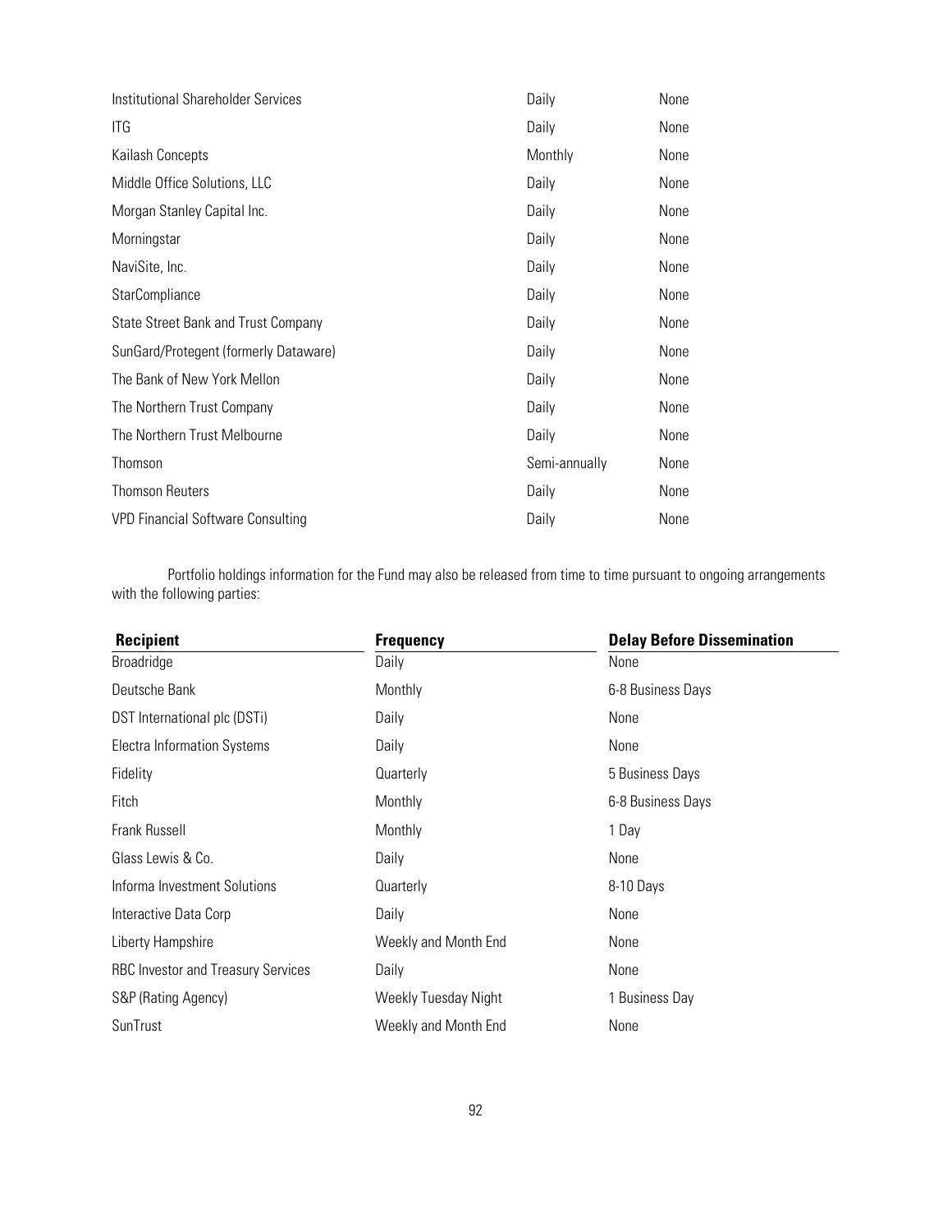| | | |
|---|---|---|
| Institutional Shareholder Services | Daily | None |
| ITG | Daily | None |
| Kailash Concepts | Monthly | None |
| Middle Office Solutions, LLC | Daily | None |
| Morgan Stanley Capital Inc. | Daily | None |
| Morningstar | Daily | None |
| NaviSite, Inc. | Daily | None |
| StarCompliance | Daily | None |
| State Street Bank and Trust Company | Daily | None |
| SunGard/Protegent (formerly Dataware) | Daily | None |
| The Bank of New York Mellon | Daily | None |
| The Northern Trust Company | Daily | None |
| The Northern Trust Melbourne | Daily | None |
| Thomson | Semi-annually | None |
| Thomson Reuters | Daily | None |
| VPD Financial Software Consulting | Daily | None |

Portfolio holdings information for the Fund may also be released from time to time pursuant to ongoing arrangements with the following parties:

| Recipient | Frequency | Delay Before Dissemination |
|---|---|---|
| Broadridge | Daily | None |
| Deutsche Bank | Monthly | 6-8 Business Days |
| DST International plc (DSTi) | Daily | None |
| Electra Information Systems | Daily | None |
| Fidelity | Quarterly | 5 Business Days |
| Fitch | Monthly | 6-8 Business Days |
| Frank Russell | Monthly | 1 Day |
| Glass Lewis & Co. | Daily | None |
| Informa Investment Solutions | Quarterly | 8-10 Days |
| Interactive Data Corp | Daily | None |
| Liberty Hampshire | Weekly and Month End | None |
| RBC Investor and Treasury Services | Daily | None |
| S&P (Rating Agency) | Weekly Tuesday Night | 1 Business Day |
| SunTrust | Weekly and Month End | None |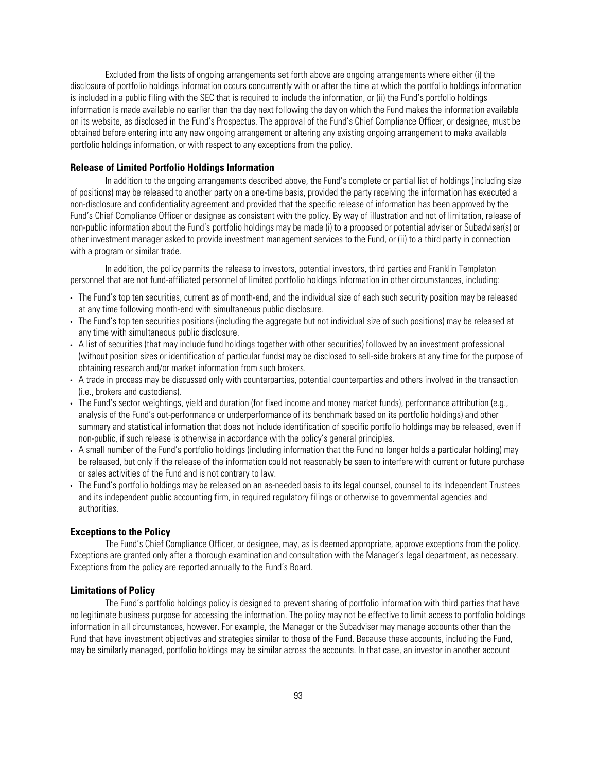Excluded from the lists of ongoing arrangements set forth above are ongoing arrangements where either (i) the disclosure of portfolio holdings information occurs concurrently with or after the time at which the portfolio holdings information is included in a public filing with the SEC that is required to include the information, or (ii) the Fund's portfolio holdings information is made available no earlier than the day next following the day on which the Fund makes the information available on its website, as disclosed in the Fund's Prospectus. The approval of the Fund's Chief Compliance Officer, or designee, must be obtained before entering into any new ongoing arrangement or altering any existing ongoing arrangement to make available portfolio holdings information, or with respect to any exceptions from the policy.

### Release of Limited Portfolio Holdings Information

In addition to the ongoing arrangements described above, the Fund's complete or partial list of holdings (including size of positions) may be released to another party on a one-time basis, provided the party receiving the information has executed a non-disclosure and confidentiality agreement and provided that the specific release of information has been approved by the Fund's Chief Compliance Officer or designee as consistent with the policy. By way of illustration and not of limitation, release of non-public information about the Fund's portfolio holdings may be made (i) to a proposed or potential adviser or Subadviser(s) or other investment manager asked to provide investment management services to the Fund, or (ii) to a third party in connection with a program or similar trade.

In addition, the policy permits the release to investors, potential investors, third parties and Franklin Templeton personnel that are not fund-affiliated personnel of limited portfolio holdings information in other circumstances, including:

- The Fund's top ten securities, current as of month-end, and the individual size of each such security position may be released at any time following month-end with simultaneous public disclosure.
- The Fund's top ten securities positions (including the aggregate but not individual size of such positions) may be released at any time with simultaneous public disclosure.
- A list of securities (that may include fund holdings together with other securities) followed by an investment professional (without position sizes or identification of particular funds) may be disclosed to sell-side brokers at any time for the purpose of obtaining research and/or market information from such brokers.
- A trade in process may be discussed only with counterparties, potential counterparties and others involved in the transaction (i.e., brokers and custodians).
- The Fund's sector weightings, yield and duration (for fixed income and money market funds), performance attribution (e.g., analysis of the Fund's out-performance or underperformance of its benchmark based on its portfolio holdings) and other summary and statistical information that does not include identification of specific portfolio holdings may be released, even if non-public, if such release is otherwise in accordance with the policy's general principles.
- A small number of the Fund's portfolio holdings (including information that the Fund no longer holds a particular holding) may be released, but only if the release of the information could not reasonably be seen to interfere with current or future purchase or sales activities of the Fund and is not contrary to law.
- The Fund's portfolio holdings may be released on an as-needed basis to its legal counsel, counsel to its Independent Trustees and its independent public accounting firm, in required regulatory filings or otherwise to governmental agencies and authorities.

### Exceptions to the Policy

The Fund's Chief Compliance Officer, or designee, may, as is deemed appropriate, approve exceptions from the policy. Exceptions are granted only after a thorough examination and consultation with the Manager's legal department, as necessary. Exceptions from the policy are reported annually to the Fund's Board.

### Limitations of Policy

The Fund's portfolio holdings policy is designed to prevent sharing of portfolio information with third parties that have no legitimate business purpose for accessing the information. The policy may not be effective to limit access to portfolio holdings information in all circumstances, however. For example, the Manager or the Subadviser may manage accounts other than the Fund that have investment objectives and strategies similar to those of the Fund. Because these accounts, including the Fund, may be similarly managed, portfolio holdings may be similar across the accounts. In that case, an investor in another account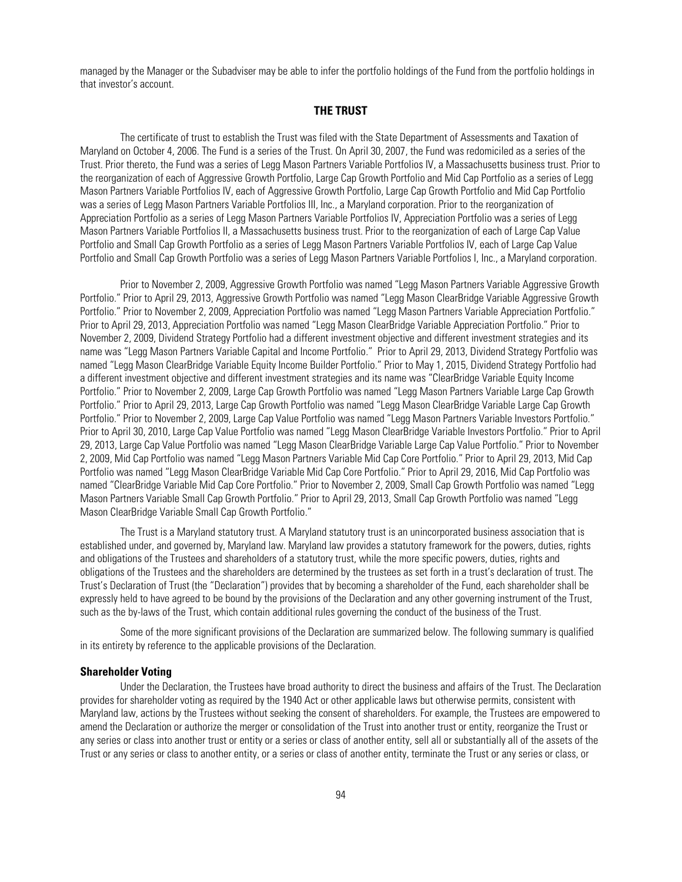managed by the Manager or the Subadviser may be able to infer the portfolio holdings of the Fund from the portfolio holdings in that investor's account.

## THE TRUST

The certificate of trust to establish the Trust was filed with the State Department of Assessments and Taxation of Maryland on October 4, 2006. The Fund is a series of the Trust. On April 30, 2007, the Fund was redomiciled as a series of the Trust. Prior thereto, the Fund was a series of Legg Mason Partners Variable Portfolios IV, a Massachusetts business trust. Prior to the reorganization of each of Aggressive Growth Portfolio, Large Cap Growth Portfolio and Mid Cap Portfolio as a series of Legg Mason Partners Variable Portfolios IV, each of Aggressive Growth Portfolio, Large Cap Growth Portfolio and Mid Cap Portfolio was a series of Legg Mason Partners Variable Portfolios III, Inc., a Maryland corporation. Prior to the reorganization of Appreciation Portfolio as a series of Legg Mason Partners Variable Portfolios IV, Appreciation Portfolio was a series of Legg Mason Partners Variable Portfolios II, a Massachusetts business trust. Prior to the reorganization of each of Large Cap Value Portfolio and Small Cap Growth Portfolio as a series of Legg Mason Partners Variable Portfolios IV, each of Large Cap Value Portfolio and Small Cap Growth Portfolio was a series of Legg Mason Partners Variable Portfolios I, Inc., a Maryland corporation.

Prior to November 2, 2009, Aggressive Growth Portfolio was named "Legg Mason Partners Variable Aggressive Growth Portfolio." Prior to April 29, 2013, Aggressive Growth Portfolio was named "Legg Mason ClearBridge Variable Aggressive Growth Portfolio." Prior to November 2, 2009, Appreciation Portfolio was named "Legg Mason Partners Variable Appreciation Portfolio." Prior to April 29, 2013, Appreciation Portfolio was named "Legg Mason ClearBridge Variable Appreciation Portfolio." Prior to November 2, 2009, Dividend Strategy Portfolio had a different investment objective and different investment strategies and its name was "Legg Mason Partners Variable Capital and Income Portfolio." Prior to April 29, 2013, Dividend Strategy Portfolio was named "Legg Mason ClearBridge Variable Equity Income Builder Portfolio." Prior to May 1, 2015, Dividend Strategy Portfolio had a different investment objective and different investment strategies and its name was "ClearBridge Variable Equity Income Portfolio." Prior to November 2, 2009, Large Cap Growth Portfolio was named "Legg Mason Partners Variable Large Cap Growth Portfolio." Prior to April 29, 2013, Large Cap Growth Portfolio was named "Legg Mason ClearBridge Variable Large Cap Growth Portfolio." Prior to November 2, 2009, Large Cap Value Portfolio was named "Legg Mason Partners Variable Investors Portfolio." Prior to April 30, 2010, Large Cap Value Portfolio was named "Legg Mason ClearBridge Variable Investors Portfolio." Prior to April 29, 2013, Large Cap Value Portfolio was named "Legg Mason ClearBridge Variable Large Cap Value Portfolio." Prior to November 2, 2009, Mid Cap Portfolio was named "Legg Mason Partners Variable Mid Cap Core Portfolio." Prior to April 29, 2013, Mid Cap Portfolio was named "Legg Mason ClearBridge Variable Mid Cap Core Portfolio." Prior to April 29, 2016, Mid Cap Portfolio was named "ClearBridge Variable Mid Cap Core Portfolio." Prior to November 2, 2009, Small Cap Growth Portfolio was named "Legg Mason Partners Variable Small Cap Growth Portfolio." Prior to April 29, 2013, Small Cap Growth Portfolio was named "Legg Mason ClearBridge Variable Small Cap Growth Portfolio."

The Trust is a Maryland statutory trust. A Maryland statutory trust is an unincorporated business association that is established under, and governed by, Maryland law. Maryland law provides a statutory framework for the powers, duties, rights and obligations of the Trustees and shareholders of a statutory trust, while the more specific powers, duties, rights and obligations of the Trustees and the shareholders are determined by the trustees as set forth in a trust's declaration of trust. The Trust's Declaration of Trust (the "Declaration") provides that by becoming a shareholder of the Fund, each shareholder shall be expressly held to have agreed to be bound by the provisions of the Declaration and any other governing instrument of the Trust, such as the by-laws of the Trust, which contain additional rules governing the conduct of the business of the Trust.

Some of the more significant provisions of the Declaration are summarized below. The following summary is qualified in its entirety by reference to the applicable provisions of the Declaration.

### Shareholder Voting

Under the Declaration, the Trustees have broad authority to direct the business and affairs of the Trust. The Declaration provides for shareholder voting as required by the 1940 Act or other applicable laws but otherwise permits, consistent with Maryland law, actions by the Trustees without seeking the consent of shareholders. For example, the Trustees are empowered to amend the Declaration or authorize the merger or consolidation of the Trust into another trust or entity, reorganize the Trust or any series or class into another trust or entity or a series or class of another entity, sell all or substantially all of the assets of the Trust or any series or class to another entity, or a series or class of another entity, terminate the Trust or any series or class, or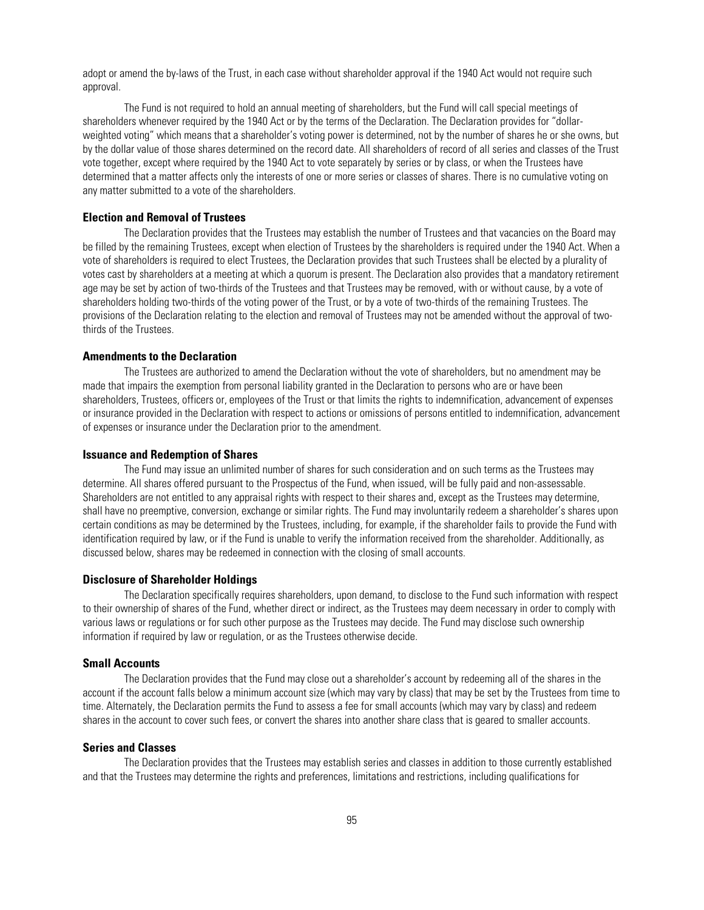adopt or amend the by-laws of the Trust, in each case without shareholder approval if the 1940 Act would not require such approval.

The Fund is not required to hold an annual meeting of shareholders, but the Fund will call special meetings of shareholders whenever required by the 1940 Act or by the terms of the Declaration. The Declaration provides for "dollar-weighted voting" which means that a shareholder's voting power is determined, not by the number of shares he or she owns, but by the dollar value of those shares determined on the record date. All shareholders of record of all series and classes of the Trust vote together, except where required by the 1940 Act to vote separately by series or by class, or when the Trustees have determined that a matter affects only the interests of one or more series or classes of shares. There is no cumulative voting on any matter submitted to a vote of the shareholders.

### Election and Removal of Trustees

The Declaration provides that the Trustees may establish the number of Trustees and that vacancies on the Board may be filled by the remaining Trustees, except when election of Trustees by the shareholders is required under the 1940 Act. When a vote of shareholders is required to elect Trustees, the Declaration provides that such Trustees shall be elected by a plurality of votes cast by shareholders at a meeting at which a quorum is present. The Declaration also provides that a mandatory retirement age may be set by action of two-thirds of the Trustees and that Trustees may be removed, with or without cause, by a vote of shareholders holding two-thirds of the voting power of the Trust, or by a vote of two-thirds of the remaining Trustees. The provisions of the Declaration relating to the election and removal of Trustees may not be amended without the approval of two-thirds of the Trustees.

### Amendments to the Declaration

The Trustees are authorized to amend the Declaration without the vote of shareholders, but no amendment may be made that impairs the exemption from personal liability granted in the Declaration to persons who are or have been shareholders, Trustees, officers or, employees of the Trust or that limits the rights to indemnification, advancement of expenses or insurance provided in the Declaration with respect to actions or omissions of persons entitled to indemnification, advancement of expenses or insurance under the Declaration prior to the amendment.

### Issuance and Redemption of Shares

The Fund may issue an unlimited number of shares for such consideration and on such terms as the Trustees may determine. All shares offered pursuant to the Prospectus of the Fund, when issued, will be fully paid and non-assessable. Shareholders are not entitled to any appraisal rights with respect to their shares and, except as the Trustees may determine, shall have no preemptive, conversion, exchange or similar rights. The Fund may involuntarily redeem a shareholder's shares upon certain conditions as may be determined by the Trustees, including, for example, if the shareholder fails to provide the Fund with identification required by law, or if the Fund is unable to verify the information received from the shareholder. Additionally, as discussed below, shares may be redeemed in connection with the closing of small accounts.

### Disclosure of Shareholder Holdings

The Declaration specifically requires shareholders, upon demand, to disclose to the Fund such information with respect to their ownership of shares of the Fund, whether direct or indirect, as the Trustees may deem necessary in order to comply with various laws or regulations or for such other purpose as the Trustees may decide. The Fund may disclose such ownership information if required by law or regulation, or as the Trustees otherwise decide.

### Small Accounts

The Declaration provides that the Fund may close out a shareholder's account by redeeming all of the shares in the account if the account falls below a minimum account size (which may vary by class) that may be set by the Trustees from time to time. Alternately, the Declaration permits the Fund to assess a fee for small accounts (which may vary by class) and redeem shares in the account to cover such fees, or convert the shares into another share class that is geared to smaller accounts.

### Series and Classes

The Declaration provides that the Trustees may establish series and classes in addition to those currently established and that the Trustees may determine the rights and preferences, limitations and restrictions, including qualifications for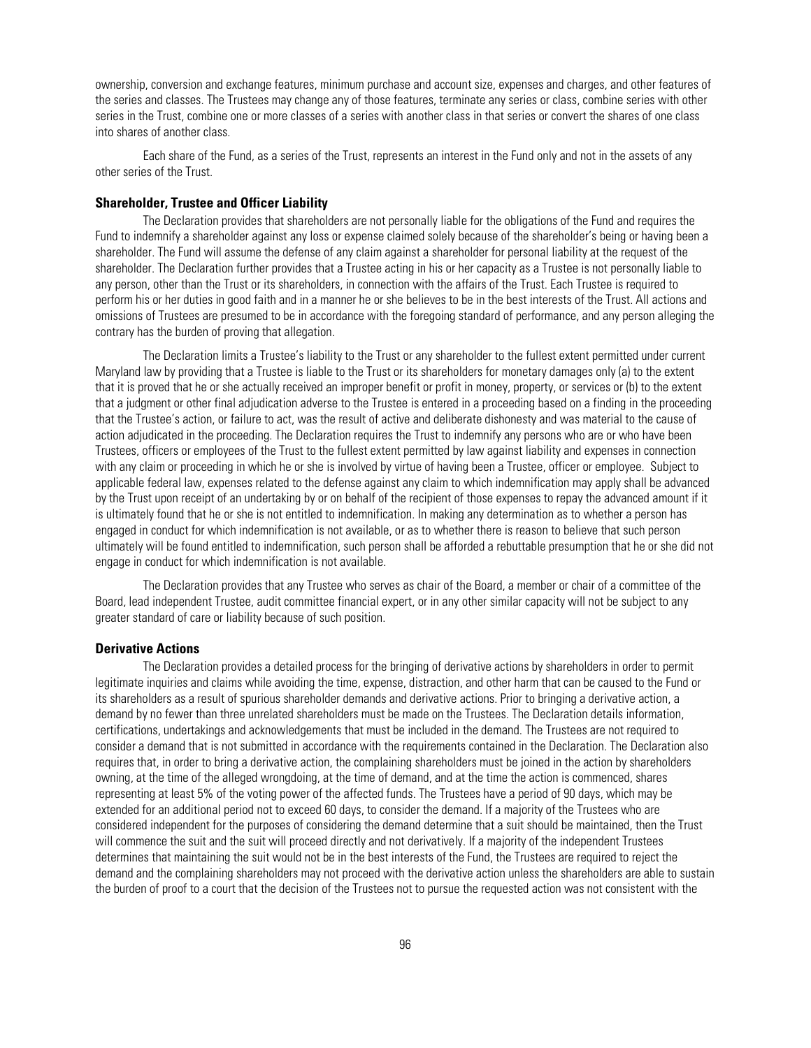ownership, conversion and exchange features, minimum purchase and account size, expenses and charges, and other features of the series and classes. The Trustees may change any of those features, terminate any series or class, combine series with other series in the Trust, combine one or more classes of a series with another class in that series or convert the shares of one class into shares of another class.

Each share of the Fund, as a series of the Trust, represents an interest in the Fund only and not in the assets of any other series of the Trust.

### Shareholder, Trustee and Officer Liability

The Declaration provides that shareholders are not personally liable for the obligations of the Fund and requires the Fund to indemnify a shareholder against any loss or expense claimed solely because of the shareholder's being or having been a shareholder. The Fund will assume the defense of any claim against a shareholder for personal liability at the request of the shareholder. The Declaration further provides that a Trustee acting in his or her capacity as a Trustee is not personally liable to any person, other than the Trust or its shareholders, in connection with the affairs of the Trust. Each Trustee is required to perform his or her duties in good faith and in a manner he or she believes to be in the best interests of the Trust. All actions and omissions of Trustees are presumed to be in accordance with the foregoing standard of performance, and any person alleging the contrary has the burden of proving that allegation.

The Declaration limits a Trustee's liability to the Trust or any shareholder to the fullest extent permitted under current Maryland law by providing that a Trustee is liable to the Trust or its shareholders for monetary damages only (a) to the extent that it is proved that he or she actually received an improper benefit or profit in money, property, or services or (b) to the extent that a judgment or other final adjudication adverse to the Trustee is entered in a proceeding based on a finding in the proceeding that the Trustee's action, or failure to act, was the result of active and deliberate dishonesty and was material to the cause of action adjudicated in the proceeding. The Declaration requires the Trust to indemnify any persons who are or who have been Trustees, officers or employees of the Trust to the fullest extent permitted by law against liability and expenses in connection with any claim or proceeding in which he or she is involved by virtue of having been a Trustee, officer or employee. Subject to applicable federal law, expenses related to the defense against any claim to which indemnification may apply shall be advanced by the Trust upon receipt of an undertaking by or on behalf of the recipient of those expenses to repay the advanced amount if it is ultimately found that he or she is not entitled to indemnification. In making any determination as to whether a person has engaged in conduct for which indemnification is not available, or as to whether there is reason to believe that such person ultimately will be found entitled to indemnification, such person shall be afforded a rebuttable presumption that he or she did not engage in conduct for which indemnification is not available.

The Declaration provides that any Trustee who serves as chair of the Board, a member or chair of a committee of the Board, lead independent Trustee, audit committee financial expert, or in any other similar capacity will not be subject to any greater standard of care or liability because of such position.

### Derivative Actions

The Declaration provides a detailed process for the bringing of derivative actions by shareholders in order to permit legitimate inquiries and claims while avoiding the time, expense, distraction, and other harm that can be caused to the Fund or its shareholders as a result of spurious shareholder demands and derivative actions. Prior to bringing a derivative action, a demand by no fewer than three unrelated shareholders must be made on the Trustees. The Declaration details information, certifications, undertakings and acknowledgements that must be included in the demand. The Trustees are not required to consider a demand that is not submitted in accordance with the requirements contained in the Declaration. The Declaration also requires that, in order to bring a derivative action, the complaining shareholders must be joined in the action by shareholders owning, at the time of the alleged wrongdoing, at the time of demand, and at the time the action is commenced, shares representing at least 5% of the voting power of the affected funds. The Trustees have a period of 90 days, which may be extended for an additional period not to exceed 60 days, to consider the demand. If a majority of the Trustees who are considered independent for the purposes of considering the demand determine that a suit should be maintained, then the Trust will commence the suit and the suit will proceed directly and not derivatively. If a majority of the independent Trustees determines that maintaining the suit would not be in the best interests of the Fund, the Trustees are required to reject the demand and the complaining shareholders may not proceed with the derivative action unless the shareholders are able to sustain the burden of proof to a court that the decision of the Trustees not to pursue the requested action was not consistent with the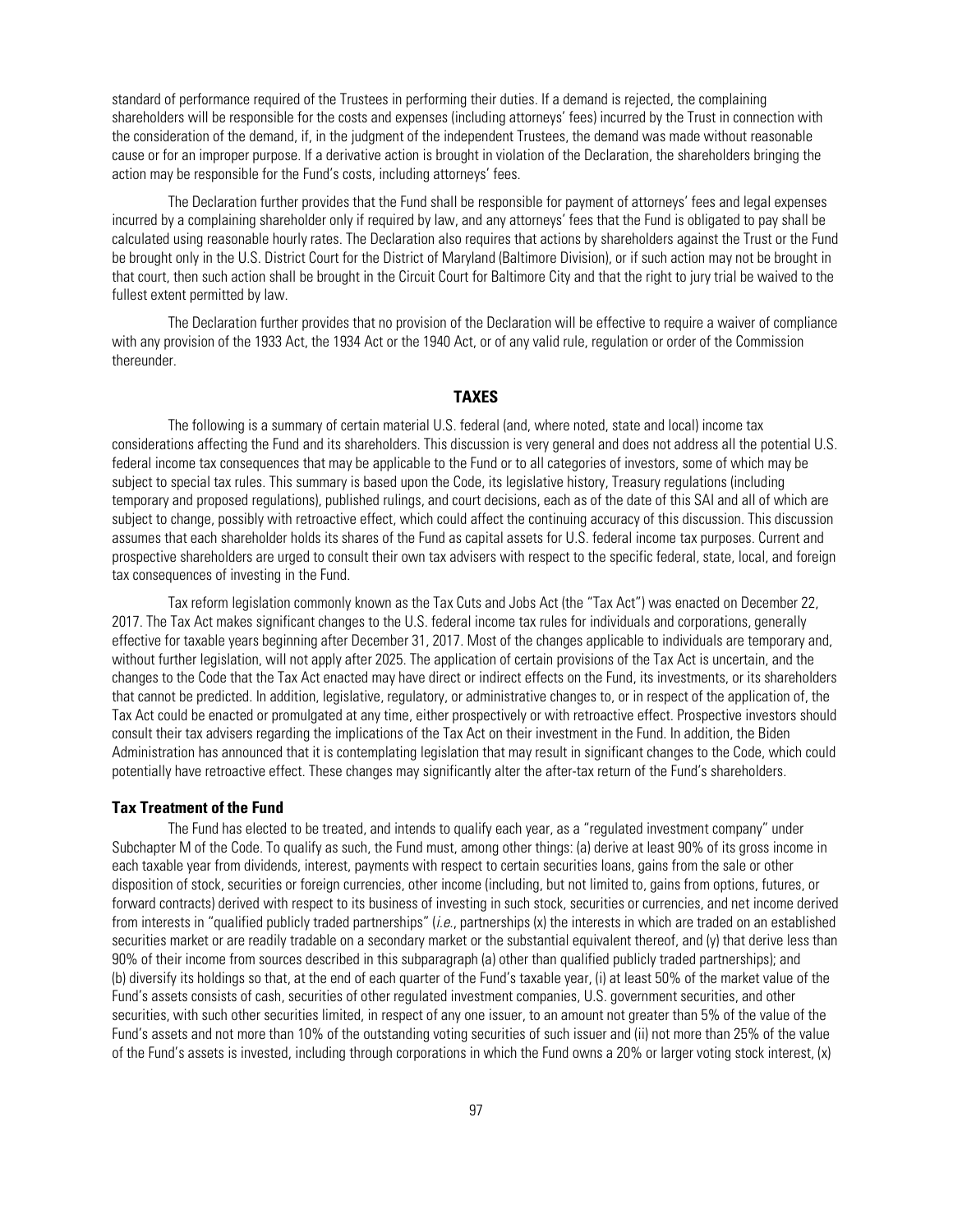standard of performance required of the Trustees in performing their duties. If a demand is rejected, the complaining shareholders will be responsible for the costs and expenses (including attorneys' fees) incurred by the Trust in connection with the consideration of the demand, if, in the judgment of the independent Trustees, the demand was made without reasonable cause or for an improper purpose. If a derivative action is brought in violation of the Declaration, the shareholders bringing the action may be responsible for the Fund's costs, including attorneys' fees.

The Declaration further provides that the Fund shall be responsible for payment of attorneys' fees and legal expenses incurred by a complaining shareholder only if required by law, and any attorneys' fees that the Fund is obligated to pay shall be calculated using reasonable hourly rates. The Declaration also requires that actions by shareholders against the Trust or the Fund be brought only in the U.S. District Court for the District of Maryland (Baltimore Division), or if such action may not be brought in that court, then such action shall be brought in the Circuit Court for Baltimore City and that the right to jury trial be waived to the fullest extent permitted by law.

The Declaration further provides that no provision of the Declaration will be effective to require a waiver of compliance with any provision of the 1933 Act, the 1934 Act or the 1940 Act, or of any valid rule, regulation or order of the Commission thereunder.

## TAXES

The following is a summary of certain material U.S. federal (and, where noted, state and local) income tax considerations affecting the Fund and its shareholders. This discussion is very general and does not address all the potential U.S. federal income tax consequences that may be applicable to the Fund or to all categories of investors, some of which may be subject to special tax rules. This summary is based upon the Code, its legislative history, Treasury regulations (including temporary and proposed regulations), published rulings, and court decisions, each as of the date of this SAI and all of which are subject to change, possibly with retroactive effect, which could affect the continuing accuracy of this discussion. This discussion assumes that each shareholder holds its shares of the Fund as capital assets for U.S. federal income tax purposes. Current and prospective shareholders are urged to consult their own tax advisers with respect to the specific federal, state, local, and foreign tax consequences of investing in the Fund.

Tax reform legislation commonly known as the Tax Cuts and Jobs Act (the "Tax Act") was enacted on December 22, 2017. The Tax Act makes significant changes to the U.S. federal income tax rules for individuals and corporations, generally effective for taxable years beginning after December 31, 2017. Most of the changes applicable to individuals are temporary and, without further legislation, will not apply after 2025. The application of certain provisions of the Tax Act is uncertain, and the changes to the Code that the Tax Act enacted may have direct or indirect effects on the Fund, its investments, or its shareholders that cannot be predicted. In addition, legislative, regulatory, or administrative changes to, or in respect of the application of, the Tax Act could be enacted or promulgated at any time, either prospectively or with retroactive effect. Prospective investors should consult their tax advisers regarding the implications of the Tax Act on their investment in the Fund. In addition, the Biden Administration has announced that it is contemplating legislation that may result in significant changes to the Code, which could potentially have retroactive effect. These changes may significantly alter the after-tax return of the Fund's shareholders.

### Tax Treatment of the Fund

The Fund has elected to be treated, and intends to qualify each year, as a "regulated investment company" under Subchapter M of the Code. To qualify as such, the Fund must, among other things: (a) derive at least 90% of its gross income in each taxable year from dividends, interest, payments with respect to certain securities loans, gains from the sale or other disposition of stock, securities or foreign currencies, other income (including, but not limited to, gains from options, futures, or forward contracts) derived with respect to its business of investing in such stock, securities or currencies, and net income derived from interests in "qualified publicly traded partnerships" (*i.e.*, partnerships (x) the interests in which are traded on an established securities market or are readily tradable on a secondary market or the substantial equivalent thereof, and (y) that derive less than 90% of their income from sources described in this subparagraph (a) other than qualified publicly traded partnerships); and (b) diversify its holdings so that, at the end of each quarter of the Fund's taxable year, (i) at least 50% of the market value of the Fund's assets consists of cash, securities of other regulated investment companies, U.S. government securities, and other securities, with such other securities limited, in respect of any one issuer, to an amount not greater than 5% of the value of the Fund's assets and not more than 10% of the outstanding voting securities of such issuer and (ii) not more than 25% of the value of the Fund's assets is invested, including through corporations in which the Fund owns a 20% or larger voting stock interest, (x)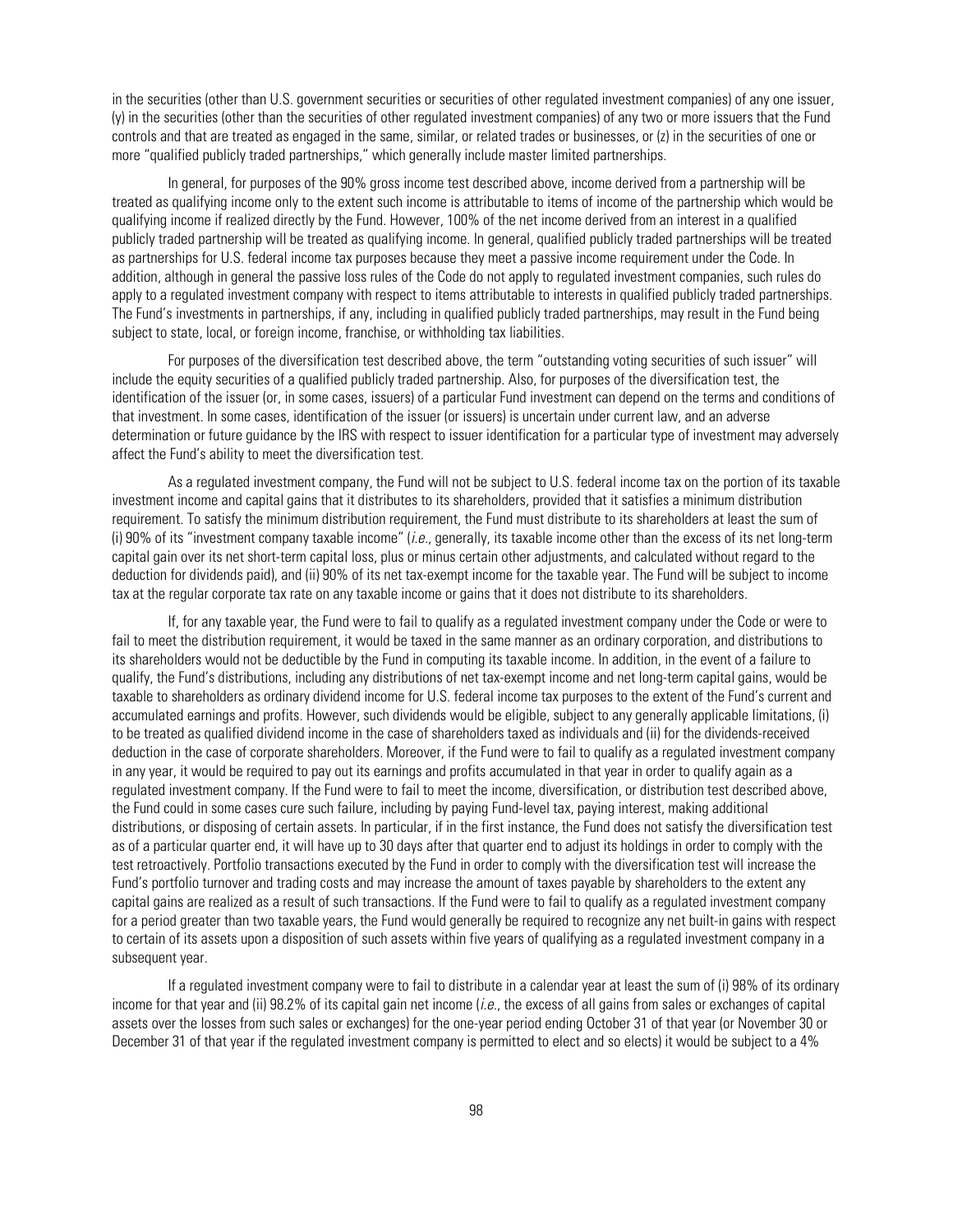in the securities (other than U.S. government securities or securities of other regulated investment companies) of any one issuer, (y) in the securities (other than the securities of other regulated investment companies) of any two or more issuers that the Fund controls and that are treated as engaged in the same, similar, or related trades or businesses, or (z) in the securities of one or more "qualified publicly traded partnerships," which generally include master limited partnerships.

In general, for purposes of the 90% gross income test described above, income derived from a partnership will be treated as qualifying income only to the extent such income is attributable to items of income of the partnership which would be qualifying income if realized directly by the Fund. However, 100% of the net income derived from an interest in a qualified publicly traded partnership will be treated as qualifying income. In general, qualified publicly traded partnerships will be treated as partnerships for U.S. federal income tax purposes because they meet a passive income requirement under the Code. In addition, although in general the passive loss rules of the Code do not apply to regulated investment companies, such rules do apply to a regulated investment company with respect to items attributable to interests in qualified publicly traded partnerships. The Fund's investments in partnerships, if any, including in qualified publicly traded partnerships, may result in the Fund being subject to state, local, or foreign income, franchise, or withholding tax liabilities.

For purposes of the diversification test described above, the term "outstanding voting securities of such issuer" will include the equity securities of a qualified publicly traded partnership. Also, for purposes of the diversification test, the identification of the issuer (or, in some cases, issuers) of a particular Fund investment can depend on the terms and conditions of that investment. In some cases, identification of the issuer (or issuers) is uncertain under current law, and an adverse determination or future guidance by the IRS with respect to issuer identification for a particular type of investment may adversely affect the Fund's ability to meet the diversification test.

As a regulated investment company, the Fund will not be subject to U.S. federal income tax on the portion of its taxable investment income and capital gains that it distributes to its shareholders, provided that it satisfies a minimum distribution requirement. To satisfy the minimum distribution requirement, the Fund must distribute to its shareholders at least the sum of (i) 90% of its "investment company taxable income" (*i.e.*, generally, its taxable income other than the excess of its net long-term capital gain over its net short-term capital loss, plus or minus certain other adjustments, and calculated without regard to the deduction for dividends paid), and (ii) 90% of its net tax-exempt income for the taxable year. The Fund will be subject to income tax at the regular corporate tax rate on any taxable income or gains that it does not distribute to its shareholders.

If, for any taxable year, the Fund were to fail to qualify as a regulated investment company under the Code or were to fail to meet the distribution requirement, it would be taxed in the same manner as an ordinary corporation, and distributions to its shareholders would not be deductible by the Fund in computing its taxable income. In addition, in the event of a failure to qualify, the Fund's distributions, including any distributions of net tax-exempt income and net long-term capital gains, would be taxable to shareholders as ordinary dividend income for U.S. federal income tax purposes to the extent of the Fund's current and accumulated earnings and profits. However, such dividends would be eligible, subject to any generally applicable limitations, (i) to be treated as qualified dividend income in the case of shareholders taxed as individuals and (ii) for the dividends-received deduction in the case of corporate shareholders. Moreover, if the Fund were to fail to qualify as a regulated investment company in any year, it would be required to pay out its earnings and profits accumulated in that year in order to qualify again as a regulated investment company. If the Fund were to fail to meet the income, diversification, or distribution test described above, the Fund could in some cases cure such failure, including by paying Fund-level tax, paying interest, making additional distributions, or disposing of certain assets. In particular, if in the first instance, the Fund does not satisfy the diversification test as of a particular quarter end, it will have up to 30 days after that quarter end to adjust its holdings in order to comply with the test retroactively. Portfolio transactions executed by the Fund in order to comply with the diversification test will increase the Fund's portfolio turnover and trading costs and may increase the amount of taxes payable by shareholders to the extent any capital gains are realized as a result of such transactions. If the Fund were to fail to qualify as a regulated investment company for a period greater than two taxable years, the Fund would generally be required to recognize any net built-in gains with respect to certain of its assets upon a disposition of such assets within five years of qualifying as a regulated investment company in a subsequent year.

If a regulated investment company were to fail to distribute in a calendar year at least the sum of (i) 98% of its ordinary income for that year and (ii) 98.2% of its capital gain net income (*i.e.*, the excess of all gains from sales or exchanges of capital assets over the losses from such sales or exchanges) for the one-year period ending October 31 of that year (or November 30 or December 31 of that year if the regulated investment company is permitted to elect and so elects) it would be subject to a 4%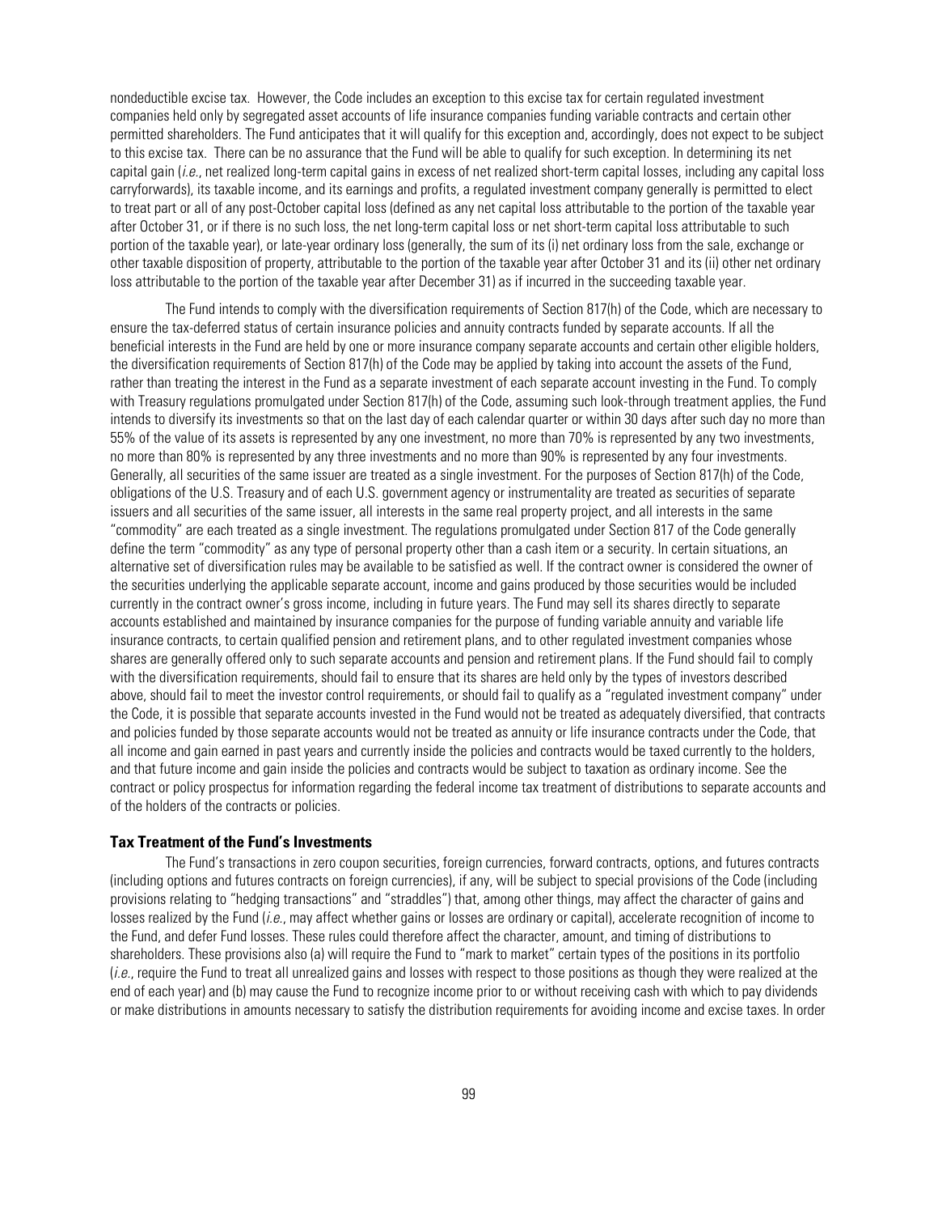nondeductible excise tax. However, the Code includes an exception to this excise tax for certain regulated investment companies held only by segregated asset accounts of life insurance companies funding variable contracts and certain other permitted shareholders. The Fund anticipates that it will qualify for this exception and, accordingly, does not expect to be subject to this excise tax. There can be no assurance that the Fund will be able to qualify for such exception. In determining its net capital gain (*i.e.*, net realized long-term capital gains in excess of net realized short-term capital losses, including any capital loss carryforwards), its taxable income, and its earnings and profits, a regulated investment company generally is permitted to elect to treat part or all of any post-October capital loss (defined as any net capital loss attributable to the portion of the taxable year after October 31, or if there is no such loss, the net long-term capital loss or net short-term capital loss attributable to such portion of the taxable year), or late-year ordinary loss (generally, the sum of its (i) net ordinary loss from the sale, exchange or other taxable disposition of property, attributable to the portion of the taxable year after October 31 and its (ii) other net ordinary loss attributable to the portion of the taxable year after December 31) as if incurred in the succeeding taxable year.

The Fund intends to comply with the diversification requirements of Section 817(h) of the Code, which are necessary to ensure the tax-deferred status of certain insurance policies and annuity contracts funded by separate accounts. If all the beneficial interests in the Fund are held by one or more insurance company separate accounts and certain other eligible holders, the diversification requirements of Section 817(h) of the Code may be applied by taking into account the assets of the Fund, rather than treating the interest in the Fund as a separate investment of each separate account investing in the Fund. To comply with Treasury regulations promulgated under Section 817(h) of the Code, assuming such look-through treatment applies, the Fund intends to diversify its investments so that on the last day of each calendar quarter or within 30 days after such day no more than 55% of the value of its assets is represented by any one investment, no more than 70% is represented by any two investments, no more than 80% is represented by any three investments and no more than 90% is represented by any four investments. Generally, all securities of the same issuer are treated as a single investment. For the purposes of Section 817(h) of the Code, obligations of the U.S. Treasury and of each U.S. government agency or instrumentality are treated as securities of separate issuers and all securities of the same issuer, all interests in the same real property project, and all interests in the same "commodity" are each treated as a single investment. The regulations promulgated under Section 817 of the Code generally define the term "commodity" as any type of personal property other than a cash item or a security. In certain situations, an alternative set of diversification rules may be available to be satisfied as well. If the contract owner is considered the owner of the securities underlying the applicable separate account, income and gains produced by those securities would be included currently in the contract owner's gross income, including in future years. The Fund may sell its shares directly to separate accounts established and maintained by insurance companies for the purpose of funding variable annuity and variable life insurance contracts, to certain qualified pension and retirement plans, and to other regulated investment companies whose shares are generally offered only to such separate accounts and pension and retirement plans. If the Fund should fail to comply with the diversification requirements, should fail to ensure that its shares are held only by the types of investors described above, should fail to meet the investor control requirements, or should fail to qualify as a "regulated investment company" under the Code, it is possible that separate accounts invested in the Fund would not be treated as adequately diversified, that contracts and policies funded by those separate accounts would not be treated as annuity or life insurance contracts under the Code, that all income and gain earned in past years and currently inside the policies and contracts would be taxed currently to the holders, and that future income and gain inside the policies and contracts would be subject to taxation as ordinary income. See the contract or policy prospectus for information regarding the federal income tax treatment of distributions to separate accounts and of the holders of the contracts or policies.

### Tax Treatment of the Fund's Investments

The Fund's transactions in zero coupon securities, foreign currencies, forward contracts, options, and futures contracts (including options and futures contracts on foreign currencies), if any, will be subject to special provisions of the Code (including provisions relating to "hedging transactions" and "straddles") that, among other things, may affect the character of gains and losses realized by the Fund (*i.e.*, may affect whether gains or losses are ordinary or capital), accelerate recognition of income to the Fund, and defer Fund losses. These rules could therefore affect the character, amount, and timing of distributions to shareholders. These provisions also (a) will require the Fund to "mark to market" certain types of the positions in its portfolio (*i.e.*, require the Fund to treat all unrealized gains and losses with respect to those positions as though they were realized at the end of each year) and (b) may cause the Fund to recognize income prior to or without receiving cash with which to pay dividends or make distributions in amounts necessary to satisfy the distribution requirements for avoiding income and excise taxes. In order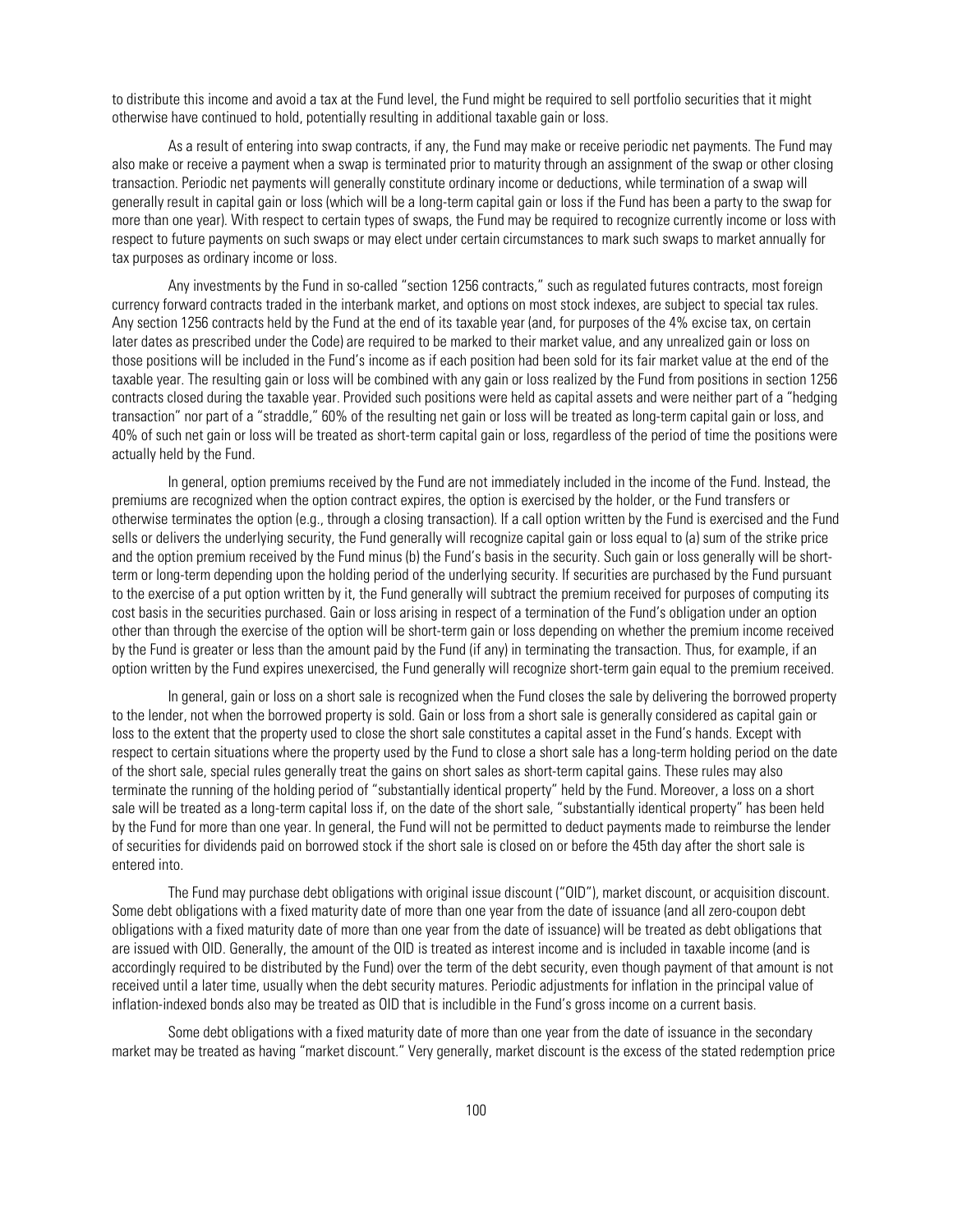to distribute this income and avoid a tax at the Fund level, the Fund might be required to sell portfolio securities that it might otherwise have continued to hold, potentially resulting in additional taxable gain or loss.

As a result of entering into swap contracts, if any, the Fund may make or receive periodic net payments. The Fund may also make or receive a payment when a swap is terminated prior to maturity through an assignment of the swap or other closing transaction. Periodic net payments will generally constitute ordinary income or deductions, while termination of a swap will generally result in capital gain or loss (which will be a long-term capital gain or loss if the Fund has been a party to the swap for more than one year). With respect to certain types of swaps, the Fund may be required to recognize currently income or loss with respect to future payments on such swaps or may elect under certain circumstances to mark such swaps to market annually for tax purposes as ordinary income or loss.

Any investments by the Fund in so-called "section 1256 contracts," such as regulated futures contracts, most foreign currency forward contracts traded in the interbank market, and options on most stock indexes, are subject to special tax rules. Any section 1256 contracts held by the Fund at the end of its taxable year (and, for purposes of the 4% excise tax, on certain later dates as prescribed under the Code) are required to be marked to their market value, and any unrealized gain or loss on those positions will be included in the Fund's income as if each position had been sold for its fair market value at the end of the taxable year. The resulting gain or loss will be combined with any gain or loss realized by the Fund from positions in section 1256 contracts closed during the taxable year. Provided such positions were held as capital assets and were neither part of a "hedging transaction" nor part of a "straddle," 60% of the resulting net gain or loss will be treated as long-term capital gain or loss, and 40% of such net gain or loss will be treated as short-term capital gain or loss, regardless of the period of time the positions were actually held by the Fund.

In general, option premiums received by the Fund are not immediately included in the income of the Fund. Instead, the premiums are recognized when the option contract expires, the option is exercised by the holder, or the Fund transfers or otherwise terminates the option (e.g., through a closing transaction). If a call option written by the Fund is exercised and the Fund sells or delivers the underlying security, the Fund generally will recognize capital gain or loss equal to (a) sum of the strike price and the option premium received by the Fund minus (b) the Fund's basis in the security. Such gain or loss generally will be short-term or long-term depending upon the holding period of the underlying security. If securities are purchased by the Fund pursuant to the exercise of a put option written by it, the Fund generally will subtract the premium received for purposes of computing its cost basis in the securities purchased. Gain or loss arising in respect of a termination of the Fund's obligation under an option other than through the exercise of the option will be short-term gain or loss depending on whether the premium income received by the Fund is greater or less than the amount paid by the Fund (if any) in terminating the transaction. Thus, for example, if an option written by the Fund expires unexercised, the Fund generally will recognize short-term gain equal to the premium received.

In general, gain or loss on a short sale is recognized when the Fund closes the sale by delivering the borrowed property to the lender, not when the borrowed property is sold. Gain or loss from a short sale is generally considered as capital gain or loss to the extent that the property used to close the short sale constitutes a capital asset in the Fund's hands. Except with respect to certain situations where the property used by the Fund to close a short sale has a long-term holding period on the date of the short sale, special rules generally treat the gains on short sales as short-term capital gains. These rules may also terminate the running of the holding period of "substantially identical property" held by the Fund. Moreover, a loss on a short sale will be treated as a long-term capital loss if, on the date of the short sale, "substantially identical property" has been held by the Fund for more than one year. In general, the Fund will not be permitted to deduct payments made to reimburse the lender of securities for dividends paid on borrowed stock if the short sale is closed on or before the 45th day after the short sale is entered into.

The Fund may purchase debt obligations with original issue discount ("OID"), market discount, or acquisition discount. Some debt obligations with a fixed maturity date of more than one year from the date of issuance (and all zero-coupon debt obligations with a fixed maturity date of more than one year from the date of issuance) will be treated as debt obligations that are issued with OID. Generally, the amount of the OID is treated as interest income and is included in taxable income (and is accordingly required to be distributed by the Fund) over the term of the debt security, even though payment of that amount is not received until a later time, usually when the debt security matures. Periodic adjustments for inflation in the principal value of inflation-indexed bonds also may be treated as OID that is includible in the Fund's gross income on a current basis.

Some debt obligations with a fixed maturity date of more than one year from the date of issuance in the secondary market may be treated as having "market discount." Very generally, market discount is the excess of the stated redemption price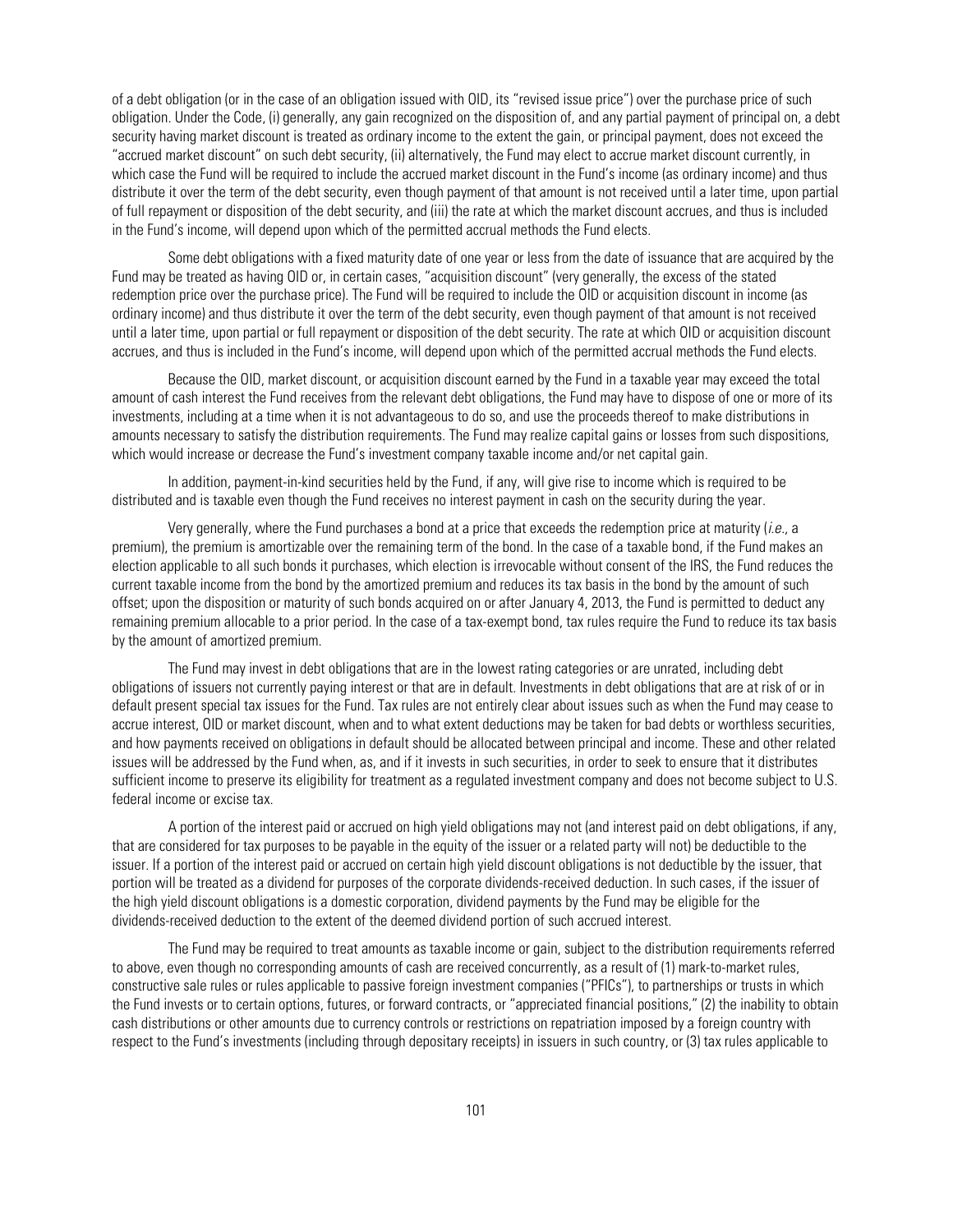of a debt obligation (or in the case of an obligation issued with OID, its "revised issue price") over the purchase price of such obligation. Under the Code, (i) generally, any gain recognized on the disposition of, and any partial payment of principal on, a debt security having market discount is treated as ordinary income to the extent the gain, or principal payment, does not exceed the "accrued market discount" on such debt security, (ii) alternatively, the Fund may elect to accrue market discount currently, in which case the Fund will be required to include the accrued market discount in the Fund's income (as ordinary income) and thus distribute it over the term of the debt security, even though payment of that amount is not received until a later time, upon partial of full repayment or disposition of the debt security, and (iii) the rate at which the market discount accrues, and thus is included in the Fund's income, will depend upon which of the permitted accrual methods the Fund elects.

Some debt obligations with a fixed maturity date of one year or less from the date of issuance that are acquired by the Fund may be treated as having OID or, in certain cases, "acquisition discount" (very generally, the excess of the stated redemption price over the purchase price). The Fund will be required to include the OID or acquisition discount in income (as ordinary income) and thus distribute it over the term of the debt security, even though payment of that amount is not received until a later time, upon partial or full repayment or disposition of the debt security. The rate at which OID or acquisition discount accrues, and thus is included in the Fund's income, will depend upon which of the permitted accrual methods the Fund elects.

Because the OID, market discount, or acquisition discount earned by the Fund in a taxable year may exceed the total amount of cash interest the Fund receives from the relevant debt obligations, the Fund may have to dispose of one or more of its investments, including at a time when it is not advantageous to do so, and use the proceeds thereof to make distributions in amounts necessary to satisfy the distribution requirements. The Fund may realize capital gains or losses from such dispositions, which would increase or decrease the Fund's investment company taxable income and/or net capital gain.

In addition, payment-in-kind securities held by the Fund, if any, will give rise to income which is required to be distributed and is taxable even though the Fund receives no interest payment in cash on the security during the year.

Very generally, where the Fund purchases a bond at a price that exceeds the redemption price at maturity (*i.e.*, a premium), the premium is amortizable over the remaining term of the bond. In the case of a taxable bond, if the Fund makes an election applicable to all such bonds it purchases, which election is irrevocable without consent of the IRS, the Fund reduces the current taxable income from the bond by the amortized premium and reduces its tax basis in the bond by the amount of such offset; upon the disposition or maturity of such bonds acquired on or after January 4, 2013, the Fund is permitted to deduct any remaining premium allocable to a prior period. In the case of a tax-exempt bond, tax rules require the Fund to reduce its tax basis by the amount of amortized premium.

The Fund may invest in debt obligations that are in the lowest rating categories or are unrated, including debt obligations of issuers not currently paying interest or that are in default. Investments in debt obligations that are at risk of or in default present special tax issues for the Fund. Tax rules are not entirely clear about issues such as when the Fund may cease to accrue interest, OID or market discount, when and to what extent deductions may be taken for bad debts or worthless securities, and how payments received on obligations in default should be allocated between principal and income. These and other related issues will be addressed by the Fund when, as, and if it invests in such securities, in order to seek to ensure that it distributes sufficient income to preserve its eligibility for treatment as a regulated investment company and does not become subject to U.S. federal income or excise tax.

A portion of the interest paid or accrued on high yield obligations may not (and interest paid on debt obligations, if any, that are considered for tax purposes to be payable in the equity of the issuer or a related party will not) be deductible to the issuer. If a portion of the interest paid or accrued on certain high yield discount obligations is not deductible by the issuer, that portion will be treated as a dividend for purposes of the corporate dividends-received deduction. In such cases, if the issuer of the high yield discount obligations is a domestic corporation, dividend payments by the Fund may be eligible for the dividends-received deduction to the extent of the deemed dividend portion of such accrued interest.

The Fund may be required to treat amounts as taxable income or gain, subject to the distribution requirements referred to above, even though no corresponding amounts of cash are received concurrently, as a result of (1) mark-to-market rules, constructive sale rules or rules applicable to passive foreign investment companies ("PFICs"), to partnerships or trusts in which the Fund invests or to certain options, futures, or forward contracts, or "appreciated financial positions," (2) the inability to obtain cash distributions or other amounts due to currency controls or restrictions on repatriation imposed by a foreign country with respect to the Fund's investments (including through depositary receipts) in issuers in such country, or (3) tax rules applicable to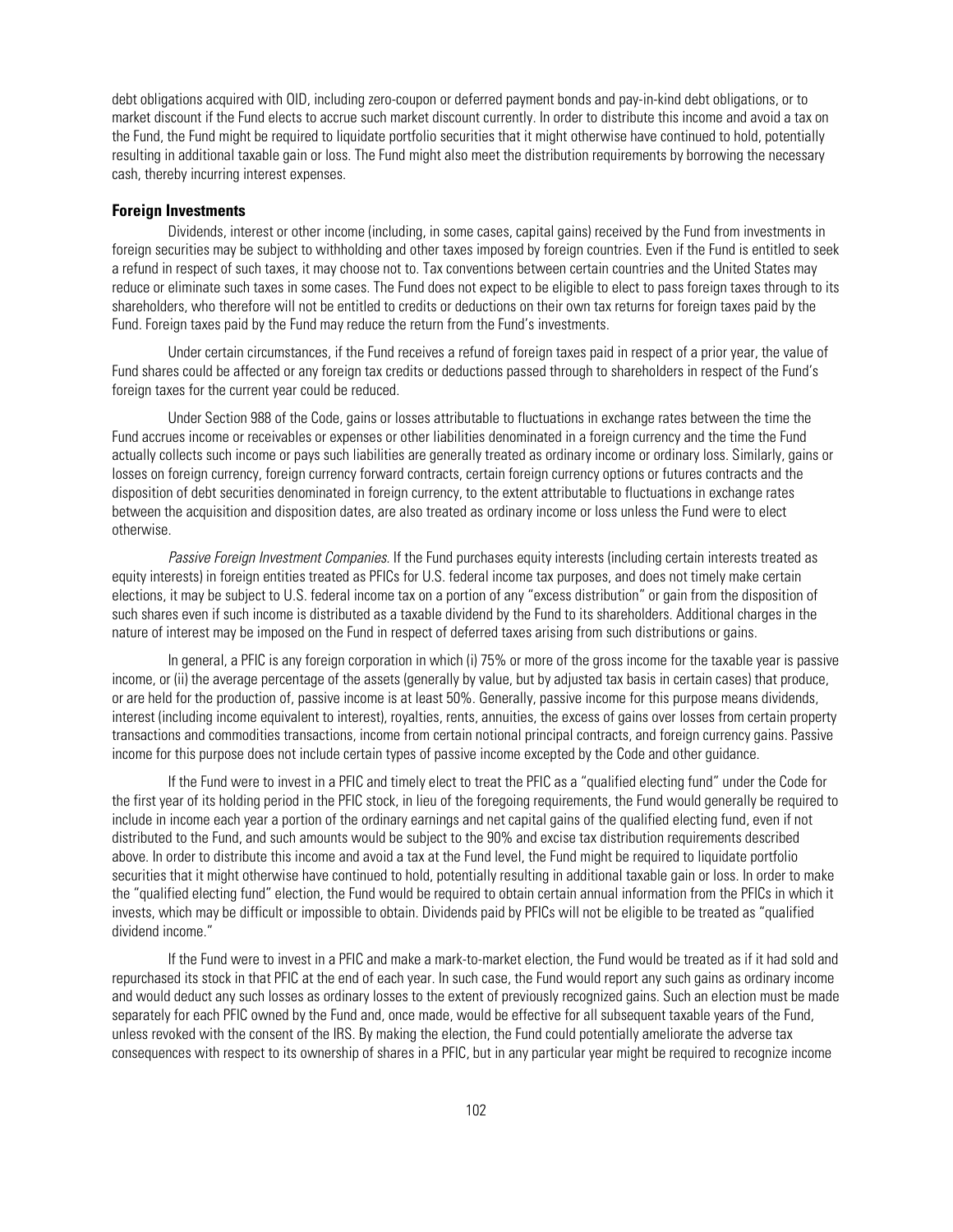debt obligations acquired with OID, including zero-coupon or deferred payment bonds and pay-in-kind debt obligations, or to market discount if the Fund elects to accrue such market discount currently. In order to distribute this income and avoid a tax on the Fund, the Fund might be required to liquidate portfolio securities that it might otherwise have continued to hold, potentially resulting in additional taxable gain or loss. The Fund might also meet the distribution requirements by borrowing the necessary cash, thereby incurring interest expenses.

### Foreign Investments

Dividends, interest or other income (including, in some cases, capital gains) received by the Fund from investments in foreign securities may be subject to withholding and other taxes imposed by foreign countries. Even if the Fund is entitled to seek a refund in respect of such taxes, it may choose not to. Tax conventions between certain countries and the United States may reduce or eliminate such taxes in some cases. The Fund does not expect to be eligible to elect to pass foreign taxes through to its shareholders, who therefore will not be entitled to credits or deductions on their own tax returns for foreign taxes paid by the Fund. Foreign taxes paid by the Fund may reduce the return from the Fund's investments.

Under certain circumstances, if the Fund receives a refund of foreign taxes paid in respect of a prior year, the value of Fund shares could be affected or any foreign tax credits or deductions passed through to shareholders in respect of the Fund's foreign taxes for the current year could be reduced.

Under Section 988 of the Code, gains or losses attributable to fluctuations in exchange rates between the time the Fund accrues income or receivables or expenses or other liabilities denominated in a foreign currency and the time the Fund actually collects such income or pays such liabilities are generally treated as ordinary income or ordinary loss. Similarly, gains or losses on foreign currency, foreign currency forward contracts, certain foreign currency options or futures contracts and the disposition of debt securities denominated in foreign currency, to the extent attributable to fluctuations in exchange rates between the acquisition and disposition dates, are also treated as ordinary income or loss unless the Fund were to elect otherwise.

*Passive Foreign Investment Companies*. If the Fund purchases equity interests (including certain interests treated as equity interests) in foreign entities treated as PFICs for U.S. federal income tax purposes, and does not timely make certain elections, it may be subject to U.S. federal income tax on a portion of any "excess distribution" or gain from the disposition of such shares even if such income is distributed as a taxable dividend by the Fund to its shareholders. Additional charges in the nature of interest may be imposed on the Fund in respect of deferred taxes arising from such distributions or gains.

In general, a PFIC is any foreign corporation in which (i) 75% or more of the gross income for the taxable year is passive income, or (ii) the average percentage of the assets (generally by value, but by adjusted tax basis in certain cases) that produce, or are held for the production of, passive income is at least 50%. Generally, passive income for this purpose means dividends, interest (including income equivalent to interest), royalties, rents, annuities, the excess of gains over losses from certain property transactions and commodities transactions, income from certain notional principal contracts, and foreign currency gains. Passive income for this purpose does not include certain types of passive income excepted by the Code and other guidance.

If the Fund were to invest in a PFIC and timely elect to treat the PFIC as a "qualified electing fund" under the Code for the first year of its holding period in the PFIC stock, in lieu of the foregoing requirements, the Fund would generally be required to include in income each year a portion of the ordinary earnings and net capital gains of the qualified electing fund, even if not distributed to the Fund, and such amounts would be subject to the 90% and excise tax distribution requirements described above. In order to distribute this income and avoid a tax at the Fund level, the Fund might be required to liquidate portfolio securities that it might otherwise have continued to hold, potentially resulting in additional taxable gain or loss. In order to make the "qualified electing fund" election, the Fund would be required to obtain certain annual information from the PFICs in which it invests, which may be difficult or impossible to obtain. Dividends paid by PFICs will not be eligible to be treated as "qualified dividend income."

If the Fund were to invest in a PFIC and make a mark-to-market election, the Fund would be treated as if it had sold and repurchased its stock in that PFIC at the end of each year. In such case, the Fund would report any such gains as ordinary income and would deduct any such losses as ordinary losses to the extent of previously recognized gains. Such an election must be made separately for each PFIC owned by the Fund and, once made, would be effective for all subsequent taxable years of the Fund, unless revoked with the consent of the IRS. By making the election, the Fund could potentially ameliorate the adverse tax consequences with respect to its ownership of shares in a PFIC, but in any particular year might be required to recognize income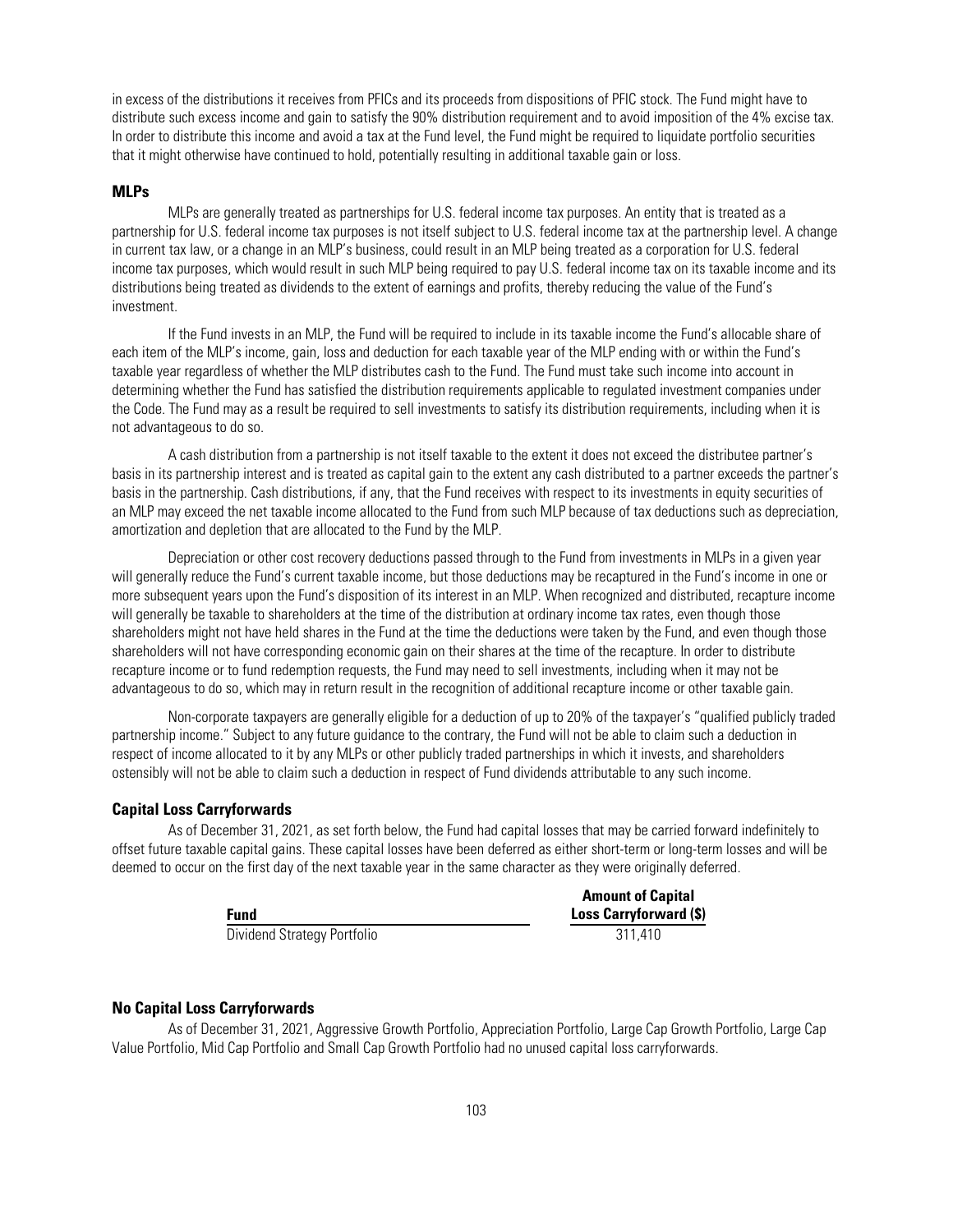in excess of the distributions it receives from PFICs and its proceeds from dispositions of PFIC stock. The Fund might have to distribute such excess income and gain to satisfy the 90% distribution requirement and to avoid imposition of the 4% excise tax. In order to distribute this income and avoid a tax at the Fund level, the Fund might be required to liquidate portfolio securities that it might otherwise have continued to hold, potentially resulting in additional taxable gain or loss.

### MLPs

MLPs are generally treated as partnerships for U.S. federal income tax purposes. An entity that is treated as a partnership for U.S. federal income tax purposes is not itself subject to U.S. federal income tax at the partnership level. A change in current tax law, or a change in an MLP's business, could result in an MLP being treated as a corporation for U.S. federal income tax purposes, which would result in such MLP being required to pay U.S. federal income tax on its taxable income and its distributions being treated as dividends to the extent of earnings and profits, thereby reducing the value of the Fund's investment.

If the Fund invests in an MLP, the Fund will be required to include in its taxable income the Fund's allocable share of each item of the MLP's income, gain, loss and deduction for each taxable year of the MLP ending with or within the Fund's taxable year regardless of whether the MLP distributes cash to the Fund. The Fund must take such income into account in determining whether the Fund has satisfied the distribution requirements applicable to regulated investment companies under the Code. The Fund may as a result be required to sell investments to satisfy its distribution requirements, including when it is not advantageous to do so.

A cash distribution from a partnership is not itself taxable to the extent it does not exceed the distributee partner's basis in its partnership interest and is treated as capital gain to the extent any cash distributed to a partner exceeds the partner's basis in the partnership. Cash distributions, if any, that the Fund receives with respect to its investments in equity securities of an MLP may exceed the net taxable income allocated to the Fund from such MLP because of tax deductions such as depreciation, amortization and depletion that are allocated to the Fund by the MLP.

Depreciation or other cost recovery deductions passed through to the Fund from investments in MLPs in a given year will generally reduce the Fund's current taxable income, but those deductions may be recaptured in the Fund's income in one or more subsequent years upon the Fund's disposition of its interest in an MLP. When recognized and distributed, recapture income will generally be taxable to shareholders at the time of the distribution at ordinary income tax rates, even though those shareholders might not have held shares in the Fund at the time the deductions were taken by the Fund, and even though those shareholders will not have corresponding economic gain on their shares at the time of the recapture. In order to distribute recapture income or to fund redemption requests, the Fund may need to sell investments, including when it may not be advantageous to do so, which may in return result in the recognition of additional recapture income or other taxable gain.

Non-corporate taxpayers are generally eligible for a deduction of up to 20% of the taxpayer's "qualified publicly traded partnership income." Subject to any future guidance to the contrary, the Fund will not be able to claim such a deduction in respect of income allocated to it by any MLPs or other publicly traded partnerships in which it invests, and shareholders ostensibly will not be able to claim such a deduction in respect of Fund dividends attributable to any such income.

### Capital Loss Carryforwards

As of December 31, 2021, as set forth below, the Fund had capital losses that may be carried forward indefinitely to offset future taxable capital gains. These capital losses have been deferred as either short-term or long-term losses and will be deemed to occur on the first day of the next taxable year in the same character as they were originally deferred.

| Fund | Amount of Capital Loss Carryforward ($) |
|---|---|
| Dividend Strategy Portfolio | 311,410 |

### No Capital Loss Carryforwards

As of December 31, 2021, Aggressive Growth Portfolio, Appreciation Portfolio, Large Cap Growth Portfolio, Large Cap Value Portfolio, Mid Cap Portfolio and Small Cap Growth Portfolio had no unused capital loss carryforwards.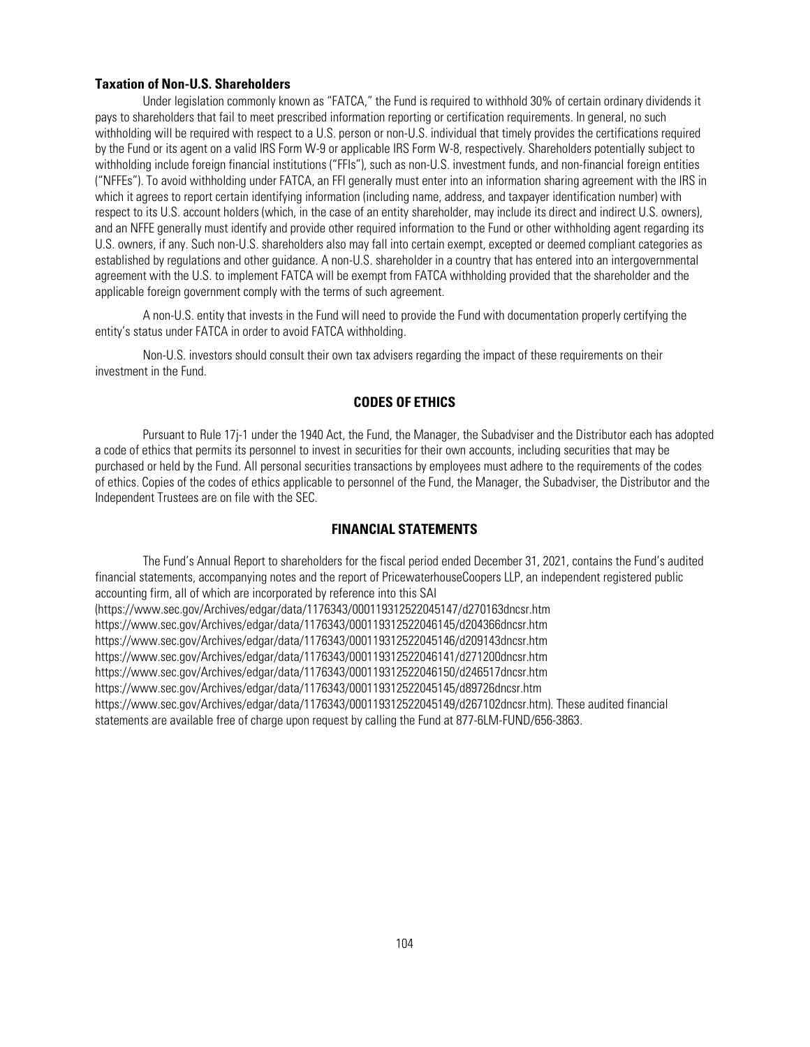### Taxation of Non-U.S. Shareholders

Under legislation commonly known as "FATCA," the Fund is required to withhold 30% of certain ordinary dividends it pays to shareholders that fail to meet prescribed information reporting or certification requirements. In general, no such withholding will be required with respect to a U.S. person or non-U.S. individual that timely provides the certifications required by the Fund or its agent on a valid IRS Form W-9 or applicable IRS Form W-8, respectively. Shareholders potentially subject to withholding include foreign financial institutions ("FFIs"), such as non-U.S. investment funds, and non-financial foreign entities ("NFFEs"). To avoid withholding under FATCA, an FFI generally must enter into an information sharing agreement with the IRS in which it agrees to report certain identifying information (including name, address, and taxpayer identification number) with respect to its U.S. account holders (which, in the case of an entity shareholder, may include its direct and indirect U.S. owners), and an NFFE generally must identify and provide other required information to the Fund or other withholding agent regarding its U.S. owners, if any. Such non-U.S. shareholders also may fall into certain exempt, excepted or deemed compliant categories as established by regulations and other guidance. A non-U.S. shareholder in a country that has entered into an intergovernmental agreement with the U.S. to implement FATCA will be exempt from FATCA withholding provided that the shareholder and the applicable foreign government comply with the terms of such agreement.

A non-U.S. entity that invests in the Fund will need to provide the Fund with documentation properly certifying the entity's status under FATCA in order to avoid FATCA withholding.

Non-U.S. investors should consult their own tax advisers regarding the impact of these requirements on their investment in the Fund.

## CODES OF ETHICS

Pursuant to Rule 17j-1 under the 1940 Act, the Fund, the Manager, the Subadviser and the Distributor each has adopted a code of ethics that permits its personnel to invest in securities for their own accounts, including securities that may be purchased or held by the Fund. All personal securities transactions by employees must adhere to the requirements of the codes of ethics. Copies of the codes of ethics applicable to personnel of the Fund, the Manager, the Subadviser, the Distributor and the Independent Trustees are on file with the SEC.

## FINANCIAL STATEMENTS

The Fund's Annual Report to shareholders for the fiscal period ended December 31, 2021, contains the Fund's audited financial statements, accompanying notes and the report of PricewaterhouseCoopers LLP, an independent registered public accounting firm, all of which are incorporated by reference into this SAI
(https://www.sec.gov/Archives/edgar/data/1176343/000119312522045147/d270163dncsr.htm
https://www.sec.gov/Archives/edgar/data/1176343/000119312522046145/d204366dncsr.htm
https://www.sec.gov/Archives/edgar/data/1176343/000119312522045146/d209143dncsr.htm
https://www.sec.gov/Archives/edgar/data/1176343/000119312522046141/d271200dncsr.htm
https://www.sec.gov/Archives/edgar/data/1176343/000119312522046150/d246517dncsr.htm
https://www.sec.gov/Archives/edgar/data/1176343/000119312522045145/d89726dncsr.htm
https://www.sec.gov/Archives/edgar/data/1176343/000119312522045149/d267102dncsr.htm). These audited financial statements are available free of charge upon request by calling the Fund at 877-6LM-FUND/656-3863.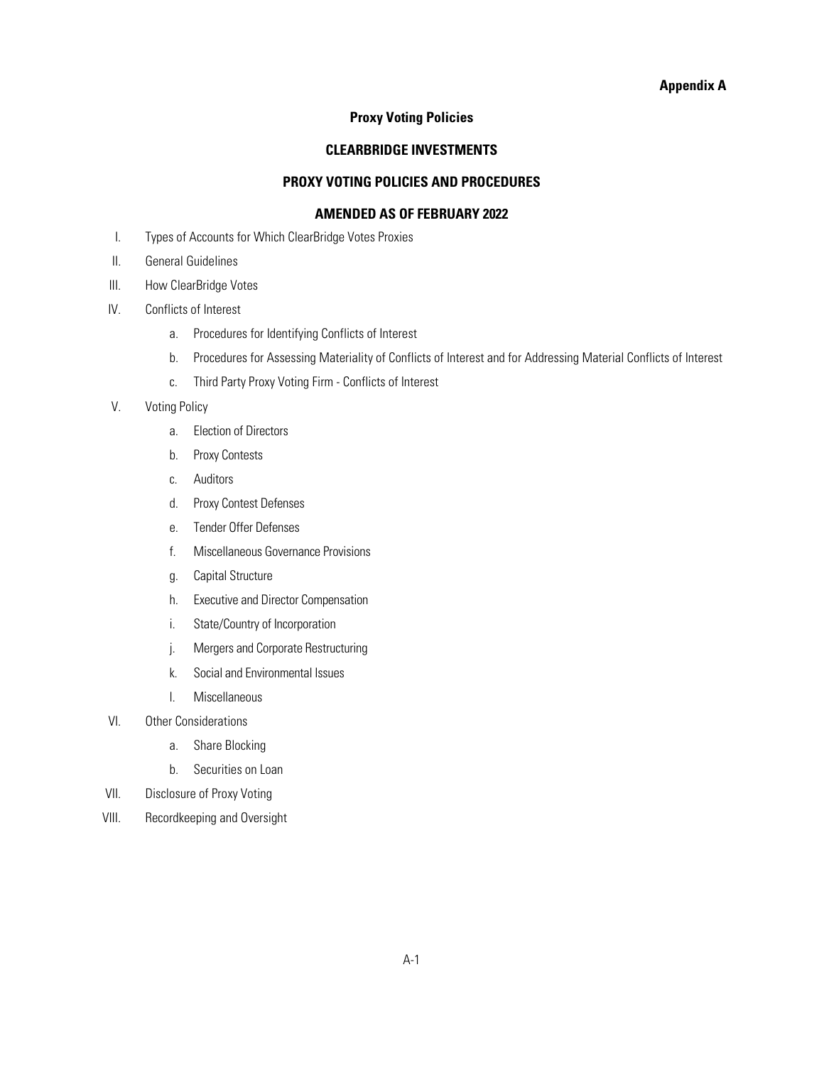**Appendix A**

## Proxy Voting Policies

## CLEARBRIDGE INVESTMENTS

## PROXY VOTING POLICIES AND PROCEDURES

## AMENDED AS OF FEBRUARY 2022

I. Types of Accounts for Which ClearBridge Votes Proxies

II. General Guidelines

III. How ClearBridge Votes

IV. Conflicts of Interest

  a. Procedures for Identifying Conflicts of Interest

  b. Procedures for Assessing Materiality of Conflicts of Interest and for Addressing Material Conflicts of Interest

  c. Third Party Proxy Voting Firm - Conflicts of Interest

V. Voting Policy

  a. Election of Directors

  b. Proxy Contests

  c. Auditors

  d. Proxy Contest Defenses

  e. Tender Offer Defenses

  f. Miscellaneous Governance Provisions

  g. Capital Structure

  h. Executive and Director Compensation

  i. State/Country of Incorporation

  j. Mergers and Corporate Restructuring

  k. Social and Environmental Issues

  l. Miscellaneous

VI. Other Considerations

  a. Share Blocking

  b. Securities on Loan

VII. Disclosure of Proxy Voting

VIII. Recordkeeping and Oversight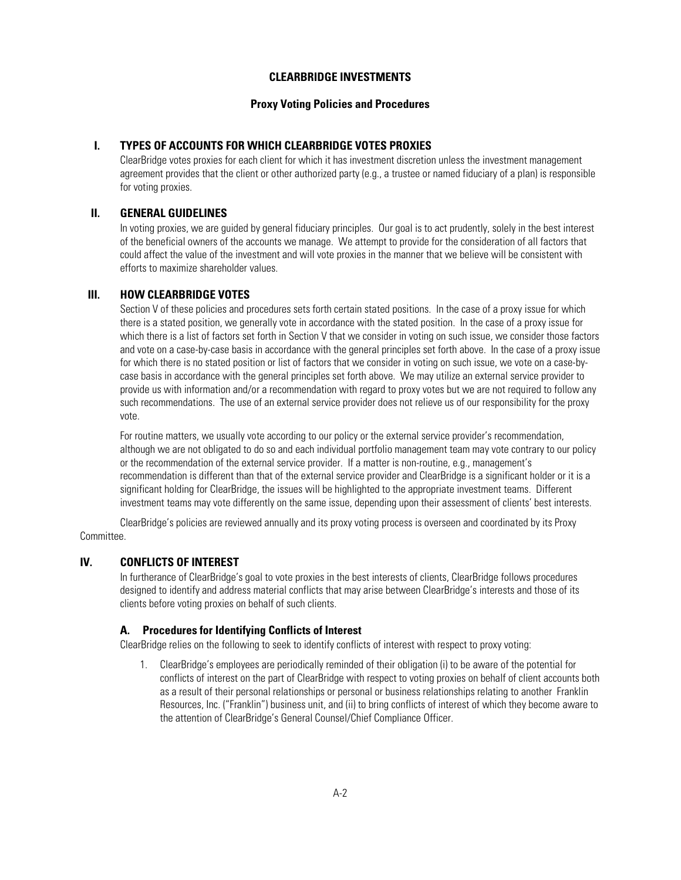## CLEARBRIDGE INVESTMENTS

### Proxy Voting Policies and Procedures

### I. TYPES OF ACCOUNTS FOR WHICH CLEARBRIDGE VOTES PROXIES

ClearBridge votes proxies for each client for which it has investment discretion unless the investment management agreement provides that the client or other authorized party (e.g., a trustee or named fiduciary of a plan) is responsible for voting proxies.

### II. GENERAL GUIDELINES

In voting proxies, we are guided by general fiduciary principles. Our goal is to act prudently, solely in the best interest of the beneficial owners of the accounts we manage. We attempt to provide for the consideration of all factors that could affect the value of the investment and will vote proxies in the manner that we believe will be consistent with efforts to maximize shareholder values.

### III. HOW CLEARBRIDGE VOTES

Section V of these policies and procedures sets forth certain stated positions. In the case of a proxy issue for which there is a stated position, we generally vote in accordance with the stated position. In the case of a proxy issue for which there is a list of factors set forth in Section V that we consider in voting on such issue, we consider those factors and vote on a case-by-case basis in accordance with the general principles set forth above. In the case of a proxy issue for which there is no stated position or list of factors that we consider in voting on such issue, we vote on a case-by-case basis in accordance with the general principles set forth above. We may utilize an external service provider to provide us with information and/or a recommendation with regard to proxy votes but we are not required to follow any such recommendations. The use of an external service provider does not relieve us of our responsibility for the proxy vote.

For routine matters, we usually vote according to our policy or the external service provider's recommendation, although we are not obligated to do so and each individual portfolio management team may vote contrary to our policy or the recommendation of the external service provider. If a matter is non-routine, e.g., management's recommendation is different than that of the external service provider and ClearBridge is a significant holder or it is a significant holding for ClearBridge, the issues will be highlighted to the appropriate investment teams. Different investment teams may vote differently on the same issue, depending upon their assessment of clients' best interests.

ClearBridge's policies are reviewed annually and its proxy voting process is overseen and coordinated by its Proxy Committee.

### IV. CONFLICTS OF INTEREST

In furtherance of ClearBridge's goal to vote proxies in the best interests of clients, ClearBridge follows procedures designed to identify and address material conflicts that may arise between ClearBridge's interests and those of its clients before voting proxies on behalf of such clients.

#### A. Procedures for Identifying Conflicts of Interest

ClearBridge relies on the following to seek to identify conflicts of interest with respect to proxy voting:

1. ClearBridge's employees are periodically reminded of their obligation (i) to be aware of the potential for conflicts of interest on the part of ClearBridge with respect to voting proxies on behalf of client accounts both as a result of their personal relationships or personal or business relationships relating to another Franklin Resources, Inc. ("Franklin") business unit, and (ii) to bring conflicts of interest of which they become aware to the attention of ClearBridge's General Counsel/Chief Compliance Officer.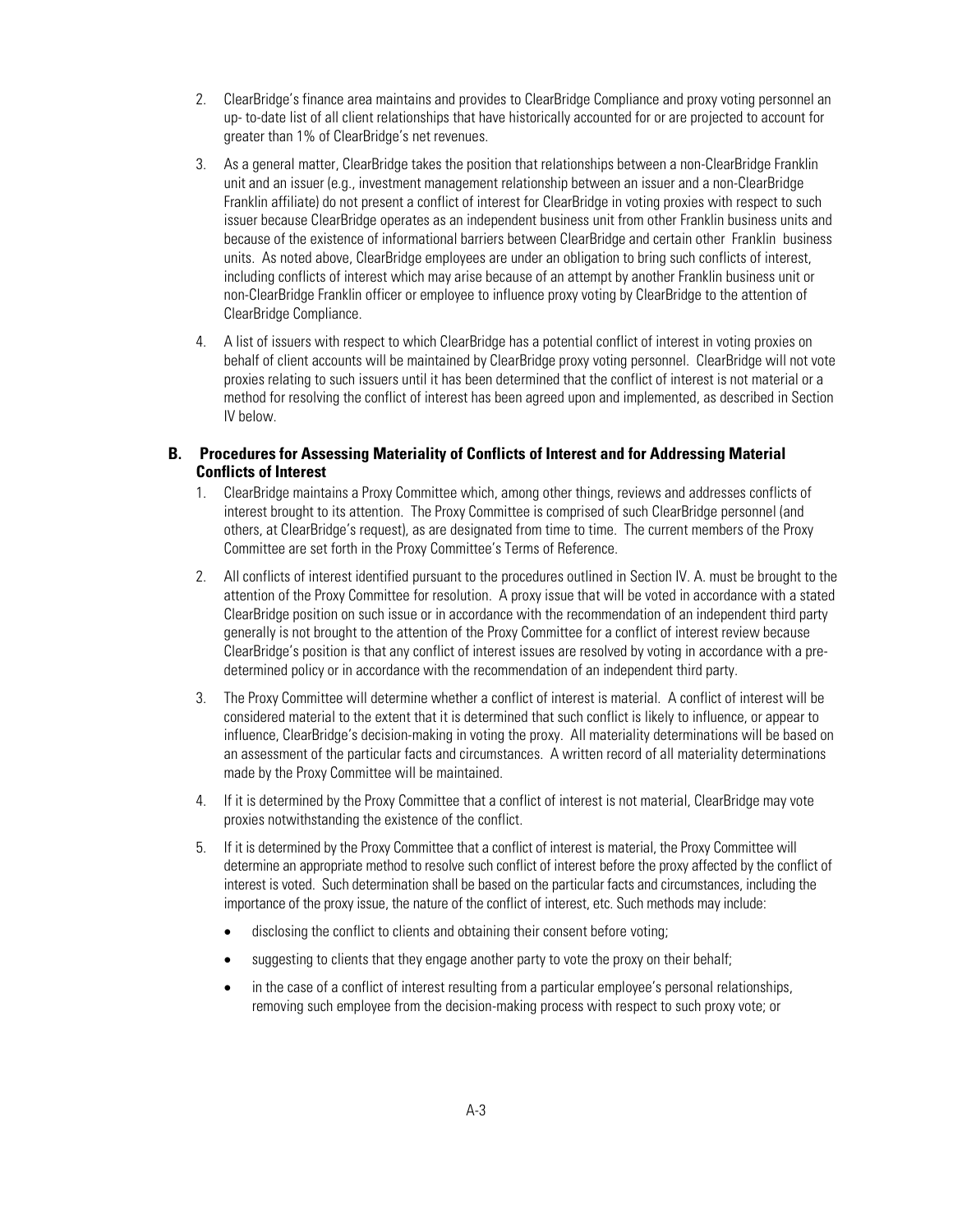2. ClearBridge's finance area maintains and provides to ClearBridge Compliance and proxy voting personnel an up- to-date list of all client relationships that have historically accounted for or are projected to account for greater than 1% of ClearBridge's net revenues.

3. As a general matter, ClearBridge takes the position that relationships between a non-ClearBridge Franklin unit and an issuer (e.g., investment management relationship between an issuer and a non-ClearBridge Franklin affiliate) do not present a conflict of interest for ClearBridge in voting proxies with respect to such issuer because ClearBridge operates as an independent business unit from other Franklin business units and because of the existence of informational barriers between ClearBridge and certain other Franklin business units. As noted above, ClearBridge employees are under an obligation to bring such conflicts of interest, including conflicts of interest which may arise because of an attempt by another Franklin business unit or non-ClearBridge Franklin officer or employee to influence proxy voting by ClearBridge to the attention of ClearBridge Compliance.

4. A list of issuers with respect to which ClearBridge has a potential conflict of interest in voting proxies on behalf of client accounts will be maintained by ClearBridge proxy voting personnel. ClearBridge will not vote proxies relating to such issuers until it has been determined that the conflict of interest is not material or a method for resolving the conflict of interest has been agreed upon and implemented, as described in Section IV below.

### B. Procedures for Assessing Materiality of Conflicts of Interest and for Addressing Material Conflicts of Interest

1. ClearBridge maintains a Proxy Committee which, among other things, reviews and addresses conflicts of interest brought to its attention. The Proxy Committee is comprised of such ClearBridge personnel (and others, at ClearBridge's request), as are designated from time to time. The current members of the Proxy Committee are set forth in the Proxy Committee's Terms of Reference.

2. All conflicts of interest identified pursuant to the procedures outlined in Section IV. A. must be brought to the attention of the Proxy Committee for resolution. A proxy issue that will be voted in accordance with a stated ClearBridge position on such issue or in accordance with the recommendation of an independent third party generally is not brought to the attention of the Proxy Committee for a conflict of interest review because ClearBridge's position is that any conflict of interest issues are resolved by voting in accordance with a pre-determined policy or in accordance with the recommendation of an independent third party.

3. The Proxy Committee will determine whether a conflict of interest is material. A conflict of interest will be considered material to the extent that it is determined that such conflict is likely to influence, or appear to influence, ClearBridge's decision-making in voting the proxy. All materiality determinations will be based on an assessment of the particular facts and circumstances. A written record of all materiality determinations made by the Proxy Committee will be maintained.

4. If it is determined by the Proxy Committee that a conflict of interest is not material, ClearBridge may vote proxies notwithstanding the existence of the conflict.

5. If it is determined by the Proxy Committee that a conflict of interest is material, the Proxy Committee will determine an appropriate method to resolve such conflict of interest before the proxy affected by the conflict of interest is voted. Such determination shall be based on the particular facts and circumstances, including the importance of the proxy issue, the nature of the conflict of interest, etc. Such methods may include:

   - disclosing the conflict to clients and obtaining their consent before voting;
   - suggesting to clients that they engage another party to vote the proxy on their behalf;
   - in the case of a conflict of interest resulting from a particular employee's personal relationships, removing such employee from the decision-making process with respect to such proxy vote; or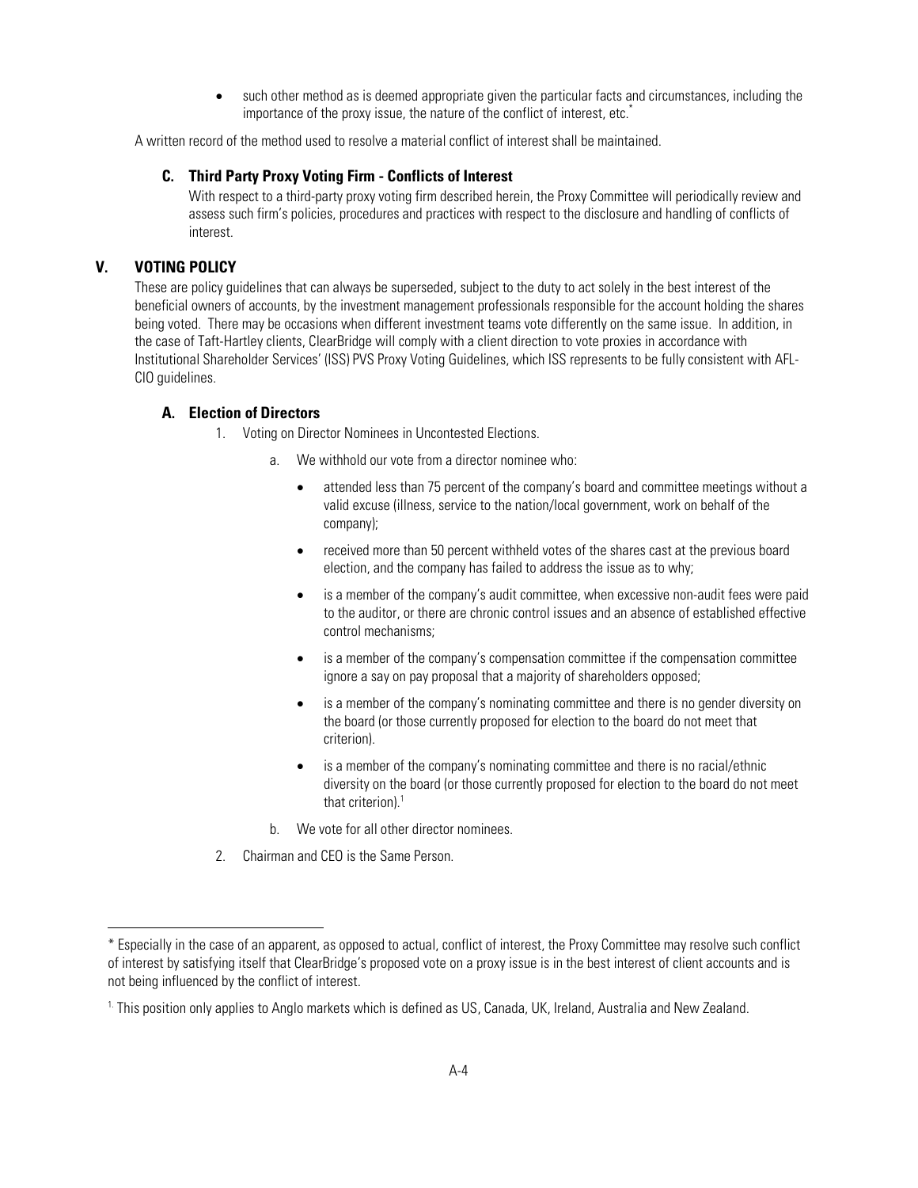- such other method as is deemed appropriate given the particular facts and circumstances, including the importance of the proxy issue, the nature of the conflict of interest, etc.*

A written record of the method used to resolve a material conflict of interest shall be maintained.

### C. Third Party Proxy Voting Firm - Conflicts of Interest

With respect to a third-party proxy voting firm described herein, the Proxy Committee will periodically review and assess such firm's policies, procedures and practices with respect to the disclosure and handling of conflicts of interest.

## V. VOTING POLICY

These are policy guidelines that can always be superseded, subject to the duty to act solely in the best interest of the beneficial owners of accounts, by the investment management professionals responsible for the account holding the shares being voted. There may be occasions when different investment teams vote differently on the same issue. In addition, in the case of Taft-Hartley clients, ClearBridge will comply with a client direction to vote proxies in accordance with Institutional Shareholder Services' (ISS) PVS Proxy Voting Guidelines, which ISS represents to be fully consistent with AFL-CIO guidelines.

### A. Election of Directors

1. Voting on Director Nominees in Uncontested Elections.

   a. We withhold our vote from a director nominee who:

      - attended less than 75 percent of the company's board and committee meetings without a valid excuse (illness, service to the nation/local government, work on behalf of the company);
      - received more than 50 percent withheld votes of the shares cast at the previous board election, and the company has failed to address the issue as to why;
      - is a member of the company's audit committee, when excessive non-audit fees were paid to the auditor, or there are chronic control issues and an absence of established effective control mechanisms;
      - is a member of the company's compensation committee if the compensation committee ignore a say on pay proposal that a majority of shareholders opposed;
      - is a member of the company's nominating committee and there is no gender diversity on the board (or those currently proposed for election to the board do not meet that criterion).
      - is a member of the company's nominating committee and there is no racial/ethnic diversity on the board (or those currently proposed for election to the board do not meet that criterion).[1]

   b. We vote for all other director nominees.

2. Chairman and CEO is the Same Person.

---

\* Especially in the case of an apparent, as opposed to actual, conflict of interest, the Proxy Committee may resolve such conflict of interest by satisfying itself that ClearBridge's proposed vote on a proxy issue is in the best interest of client accounts and is not being influenced by the conflict of interest.

[1] This position only applies to Anglo markets which is defined as US, Canada, UK, Ireland, Australia and New Zealand.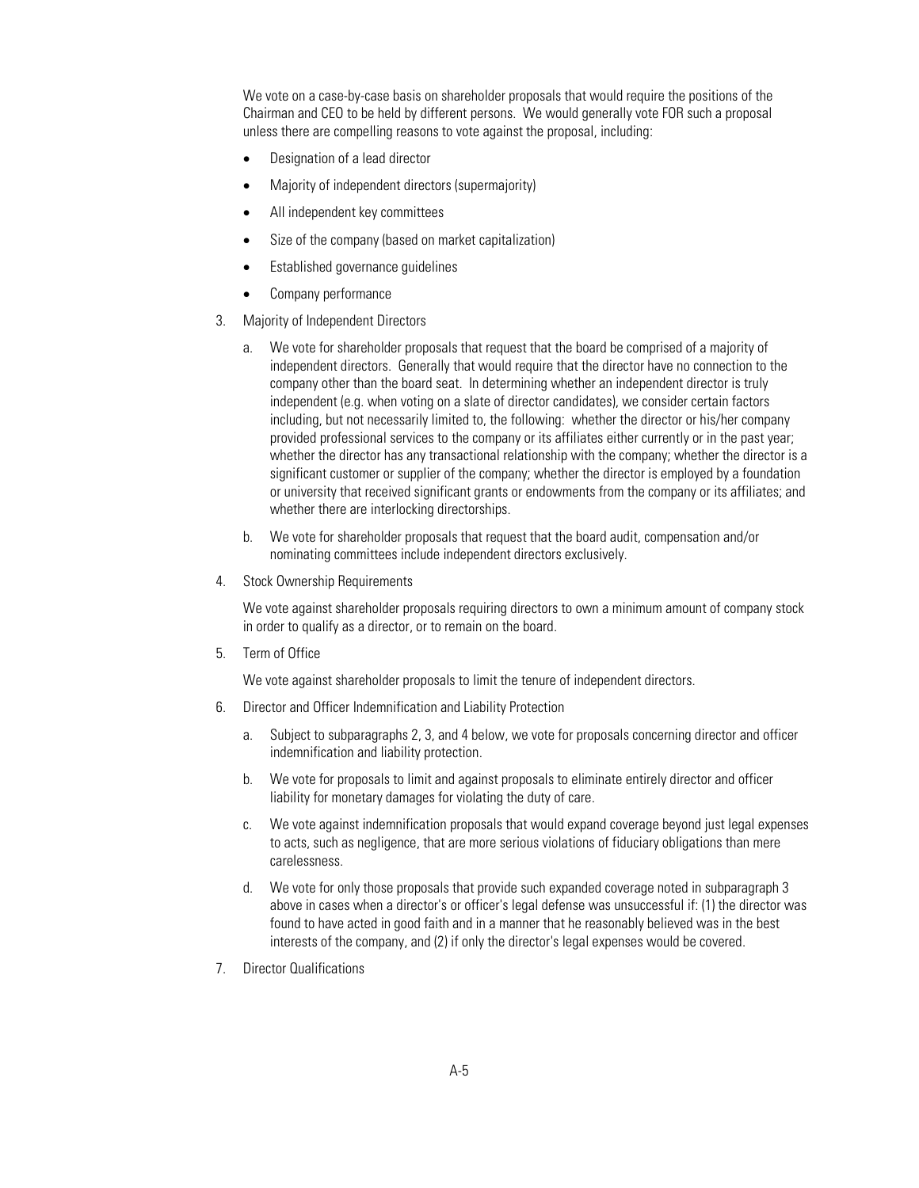We vote on a case-by-case basis on shareholder proposals that would require the positions of the Chairman and CEO to be held by different persons. We would generally vote FOR such a proposal unless there are compelling reasons to vote against the proposal, including:

- Designation of a lead director
- Majority of independent directors (supermajority)
- All independent key committees
- Size of the company (based on market capitalization)
- Established governance guidelines
- Company performance

3. Majority of Independent Directors

   a. We vote for shareholder proposals that request that the board be comprised of a majority of independent directors. Generally that would require that the director have no connection to the company other than the board seat. In determining whether an independent director is truly independent (e.g. when voting on a slate of director candidates), we consider certain factors including, but not necessarily limited to, the following: whether the director or his/her company provided professional services to the company or its affiliates either currently or in the past year; whether the director has any transactional relationship with the company; whether the director is a significant customer or supplier of the company; whether the director is employed by a foundation or university that received significant grants or endowments from the company or its affiliates; and whether there are interlocking directorships.

   b. We vote for shareholder proposals that request that the board audit, compensation and/or nominating committees include independent directors exclusively.

4. Stock Ownership Requirements

   We vote against shareholder proposals requiring directors to own a minimum amount of company stock in order to qualify as a director, or to remain on the board.

5. Term of Office

   We vote against shareholder proposals to limit the tenure of independent directors.

6. Director and Officer Indemnification and Liability Protection

   a. Subject to subparagraphs 2, 3, and 4 below, we vote for proposals concerning director and officer indemnification and liability protection.

   b. We vote for proposals to limit and against proposals to eliminate entirely director and officer liability for monetary damages for violating the duty of care.

   c. We vote against indemnification proposals that would expand coverage beyond just legal expenses to acts, such as negligence, that are more serious violations of fiduciary obligations than mere carelessness.

   d. We vote for only those proposals that provide such expanded coverage noted in subparagraph 3 above in cases when a director's or officer's legal defense was unsuccessful if: (1) the director was found to have acted in good faith and in a manner that he reasonably believed was in the best interests of the company, and (2) if only the director's legal expenses would be covered.

7. Director Qualifications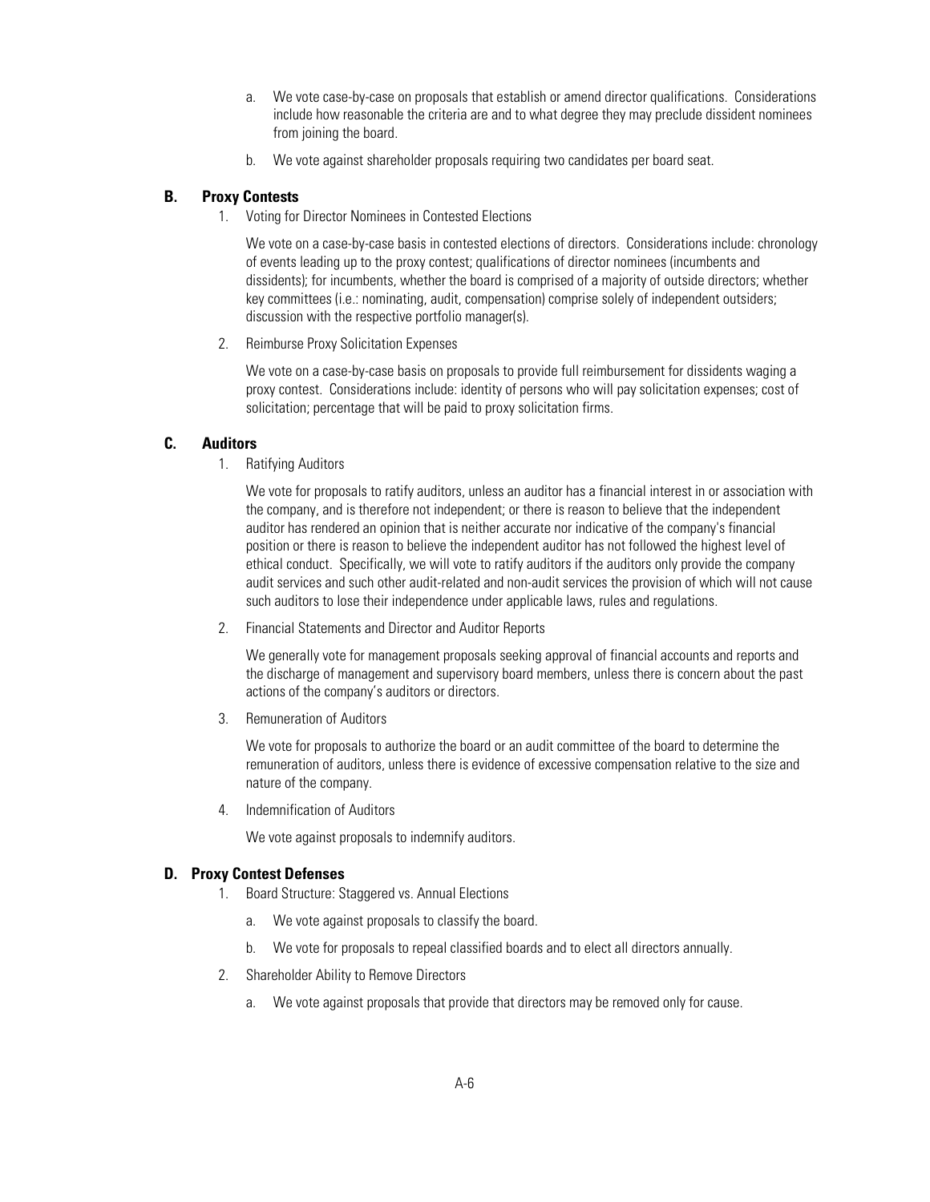a. We vote case-by-case on proposals that establish or amend director qualifications. Considerations include how reasonable the criteria are and to what degree they may preclude dissident nominees from joining the board.

b. We vote against shareholder proposals requiring two candidates per board seat.

## B. Proxy Contests

1. Voting for Director Nominees in Contested Elections

   We vote on a case-by-case basis in contested elections of directors. Considerations include: chronology of events leading up to the proxy contest; qualifications of director nominees (incumbents and dissidents); for incumbents, whether the board is comprised of a majority of outside directors; whether key committees (i.e.: nominating, audit, compensation) comprise solely of independent outsiders; discussion with the respective portfolio manager(s).

2. Reimburse Proxy Solicitation Expenses

   We vote on a case-by-case basis on proposals to provide full reimbursement for dissidents waging a proxy contest. Considerations include: identity of persons who will pay solicitation expenses; cost of solicitation; percentage that will be paid to proxy solicitation firms.

## C. Auditors

1. Ratifying Auditors

   We vote for proposals to ratify auditors, unless an auditor has a financial interest in or association with the company, and is therefore not independent; or there is reason to believe that the independent auditor has rendered an opinion that is neither accurate nor indicative of the company's financial position or there is reason to believe the independent auditor has not followed the highest level of ethical conduct. Specifically, we will vote to ratify auditors if the auditors only provide the company audit services and such other audit-related and non-audit services the provision of which will not cause such auditors to lose their independence under applicable laws, rules and regulations.

2. Financial Statements and Director and Auditor Reports

   We generally vote for management proposals seeking approval of financial accounts and reports and the discharge of management and supervisory board members, unless there is concern about the past actions of the company's auditors or directors.

3. Remuneration of Auditors

   We vote for proposals to authorize the board or an audit committee of the board to determine the remuneration of auditors, unless there is evidence of excessive compensation relative to the size and nature of the company.

4. Indemnification of Auditors

   We vote against proposals to indemnify auditors.

## D. Proxy Contest Defenses

1. Board Structure: Staggered vs. Annual Elections

   a. We vote against proposals to classify the board.

   b. We vote for proposals to repeal classified boards and to elect all directors annually.

2. Shareholder Ability to Remove Directors

   a. We vote against proposals that provide that directors may be removed only for cause.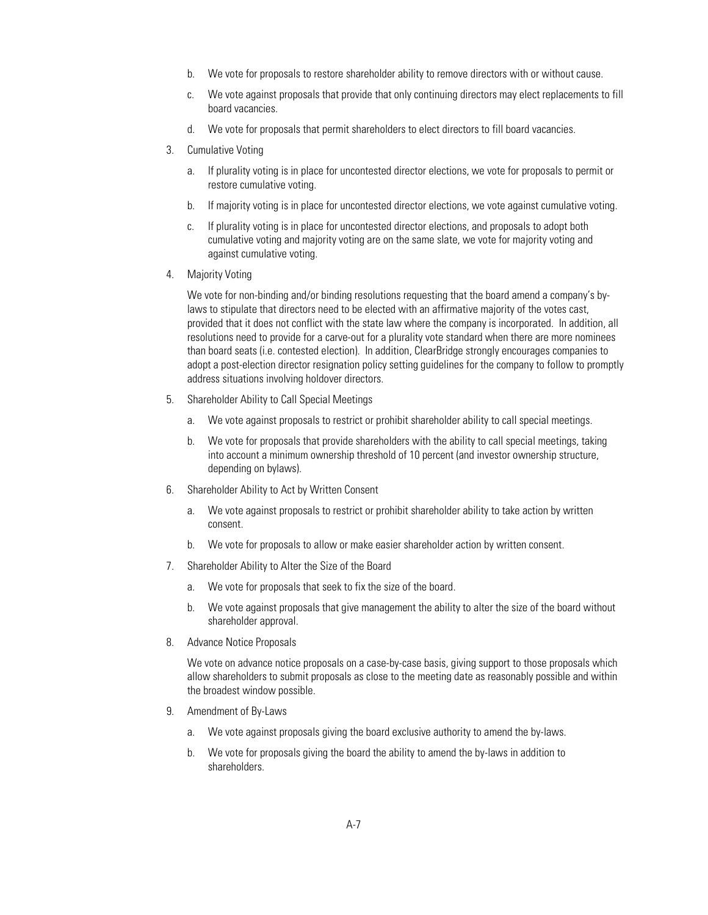b. We vote for proposals to restore shareholder ability to remove directors with or without cause.

c. We vote against proposals that provide that only continuing directors may elect replacements to fill board vacancies.

d. We vote for proposals that permit shareholders to elect directors to fill board vacancies.

3. Cumulative Voting

   a. If plurality voting is in place for uncontested director elections, we vote for proposals to permit or restore cumulative voting.

   b. If majority voting is in place for uncontested director elections, we vote against cumulative voting.

   c. If plurality voting is in place for uncontested director elections, and proposals to adopt both cumulative voting and majority voting are on the same slate, we vote for majority voting and against cumulative voting.

4. Majority Voting

   We vote for non-binding and/or binding resolutions requesting that the board amend a company's by-laws to stipulate that directors need to be elected with an affirmative majority of the votes cast, provided that it does not conflict with the state law where the company is incorporated. In addition, all resolutions need to provide for a carve-out for a plurality vote standard when there are more nominees than board seats (i.e. contested election). In addition, ClearBridge strongly encourages companies to adopt a post-election director resignation policy setting guidelines for the company to follow to promptly address situations involving holdover directors.

5. Shareholder Ability to Call Special Meetings

   a. We vote against proposals to restrict or prohibit shareholder ability to call special meetings.

   b. We vote for proposals that provide shareholders with the ability to call special meetings, taking into account a minimum ownership threshold of 10 percent (and investor ownership structure, depending on bylaws).

6. Shareholder Ability to Act by Written Consent

   a. We vote against proposals to restrict or prohibit shareholder ability to take action by written consent.

   b. We vote for proposals to allow or make easier shareholder action by written consent.

7. Shareholder Ability to Alter the Size of the Board

   a. We vote for proposals that seek to fix the size of the board.

   b. We vote against proposals that give management the ability to alter the size of the board without shareholder approval.

8. Advance Notice Proposals

   We vote on advance notice proposals on a case-by-case basis, giving support to those proposals which allow shareholders to submit proposals as close to the meeting date as reasonably possible and within the broadest window possible.

9. Amendment of By-Laws

   a. We vote against proposals giving the board exclusive authority to amend the by-laws.

   b. We vote for proposals giving the board the ability to amend the by-laws in addition to shareholders.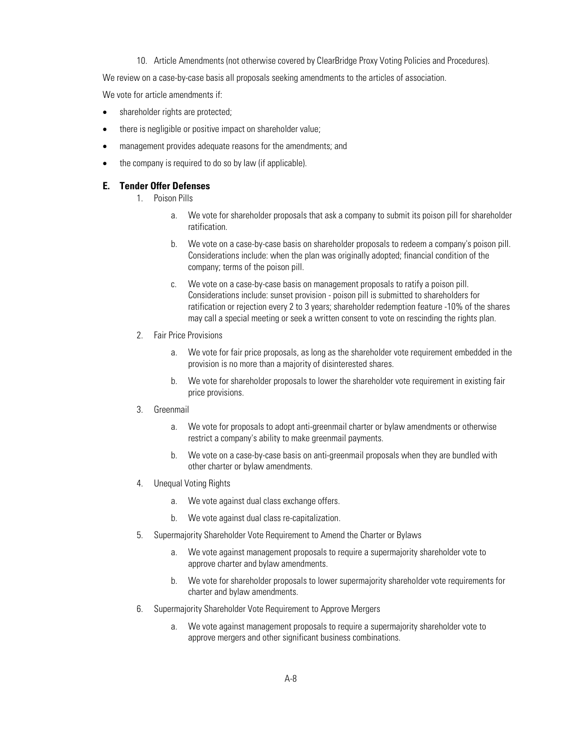10. Article Amendments (not otherwise covered by ClearBridge Proxy Voting Policies and Procedures).

We review on a case-by-case basis all proposals seeking amendments to the articles of association.

We vote for article amendments if:

- shareholder rights are protected;
- there is negligible or positive impact on shareholder value;
- management provides adequate reasons for the amendments; and
- the company is required to do so by law (if applicable).

## E. Tender Offer Defenses

1. Poison Pills

   a. We vote for shareholder proposals that ask a company to submit its poison pill for shareholder ratification.

   b. We vote on a case-by-case basis on shareholder proposals to redeem a company's poison pill. Considerations include: when the plan was originally adopted; financial condition of the company; terms of the poison pill.

   c. We vote on a case-by-case basis on management proposals to ratify a poison pill. Considerations include: sunset provision - poison pill is submitted to shareholders for ratification or rejection every 2 to 3 years; shareholder redemption feature -10% of the shares may call a special meeting or seek a written consent to vote on rescinding the rights plan.

2. Fair Price Provisions

   a. We vote for fair price proposals, as long as the shareholder vote requirement embedded in the provision is no more than a majority of disinterested shares.

   b. We vote for shareholder proposals to lower the shareholder vote requirement in existing fair price provisions.

3. Greenmail

   a. We vote for proposals to adopt anti-greenmail charter or bylaw amendments or otherwise restrict a company's ability to make greenmail payments.

   b. We vote on a case-by-case basis on anti-greenmail proposals when they are bundled with other charter or bylaw amendments.

4. Unequal Voting Rights

   a. We vote against dual class exchange offers.

   b. We vote against dual class re-capitalization.

5. Supermajority Shareholder Vote Requirement to Amend the Charter or Bylaws

   a. We vote against management proposals to require a supermajority shareholder vote to approve charter and bylaw amendments.

   b. We vote for shareholder proposals to lower supermajority shareholder vote requirements for charter and bylaw amendments.

6. Supermajority Shareholder Vote Requirement to Approve Mergers

   a. We vote against management proposals to require a supermajority shareholder vote to approve mergers and other significant business combinations.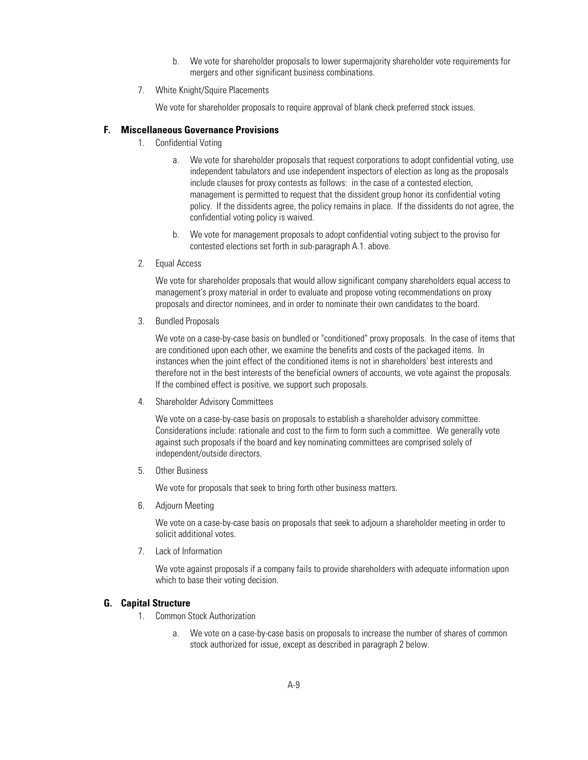b. We vote for shareholder proposals to lower supermajority shareholder vote requirements for mergers and other significant business combinations.

7. White Knight/Squire Placements

   We vote for shareholder proposals to require approval of blank check preferred stock issues.

### F. Miscellaneous Governance Provisions

1. Confidential Voting

   a. We vote for shareholder proposals that request corporations to adopt confidential voting, use independent tabulators and use independent inspectors of election as long as the proposals include clauses for proxy contests as follows: in the case of a contested election, management is permitted to request that the dissident group honor its confidential voting policy. If the dissidents agree, the policy remains in place. If the dissidents do not agree, the confidential voting policy is waived.

   b. We vote for management proposals to adopt confidential voting subject to the proviso for contested elections set forth in sub-paragraph A.1. above.

2. Equal Access

   We vote for shareholder proposals that would allow significant company shareholders equal access to management's proxy material in order to evaluate and propose voting recommendations on proxy proposals and director nominees, and in order to nominate their own candidates to the board.

3. Bundled Proposals

   We vote on a case-by-case basis on bundled or "conditioned" proxy proposals. In the case of items that are conditioned upon each other, we examine the benefits and costs of the packaged items. In instances when the joint effect of the conditioned items is not in shareholders' best interests and therefore not in the best interests of the beneficial owners of accounts, we vote against the proposals. If the combined effect is positive, we support such proposals.

4. Shareholder Advisory Committees

   We vote on a case-by-case basis on proposals to establish a shareholder advisory committee. Considerations include: rationale and cost to the firm to form such a committee. We generally vote against such proposals if the board and key nominating committees are comprised solely of independent/outside directors.

5. Other Business

   We vote for proposals that seek to bring forth other business matters.

6. Adjourn Meeting

   We vote on a case-by-case basis on proposals that seek to adjourn a shareholder meeting in order to solicit additional votes.

7. Lack of Information

   We vote against proposals if a company fails to provide shareholders with adequate information upon which to base their voting decision.

### G. Capital Structure

1. Common Stock Authorization

   a. We vote on a case-by-case basis on proposals to increase the number of shares of common stock authorized for issue, except as described in paragraph 2 below.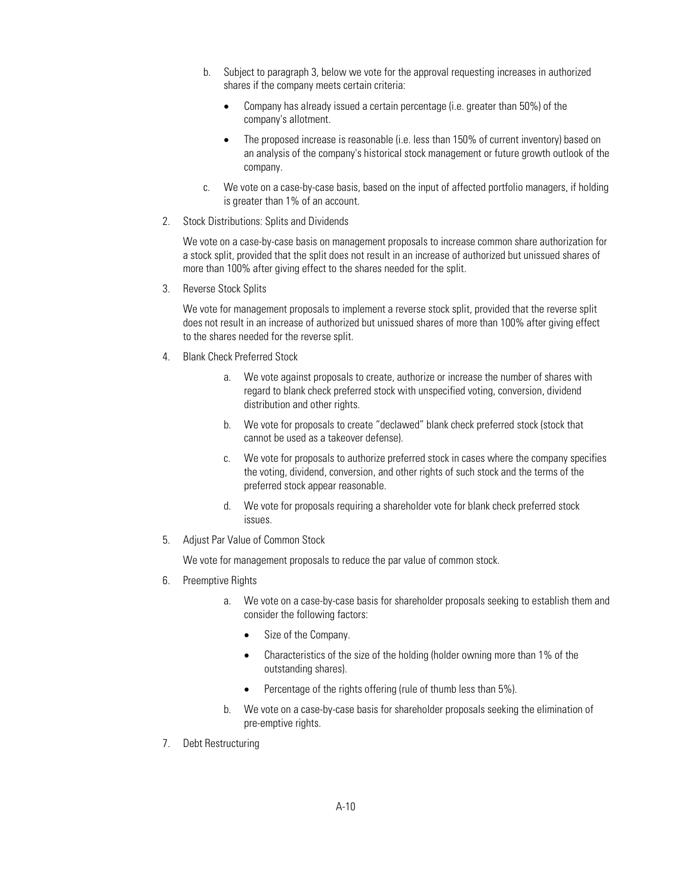b. Subject to paragraph 3, below we vote for the approval requesting increases in authorized shares if the company meets certain criteria:

   - Company has already issued a certain percentage (i.e. greater than 50%) of the company's allotment.
   - The proposed increase is reasonable (i.e. less than 150% of current inventory) based on an analysis of the company's historical stock management or future growth outlook of the company.

c. We vote on a case-by-case basis, based on the input of affected portfolio managers, if holding is greater than 1% of an account.

2. Stock Distributions: Splits and Dividends

   We vote on a case-by-case basis on management proposals to increase common share authorization for a stock split, provided that the split does not result in an increase of authorized but unissued shares of more than 100% after giving effect to the shares needed for the split.

3. Reverse Stock Splits

   We vote for management proposals to implement a reverse stock split, provided that the reverse split does not result in an increase of authorized but unissued shares of more than 100% after giving effect to the shares needed for the reverse split.

4. Blank Check Preferred Stock

   a. We vote against proposals to create, authorize or increase the number of shares with regard to blank check preferred stock with unspecified voting, conversion, dividend distribution and other rights.

   b. We vote for proposals to create "declawed" blank check preferred stock (stock that cannot be used as a takeover defense).

   c. We vote for proposals to authorize preferred stock in cases where the company specifies the voting, dividend, conversion, and other rights of such stock and the terms of the preferred stock appear reasonable.

   d. We vote for proposals requiring a shareholder vote for blank check preferred stock issues.

5. Adjust Par Value of Common Stock

   We vote for management proposals to reduce the par value of common stock.

6. Preemptive Rights

   a. We vote on a case-by-case basis for shareholder proposals seeking to establish them and consider the following factors:

      - Size of the Company.
      - Characteristics of the size of the holding (holder owning more than 1% of the outstanding shares).
      - Percentage of the rights offering (rule of thumb less than 5%).

   b. We vote on a case-by-case basis for shareholder proposals seeking the elimination of pre-emptive rights.

7. Debt Restructuring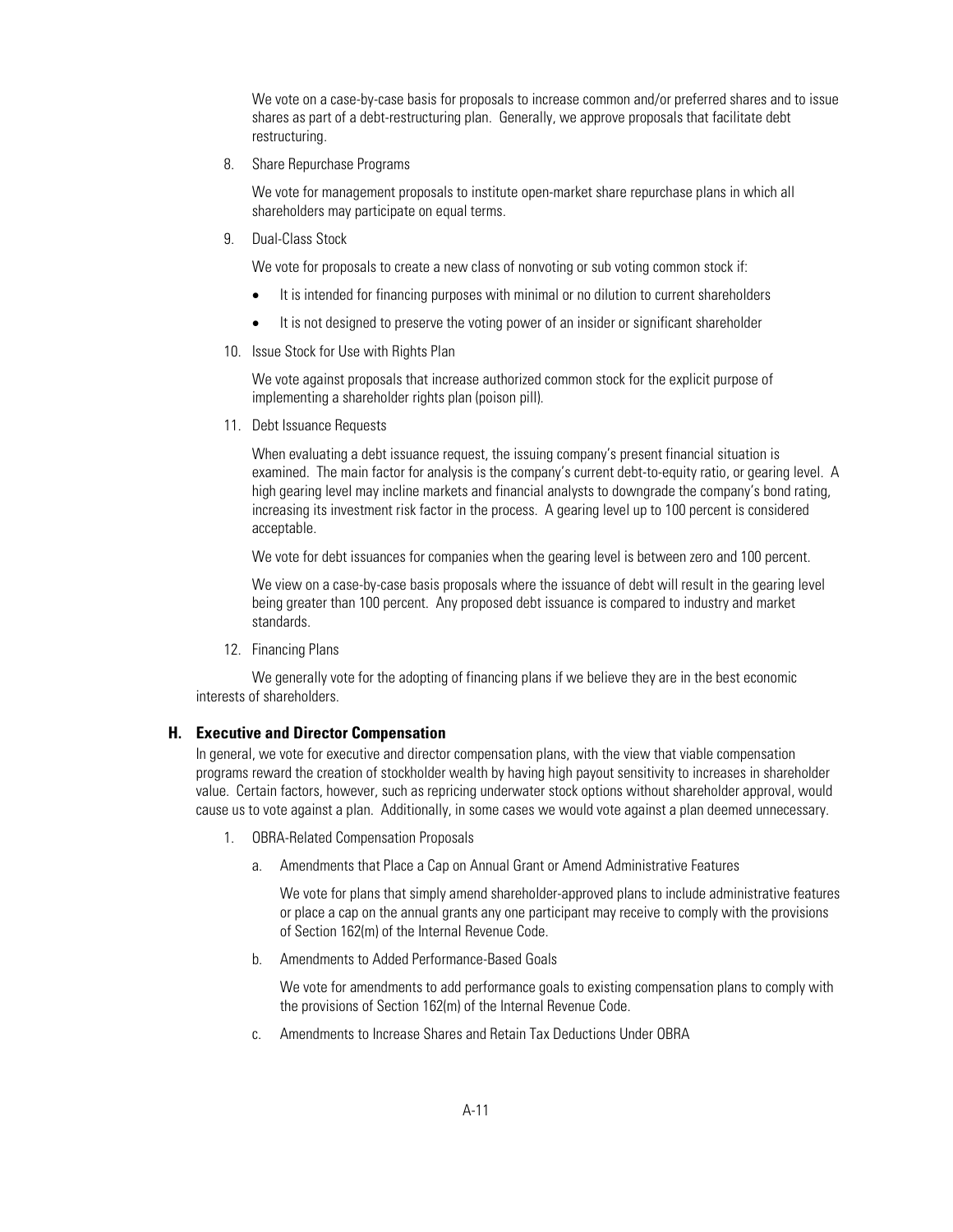We vote on a case-by-case basis for proposals to increase common and/or preferred shares and to issue shares as part of a debt-restructuring plan. Generally, we approve proposals that facilitate debt restructuring.

8. Share Repurchase Programs

   We vote for management proposals to institute open-market share repurchase plans in which all shareholders may participate on equal terms.

9. Dual-Class Stock

   We vote for proposals to create a new class of nonvoting or sub voting common stock if:

   - It is intended for financing purposes with minimal or no dilution to current shareholders
   - It is not designed to preserve the voting power of an insider or significant shareholder

10. Issue Stock for Use with Rights Plan

    We vote against proposals that increase authorized common stock for the explicit purpose of implementing a shareholder rights plan (poison pill).

11. Debt Issuance Requests

    When evaluating a debt issuance request, the issuing company's present financial situation is examined. The main factor for analysis is the company's current debt-to-equity ratio, or gearing level. A high gearing level may incline markets and financial analysts to downgrade the company's bond rating, increasing its investment risk factor in the process. A gearing level up to 100 percent is considered acceptable.

    We vote for debt issuances for companies when the gearing level is between zero and 100 percent.

    We view on a case-by-case basis proposals where the issuance of debt will result in the gearing level being greater than 100 percent. Any proposed debt issuance is compared to industry and market standards.

12. Financing Plans

    We generally vote for the adopting of financing plans if we believe they are in the best economic interests of shareholders.

### H. Executive and Director Compensation

In general, we vote for executive and director compensation plans, with the view that viable compensation programs reward the creation of stockholder wealth by having high payout sensitivity to increases in shareholder value. Certain factors, however, such as repricing underwater stock options without shareholder approval, would cause us to vote against a plan. Additionally, in some cases we would vote against a plan deemed unnecessary.

1. OBRA-Related Compensation Proposals

   a. Amendments that Place a Cap on Annual Grant or Amend Administrative Features

      We vote for plans that simply amend shareholder-approved plans to include administrative features or place a cap on the annual grants any one participant may receive to comply with the provisions of Section 162(m) of the Internal Revenue Code.

   b. Amendments to Added Performance-Based Goals

      We vote for amendments to add performance goals to existing compensation plans to comply with the provisions of Section 162(m) of the Internal Revenue Code.

   c. Amendments to Increase Shares and Retain Tax Deductions Under OBRA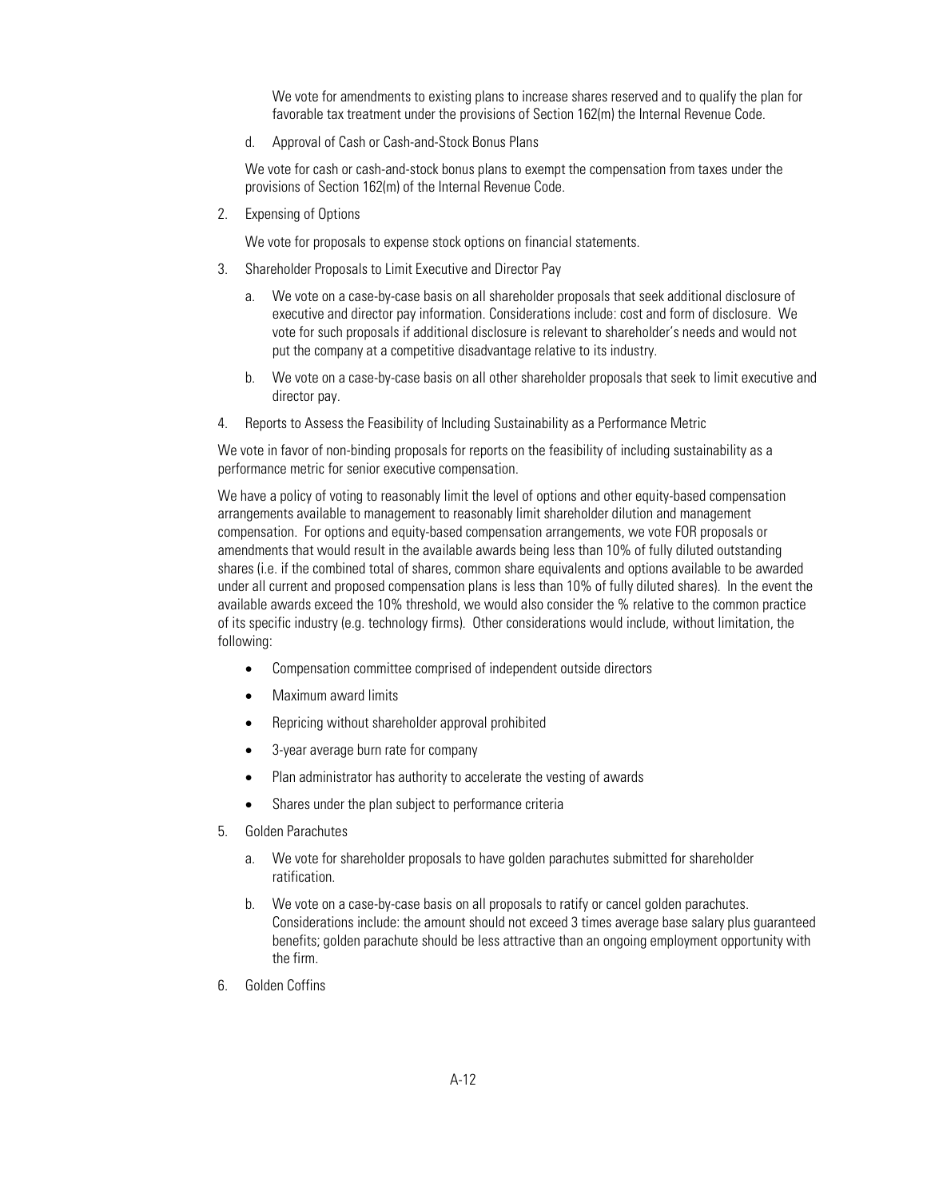We vote for amendments to existing plans to increase shares reserved and to qualify the plan for favorable tax treatment under the provisions of Section 162(m) the Internal Revenue Code.

d. Approval of Cash or Cash-and-Stock Bonus Plans

We vote for cash or cash-and-stock bonus plans to exempt the compensation from taxes under the provisions of Section 162(m) of the Internal Revenue Code.

2. Expensing of Options

   We vote for proposals to expense stock options on financial statements.

3. Shareholder Proposals to Limit Executive and Director Pay

   a. We vote on a case-by-case basis on all shareholder proposals that seek additional disclosure of executive and director pay information. Considerations include: cost and form of disclosure. We vote for such proposals if additional disclosure is relevant to shareholder's needs and would not put the company at a competitive disadvantage relative to its industry.

   b. We vote on a case-by-case basis on all other shareholder proposals that seek to limit executive and director pay.

4. Reports to Assess the Feasibility of Including Sustainability as a Performance Metric

We vote in favor of non-binding proposals for reports on the feasibility of including sustainability as a performance metric for senior executive compensation.

We have a policy of voting to reasonably limit the level of options and other equity-based compensation arrangements available to management to reasonably limit shareholder dilution and management compensation. For options and equity-based compensation arrangements, we vote FOR proposals or amendments that would result in the available awards being less than 10% of fully diluted outstanding shares (i.e. if the combined total of shares, common share equivalents and options available to be awarded under all current and proposed compensation plans is less than 10% of fully diluted shares). In the event the available awards exceed the 10% threshold, we would also consider the % relative to the common practice of its specific industry (e.g. technology firms). Other considerations would include, without limitation, the following:

- Compensation committee comprised of independent outside directors
- Maximum award limits
- Repricing without shareholder approval prohibited
- 3-year average burn rate for company
- Plan administrator has authority to accelerate the vesting of awards
- Shares under the plan subject to performance criteria

5. Golden Parachutes

   a. We vote for shareholder proposals to have golden parachutes submitted for shareholder ratification.

   b. We vote on a case-by-case basis on all proposals to ratify or cancel golden parachutes. Considerations include: the amount should not exceed 3 times average base salary plus guaranteed benefits; golden parachute should be less attractive than an ongoing employment opportunity with the firm.

6. Golden Coffins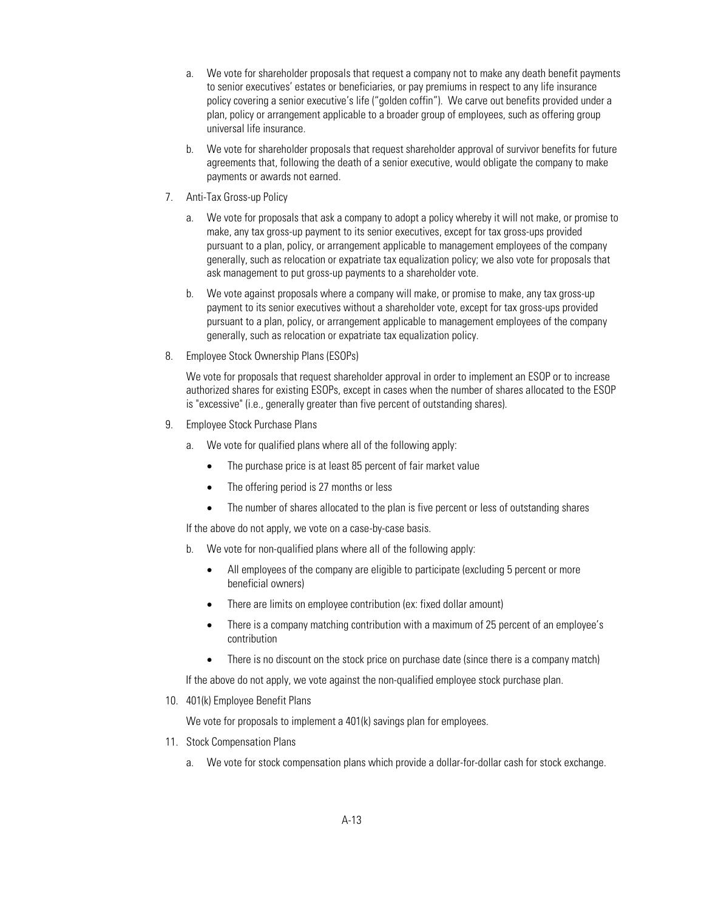a. We vote for shareholder proposals that request a company not to make any death benefit payments to senior executives' estates or beneficiaries, or pay premiums in respect to any life insurance policy covering a senior executive's life ("golden coffin"). We carve out benefits provided under a plan, policy or arrangement applicable to a broader group of employees, such as offering group universal life insurance.

b. We vote for shareholder proposals that request shareholder approval of survivor benefits for future agreements that, following the death of a senior executive, would obligate the company to make payments or awards not earned.

7. Anti-Tax Gross-up Policy

   a. We vote for proposals that ask a company to adopt a policy whereby it will not make, or promise to make, any tax gross-up payment to its senior executives, except for tax gross-ups provided pursuant to a plan, policy, or arrangement applicable to management employees of the company generally, such as relocation or expatriate tax equalization policy; we also vote for proposals that ask management to put gross-up payments to a shareholder vote.

   b. We vote against proposals where a company will make, or promise to make, any tax gross-up payment to its senior executives without a shareholder vote, except for tax gross-ups provided pursuant to a plan, policy, or arrangement applicable to management employees of the company generally, such as relocation or expatriate tax equalization policy.

8. Employee Stock Ownership Plans (ESOPs)

   We vote for proposals that request shareholder approval in order to implement an ESOP or to increase authorized shares for existing ESOPs, except in cases when the number of shares allocated to the ESOP is "excessive" (i.e., generally greater than five percent of outstanding shares).

9. Employee Stock Purchase Plans

   a. We vote for qualified plans where all of the following apply:

      - The purchase price is at least 85 percent of fair market value
      - The offering period is 27 months or less
      - The number of shares allocated to the plan is five percent or less of outstanding shares

   If the above do not apply, we vote on a case-by-case basis.

   b. We vote for non-qualified plans where all of the following apply:

      - All employees of the company are eligible to participate (excluding 5 percent or more beneficial owners)
      - There are limits on employee contribution (ex: fixed dollar amount)
      - There is a company matching contribution with a maximum of 25 percent of an employee's contribution
      - There is no discount on the stock price on purchase date (since there is a company match)

   If the above do not apply, we vote against the non-qualified employee stock purchase plan.

10. 401(k) Employee Benefit Plans

    We vote for proposals to implement a 401(k) savings plan for employees.

11. Stock Compensation Plans

    a. We vote for stock compensation plans which provide a dollar-for-dollar cash for stock exchange.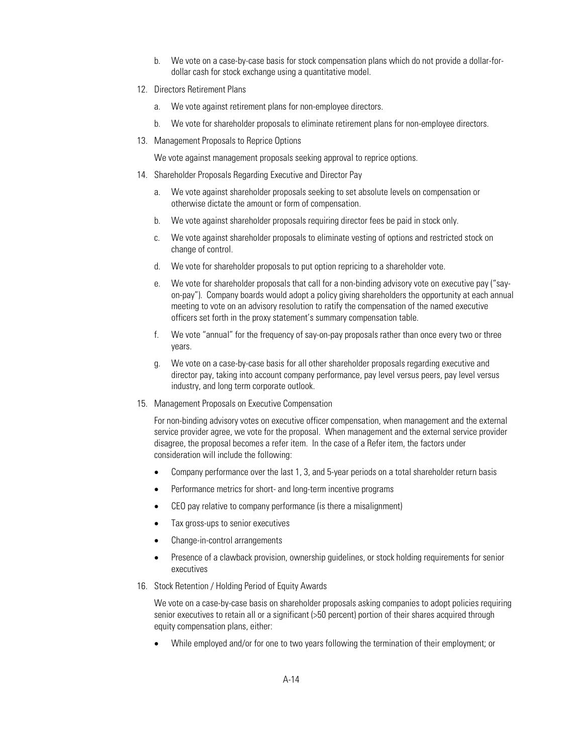b. We vote on a case-by-case basis for stock compensation plans which do not provide a dollar-for-dollar cash for stock exchange using a quantitative model.

12. Directors Retirement Plans

    a. We vote against retirement plans for non-employee directors.

    b. We vote for shareholder proposals to eliminate retirement plans for non-employee directors.

13. Management Proposals to Reprice Options

    We vote against management proposals seeking approval to reprice options.

14. Shareholder Proposals Regarding Executive and Director Pay

    a. We vote against shareholder proposals seeking to set absolute levels on compensation or otherwise dictate the amount or form of compensation.

    b. We vote against shareholder proposals requiring director fees be paid in stock only.

    c. We vote against shareholder proposals to eliminate vesting of options and restricted stock on change of control.

    d. We vote for shareholder proposals to put option repricing to a shareholder vote.

    e. We vote for shareholder proposals that call for a non-binding advisory vote on executive pay ("say-on-pay"). Company boards would adopt a policy giving shareholders the opportunity at each annual meeting to vote on an advisory resolution to ratify the compensation of the named executive officers set forth in the proxy statement's summary compensation table.

    f. We vote "annual" for the frequency of say-on-pay proposals rather than once every two or three years.

    g. We vote on a case-by-case basis for all other shareholder proposals regarding executive and director pay, taking into account company performance, pay level versus peers, pay level versus industry, and long term corporate outlook.

15. Management Proposals on Executive Compensation

    For non-binding advisory votes on executive officer compensation, when management and the external service provider agree, we vote for the proposal. When management and the external service provider disagree, the proposal becomes a refer item. In the case of a Refer item, the factors under consideration will include the following:

    - Company performance over the last 1, 3, and 5-year periods on a total shareholder return basis
    - Performance metrics for short- and long-term incentive programs
    - CEO pay relative to company performance (is there a misalignment)
    - Tax gross-ups to senior executives
    - Change-in-control arrangements
    - Presence of a clawback provision, ownership guidelines, or stock holding requirements for senior executives

16. Stock Retention / Holding Period of Equity Awards

    We vote on a case-by-case basis on shareholder proposals asking companies to adopt policies requiring senior executives to retain all or a significant (>50 percent) portion of their shares acquired through equity compensation plans, either:

    - While employed and/or for one to two years following the termination of their employment; or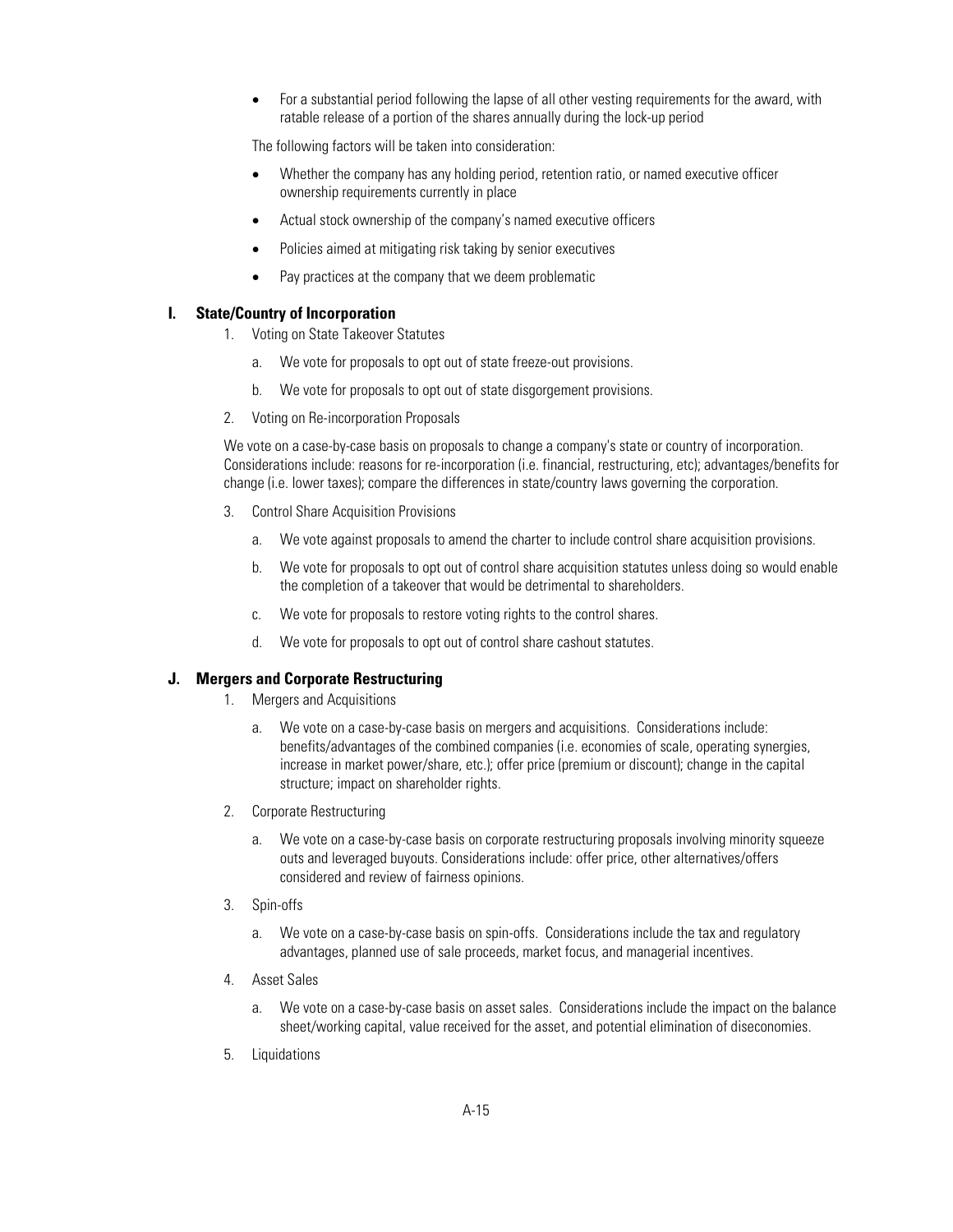- For a substantial period following the lapse of all other vesting requirements for the award, with ratable release of a portion of the shares annually during the lock-up period

The following factors will be taken into consideration:

- Whether the company has any holding period, retention ratio, or named executive officer ownership requirements currently in place
- Actual stock ownership of the company's named executive officers
- Policies aimed at mitigating risk taking by senior executives
- Pay practices at the company that we deem problematic

### I. State/Country of Incorporation

1. Voting on State Takeover Statutes
   a. We vote for proposals to opt out of state freeze-out provisions.
   b. We vote for proposals to opt out of state disgorgement provisions.
2. Voting on Re-incorporation Proposals

   We vote on a case-by-case basis on proposals to change a company's state or country of incorporation. Considerations include: reasons for re-incorporation (i.e. financial, restructuring, etc); advantages/benefits for change (i.e. lower taxes); compare the differences in state/country laws governing the corporation.
3. Control Share Acquisition Provisions
   a. We vote against proposals to amend the charter to include control share acquisition provisions.
   b. We vote for proposals to opt out of control share acquisition statutes unless doing so would enable the completion of a takeover that would be detrimental to shareholders.
   c. We vote for proposals to restore voting rights to the control shares.
   d. We vote for proposals to opt out of control share cashout statutes.

### J. Mergers and Corporate Restructuring

1. Mergers and Acquisitions
   a. We vote on a case-by-case basis on mergers and acquisitions. Considerations include: benefits/advantages of the combined companies (i.e. economies of scale, operating synergies, increase in market power/share, etc.); offer price (premium or discount); change in the capital structure; impact on shareholder rights.
2. Corporate Restructuring
   a. We vote on a case-by-case basis on corporate restructuring proposals involving minority squeeze outs and leveraged buyouts. Considerations include: offer price, other alternatives/offers considered and review of fairness opinions.
3. Spin-offs
   a. We vote on a case-by-case basis on spin-offs. Considerations include the tax and regulatory advantages, planned use of sale proceeds, market focus, and managerial incentives.
4. Asset Sales
   a. We vote on a case-by-case basis on asset sales. Considerations include the impact on the balance sheet/working capital, value received for the asset, and potential elimination of diseconomies.
5. Liquidations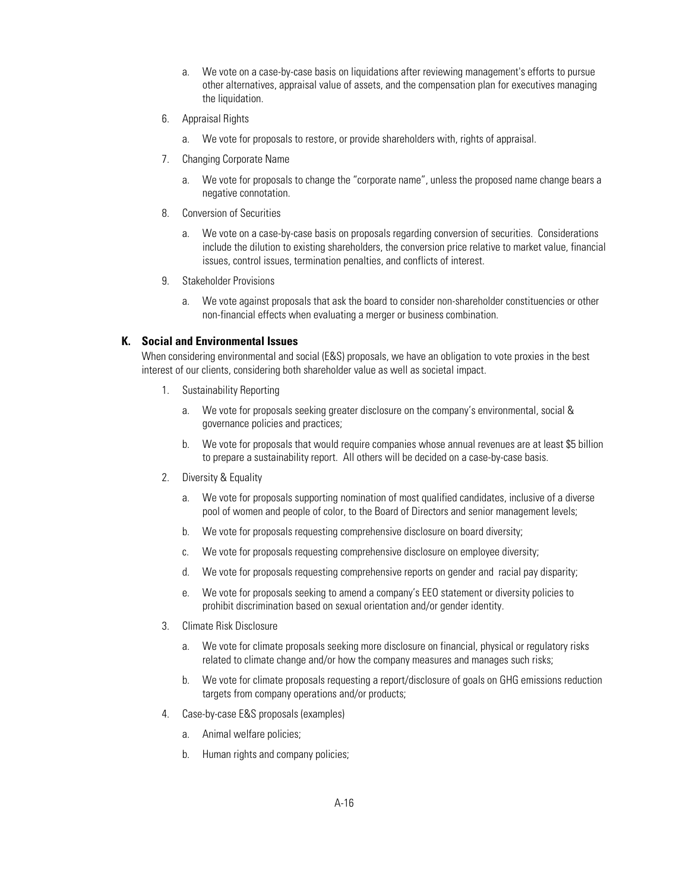a. We vote on a case-by-case basis on liquidations after reviewing management's efforts to pursue other alternatives, appraisal value of assets, and the compensation plan for executives managing the liquidation.

6. Appraisal Rights

   a. We vote for proposals to restore, or provide shareholders with, rights of appraisal.

7. Changing Corporate Name

   a. We vote for proposals to change the "corporate name", unless the proposed name change bears a negative connotation.

8. Conversion of Securities

   a. We vote on a case-by-case basis on proposals regarding conversion of securities. Considerations include the dilution to existing shareholders, the conversion price relative to market value, financial issues, control issues, termination penalties, and conflicts of interest.

9. Stakeholder Provisions

   a. We vote against proposals that ask the board to consider non-shareholder constituencies or other non-financial effects when evaluating a merger or business combination.

## K. Social and Environmental Issues

When considering environmental and social (E&S) proposals, we have an obligation to vote proxies in the best interest of our clients, considering both shareholder value as well as societal impact.

1. Sustainability Reporting

   a. We vote for proposals seeking greater disclosure on the company's environmental, social & governance policies and practices;

   b. We vote for proposals that would require companies whose annual revenues are at least $5 billion to prepare a sustainability report. All others will be decided on a case-by-case basis.

2. Diversity & Equality

   a. We vote for proposals supporting nomination of most qualified candidates, inclusive of a diverse pool of women and people of color, to the Board of Directors and senior management levels;

   b. We vote for proposals requesting comprehensive disclosure on board diversity;

   c. We vote for proposals requesting comprehensive disclosure on employee diversity;

   d. We vote for proposals requesting comprehensive reports on gender and racial pay disparity;

   e. We vote for proposals seeking to amend a company's EEO statement or diversity policies to prohibit discrimination based on sexual orientation and/or gender identity.

3. Climate Risk Disclosure

   a. We vote for climate proposals seeking more disclosure on financial, physical or regulatory risks related to climate change and/or how the company measures and manages such risks;

   b. We vote for climate proposals requesting a report/disclosure of goals on GHG emissions reduction targets from company operations and/or products;

4. Case-by-case E&S proposals (examples)

   a. Animal welfare policies;

   b. Human rights and company policies;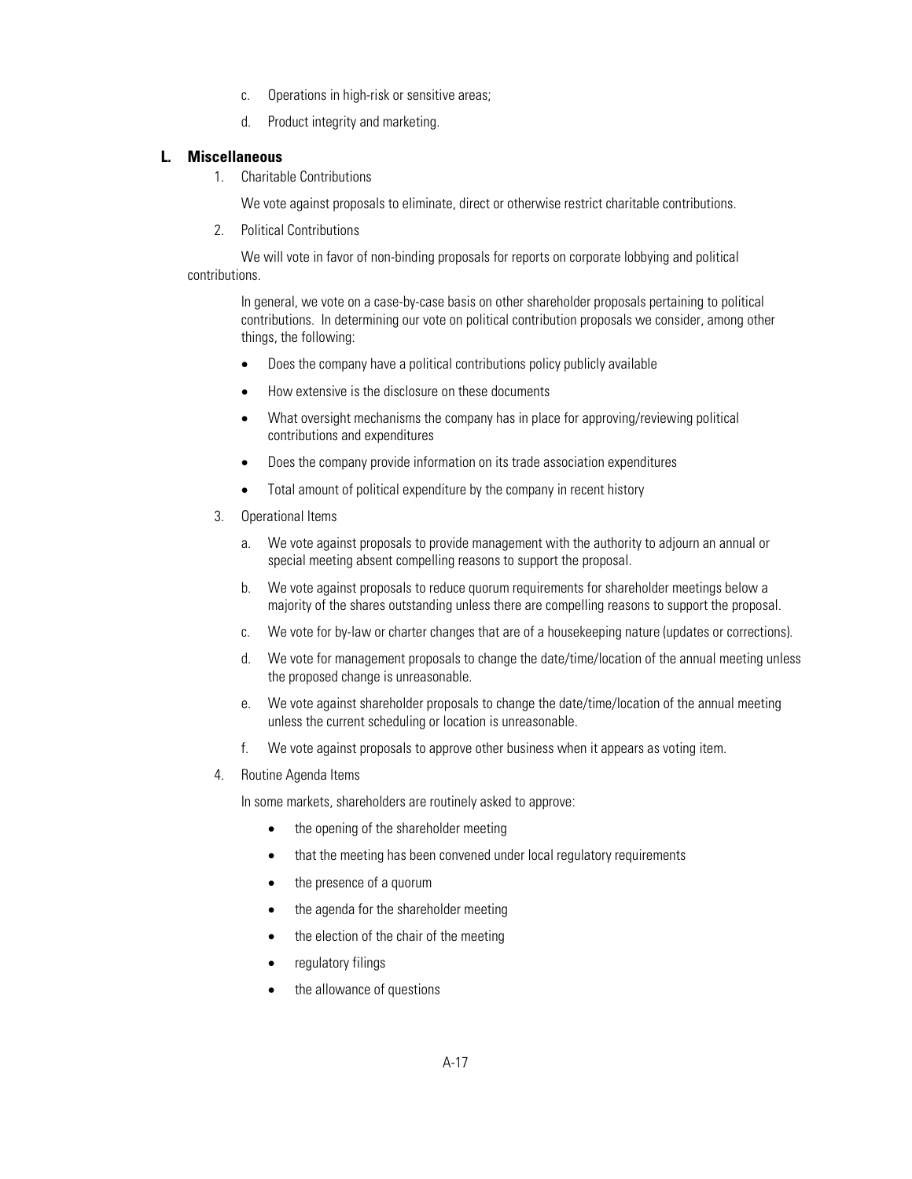c. Operations in high-risk or sensitive areas;

d. Product integrity and marketing.

## L. Miscellaneous

1. Charitable Contributions

   We vote against proposals to eliminate, direct or otherwise restrict charitable contributions.

2. Political Contributions

   We will vote in favor of non-binding proposals for reports on corporate lobbying and political contributions.

   In general, we vote on a case-by-case basis on other shareholder proposals pertaining to political contributions. In determining our vote on political contribution proposals we consider, among other things, the following:

   - Does the company have a political contributions policy publicly available
   - How extensive is the disclosure on these documents
   - What oversight mechanisms the company has in place for approving/reviewing political contributions and expenditures
   - Does the company provide information on its trade association expenditures
   - Total amount of political expenditure by the company in recent history

3. Operational Items

   a. We vote against proposals to provide management with the authority to adjourn an annual or special meeting absent compelling reasons to support the proposal.

   b. We vote against proposals to reduce quorum requirements for shareholder meetings below a majority of the shares outstanding unless there are compelling reasons to support the proposal.

   c. We vote for by-law or charter changes that are of a housekeeping nature (updates or corrections).

   d. We vote for management proposals to change the date/time/location of the annual meeting unless the proposed change is unreasonable.

   e. We vote against shareholder proposals to change the date/time/location of the annual meeting unless the current scheduling or location is unreasonable.

   f. We vote against proposals to approve other business when it appears as voting item.

4. Routine Agenda Items

   In some markets, shareholders are routinely asked to approve:

   - the opening of the shareholder meeting
   - that the meeting has been convened under local regulatory requirements
   - the presence of a quorum
   - the agenda for the shareholder meeting
   - the election of the chair of the meeting
   - regulatory filings
   - the allowance of questions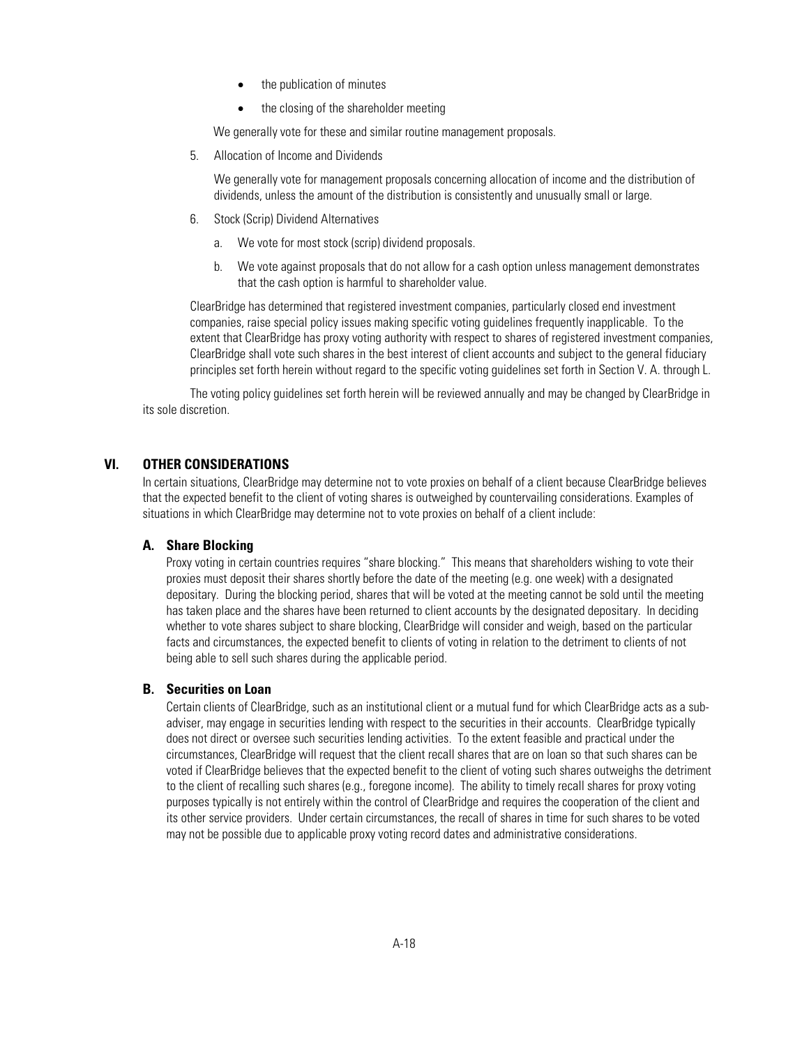- the publication of minutes
- the closing of the shareholder meeting

We generally vote for these and similar routine management proposals.

5. Allocation of Income and Dividends

   We generally vote for management proposals concerning allocation of income and the distribution of dividends, unless the amount of the distribution is consistently and unusually small or large.

6. Stock (Scrip) Dividend Alternatives

   a. We vote for most stock (scrip) dividend proposals.

   b. We vote against proposals that do not allow for a cash option unless management demonstrates that the cash option is harmful to shareholder value.

ClearBridge has determined that registered investment companies, particularly closed end investment companies, raise special policy issues making specific voting guidelines frequently inapplicable. To the extent that ClearBridge has proxy voting authority with respect to shares of registered investment companies, ClearBridge shall vote such shares in the best interest of client accounts and subject to the general fiduciary principles set forth herein without regard to the specific voting guidelines set forth in Section V. A. through L.

The voting policy guidelines set forth herein will be reviewed annually and may be changed by ClearBridge in its sole discretion.

## VI. OTHER CONSIDERATIONS

In certain situations, ClearBridge may determine not to vote proxies on behalf of a client because ClearBridge believes that the expected benefit to the client of voting shares is outweighed by countervailing considerations. Examples of situations in which ClearBridge may determine not to vote proxies on behalf of a client include:

### A. Share Blocking

Proxy voting in certain countries requires "share blocking." This means that shareholders wishing to vote their proxies must deposit their shares shortly before the date of the meeting (e.g. one week) with a designated depositary. During the blocking period, shares that will be voted at the meeting cannot be sold until the meeting has taken place and the shares have been returned to client accounts by the designated depositary. In deciding whether to vote shares subject to share blocking, ClearBridge will consider and weigh, based on the particular facts and circumstances, the expected benefit to clients of voting in relation to the detriment to clients of not being able to sell such shares during the applicable period.

### B. Securities on Loan

Certain clients of ClearBridge, such as an institutional client or a mutual fund for which ClearBridge acts as a sub-adviser, may engage in securities lending with respect to the securities in their accounts. ClearBridge typically does not direct or oversee such securities lending activities. To the extent feasible and practical under the circumstances, ClearBridge will request that the client recall shares that are on loan so that such shares can be voted if ClearBridge believes that the expected benefit to the client of voting such shares outweighs the detriment to the client of recalling such shares (e.g., foregone income). The ability to timely recall shares for proxy voting purposes typically is not entirely within the control of ClearBridge and requires the cooperation of the client and its other service providers. Under certain circumstances, the recall of shares in time for such shares to be voted may not be possible due to applicable proxy voting record dates and administrative considerations.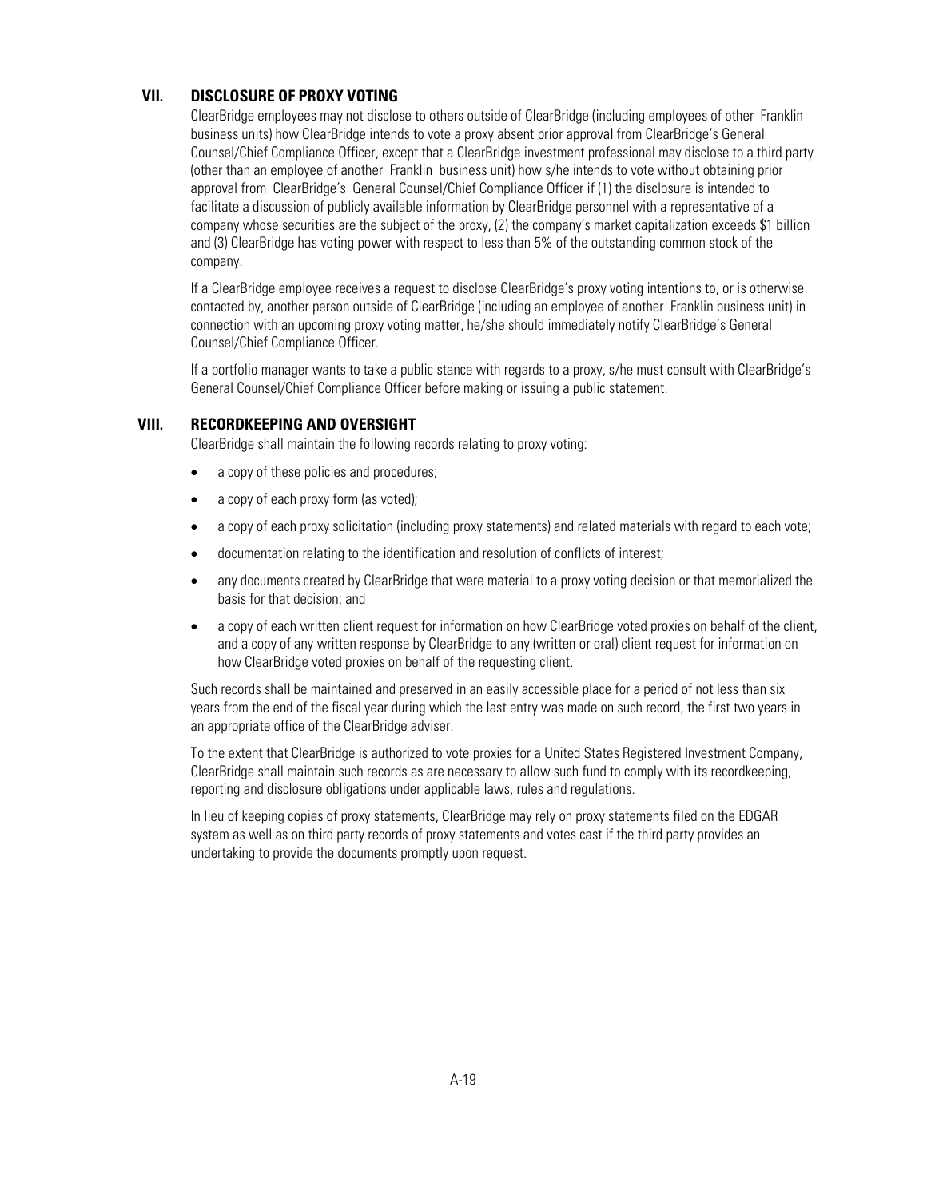## VII. DISCLOSURE OF PROXY VOTING

ClearBridge employees may not disclose to others outside of ClearBridge (including employees of other Franklin business units) how ClearBridge intends to vote a proxy absent prior approval from ClearBridge's General Counsel/Chief Compliance Officer, except that a ClearBridge investment professional may disclose to a third party (other than an employee of another Franklin business unit) how s/he intends to vote without obtaining prior approval from ClearBridge's General Counsel/Chief Compliance Officer if (1) the disclosure is intended to facilitate a discussion of publicly available information by ClearBridge personnel with a representative of a company whose securities are the subject of the proxy, (2) the company's market capitalization exceeds $1 billion and (3) ClearBridge has voting power with respect to less than 5% of the outstanding common stock of the company.

If a ClearBridge employee receives a request to disclose ClearBridge's proxy voting intentions to, or is otherwise contacted by, another person outside of ClearBridge (including an employee of another Franklin business unit) in connection with an upcoming proxy voting matter, he/she should immediately notify ClearBridge's General Counsel/Chief Compliance Officer.

If a portfolio manager wants to take a public stance with regards to a proxy, s/he must consult with ClearBridge's General Counsel/Chief Compliance Officer before making or issuing a public statement.

## VIII. RECORDKEEPING AND OVERSIGHT

ClearBridge shall maintain the following records relating to proxy voting:

- a copy of these policies and procedures;
- a copy of each proxy form (as voted);
- a copy of each proxy solicitation (including proxy statements) and related materials with regard to each vote;
- documentation relating to the identification and resolution of conflicts of interest;
- any documents created by ClearBridge that were material to a proxy voting decision or that memorialized the basis for that decision; and
- a copy of each written client request for information on how ClearBridge voted proxies on behalf of the client, and a copy of any written response by ClearBridge to any (written or oral) client request for information on how ClearBridge voted proxies on behalf of the requesting client.

Such records shall be maintained and preserved in an easily accessible place for a period of not less than six years from the end of the fiscal year during which the last entry was made on such record, the first two years in an appropriate office of the ClearBridge adviser.

To the extent that ClearBridge is authorized to vote proxies for a United States Registered Investment Company, ClearBridge shall maintain such records as are necessary to allow such fund to comply with its recordkeeping, reporting and disclosure obligations under applicable laws, rules and regulations.

In lieu of keeping copies of proxy statements, ClearBridge may rely on proxy statements filed on the EDGAR system as well as on third party records of proxy statements and votes cast if the third party provides an undertaking to provide the documents promptly upon request.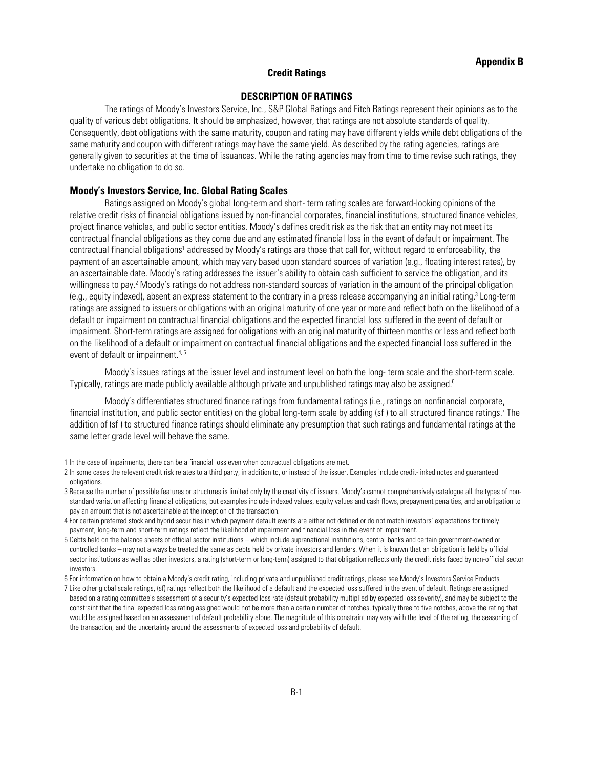**Appendix B**

## Credit Ratings

### DESCRIPTION OF RATINGS

The ratings of Moody's Investors Service, Inc., S&P Global Ratings and Fitch Ratings represent their opinions as to the quality of various debt obligations. It should be emphasized, however, that ratings are not absolute standards of quality. Consequently, debt obligations with the same maturity, coupon and rating may have different yields while debt obligations of the same maturity and coupon with different ratings may have the same yield. As described by the rating agencies, ratings are generally given to securities at the time of issuances. While the rating agencies may from time to time revise such ratings, they undertake no obligation to do so.

**Moody's Investors Service, Inc. Global Rating Scales**

Ratings assigned on Moody's global long-term and short- term rating scales are forward-looking opinions of the relative credit risks of financial obligations issued by non-financial corporates, financial institutions, structured finance vehicles, project finance vehicles, and public sector entities. Moody's defines credit risk as the risk that an entity may not meet its contractual financial obligations as they come due and any estimated financial loss in the event of default or impairment. The contractual financial obligations[1] addressed by Moody's ratings are those that call for, without regard to enforceability, the payment of an ascertainable amount, which may vary based upon standard sources of variation (e.g., floating interest rates), by an ascertainable date. Moody's rating addresses the issuer's ability to obtain cash sufficient to service the obligation, and its willingness to pay.[2] Moody's ratings do not address non-standard sources of variation in the amount of the principal obligation (e.g., equity indexed), absent an express statement to the contrary in a press release accompanying an initial rating.[3] Long-term ratings are assigned to issuers or obligations with an original maturity of one year or more and reflect both on the likelihood of a default or impairment on contractual financial obligations and the expected financial loss suffered in the event of default or impairment. Short-term ratings are assigned for obligations with an original maturity of thirteen months or less and reflect both on the likelihood of a default or impairment on contractual financial obligations and the expected financial loss suffered in the event of default or impairment.[4, 5]

Moody's issues ratings at the issuer level and instrument level on both the long- term scale and the short-term scale. Typically, ratings are made publicly available although private and unpublished ratings may also be assigned.[6]

Moody's differentiates structured finance ratings from fundamental ratings (i.e., ratings on nonfinancial corporate, financial institution, and public sector entities) on the global long-term scale by adding (sf ) to all structured finance ratings.[7] The addition of (sf ) to structured finance ratings should eliminate any presumption that such ratings and fundamental ratings at the same letter grade level will behave the same.

---

1 In the case of impairments, there can be a financial loss even when contractual obligations are met.

2 In some cases the relevant credit risk relates to a third party, in addition to, or instead of the issuer. Examples include credit-linked notes and guaranteed obligations.

3 Because the number of possible features or structures is limited only by the creativity of issuers, Moody's cannot comprehensively catalogue all the types of non-standard variation affecting financial obligations, but examples include indexed values, equity values and cash flows, prepayment penalties, and an obligation to pay an amount that is not ascertainable at the inception of the transaction.

4 For certain preferred stock and hybrid securities in which payment default events are either not defined or do not match investors' expectations for timely payment, long-term and short-term ratings reflect the likelihood of impairment and financial loss in the event of impairment.

5 Debts held on the balance sheets of official sector institutions – which include supranational institutions, central banks and certain government-owned or controlled banks – may not always be treated the same as debts held by private investors and lenders. When it is known that an obligation is held by official sector institutions as well as other investors, a rating (short-term or long-term) assigned to that obligation reflects only the credit risks faced by non-official sector investors.

6 For information on how to obtain a Moody's credit rating, including private and unpublished credit ratings, please see Moody's Investors Service Products.

7 Like other global scale ratings, (sf) ratings reflect both the likelihood of a default and the expected loss suffered in the event of default. Ratings are assigned based on a rating committee's assessment of a security's expected loss rate (default probability multiplied by expected loss severity), and may be subject to the constraint that the final expected loss rating assigned would not be more than a certain number of notches, typically three to five notches, above the rating that would be assigned based on an assessment of default probability alone. The magnitude of this constraint may vary with the level of the rating, the seasoning of the transaction, and the uncertainty around the assessments of expected loss and probability of default.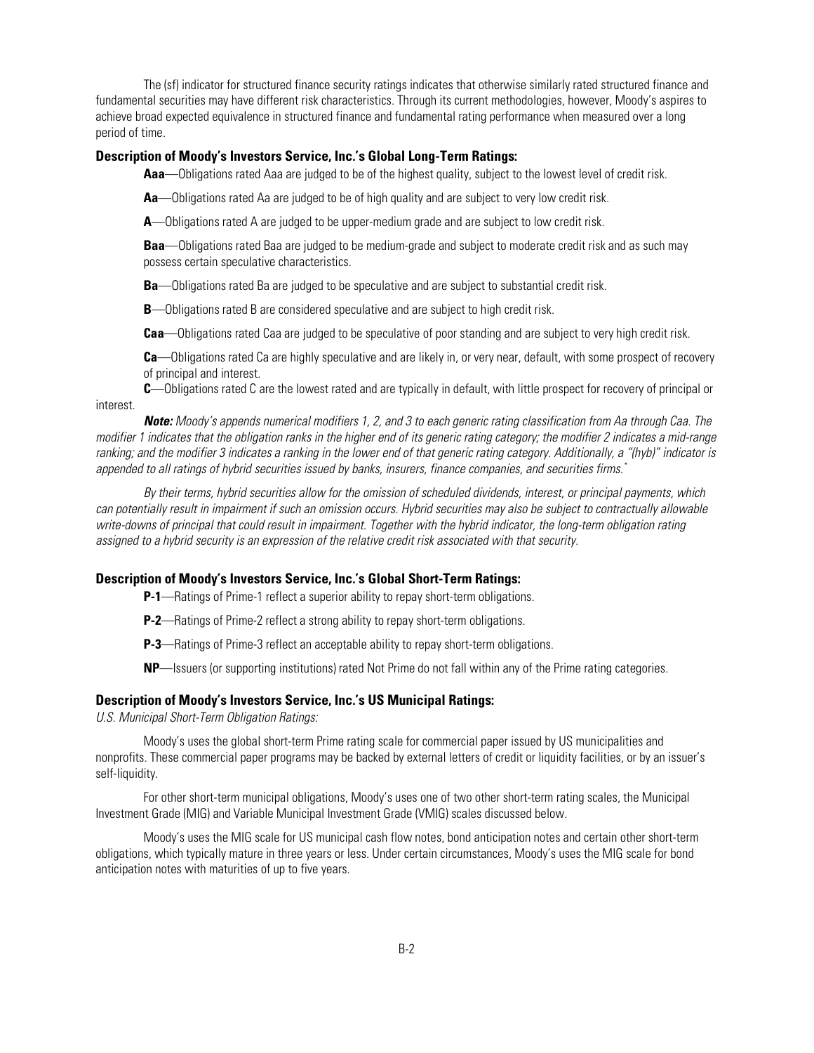The (sf) indicator for structured finance security ratings indicates that otherwise similarly rated structured finance and fundamental securities may have different risk characteristics. Through its current methodologies, however, Moody's aspires to achieve broad expected equivalence in structured finance and fundamental rating performance when measured over a long period of time.

### Description of Moody's Investors Service, Inc.'s Global Long-Term Ratings:

**Aaa**—Obligations rated Aaa are judged to be of the highest quality, subject to the lowest level of credit risk.

**Aa**—Obligations rated Aa are judged to be of high quality and are subject to very low credit risk.

**A**—Obligations rated A are judged to be upper-medium grade and are subject to low credit risk.

**Baa**—Obligations rated Baa are judged to be medium-grade and subject to moderate credit risk and as such may possess certain speculative characteristics.

**Ba**—Obligations rated Ba are judged to be speculative and are subject to substantial credit risk.

**B**—Obligations rated B are considered speculative and are subject to high credit risk.

**Caa**—Obligations rated Caa are judged to be speculative of poor standing and are subject to very high credit risk.

**Ca**—Obligations rated Ca are highly speculative and are likely in, or very near, default, with some prospect of recovery of principal and interest.

**C**—Obligations rated C are the lowest rated and are typically in default, with little prospect for recovery of principal or interest.

***Note:*** *Moody's appends numerical modifiers 1, 2, and 3 to each generic rating classification from Aa through Caa. The modifier 1 indicates that the obligation ranks in the higher end of its generic rating category; the modifier 2 indicates a mid-range ranking; and the modifier 3 indicates a ranking in the lower end of that generic rating category. Additionally, a "(hyb)" indicator is appended to all ratings of hybrid securities issued by banks, insurers, finance companies, and securities firms.*[*]

*By their terms, hybrid securities allow for the omission of scheduled dividends, interest, or principal payments, which can potentially result in impairment if such an omission occurs. Hybrid securities may also be subject to contractually allowable write-downs of principal that could result in impairment. Together with the hybrid indicator, the long-term obligation rating assigned to a hybrid security is an expression of the relative credit risk associated with that security.*

### Description of Moody's Investors Service, Inc.'s Global Short-Term Ratings:

**P-1**—Ratings of Prime-1 reflect a superior ability to repay short-term obligations.

**P-2**—Ratings of Prime-2 reflect a strong ability to repay short-term obligations.

**P-3**—Ratings of Prime-3 reflect an acceptable ability to repay short-term obligations.

**NP**—Issuers (or supporting institutions) rated Not Prime do not fall within any of the Prime rating categories.

### Description of Moody's Investors Service, Inc.'s US Municipal Ratings:

*U.S. Municipal Short-Term Obligation Ratings:*

Moody's uses the global short-term Prime rating scale for commercial paper issued by US municipalities and nonprofits. These commercial paper programs may be backed by external letters of credit or liquidity facilities, or by an issuer's self-liquidity.

For other short-term municipal obligations, Moody's uses one of two other short-term rating scales, the Municipal Investment Grade (MIG) and Variable Municipal Investment Grade (VMIG) scales discussed below.

Moody's uses the MIG scale for US municipal cash flow notes, bond anticipation notes and certain other short-term obligations, which typically mature in three years or less. Under certain circumstances, Moody's uses the MIG scale for bond anticipation notes with maturities of up to five years.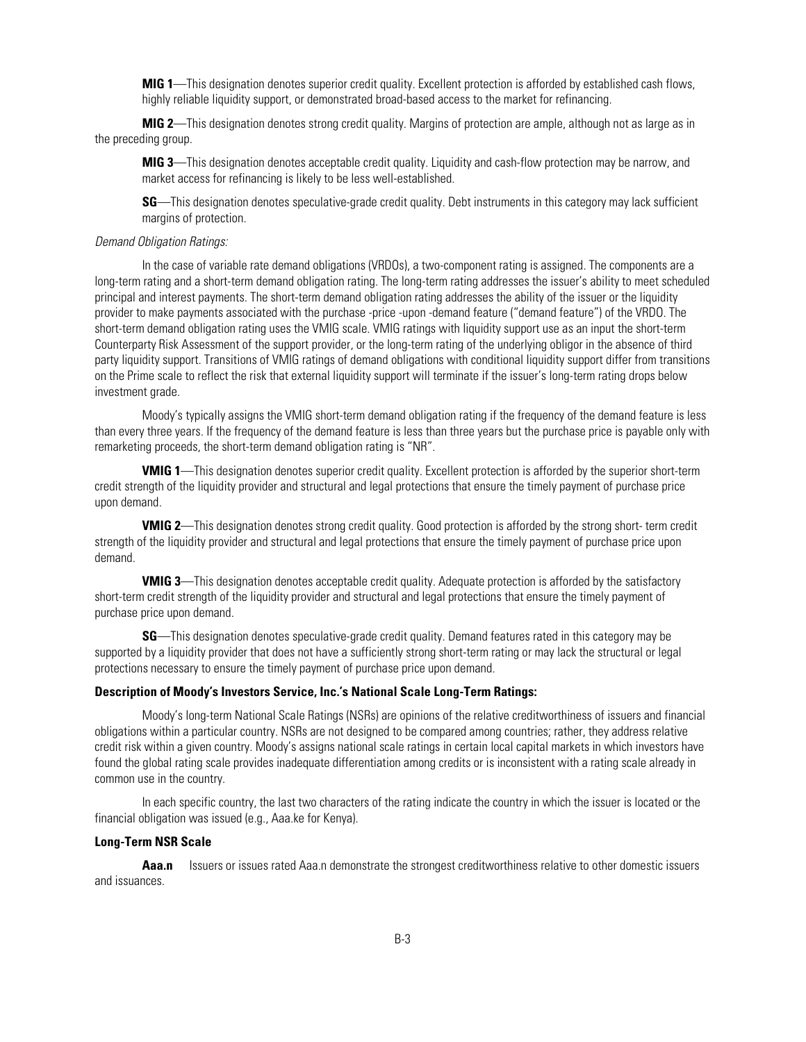**MIG 1**—This designation denotes superior credit quality. Excellent protection is afforded by established cash flows, highly reliable liquidity support, or demonstrated broad-based access to the market for refinancing.

**MIG 2**—This designation denotes strong credit quality. Margins of protection are ample, although not as large as in the preceding group.

**MIG 3**—This designation denotes acceptable credit quality. Liquidity and cash-flow protection may be narrow, and market access for refinancing is likely to be less well-established.

**SG**—This designation denotes speculative-grade credit quality. Debt instruments in this category may lack sufficient margins of protection.

*Demand Obligation Ratings:*

In the case of variable rate demand obligations (VRDOs), a two-component rating is assigned. The components are a long-term rating and a short-term demand obligation rating. The long-term rating addresses the issuer's ability to meet scheduled principal and interest payments. The short-term demand obligation rating addresses the ability of the issuer or the liquidity provider to make payments associated with the purchase -price -upon -demand feature ("demand feature") of the VRDO. The short-term demand obligation rating uses the VMIG scale. VMIG ratings with liquidity support use as an input the short-term Counterparty Risk Assessment of the support provider, or the long-term rating of the underlying obligor in the absence of third party liquidity support. Transitions of VMIG ratings of demand obligations with conditional liquidity support differ from transitions on the Prime scale to reflect the risk that external liquidity support will terminate if the issuer's long-term rating drops below investment grade.

Moody's typically assigns the VMIG short-term demand obligation rating if the frequency of the demand feature is less than every three years. If the frequency of the demand feature is less than three years but the purchase price is payable only with remarketing proceeds, the short-term demand obligation rating is "NR".

**VMIG 1**—This designation denotes superior credit quality. Excellent protection is afforded by the superior short-term credit strength of the liquidity provider and structural and legal protections that ensure the timely payment of purchase price upon demand.

**VMIG 2**—This designation denotes strong credit quality. Good protection is afforded by the strong short- term credit strength of the liquidity provider and structural and legal protections that ensure the timely payment of purchase price upon demand.

**VMIG 3**—This designation denotes acceptable credit quality. Adequate protection is afforded by the satisfactory short-term credit strength of the liquidity provider and structural and legal protections that ensure the timely payment of purchase price upon demand.

**SG**—This designation denotes speculative-grade credit quality. Demand features rated in this category may be supported by a liquidity provider that does not have a sufficiently strong short-term rating or may lack the structural or legal protections necessary to ensure the timely payment of purchase price upon demand.

**Description of Moody's Investors Service, Inc.'s National Scale Long-Term Ratings:**

Moody's long-term National Scale Ratings (NSRs) are opinions of the relative creditworthiness of issuers and financial obligations within a particular country. NSRs are not designed to be compared among countries; rather, they address relative credit risk within a given country. Moody's assigns national scale ratings in certain local capital markets in which investors have found the global rating scale provides inadequate differentiation among credits or is inconsistent with a rating scale already in common use in the country.

In each specific country, the last two characters of the rating indicate the country in which the issuer is located or the financial obligation was issued (e.g., Aaa.ke for Kenya).

**Long-Term NSR Scale**

**Aaa.n** Issuers or issues rated Aaa.n demonstrate the strongest creditworthiness relative to other domestic issuers and issuances.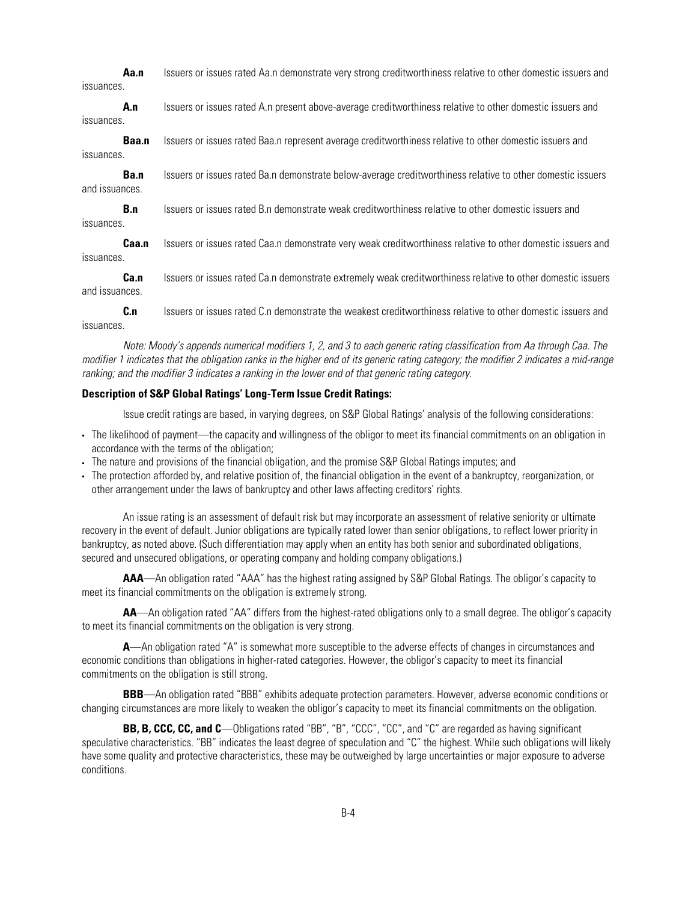**Aa.n** Issuers or issues rated Aa.n demonstrate very strong creditworthiness relative to other domestic issuers and issuances.

**A.n** Issuers or issues rated A.n present above-average creditworthiness relative to other domestic issuers and issuances.

**Baa.n** Issuers or issues rated Baa.n represent average creditworthiness relative to other domestic issuers and issuances.

**Ba.n** Issuers or issues rated Ba.n demonstrate below-average creditworthiness relative to other domestic issuers and issuances.

**B.n** Issuers or issues rated B.n demonstrate weak creditworthiness relative to other domestic issuers and issuances.

**Caa.n** Issuers or issues rated Caa.n demonstrate very weak creditworthiness relative to other domestic issuers and issuances.

**Ca.n** Issuers or issues rated Ca.n demonstrate extremely weak creditworthiness relative to other domestic issuers and issuances.

**C.n** Issuers or issues rated C.n demonstrate the weakest creditworthiness relative to other domestic issuers and issuances.

*Note: Moody's appends numerical modifiers 1, 2, and 3 to each generic rating classification from Aa through Caa. The modifier 1 indicates that the obligation ranks in the higher end of its generic rating category; the modifier 2 indicates a mid-range ranking; and the modifier 3 indicates a ranking in the lower end of that generic rating category.*

**Description of S&P Global Ratings' Long-Term Issue Credit Ratings:**

Issue credit ratings are based, in varying degrees, on S&P Global Ratings' analysis of the following considerations:

- The likelihood of payment—the capacity and willingness of the obligor to meet its financial commitments on an obligation in accordance with the terms of the obligation;
- The nature and provisions of the financial obligation, and the promise S&P Global Ratings imputes; and
- The protection afforded by, and relative position of, the financial obligation in the event of a bankruptcy, reorganization, or other arrangement under the laws of bankruptcy and other laws affecting creditors' rights.

An issue rating is an assessment of default risk but may incorporate an assessment of relative seniority or ultimate recovery in the event of default. Junior obligations are typically rated lower than senior obligations, to reflect lower priority in bankruptcy, as noted above. (Such differentiation may apply when an entity has both senior and subordinated obligations, secured and unsecured obligations, or operating company and holding company obligations.)

**AAA**—An obligation rated "AAA" has the highest rating assigned by S&P Global Ratings. The obligor's capacity to meet its financial commitments on the obligation is extremely strong.

**AA**—An obligation rated "AA" differs from the highest-rated obligations only to a small degree. The obligor's capacity to meet its financial commitments on the obligation is very strong.

**A**—An obligation rated "A" is somewhat more susceptible to the adverse effects of changes in circumstances and economic conditions than obligations in higher-rated categories. However, the obligor's capacity to meet its financial commitments on the obligation is still strong.

**BBB**—An obligation rated "BBB" exhibits adequate protection parameters. However, adverse economic conditions or changing circumstances are more likely to weaken the obligor's capacity to meet its financial commitments on the obligation.

**BB, B, CCC, CC, and C**—Obligations rated "BB", "B", "CCC", "CC", and "C" are regarded as having significant speculative characteristics. "BB" indicates the least degree of speculation and "C" the highest. While such obligations will likely have some quality and protective characteristics, these may be outweighed by large uncertainties or major exposure to adverse conditions.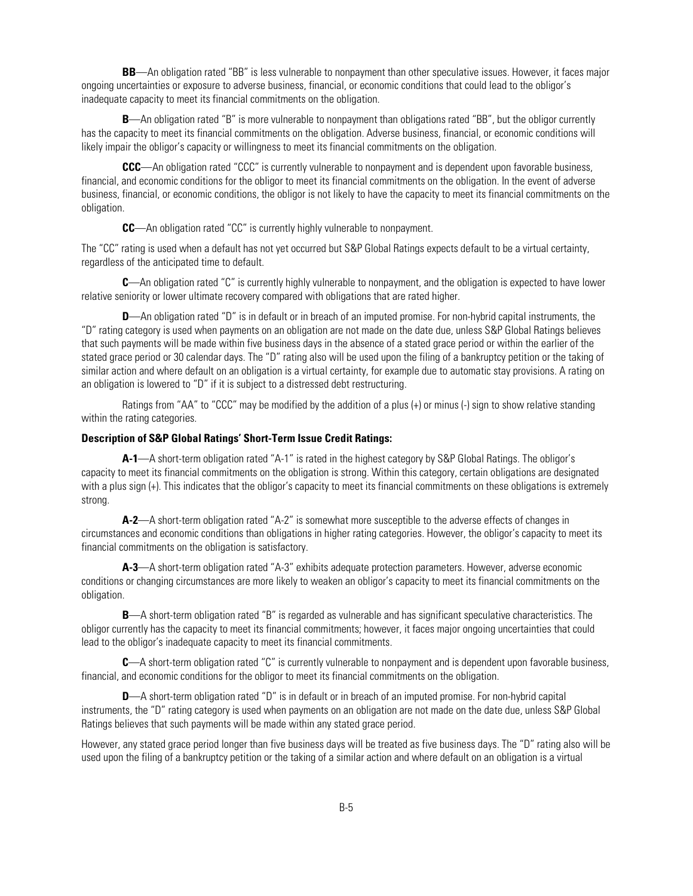**BB**—An obligation rated "BB" is less vulnerable to nonpayment than other speculative issues. However, it faces major ongoing uncertainties or exposure to adverse business, financial, or economic conditions that could lead to the obligor's inadequate capacity to meet its financial commitments on the obligation.

**B**—An obligation rated "B" is more vulnerable to nonpayment than obligations rated "BB", but the obligor currently has the capacity to meet its financial commitments on the obligation. Adverse business, financial, or economic conditions will likely impair the obligor's capacity or willingness to meet its financial commitments on the obligation.

**CCC**—An obligation rated "CCC" is currently vulnerable to nonpayment and is dependent upon favorable business, financial, and economic conditions for the obligor to meet its financial commitments on the obligation. In the event of adverse business, financial, or economic conditions, the obligor is not likely to have the capacity to meet its financial commitments on the obligation.

**CC**—An obligation rated "CC" is currently highly vulnerable to nonpayment.

The "CC" rating is used when a default has not yet occurred but S&P Global Ratings expects default to be a virtual certainty, regardless of the anticipated time to default.

**C**—An obligation rated "C" is currently highly vulnerable to nonpayment, and the obligation is expected to have lower relative seniority or lower ultimate recovery compared with obligations that are rated higher.

**D**—An obligation rated "D" is in default or in breach of an imputed promise. For non-hybrid capital instruments, the "D" rating category is used when payments on an obligation are not made on the date due, unless S&P Global Ratings believes that such payments will be made within five business days in the absence of a stated grace period or within the earlier of the stated grace period or 30 calendar days. The "D" rating also will be used upon the filing of a bankruptcy petition or the taking of similar action and where default on an obligation is a virtual certainty, for example due to automatic stay provisions. A rating on an obligation is lowered to "D" if it is subject to a distressed debt restructuring.

Ratings from "AA" to "CCC" may be modified by the addition of a plus (+) or minus (-) sign to show relative standing within the rating categories.

**Description of S&P Global Ratings' Short-Term Issue Credit Ratings:**

**A-1**—A short-term obligation rated "A-1" is rated in the highest category by S&P Global Ratings. The obligor's capacity to meet its financial commitments on the obligation is strong. Within this category, certain obligations are designated with a plus sign (+). This indicates that the obligor's capacity to meet its financial commitments on these obligations is extremely strong.

**A-2**—A short-term obligation rated "A-2" is somewhat more susceptible to the adverse effects of changes in circumstances and economic conditions than obligations in higher rating categories. However, the obligor's capacity to meet its financial commitments on the obligation is satisfactory.

**A-3**—A short-term obligation rated "A-3" exhibits adequate protection parameters. However, adverse economic conditions or changing circumstances are more likely to weaken an obligor's capacity to meet its financial commitments on the obligation.

**B**—A short-term obligation rated "B" is regarded as vulnerable and has significant speculative characteristics. The obligor currently has the capacity to meet its financial commitments; however, it faces major ongoing uncertainties that could lead to the obligor's inadequate capacity to meet its financial commitments.

**C**—A short-term obligation rated "C" is currently vulnerable to nonpayment and is dependent upon favorable business, financial, and economic conditions for the obligor to meet its financial commitments on the obligation.

**D**—A short-term obligation rated "D" is in default or in breach of an imputed promise. For non-hybrid capital instruments, the "D" rating category is used when payments on an obligation are not made on the date due, unless S&P Global Ratings believes that such payments will be made within any stated grace period.

However, any stated grace period longer than five business days will be treated as five business days. The "D" rating also will be used upon the filing of a bankruptcy petition or the taking of a similar action and where default on an obligation is a virtual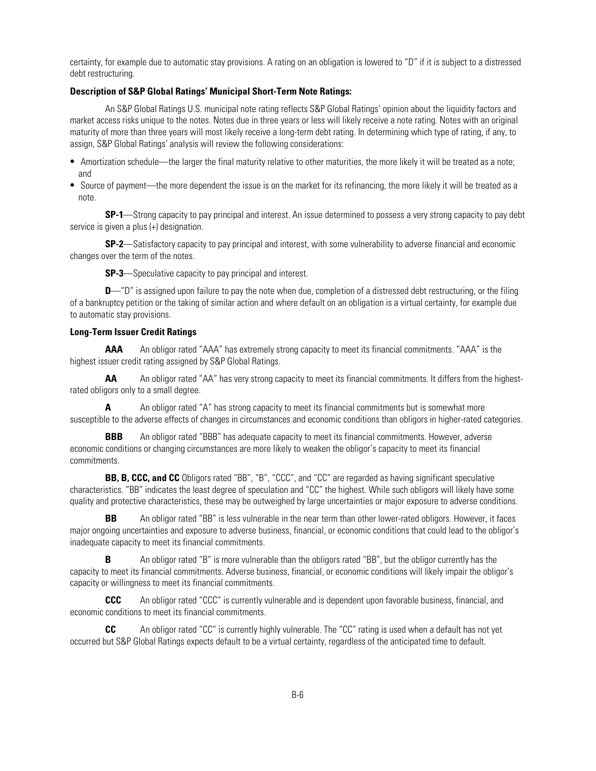certainty, for example due to automatic stay provisions. A rating on an obligation is lowered to "D" if it is subject to a distressed debt restructuring.

**Description of S&P Global Ratings' Municipal Short-Term Note Ratings:**

An S&P Global Ratings U.S. municipal note rating reflects S&P Global Ratings' opinion about the liquidity factors and market access risks unique to the notes. Notes due in three years or less will likely receive a note rating. Notes with an original maturity of more than three years will most likely receive a long-term debt rating. In determining which type of rating, if any, to assign, S&P Global Ratings' analysis will review the following considerations:

- Amortization schedule—the larger the final maturity relative to other maturities, the more likely it will be treated as a note; and
- Source of payment—the more dependent the issue is on the market for its refinancing, the more likely it will be treated as a note.

**SP-1**—Strong capacity to pay principal and interest. An issue determined to possess a very strong capacity to pay debt service is given a plus (+) designation.

**SP-2**—Satisfactory capacity to pay principal and interest, with some vulnerability to adverse financial and economic changes over the term of the notes.

**SP-3**—Speculative capacity to pay principal and interest.

**D**—"D" is assigned upon failure to pay the note when due, completion of a distressed debt restructuring, or the filing of a bankruptcy petition or the taking of similar action and where default on an obligation is a virtual certainty, for example due to automatic stay provisions.

**Long-Term Issuer Credit Ratings**

**AAA** An obligor rated "AAA" has extremely strong capacity to meet its financial commitments. "AAA" is the highest issuer credit rating assigned by S&P Global Ratings.

**AA** An obligor rated "AA" has very strong capacity to meet its financial commitments. It differs from the highest-rated obligors only to a small degree.

**A** An obligor rated "A" has strong capacity to meet its financial commitments but is somewhat more susceptible to the adverse effects of changes in circumstances and economic conditions than obligors in higher-rated categories.

**BBB** An obligor rated "BBB" has adequate capacity to meet its financial commitments. However, adverse economic conditions or changing circumstances are more likely to weaken the obligor's capacity to meet its financial commitments.

**BB, B, CCC, and CC** Obligors rated "BB", "B", "CCC", and "CC" are regarded as having significant speculative characteristics. "BB" indicates the least degree of speculation and "CC" the highest. While such obligors will likely have some quality and protective characteristics, these may be outweighed by large uncertainties or major exposure to adverse conditions.

**BB** An obligor rated "BB" is less vulnerable in the near term than other lower-rated obligors. However, it faces major ongoing uncertainties and exposure to adverse business, financial, or economic conditions that could lead to the obligor's inadequate capacity to meet its financial commitments.

**B** An obligor rated "B" is more vulnerable than the obligors rated "BB", but the obligor currently has the capacity to meet its financial commitments. Adverse business, financial, or economic conditions will likely impair the obligor's capacity or willingness to meet its financial commitments.

**CCC** An obligor rated "CCC" is currently vulnerable and is dependent upon favorable business, financial, and economic conditions to meet its financial commitments.

**CC** An obligor rated "CC" is currently highly vulnerable. The "CC" rating is used when a default has not yet occurred but S&P Global Ratings expects default to be a virtual certainty, regardless of the anticipated time to default.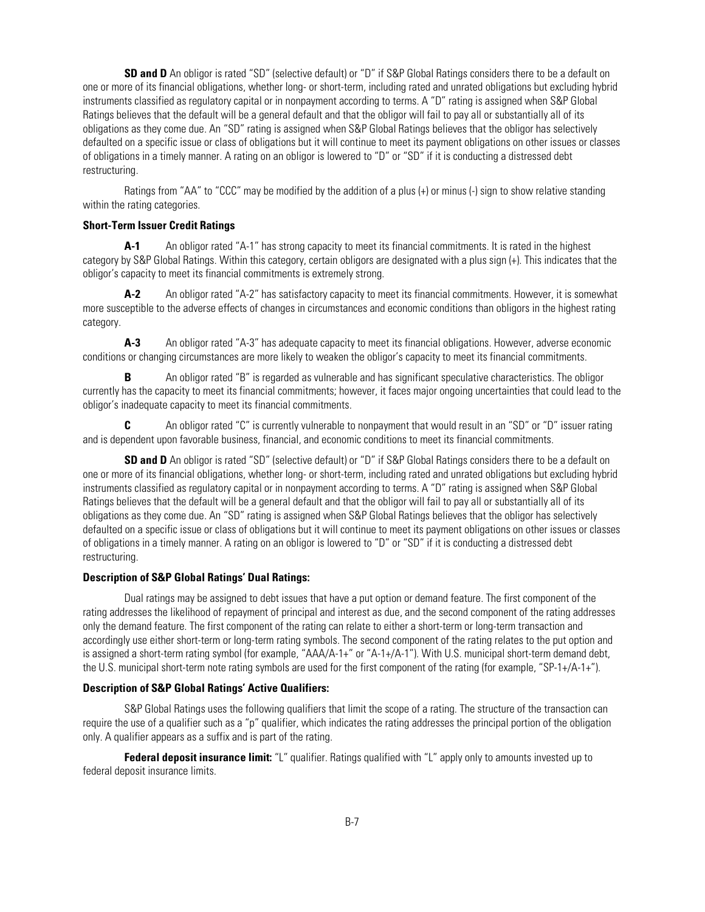**SD and D** An obligor is rated "SD" (selective default) or "D" if S&P Global Ratings considers there to be a default on one or more of its financial obligations, whether long- or short-term, including rated and unrated obligations but excluding hybrid instruments classified as regulatory capital or in nonpayment according to terms. A "D" rating is assigned when S&P Global Ratings believes that the default will be a general default and that the obligor will fail to pay all or substantially all of its obligations as they come due. An "SD" rating is assigned when S&P Global Ratings believes that the obligor has selectively defaulted on a specific issue or class of obligations but it will continue to meet its payment obligations on other issues or classes of obligations in a timely manner. A rating on an obligor is lowered to "D" or "SD" if it is conducting a distressed debt restructuring.

Ratings from "AA" to "CCC" may be modified by the addition of a plus (+) or minus (-) sign to show relative standing within the rating categories.

**Short-Term Issuer Credit Ratings**

**A-1** An obligor rated "A-1" has strong capacity to meet its financial commitments. It is rated in the highest category by S&P Global Ratings. Within this category, certain obligors are designated with a plus sign (+). This indicates that the obligor's capacity to meet its financial commitments is extremely strong.

**A-2** An obligor rated "A-2" has satisfactory capacity to meet its financial commitments. However, it is somewhat more susceptible to the adverse effects of changes in circumstances and economic conditions than obligors in the highest rating category.

**A-3** An obligor rated "A-3" has adequate capacity to meet its financial obligations. However, adverse economic conditions or changing circumstances are more likely to weaken the obligor's capacity to meet its financial commitments.

**B** An obligor rated "B" is regarded as vulnerable and has significant speculative characteristics. The obligor currently has the capacity to meet its financial commitments; however, it faces major ongoing uncertainties that could lead to the obligor's inadequate capacity to meet its financial commitments.

**C** An obligor rated "C" is currently vulnerable to nonpayment that would result in an "SD" or "D" issuer rating and is dependent upon favorable business, financial, and economic conditions to meet its financial commitments.

**SD and D** An obligor is rated "SD" (selective default) or "D" if S&P Global Ratings considers there to be a default on one or more of its financial obligations, whether long- or short-term, including rated and unrated obligations but excluding hybrid instruments classified as regulatory capital or in nonpayment according to terms. A "D" rating is assigned when S&P Global Ratings believes that the default will be a general default and that the obligor will fail to pay all or substantially all of its obligations as they come due. An "SD" rating is assigned when S&P Global Ratings believes that the obligor has selectively defaulted on a specific issue or class of obligations but it will continue to meet its payment obligations on other issues or classes of obligations in a timely manner. A rating on an obligor is lowered to "D" or "SD" if it is conducting a distressed debt restructuring.

**Description of S&P Global Ratings' Dual Ratings:**

Dual ratings may be assigned to debt issues that have a put option or demand feature. The first component of the rating addresses the likelihood of repayment of principal and interest as due, and the second component of the rating addresses only the demand feature. The first component of the rating can relate to either a short-term or long-term transaction and accordingly use either short-term or long-term rating symbols. The second component of the rating relates to the put option and is assigned a short-term rating symbol (for example, "AAA/A-1+" or "A-1+/A-1"). With U.S. municipal short-term demand debt, the U.S. municipal short-term note rating symbols are used for the first component of the rating (for example, "SP-1+/A-1+").

**Description of S&P Global Ratings' Active Qualifiers:**

S&P Global Ratings uses the following qualifiers that limit the scope of a rating. The structure of the transaction can require the use of a qualifier such as a "p" qualifier, which indicates the rating addresses the principal portion of the obligation only. A qualifier appears as a suffix and is part of the rating.

**Federal deposit insurance limit:** "L" qualifier. Ratings qualified with "L" apply only to amounts invested up to federal deposit insurance limits.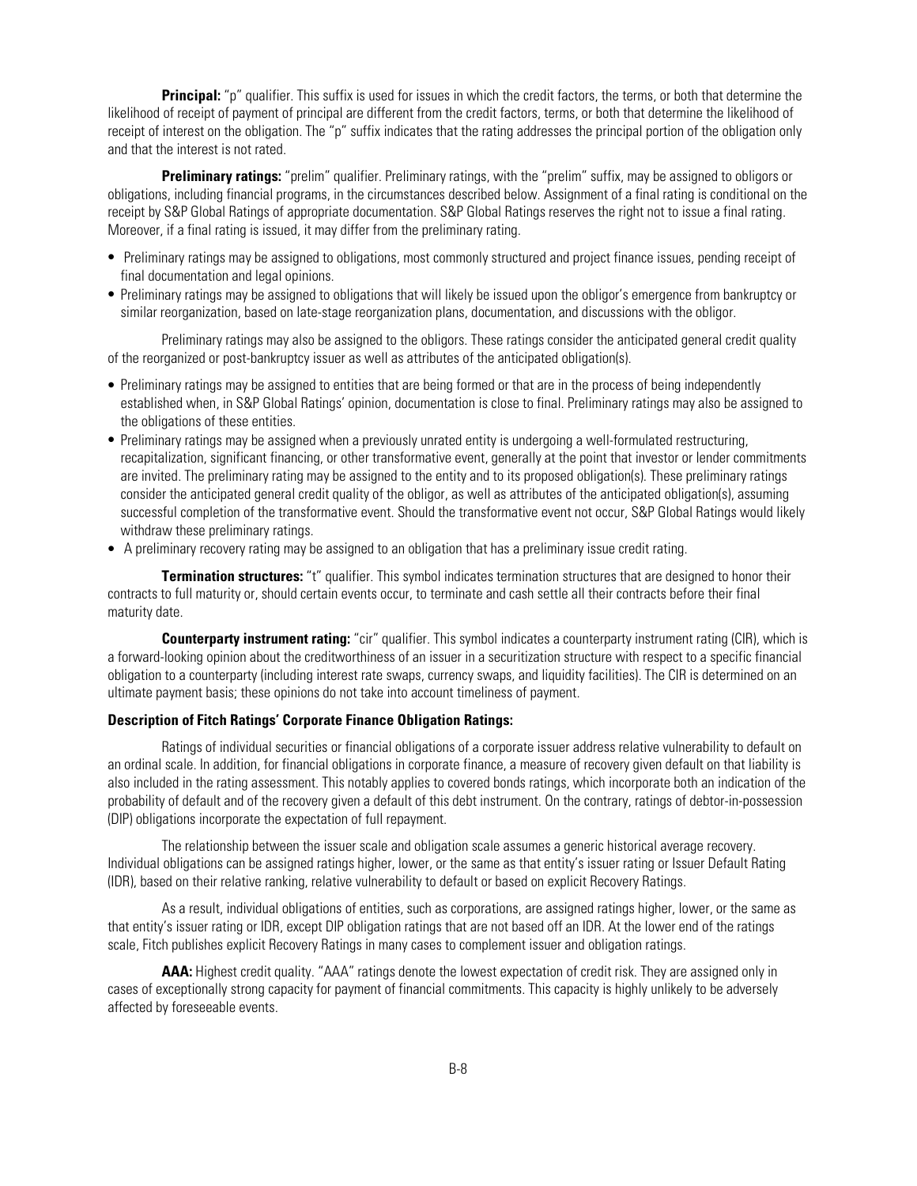**Principal:** "p" qualifier. This suffix is used for issues in which the credit factors, the terms, or both that determine the likelihood of receipt of payment of principal are different from the credit factors, terms, or both that determine the likelihood of receipt of interest on the obligation. The "p" suffix indicates that the rating addresses the principal portion of the obligation only and that the interest is not rated.

**Preliminary ratings:** "prelim" qualifier. Preliminary ratings, with the "prelim" suffix, may be assigned to obligors or obligations, including financial programs, in the circumstances described below. Assignment of a final rating is conditional on the receipt by S&P Global Ratings of appropriate documentation. S&P Global Ratings reserves the right not to issue a final rating. Moreover, if a final rating is issued, it may differ from the preliminary rating.

- Preliminary ratings may be assigned to obligations, most commonly structured and project finance issues, pending receipt of final documentation and legal opinions.
- Preliminary ratings may be assigned to obligations that will likely be issued upon the obligor's emergence from bankruptcy or similar reorganization, based on late-stage reorganization plans, documentation, and discussions with the obligor.

Preliminary ratings may also be assigned to the obligors. These ratings consider the anticipated general credit quality of the reorganized or post-bankruptcy issuer as well as attributes of the anticipated obligation(s).

- Preliminary ratings may be assigned to entities that are being formed or that are in the process of being independently established when, in S&P Global Ratings' opinion, documentation is close to final. Preliminary ratings may also be assigned to the obligations of these entities.
- Preliminary ratings may be assigned when a previously unrated entity is undergoing a well-formulated restructuring, recapitalization, significant financing, or other transformative event, generally at the point that investor or lender commitments are invited. The preliminary rating may be assigned to the entity and to its proposed obligation(s). These preliminary ratings consider the anticipated general credit quality of the obligor, as well as attributes of the anticipated obligation(s), assuming successful completion of the transformative event. Should the transformative event not occur, S&P Global Ratings would likely withdraw these preliminary ratings.
- A preliminary recovery rating may be assigned to an obligation that has a preliminary issue credit rating.

**Termination structures:** "t" qualifier. This symbol indicates termination structures that are designed to honor their contracts to full maturity or, should certain events occur, to terminate and cash settle all their contracts before their final maturity date.

**Counterparty instrument rating:** "cir" qualifier. This symbol indicates a counterparty instrument rating (CIR), which is a forward-looking opinion about the creditworthiness of an issuer in a securitization structure with respect to a specific financial obligation to a counterparty (including interest rate swaps, currency swaps, and liquidity facilities). The CIR is determined on an ultimate payment basis; these opinions do not take into account timeliness of payment.

**Description of Fitch Ratings' Corporate Finance Obligation Ratings:**

Ratings of individual securities or financial obligations of a corporate issuer address relative vulnerability to default on an ordinal scale. In addition, for financial obligations in corporate finance, a measure of recovery given default on that liability is also included in the rating assessment. This notably applies to covered bonds ratings, which incorporate both an indication of the probability of default and of the recovery given a default of this debt instrument. On the contrary, ratings of debtor-in-possession (DIP) obligations incorporate the expectation of full repayment.

The relationship between the issuer scale and obligation scale assumes a generic historical average recovery. Individual obligations can be assigned ratings higher, lower, or the same as that entity's issuer rating or Issuer Default Rating (IDR), based on their relative ranking, relative vulnerability to default or based on explicit Recovery Ratings.

As a result, individual obligations of entities, such as corporations, are assigned ratings higher, lower, or the same as that entity's issuer rating or IDR, except DIP obligation ratings that are not based off an IDR. At the lower end of the ratings scale, Fitch publishes explicit Recovery Ratings in many cases to complement issuer and obligation ratings.

**AAA:** Highest credit quality. "AAA" ratings denote the lowest expectation of credit risk. They are assigned only in cases of exceptionally strong capacity for payment of financial commitments. This capacity is highly unlikely to be adversely affected by foreseeable events.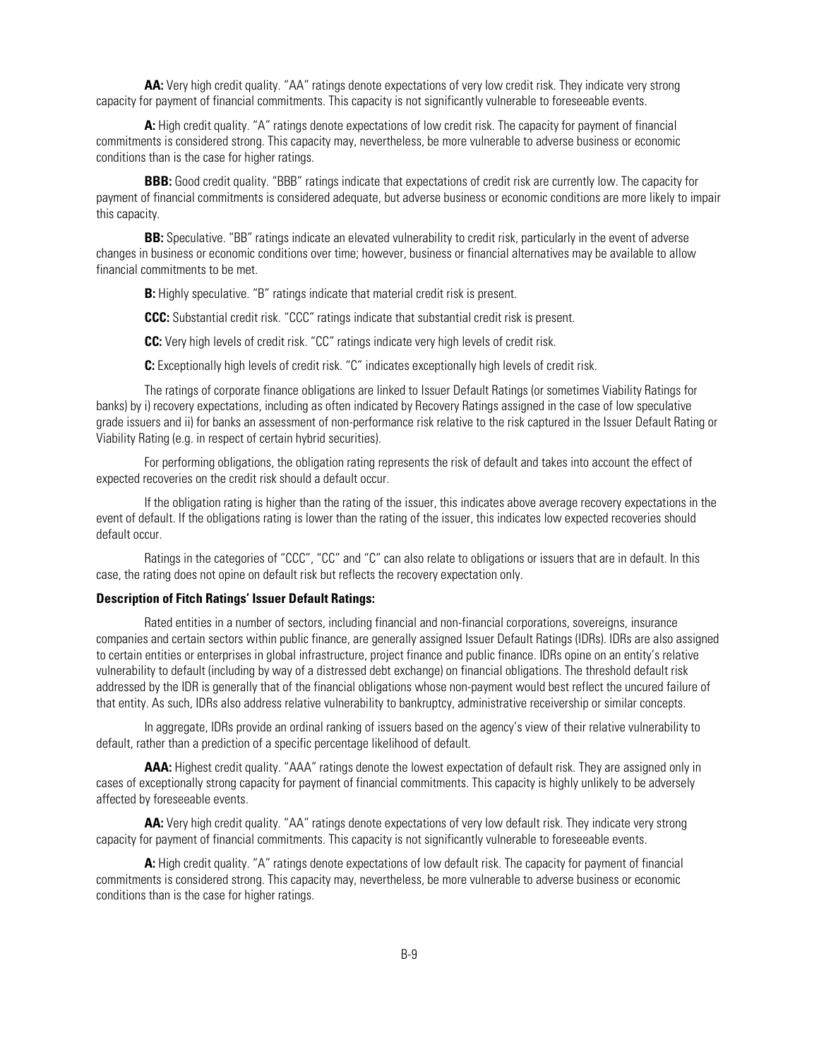**AA:** Very high credit quality. "AA" ratings denote expectations of very low credit risk. They indicate very strong capacity for payment of financial commitments. This capacity is not significantly vulnerable to foreseeable events.

**A:** High credit quality. "A" ratings denote expectations of low credit risk. The capacity for payment of financial commitments is considered strong. This capacity may, nevertheless, be more vulnerable to adverse business or economic conditions than is the case for higher ratings.

**BBB:** Good credit quality. "BBB" ratings indicate that expectations of credit risk are currently low. The capacity for payment of financial commitments is considered adequate, but adverse business or economic conditions are more likely to impair this capacity.

**BB:** Speculative. "BB" ratings indicate an elevated vulnerability to credit risk, particularly in the event of adverse changes in business or economic conditions over time; however, business or financial alternatives may be available to allow financial commitments to be met.

**B:** Highly speculative. "B" ratings indicate that material credit risk is present.

**CCC:** Substantial credit risk. "CCC" ratings indicate that substantial credit risk is present.

**CC:** Very high levels of credit risk. "CC" ratings indicate very high levels of credit risk.

**C:** Exceptionally high levels of credit risk. "C" indicates exceptionally high levels of credit risk.

The ratings of corporate finance obligations are linked to Issuer Default Ratings (or sometimes Viability Ratings for banks) by i) recovery expectations, including as often indicated by Recovery Ratings assigned in the case of low speculative grade issuers and ii) for banks an assessment of non-performance risk relative to the risk captured in the Issuer Default Rating or Viability Rating (e.g. in respect of certain hybrid securities).

For performing obligations, the obligation rating represents the risk of default and takes into account the effect of expected recoveries on the credit risk should a default occur.

If the obligation rating is higher than the rating of the issuer, this indicates above average recovery expectations in the event of default. If the obligations rating is lower than the rating of the issuer, this indicates low expected recoveries should default occur.

Ratings in the categories of "CCC", "CC" and "C" can also relate to obligations or issuers that are in default. In this case, the rating does not opine on default risk but reflects the recovery expectation only.

**Description of Fitch Ratings' Issuer Default Ratings:**

Rated entities in a number of sectors, including financial and non-financial corporations, sovereigns, insurance companies and certain sectors within public finance, are generally assigned Issuer Default Ratings (IDRs). IDRs are also assigned to certain entities or enterprises in global infrastructure, project finance and public finance. IDRs opine on an entity's relative vulnerability to default (including by way of a distressed debt exchange) on financial obligations. The threshold default risk addressed by the IDR is generally that of the financial obligations whose non-payment would best reflect the uncured failure of that entity. As such, IDRs also address relative vulnerability to bankruptcy, administrative receivership or similar concepts.

In aggregate, IDRs provide an ordinal ranking of issuers based on the agency's view of their relative vulnerability to default, rather than a prediction of a specific percentage likelihood of default.

**AAA:** Highest credit quality. "AAA" ratings denote the lowest expectation of default risk. They are assigned only in cases of exceptionally strong capacity for payment of financial commitments. This capacity is highly unlikely to be adversely affected by foreseeable events.

**AA:** Very high credit quality. "AA" ratings denote expectations of very low default risk. They indicate very strong capacity for payment of financial commitments. This capacity is not significantly vulnerable to foreseeable events.

**A:** High credit quality. "A" ratings denote expectations of low default risk. The capacity for payment of financial commitments is considered strong. This capacity may, nevertheless, be more vulnerable to adverse business or economic conditions than is the case for higher ratings.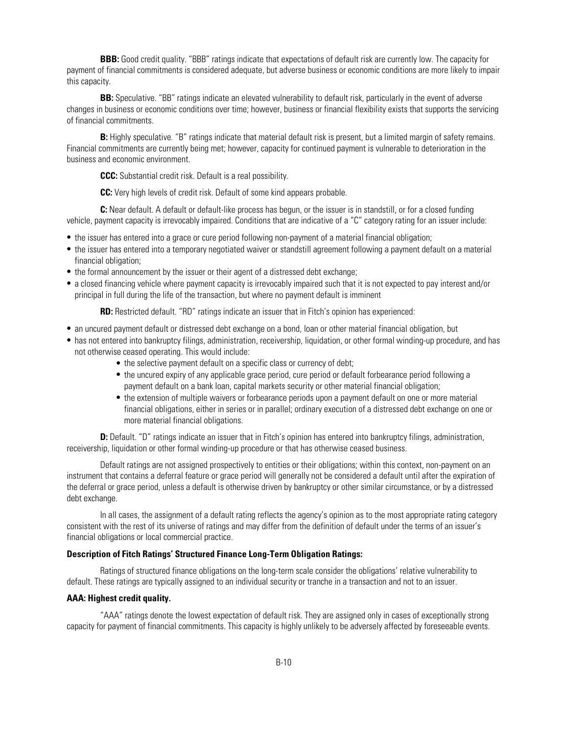**BBB:** Good credit quality. "BBB" ratings indicate that expectations of default risk are currently low. The capacity for payment of financial commitments is considered adequate, but adverse business or economic conditions are more likely to impair this capacity.

**BB:** Speculative. "BB" ratings indicate an elevated vulnerability to default risk, particularly in the event of adverse changes in business or economic conditions over time; however, business or financial flexibility exists that supports the servicing of financial commitments.

**B:** Highly speculative. "B" ratings indicate that material default risk is present, but a limited margin of safety remains. Financial commitments are currently being met; however, capacity for continued payment is vulnerable to deterioration in the business and economic environment.

**CCC:** Substantial credit risk. Default is a real possibility.

**CC:** Very high levels of credit risk. Default of some kind appears probable.

**C:** Near default. A default or default-like process has begun, or the issuer is in standstill, or for a closed funding vehicle, payment capacity is irrevocably impaired. Conditions that are indicative of a "C" category rating for an issuer include:

- the issuer has entered into a grace or cure period following non-payment of a material financial obligation;
- the issuer has entered into a temporary negotiated waiver or standstill agreement following a payment default on a material financial obligation;
- the formal announcement by the issuer or their agent of a distressed debt exchange;
- a closed financing vehicle where payment capacity is irrevocably impaired such that it is not expected to pay interest and/or principal in full during the life of the transaction, but where no payment default is imminent

**RD:** Restricted default. "RD" ratings indicate an issuer that in Fitch's opinion has experienced:

- an uncured payment default or distressed debt exchange on a bond, loan or other material financial obligation, but
- has not entered into bankruptcy filings, administration, receivership, liquidation, or other formal winding-up procedure, and has not otherwise ceased operating. This would include:
    - the selective payment default on a specific class or currency of debt;
    - the uncured expiry of any applicable grace period, cure period or default forbearance period following a payment default on a bank loan, capital markets security or other material financial obligation;
    - the extension of multiple waivers or forbearance periods upon a payment default on one or more material financial obligations, either in series or in parallel; ordinary execution of a distressed debt exchange on one or more material financial obligations.

**D:** Default. "D" ratings indicate an issuer that in Fitch's opinion has entered into bankruptcy filings, administration, receivership, liquidation or other formal winding-up procedure or that has otherwise ceased business.

Default ratings are not assigned prospectively to entities or their obligations; within this context, non-payment on an instrument that contains a deferral feature or grace period will generally not be considered a default until after the expiration of the deferral or grace period, unless a default is otherwise driven by bankruptcy or other similar circumstance, or by a distressed debt exchange.

In all cases, the assignment of a default rating reflects the agency's opinion as to the most appropriate rating category consistent with the rest of its universe of ratings and may differ from the definition of default under the terms of an issuer's financial obligations or local commercial practice.

**Description of Fitch Ratings' Structured Finance Long-Term Obligation Ratings:**

Ratings of structured finance obligations on the long-term scale consider the obligations' relative vulnerability to default. These ratings are typically assigned to an individual security or tranche in a transaction and not to an issuer.

**AAA: Highest credit quality.**

"AAA" ratings denote the lowest expectation of default risk. They are assigned only in cases of exceptionally strong capacity for payment of financial commitments. This capacity is highly unlikely to be adversely affected by foreseeable events.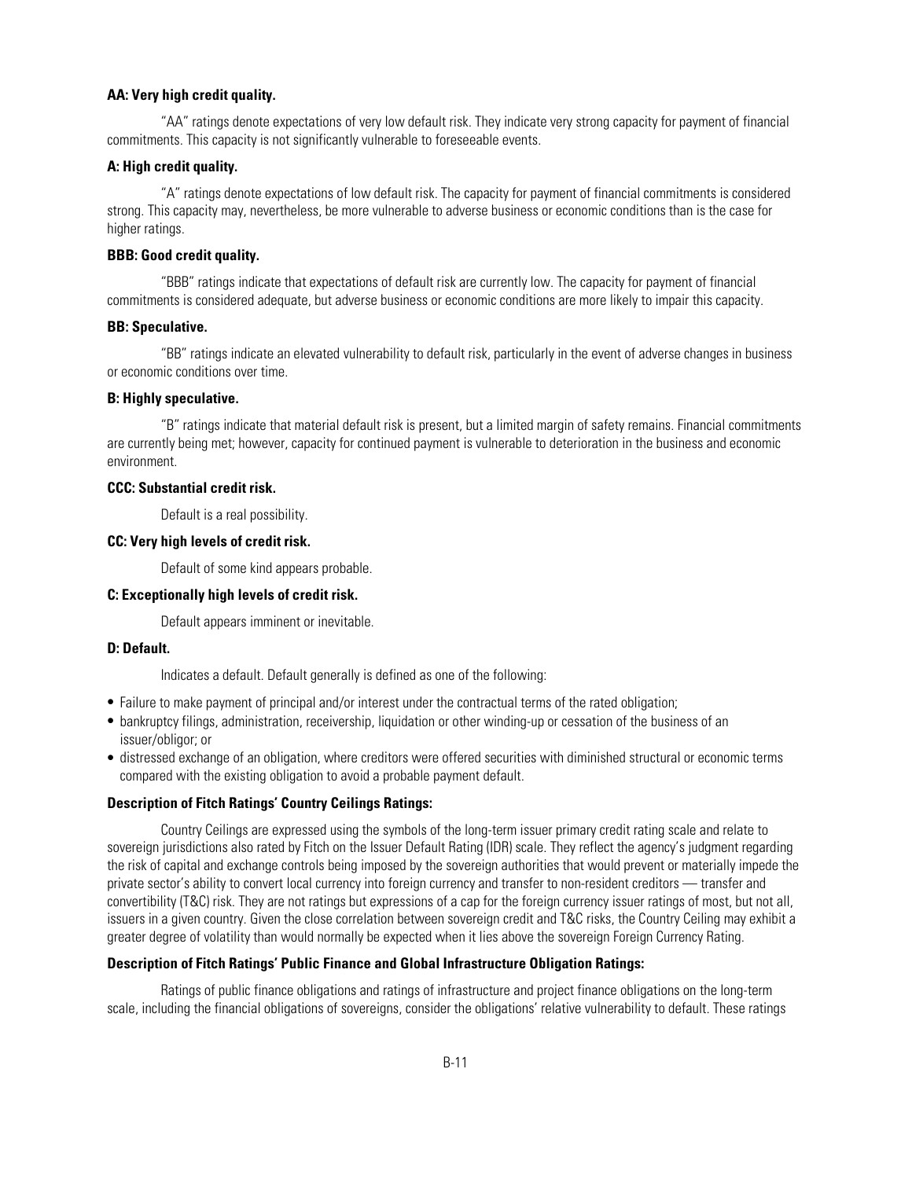**AA: Very high credit quality.**

"AA" ratings denote expectations of very low default risk. They indicate very strong capacity for payment of financial commitments. This capacity is not significantly vulnerable to foreseeable events.

**A: High credit quality.**

"A" ratings denote expectations of low default risk. The capacity for payment of financial commitments is considered strong. This capacity may, nevertheless, be more vulnerable to adverse business or economic conditions than is the case for higher ratings.

**BBB: Good credit quality.**

"BBB" ratings indicate that expectations of default risk are currently low. The capacity for payment of financial commitments is considered adequate, but adverse business or economic conditions are more likely to impair this capacity.

**BB: Speculative.**

"BB" ratings indicate an elevated vulnerability to default risk, particularly in the event of adverse changes in business or economic conditions over time.

**B: Highly speculative.**

"B" ratings indicate that material default risk is present, but a limited margin of safety remains. Financial commitments are currently being met; however, capacity for continued payment is vulnerable to deterioration in the business and economic environment.

**CCC: Substantial credit risk.**

Default is a real possibility.

**CC: Very high levels of credit risk.**

Default of some kind appears probable.

**C: Exceptionally high levels of credit risk.**

Default appears imminent or inevitable.

**D: Default.**

Indicates a default. Default generally is defined as one of the following:

- Failure to make payment of principal and/or interest under the contractual terms of the rated obligation;
- bankruptcy filings, administration, receivership, liquidation or other winding-up or cessation of the business of an issuer/obligor; or
- distressed exchange of an obligation, where creditors were offered securities with diminished structural or economic terms compared with the existing obligation to avoid a probable payment default.

**Description of Fitch Ratings' Country Ceilings Ratings:**

Country Ceilings are expressed using the symbols of the long-term issuer primary credit rating scale and relate to sovereign jurisdictions also rated by Fitch on the Issuer Default Rating (IDR) scale. They reflect the agency's judgment regarding the risk of capital and exchange controls being imposed by the sovereign authorities that would prevent or materially impede the private sector's ability to convert local currency into foreign currency and transfer to non-resident creditors — transfer and convertibility (T&C) risk. They are not ratings but expressions of a cap for the foreign currency issuer ratings of most, but not all, issuers in a given country. Given the close correlation between sovereign credit and T&C risks, the Country Ceiling may exhibit a greater degree of volatility than would normally be expected when it lies above the sovereign Foreign Currency Rating.

**Description of Fitch Ratings' Public Finance and Global Infrastructure Obligation Ratings:**

Ratings of public finance obligations and ratings of infrastructure and project finance obligations on the long-term scale, including the financial obligations of sovereigns, consider the obligations' relative vulnerability to default. These ratings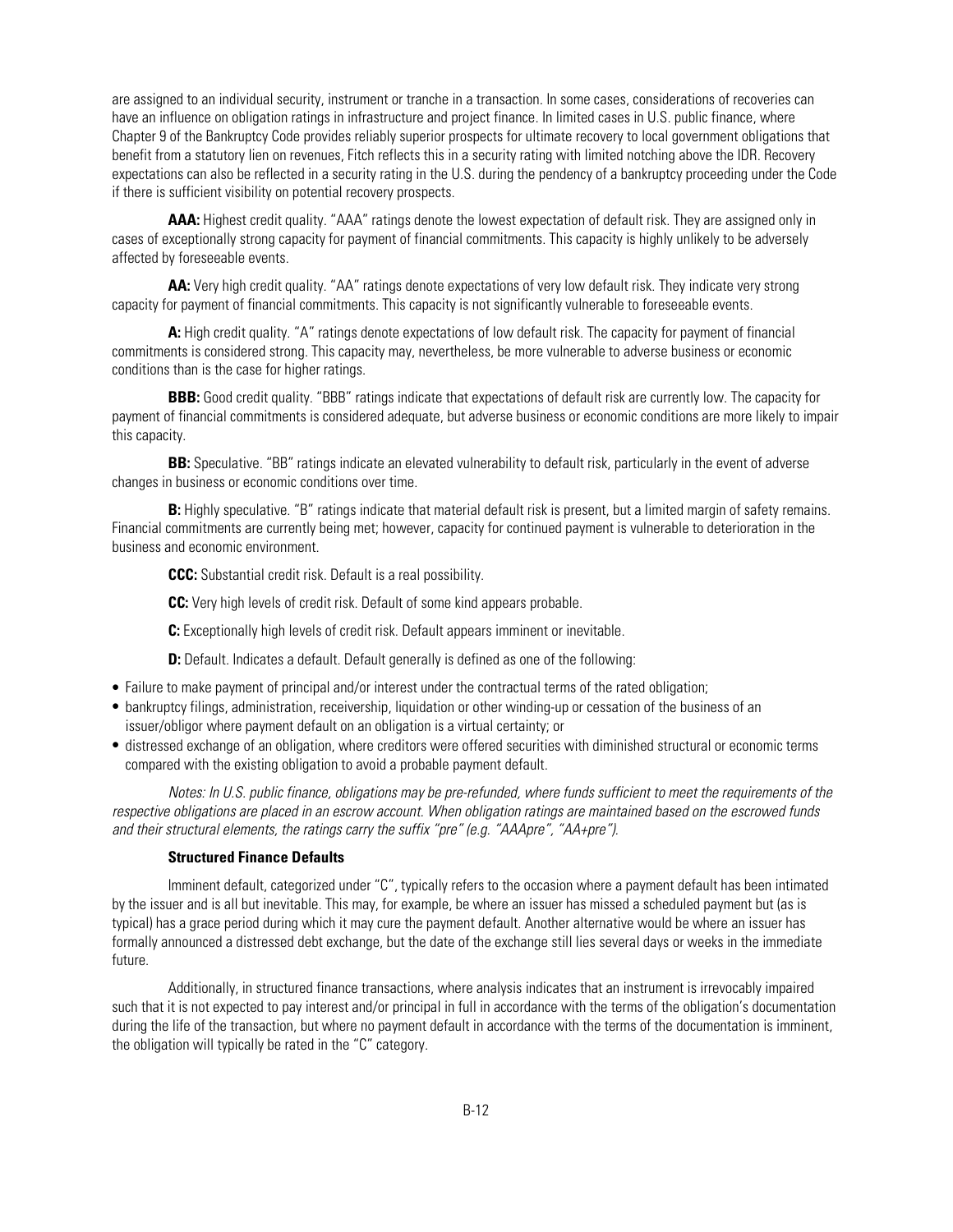are assigned to an individual security, instrument or tranche in a transaction. In some cases, considerations of recoveries can have an influence on obligation ratings in infrastructure and project finance. In limited cases in U.S. public finance, where Chapter 9 of the Bankruptcy Code provides reliably superior prospects for ultimate recovery to local government obligations that benefit from a statutory lien on revenues, Fitch reflects this in a security rating with limited notching above the IDR. Recovery expectations can also be reflected in a security rating in the U.S. during the pendency of a bankruptcy proceeding under the Code if there is sufficient visibility on potential recovery prospects.

**AAA:** Highest credit quality. "AAA" ratings denote the lowest expectation of default risk. They are assigned only in cases of exceptionally strong capacity for payment of financial commitments. This capacity is highly unlikely to be adversely affected by foreseeable events.

**AA:** Very high credit quality. "AA" ratings denote expectations of very low default risk. They indicate very strong capacity for payment of financial commitments. This capacity is not significantly vulnerable to foreseeable events.

**A:** High credit quality. "A" ratings denote expectations of low default risk. The capacity for payment of financial commitments is considered strong. This capacity may, nevertheless, be more vulnerable to adverse business or economic conditions than is the case for higher ratings.

**BBB:** Good credit quality. "BBB" ratings indicate that expectations of default risk are currently low. The capacity for payment of financial commitments is considered adequate, but adverse business or economic conditions are more likely to impair this capacity.

**BB:** Speculative. "BB" ratings indicate an elevated vulnerability to default risk, particularly in the event of adverse changes in business or economic conditions over time.

**B:** Highly speculative. "B" ratings indicate that material default risk is present, but a limited margin of safety remains. Financial commitments are currently being met; however, capacity for continued payment is vulnerable to deterioration in the business and economic environment.

**CCC:** Substantial credit risk. Default is a real possibility.

**CC:** Very high levels of credit risk. Default of some kind appears probable.

**C:** Exceptionally high levels of credit risk. Default appears imminent or inevitable.

**D:** Default. Indicates a default. Default generally is defined as one of the following:

- Failure to make payment of principal and/or interest under the contractual terms of the rated obligation;
- bankruptcy filings, administration, receivership, liquidation or other winding-up or cessation of the business of an issuer/obligor where payment default on an obligation is a virtual certainty; or
- distressed exchange of an obligation, where creditors were offered securities with diminished structural or economic terms compared with the existing obligation to avoid a probable payment default.

*Notes: In U.S. public finance, obligations may be pre-refunded, where funds sufficient to meet the requirements of the respective obligations are placed in an escrow account. When obligation ratings are maintained based on the escrowed funds and their structural elements, the ratings carry the suffix "pre" (e.g. "AAApre", "AA+pre").*

### Structured Finance Defaults

Imminent default, categorized under "C", typically refers to the occasion where a payment default has been intimated by the issuer and is all but inevitable. This may, for example, be where an issuer has missed a scheduled payment but (as is typical) has a grace period during which it may cure the payment default. Another alternative would be where an issuer has formally announced a distressed debt exchange, but the date of the exchange still lies several days or weeks in the immediate future.

Additionally, in structured finance transactions, where analysis indicates that an instrument is irrevocably impaired such that it is not expected to pay interest and/or principal in full in accordance with the terms of the obligation's documentation during the life of the transaction, but where no payment default in accordance with the terms of the documentation is imminent, the obligation will typically be rated in the "C" category.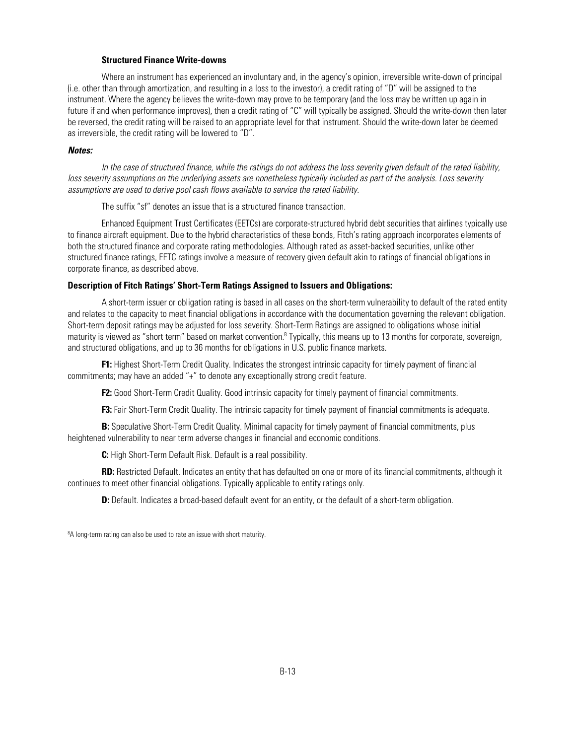#### Structured Finance Write-downs

Where an instrument has experienced an involuntary and, in the agency's opinion, irreversible write-down of principal (i.e. other than through amortization, and resulting in a loss to the investor), a credit rating of "D" will be assigned to the instrument. Where the agency believes the write-down may prove to be temporary (and the loss may be written up again in future if and when performance improves), then a credit rating of "C" will typically be assigned. Should the write-down then later be reversed, the credit rating will be raised to an appropriate level for that instrument. Should the write-down later be deemed as irreversible, the credit rating will be lowered to "D".

***Notes:***

*In the case of structured finance, while the ratings do not address the loss severity given default of the rated liability, loss severity assumptions on the underlying assets are nonetheless typically included as part of the analysis. Loss severity assumptions are used to derive pool cash flows available to service the rated liability.*

The suffix "sf" denotes an issue that is a structured finance transaction.

Enhanced Equipment Trust Certificates (EETCs) are corporate-structured hybrid debt securities that airlines typically use to finance aircraft equipment. Due to the hybrid characteristics of these bonds, Fitch's rating approach incorporates elements of both the structured finance and corporate rating methodologies. Although rated as asset-backed securities, unlike other structured finance ratings, EETC ratings involve a measure of recovery given default akin to ratings of financial obligations in corporate finance, as described above.

#### Description of Fitch Ratings' Short-Term Ratings Assigned to Issuers and Obligations:

A short-term issuer or obligation rating is based in all cases on the short-term vulnerability to default of the rated entity and relates to the capacity to meet financial obligations in accordance with the documentation governing the relevant obligation. Short-term deposit ratings may be adjusted for loss severity. Short-Term Ratings are assigned to obligations whose initial maturity is viewed as "short term" based on market convention.[8] Typically, this means up to 13 months for corporate, sovereign, and structured obligations, and up to 36 months for obligations in U.S. public finance markets.

**F1:** Highest Short-Term Credit Quality. Indicates the strongest intrinsic capacity for timely payment of financial commitments; may have an added "+" to denote any exceptionally strong credit feature.

**F2:** Good Short-Term Credit Quality. Good intrinsic capacity for timely payment of financial commitments.

**F3:** Fair Short-Term Credit Quality. The intrinsic capacity for timely payment of financial commitments is adequate.

**B:** Speculative Short-Term Credit Quality. Minimal capacity for timely payment of financial commitments, plus heightened vulnerability to near term adverse changes in financial and economic conditions.

**C:** High Short-Term Default Risk. Default is a real possibility.

**RD:** Restricted Default. Indicates an entity that has defaulted on one or more of its financial commitments, although it continues to meet other financial obligations. Typically applicable to entity ratings only.

**D:** Default. Indicates a broad-based default event for an entity, or the default of a short-term obligation.

[8] A long-term rating can also be used to rate an issue with short maturity.